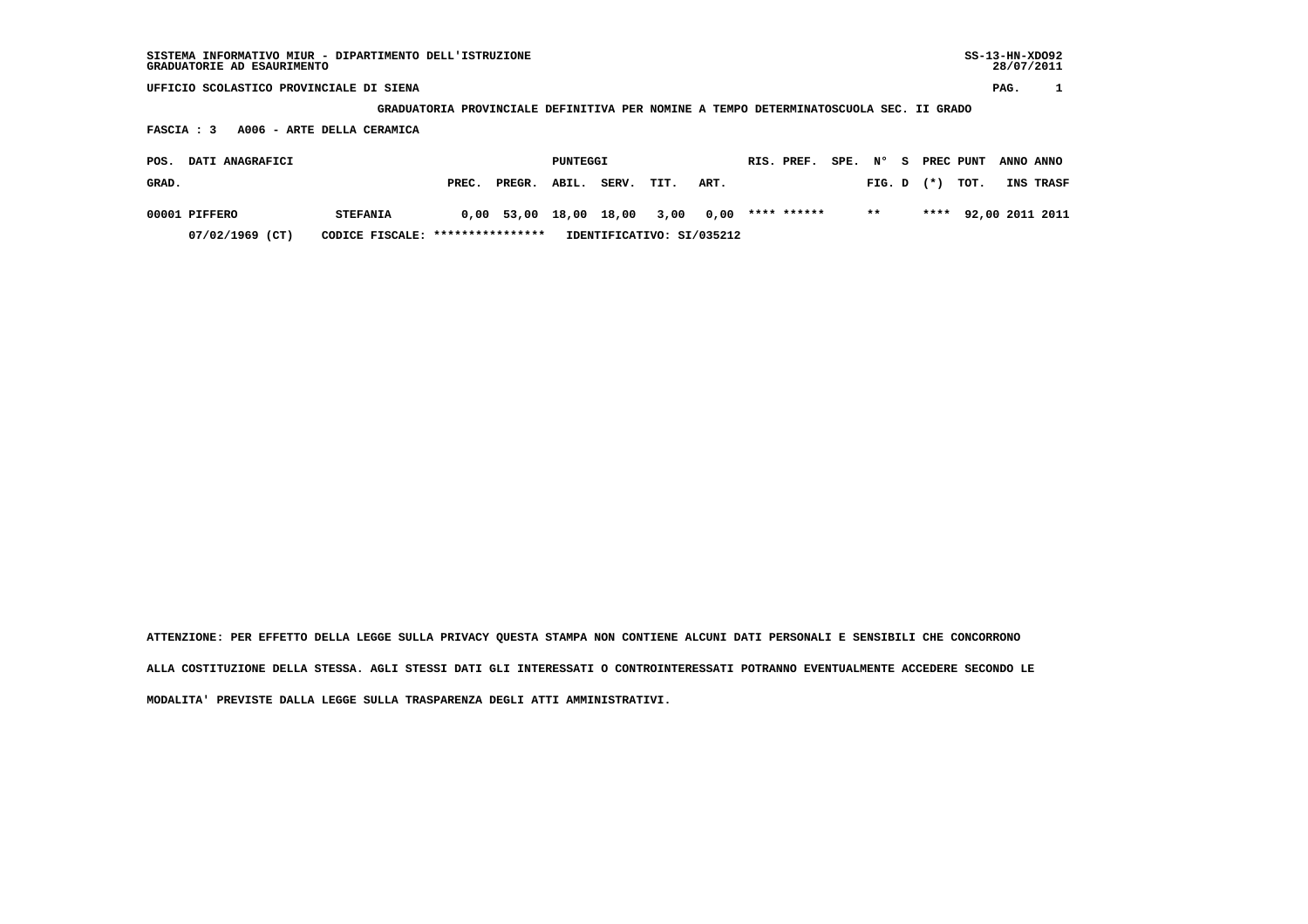SISTEMA INFORMATIVO MIUR - DIPARTIMENTO DELL'ISTRUZIONE
GRADUATORIE AD ESAURIMENTO

SS-13-HN-XDO92
28/07/2011

UFFICIO SCOLASTICO PROVINCIALE DI SIENA

GRADUATORIA PROVINCIALE DEFINITIVA PER NOMINE A TEMPO DETERMINATOSCUOLA SEC. II GRADO

FASCIA : 3 A006 - ARTE DELLA CERAMICA

| POS. GRAD. | DATI ANAGRAFICI | | PUNTEGGI PREC. | PREGR. | ABIL. | SERV. | TIT. | ART. | RIS. PREF. | SPE. | N° FIG. | S D | PREC (*) | PUNT TOT. | ANNO INS | ANNO TRASF |
|---|---|---|---|---|---|---|---|---|---|---|---|---|---|---|---|---|
| 00001 | PIFFERO | STEFANIA | 0,00 | 53,00 | 18,00 | 18,00 | 3,00 | 0,00 | **** ****** | | ** | | **** | 92,00 | 2011 | 2011 |
| | 07/02/1969 (CT) | CODICE FISCALE: **************** | IDENTIFICATIVO: SI/035212 | | | | | | | | | | | | | |

ATTENZIONE: PER EFFETTO DELLA LEGGE SULLA PRIVACY QUESTA STAMPA NON CONTIENE ALCUNI DATI PERSONALI E SENSIBILI CHE CONCORRONO ALLA COSTITUZIONE DELLA STESSA. AGLI STESSI DATI GLI INTERESSATI O CONTROINTERESSATI POTRANNO EVENTUALMENTE ACCEDERE SECONDO LE MODALITA' PREVISTE DALLA LEGGE SULLA TRASPARENZA DEGLI ATTI AMMINISTRATIVI.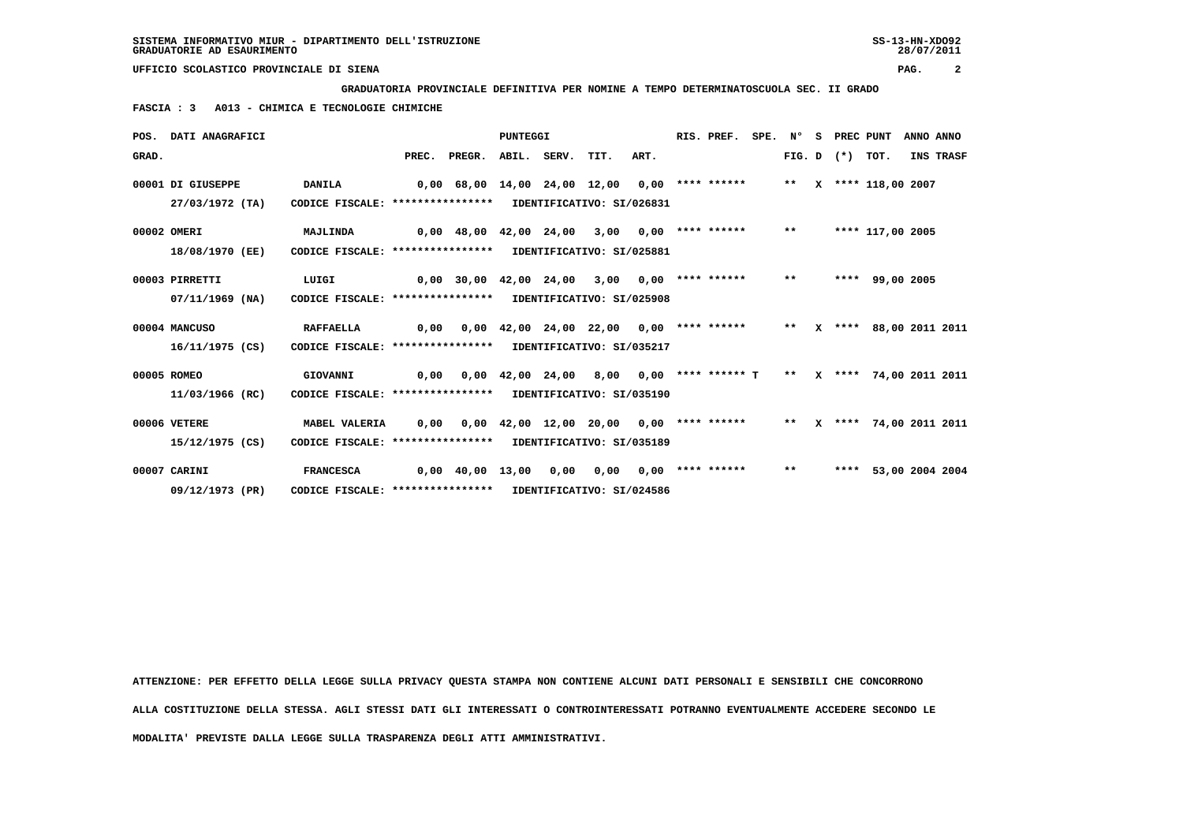SISTEMA INFORMATIVO MIUR - DIPARTIMENTO DELL'ISTRUZIONE
GRADUATORIE AD ESAURIMENTO

UFFICIO SCOLASTICO PROVINCIALE DI SIENA

**GRADUATORIA PROVINCIALE DEFINITIVA PER NOMINE A TEMPO DETERMINATOSCUOLA SEC. II GRADO**

**FASCIA : 3 A013 - CHIMICA E TECNOLOGIE CHIMICHE**

| POS. GRAD. | DATI ANAGRAFICI | | PREC. | PREGR. | ABIL. | SERV. | TIT. | ART. | RIS. | PREF. | SPE. | N° FIG. | S D | PREC (*) | PUNT TOT. | ANNO INS | ANNO TRASF |
|---|---|---|---|---|---|---|---|---|---|---|---|---|---|---|---|---|---|
| 00001 | DI GIUSEPPE 27/03/1972 (TA) | DANILA CODICE FISCALE: **************** IDENTIFICATIVO: SI/026831 | 0,00 | 68,00 | 14,00 | 24,00 | 12,00 | 0,00 | **** | ****** | | ** | X | **** | 118,00 | 2007 | |
| 00002 | OMERI 18/08/1970 (EE) | MAJLINDA CODICE FISCALE: **************** IDENTIFICATIVO: SI/025881 | 0,00 | 48,00 | 42,00 | 24,00 | 3,00 | 0,00 | **** | ****** | | ** | | **** | 117,00 | 2005 | |
| 00003 | PIRRETTI 07/11/1969 (NA) | LUIGI CODICE FISCALE: **************** IDENTIFICATIVO: SI/025908 | 0,00 | 30,00 | 42,00 | 24,00 | 3,00 | 0,00 | **** | ****** | | ** | | **** | 99,00 | 2005 | |
| 00004 | MANCUSO 16/11/1975 (CS) | RAFFAELLA CODICE FISCALE: **************** IDENTIFICATIVO: SI/035217 | 0,00 | 0,00 | 42,00 | 24,00 | 22,00 | 0,00 | **** | ****** | | ** | X | **** | 88,00 | 2011 | 2011 |
| 00005 | ROMEO 11/03/1966 (RC) | GIOVANNI CODICE FISCALE: **************** IDENTIFICATIVO: SI/035190 | 0,00 | 0,00 | 42,00 | 24,00 | 8,00 | 0,00 | **** | ****** | T | ** | X | **** | 74,00 | 2011 | 2011 |
| 00006 | VETERE 15/12/1975 (CS) | MABEL VALERIA CODICE FISCALE: **************** IDENTIFICATIVO: SI/035189 | 0,00 | 0,00 | 42,00 | 12,00 | 20,00 | 0,00 | **** | ****** | | ** | X | **** | 74,00 | 2011 | 2011 |
| 00007 | CARINI 09/12/1973 (PR) | FRANCESCA CODICE FISCALE: **************** IDENTIFICATIVO: SI/024586 | 0,00 | 40,00 | 13,00 | 0,00 | 0,00 | 0,00 | **** | ****** | | ** | | **** | 53,00 | 2004 | 2004 |

ATTENZIONE: PER EFFETTO DELLA LEGGE SULLA PRIVACY QUESTA STAMPA NON CONTIENE ALCUNI DATI PERSONALI E SENSIBILI CHE CONCORRONO ALLA COSTITUZIONE DELLA STESSA. AGLI STESSI DATI GLI INTERESSATI O CONTROINTERESSATI POTRANNO EVENTUALMENTE ACCEDERE SECONDO LE MODALITA' PREVISTE DALLA LEGGE SULLA TRASPARENZA DEGLI ATTI AMMINISTRATIVI.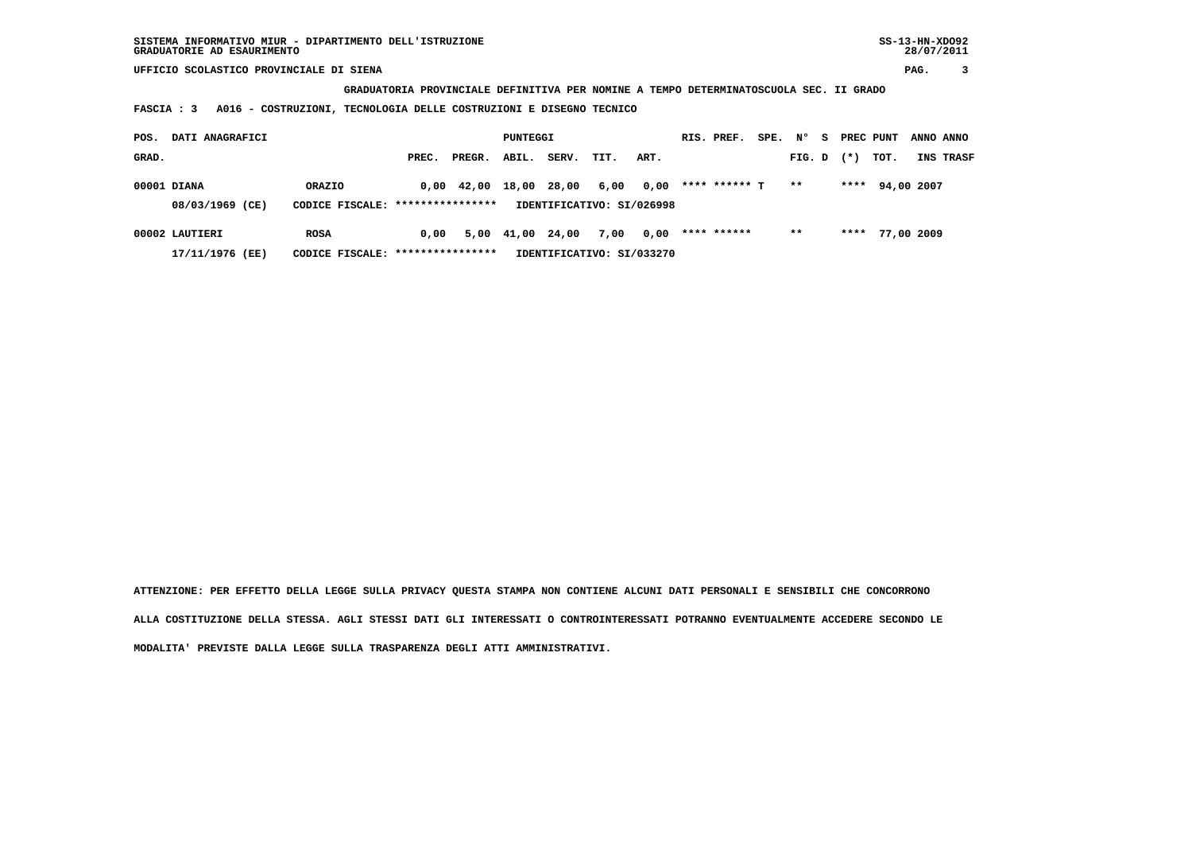SISTEMA INFORMATIVO MIUR - DIPARTIMENTO DELL'ISTRUZIONE
GRADUATORIE AD ESAURIMENTO

SS-13-HN-XDO92
28/07/2011

UFFICIO SCOLASTICO PROVINCIALE DI SIENA

**GRADUATORIA PROVINCIALE DEFINITIVA PER NOMINE A TEMPO DETERMINATOSCUOLA SEC. II GRADO**

**FASCIA : 3 A016 - COSTRUZIONI, TECNOLOGIA DELLE COSTRUZIONI E DISEGNO TECNICO**

| POS. GRAD. | DATI ANAGRAFICI | | PUNTEGGI PREC. | PREGR. | ABIL. | SERV. | TIT. | ART. | RIS. PREF. | SPE. | N° FIG. | S D | PREC (*) | PUNT TOT. | ANNO INS | ANNO TRASF |
|---|---|---|---|---|---|---|---|---|---|---|---|---|---|---|---|---|
| 00001 | DIANA | ORAZIO | 0,00 | 42,00 | 18,00 | 28,00 | 6,00 | 0,00 | **** ****** T | | ** | | **** | 94,00 | 2007 | |
| | 08/03/1969 (CE) | CODICE FISCALE: **************** | IDENTIFICATIVO: SI/026998 | | | | | | | | | | | | | |
| 00002 | LAUTIERI | ROSA | 0,00 | 5,00 | 41,00 | 24,00 | 7,00 | 0,00 | **** ****** | | ** | | **** | 77,00 | 2009 | |
| | 17/11/1976 (EE) | CODICE FISCALE: **************** | IDENTIFICATIVO: SI/033270 | | | | | | | | | | | | | |

**ATTENZIONE: PER EFFETTO DELLA LEGGE SULLA PRIVACY QUESTA STAMPA NON CONTIENE ALCUNI DATI PERSONALI E SENSIBILI CHE CONCORRONO ALLA COSTITUZIONE DELLA STESSA. AGLI STESSI DATI GLI INTERESSATI O CONTROINTERESSATI POTRANNO EVENTUALMENTE ACCEDERE SECONDO LE MODALITA' PREVISTE DALLA LEGGE SULLA TRASPARENZA DEGLI ATTI AMMINISTRATIVI.**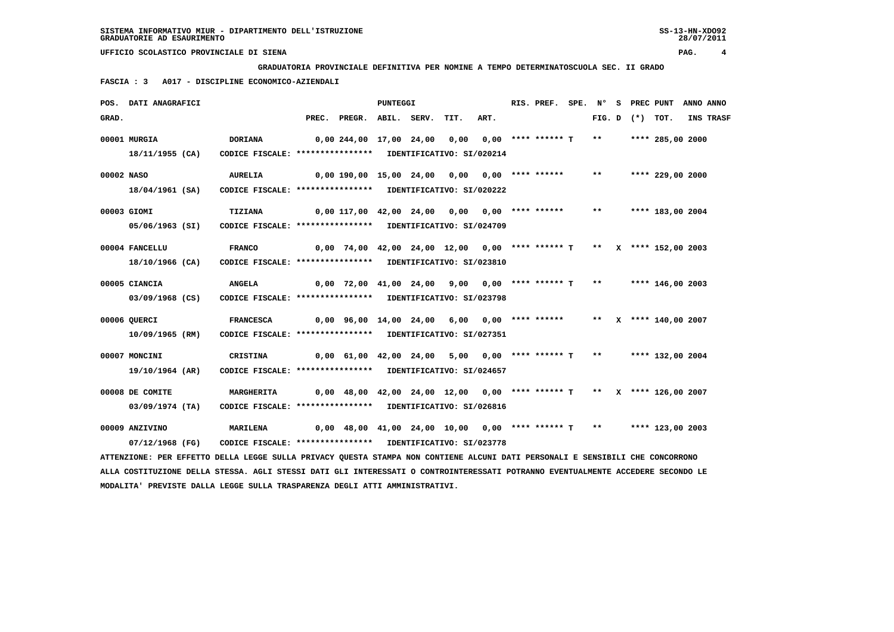SISTEMA INFORMATIVO MIUR - DIPARTIMENTO DELL'ISTRUZIONE
GRADUATORIE AD ESAURIMENTO

UFFICIO SCOLASTICO PROVINCIALE DI SIENA

**GRADUATORIA PROVINCIALE DEFINITIVA PER NOMINE A TEMPO DETERMINATOSCUOLA SEC. II GRADO**

**FASCIA : 3 A017 - DISCIPLINE ECONOMICO-AZIENDALI**

| POS. GRAD. | DATI ANAGRAFICI | | PREC. | PREGR. | ABIL. | SERV. | TIT. | ART. | RIS. PREF. | SPE. | N° FIG. | S D | PREC (*) | PUNT TOT. | ANNO INS | ANNO TRASF |
|---|---|---|---|---|---|---|---|---|---|---|---|---|---|---|---|---|
| 00001 | MURGIA 18/11/1955 (CA) | DORIANA CODICE FISCALE: **************** IDENTIFICATIVO: SI/020214 | 0,00 | 244,00 | 17,00 | 24,00 | 0,00 | 0,00 | **** ****** | T | ** | | **** | 285,00 | 2000 | |
| 00002 | NASO 18/04/1961 (SA) | AURELIA CODICE FISCALE: **************** IDENTIFICATIVO: SI/020222 | 0,00 | 190,00 | 15,00 | 24,00 | 0,00 | 0,00 | **** ****** | | ** | | **** | 229,00 | 2000 | |
| 00003 | GIOMI 05/06/1963 (SI) | TIZIANA CODICE FISCALE: **************** IDENTIFICATIVO: SI/024709 | 0,00 | 117,00 | 42,00 | 24,00 | 0,00 | 0,00 | **** ****** | | ** | | **** | 183,00 | 2004 | |
| 00004 | FANCELLU 18/10/1966 (CA) | FRANCO CODICE FISCALE: **************** IDENTIFICATIVO: SI/023810 | 0,00 | 74,00 | 42,00 | 24,00 | 12,00 | 0,00 | **** ****** | T | ** | X | **** | 152,00 | 2003 | |
| 00005 | CIANCIA 03/09/1968 (CS) | ANGELA CODICE FISCALE: **************** IDENTIFICATIVO: SI/023798 | 0,00 | 72,00 | 41,00 | 24,00 | 9,00 | 0,00 | **** ****** | T | ** | | **** | 146,00 | 2003 | |
| 00006 | QUERCI 10/09/1965 (RM) | FRANCESCA CODICE FISCALE: **************** IDENTIFICATIVO: SI/027351 | 0,00 | 96,00 | 14,00 | 24,00 | 6,00 | 0,00 | **** ****** | | ** | X | **** | 140,00 | 2007 | |
| 00007 | MONCINI 19/10/1964 (AR) | CRISTINA CODICE FISCALE: **************** IDENTIFICATIVO: SI/024657 | 0,00 | 61,00 | 42,00 | 24,00 | 5,00 | 0,00 | **** ****** | T | ** | | **** | 132,00 | 2004 | |
| 00008 | DE COMITE 03/09/1974 (TA) | MARGHERITA CODICE FISCALE: **************** IDENTIFICATIVO: SI/026816 | 0,00 | 48,00 | 42,00 | 24,00 | 12,00 | 0,00 | **** ****** | T | ** | X | **** | 126,00 | 2007 | |
| 00009 | ANZIVINO 07/12/1968 (FG) | MARILENA CODICE FISCALE: **************** IDENTIFICATIVO: SI/023778 | 0,00 | 48,00 | 41,00 | 24,00 | 10,00 | 0,00 | **** ****** | T | ** | | **** | 123,00 | 2003 | |

ATTENZIONE: PER EFFETTO DELLA LEGGE SULLA PRIVACY QUESTA STAMPA NON CONTIENE ALCUNI DATI PERSONALI E SENSIBILI CHE CONCORRONO ALLA COSTITUZIONE DELLA STESSA. AGLI STESSI DATI GLI INTERESSATI O CONTROINTERESSATI POTRANNO EVENTUALMENTE ACCEDERE SECONDO LE MODALITA' PREVISTE DALLA LEGGE SULLA TRASPARENZA DEGLI ATTI AMMINISTRATIVI.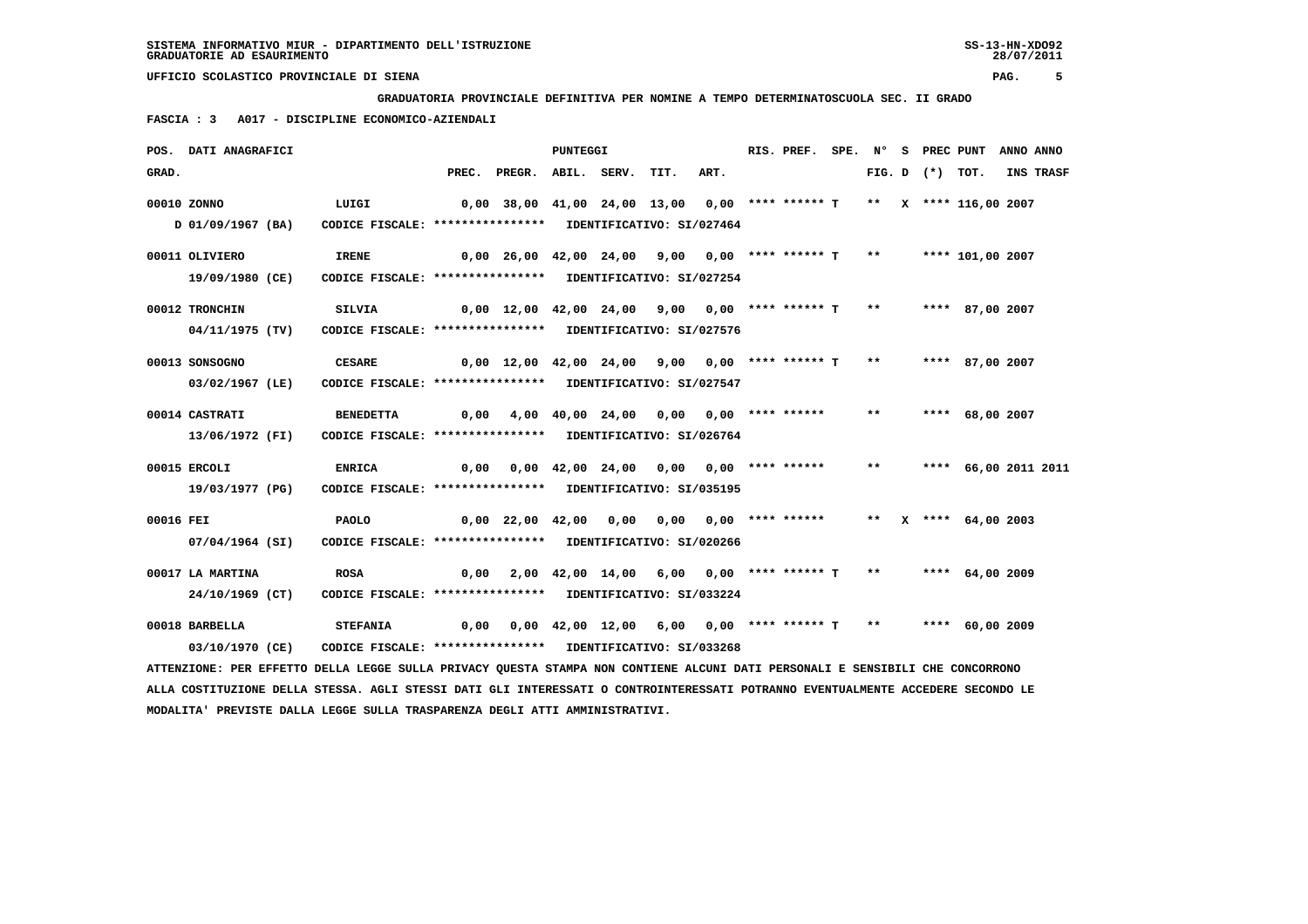SISTEMA INFORMATIVO MIUR - DIPARTIMENTO DELL'ISTRUZIONE
GRADUATORIE AD ESAURIMENTO

UFFICIO SCOLASTICO PROVINCIALE DI SIENA

GRADUATORIA PROVINCIALE DEFINITIVA PER NOMINE A TEMPO DETERMINATOSCUOLA SEC. II GRADO

FASCIA : 3 A017 - DISCIPLINE ECONOMICO-AZIENDALI

| POS. GRAD. | DATI ANAGRAFICI | | PREC. | PREGR. | ABIL. | SERV. | TIT. | ART. | RIS. PREF. | SPE. | N° FIG. | S D | PREC (*) | PUNT TOT. | ANNO INS | ANNO TRASF |
|---|---|---|---|---|---|---|---|---|---|---|---|---|---|---|---|---|
| 00010 | ZONNO | LUIGI | 0,00 | 38,00 | 41,00 | 24,00 | 13,00 | 0,00 | **** ****** T | | ** | X | **** | 116,00 | 2007 | |
| | D 01/09/1967 (BA) | CODICE FISCALE: **************** | IDENTIFICATIVO: SI/027464 | | | | | | | | | | | | | |
| 00011 | OLIVIERO | IRENE | 0,00 | 26,00 | 42,00 | 24,00 | 9,00 | 0,00 | **** ****** T | | ** | | **** | 101,00 | 2007 | |
| | 19/09/1980 (CE) | CODICE FISCALE: **************** | IDENTIFICATIVO: SI/027254 | | | | | | | | | | | | | |
| 00012 | TRONCHIN | SILVIA | 0,00 | 12,00 | 42,00 | 24,00 | 9,00 | 0,00 | **** ****** T | | ** | | **** | 87,00 | 2007 | |
| | 04/11/1975 (TV) | CODICE FISCALE: **************** | IDENTIFICATIVO: SI/027576 | | | | | | | | | | | | | |
| 00013 | SONSOGNO | CESARE | 0,00 | 12,00 | 42,00 | 24,00 | 9,00 | 0,00 | **** ****** T | | ** | | **** | 87,00 | 2007 | |
| | 03/02/1967 (LE) | CODICE FISCALE: **************** | IDENTIFICATIVO: SI/027547 | | | | | | | | | | | | | |
| 00014 | CASTRATI | BENEDETTA | 0,00 | 4,00 | 40,00 | 24,00 | 0,00 | 0,00 | **** ****** | | ** | | **** | 68,00 | 2007 | |
| | 13/06/1972 (FI) | CODICE FISCALE: **************** | IDENTIFICATIVO: SI/026764 | | | | | | | | | | | | | |
| 00015 | ERCOLI | ENRICA | 0,00 | 0,00 | 42,00 | 24,00 | 0,00 | 0,00 | **** ****** | | ** | | **** | 66,00 | 2011 | 2011 |
| | 19/03/1977 (PG) | CODICE FISCALE: **************** | IDENTIFICATIVO: SI/035195 | | | | | | | | | | | | | |
| 00016 | FEI | PAOLO | 0,00 | 22,00 | 42,00 | 0,00 | 0,00 | 0,00 | **** ****** | | ** | X | **** | 64,00 | 2003 | |
| | 07/04/1964 (SI) | CODICE FISCALE: **************** | IDENTIFICATIVO: SI/020266 | | | | | | | | | | | | | |
| 00017 | LA MARTINA | ROSA | 0,00 | 2,00 | 42,00 | 14,00 | 6,00 | 0,00 | **** ****** T | | ** | | **** | 64,00 | 2009 | |
| | 24/10/1969 (CT) | CODICE FISCALE: **************** | IDENTIFICATIVO: SI/033224 | | | | | | | | | | | | | |
| 00018 | BARBELLA | STEFANIA | 0,00 | 0,00 | 42,00 | 12,00 | 6,00 | 0,00 | **** ****** T | | ** | | **** | 60,00 | 2009 | |
| | 03/10/1970 (CE) | CODICE FISCALE: **************** | IDENTIFICATIVO: SI/033268 | | | | | | | | | | | | | |

ATTENZIONE: PER EFFETTO DELLA LEGGE SULLA PRIVACY QUESTA STAMPA NON CONTIENE ALCUNI DATI PERSONALI E SENSIBILI CHE CONCORRONO ALLA COSTITUZIONE DELLA STESSA. AGLI STESSI DATI GLI INTERESSATI O CONTROINTERESSATI POTRANNO EVENTUALMENTE ACCEDERE SECONDO LE MODALITA' PREVISTE DALLA LEGGE SULLA TRASPARENZA DEGLI ATTI AMMINISTRATIVI.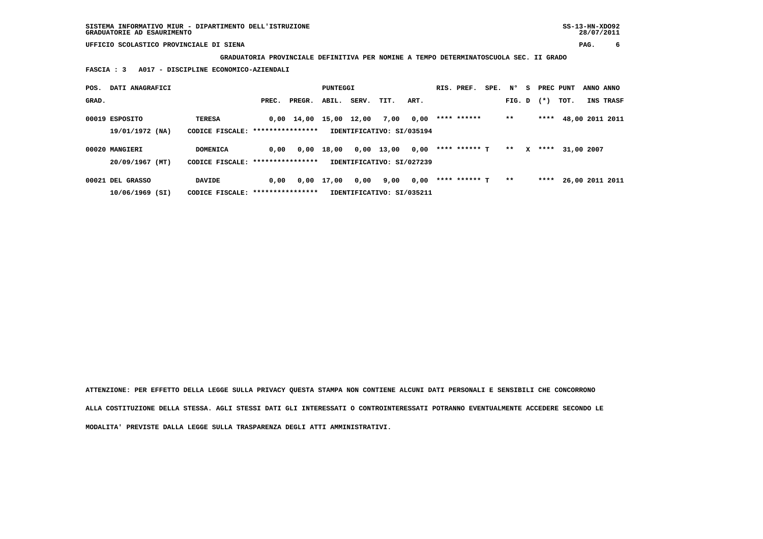**SISTEMA INFORMATIVO MIUR - DIPARTIMENTO DELL'ISTRUZIONE**
**GRADUATORIE AD ESAURIMENTO**

**UFFICIO SCOLASTICO PROVINCIALE DI SIENA**

**GRADUATORIA PROVINCIALE DEFINITIVA PER NOMINE A TEMPO DETERMINATOSCUOLA SEC. II GRADO**

**FASCIA : 3 A017 - DISCIPLINE ECONOMICO-AZIENDALI**

| POS. GRAD. | DATI ANAGRAFICI | | PREC. | PREGR. | ABIL. | SERV. | TIT. | ART. | RIS. PREF. | SPE. | N° FIG. | S D | PREC (*) | PUNT TOT. | ANNO INS | ANNO TRASF |
|---|---|---|---|---|---|---|---|---|---|---|---|---|---|---|---|---|
| 00019 | ESPOSITO | TERESA | 0,00 | 14,00 | 15,00 | 12,00 | 7,00 | 0,00 | **** ****** | | ** | | **** | 48,00 | 2011 | 2011 |
| | 19/01/1972 (NA) | CODICE FISCALE: **************** | IDENTIFICATIVO: SI/035194 | | | | | | | | | | | | | |
| 00020 | MANGIERI | DOMENICA | 0,00 | 0,00 | 18,00 | 0,00 | 13,00 | 0,00 | **** ****** T | | ** | X | **** | 31,00 | 2007 | |
| | 20/09/1967 (MT) | CODICE FISCALE: **************** | IDENTIFICATIVO: SI/027239 | | | | | | | | | | | | | |
| 00021 | DEL GRASSO | DAVIDE | 0,00 | 0,00 | 17,00 | 0,00 | 9,00 | 0,00 | **** ****** T | | ** | | **** | 26,00 | 2011 | 2011 |
| | 10/06/1969 (SI) | CODICE FISCALE: **************** | IDENTIFICATIVO: SI/035211 | | | | | | | | | | | | | |

**ATTENZIONE: PER EFFETTO DELLA LEGGE SULLA PRIVACY QUESTA STAMPA NON CONTIENE ALCUNI DATI PERSONALI E SENSIBILI CHE CONCORRONO ALLA COSTITUZIONE DELLA STESSA. AGLI STESSI DATI GLI INTERESSATI O CONTROINTERESSATI POTRANNO EVENTUALMENTE ACCEDERE SECONDO LE MODALITA' PREVISTE DALLA LEGGE SULLA TRASPARENZA DEGLI ATTI AMMINISTRATIVI.**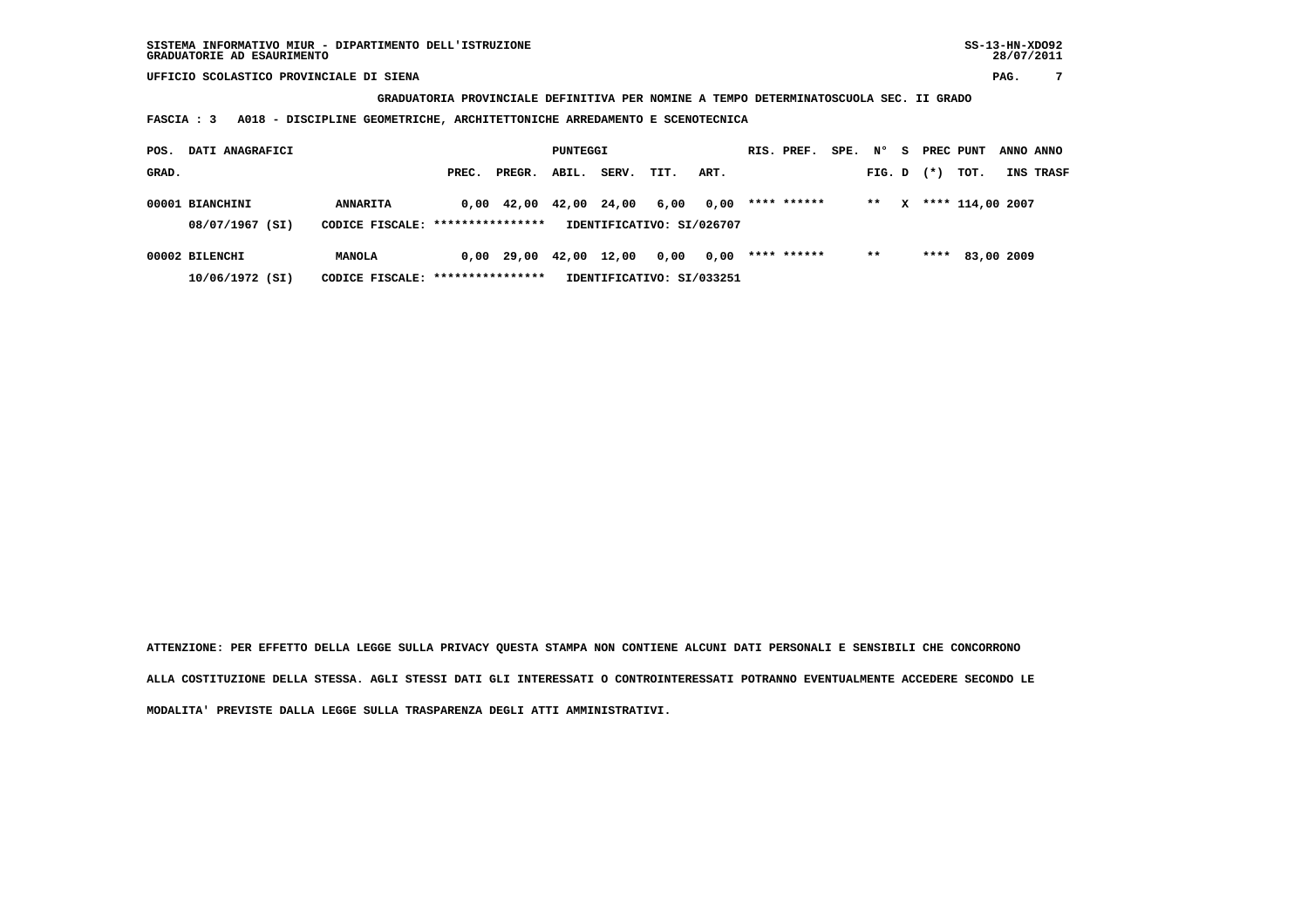SISTEMA INFORMATIVO MIUR - DIPARTIMENTO DELL'ISTRUZIONE
GRADUATORIE AD ESAURIMENTO

UFFICIO SCOLASTICO PROVINCIALE DI SIENA

**GRADUATORIA PROVINCIALE DEFINITIVA PER NOMINE A TEMPO DETERMINATOSCUOLA SEC. II GRADO**

**FASCIA : 3 A018 - DISCIPLINE GEOMETRICHE, ARCHITETTONICHE ARREDAMENTO E SCENOTECNICA**

| POS. GRAD. | DATI ANAGRAFICI | | PUNTEGGI PREC. | PREGR. | ABIL. | SERV. | TIT. | ART. | RIS. PREF. | SPE. | N° FIG. | S D | PREC (*) | PUNT TOT. | ANNO INS | ANNO TRASF |
|---|---|---|---|---|---|---|---|---|---|---|---|---|---|---|---|---|
| 00001 | BIANCHINI | ANNARITA | 0,00 | 42,00 | 42,00 | 24,00 | 6,00 | 0,00 | **** ****** | | ** | X | **** | 114,00 | 2007 | |
| | 08/07/1967 (SI) | CODICE FISCALE: **************** | IDENTIFICATIVO: SI/026707 | | | | | | | | | | | | | |
| 00002 | BILENCHI | MANOLA | 0,00 | 29,00 | 42,00 | 12,00 | 0,00 | 0,00 | **** ****** | | ** | | **** | 83,00 | 2009 | |
| | 10/06/1972 (SI) | CODICE FISCALE: **************** | IDENTIFICATIVO: SI/033251 | | | | | | | | | | | | | |

**ATTENZIONE: PER EFFETTO DELLA LEGGE SULLA PRIVACY QUESTA STAMPA NON CONTIENE ALCUNI DATI PERSONALI E SENSIBILI CHE CONCORRONO ALLA COSTITUZIONE DELLA STESSA. AGLI STESSI DATI GLI INTERESSATI O CONTROINTERESSATI POTRANNO EVENTUALMENTE ACCEDERE SECONDO LE MODALITA' PREVISTE DALLA LEGGE SULLA TRASPARENZA DEGLI ATTI AMMINISTRATIVI.**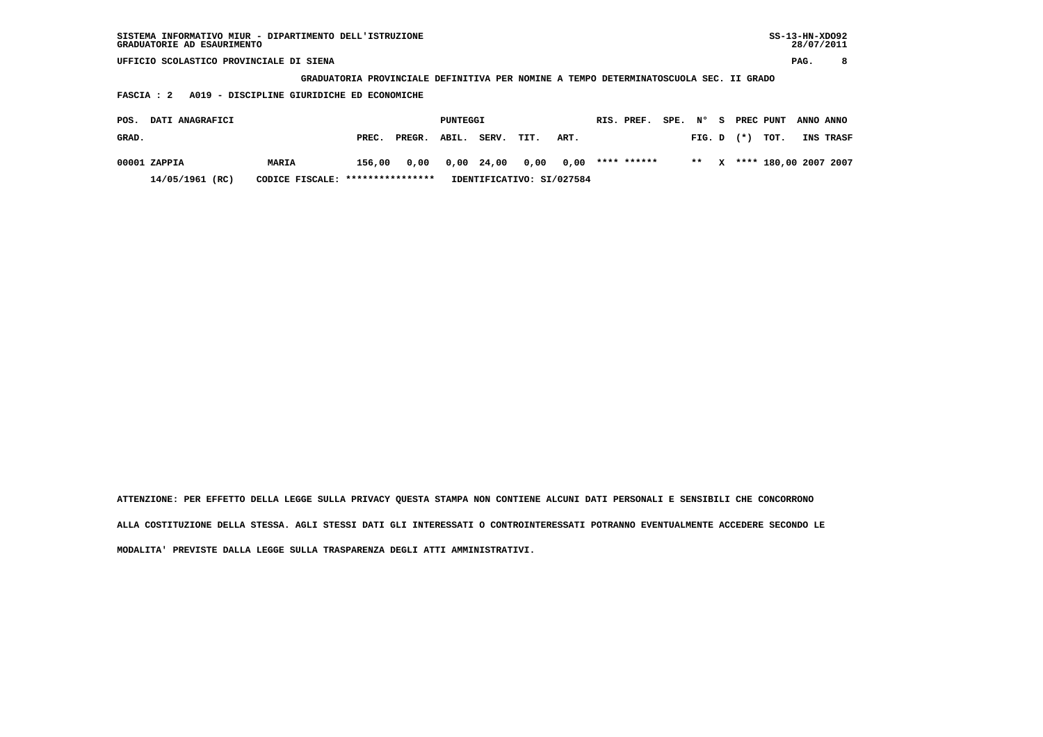UFFICIO SCOLASTICO PROVINCIALE DI SIENA

**GRADUATORIA PROVINCIALE DEFINITIVA PER NOMINE A TEMPO DETERMINATOSCUOLA SEC. II GRADO**

**FASCIA : 2 A019 - DISCIPLINE GIURIDICHE ED ECONOMICHE**

| POS. GRAD. | DATI ANAGRAFICI | | PUNTEGGI PREC. | PREGR. | ABIL. | SERV. | TIT. | ART. | RIS. | PREF. | SPE. | N° FIG. | S D | PREC (*) | PUNT TOT. | ANNO INS | ANNO TRASF |
|---|---|---|---|---|---|---|---|---|---|---|---|---|---|---|---|---|---|
| 00001 | ZAPPIA | MARIA | 156,00 | 0,00 | 0,00 | 24,00 | 0,00 | 0,00 | **** | ****** | | ** | X | **** | 180,00 | 2007 | 2007 |
| | 14/05/1961 (RC) | CODICE FISCALE: **************** | IDENTIFICATIVO: SI/027584 | | | | | | | | | | | | | | |

ATTENZIONE: PER EFFETTO DELLA LEGGE SULLA PRIVACY QUESTA STAMPA NON CONTIENE ALCUNI DATI PERSONALI E SENSIBILI CHE CONCORRONO ALLA COSTITUZIONE DELLA STESSA. AGLI STESSI DATI GLI INTERESSATI O CONTROINTERESSATI POTRANNO EVENTUALMENTE ACCEDERE SECONDO LE MODALITA' PREVISTE DALLA LEGGE SULLA TRASPARENZA DEGLI ATTI AMMINISTRATIVI.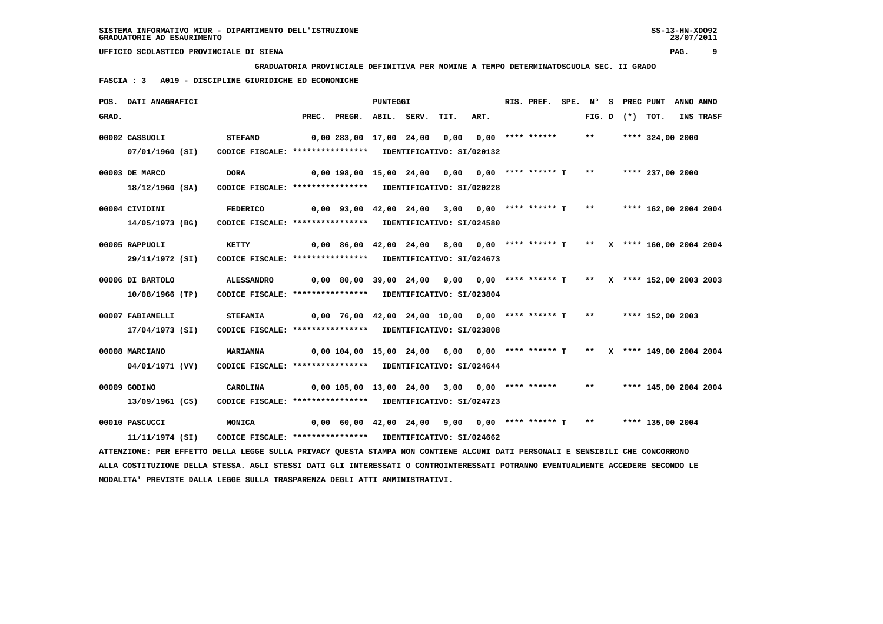**GRADUATORIA PROVINCIALE DEFINITIVA PER NOMINE A TEMPO DETERMINATOSCUOLA SEC. II GRADO**

**FASCIA : 3   A019 - DISCIPLINE GIURIDICHE ED ECONOMICHE**

| POS. GRAD. | DATI ANAGRAFICI | | PREC. | PREGR. | ABIL. | SERV. | TIT. | ART. | RIS. PREF. | SPE. | N° FIG. | S D | PREC (*) | PUNT TOT. | ANNO INS | ANNO TRASF |
|---|---|---|---|---|---|---|---|---|---|---|---|---|---|---|---|---|
| 00002 | CASSUOLI 07/01/1960 (SI) | STEFANO CODICE FISCALE: **************** IDENTIFICATIVO: SI/020132 | 0,00 | 283,00 | 17,00 | 24,00 | 0,00 | 0,00 | **** ****** | | ** | | **** | 324,00 | 2000 | |
| 00003 | DE MARCO 18/12/1960 (SA) | DORA CODICE FISCALE: **************** IDENTIFICATIVO: SI/020228 | 0,00 | 198,00 | 15,00 | 24,00 | 0,00 | 0,00 | **** ****** T | | ** | | **** | 237,00 | 2000 | |
| 00004 | CIVIDINI 14/05/1973 (BG) | FEDERICO CODICE FISCALE: **************** IDENTIFICATIVO: SI/024580 | 0,00 | 93,00 | 42,00 | 24,00 | 3,00 | 0,00 | **** ****** T | | ** | | **** | 162,00 | 2004 | 2004 |
| 00005 | RAPPUOLI 29/11/1972 (SI) | KETTY CODICE FISCALE: **************** IDENTIFICATIVO: SI/024673 | 0,00 | 86,00 | 42,00 | 24,00 | 8,00 | 0,00 | **** ****** T | | ** | X | **** | 160,00 | 2004 | 2004 |
| 00006 | DI BARTOLO 10/08/1966 (TP) | ALESSANDRO CODICE FISCALE: **************** IDENTIFICATIVO: SI/023804 | 0,00 | 80,00 | 39,00 | 24,00 | 9,00 | 0,00 | **** ****** T | | ** | X | **** | 152,00 | 2003 | 2003 |
| 00007 | FABIANELLI 17/04/1973 (SI) | STEFANIA CODICE FISCALE: **************** IDENTIFICATIVO: SI/023808 | 0,00 | 76,00 | 42,00 | 24,00 | 10,00 | 0,00 | **** ****** T | | ** | | **** | 152,00 | 2003 | |
| 00008 | MARCIANO 04/01/1971 (VV) | MARIANNA CODICE FISCALE: **************** IDENTIFICATIVO: SI/024644 | 0,00 | 104,00 | 15,00 | 24,00 | 6,00 | 0,00 | **** ****** T | | ** | X | **** | 149,00 | 2004 | 2004 |
| 00009 | GODINO 13/09/1961 (CS) | CAROLINA CODICE FISCALE: **************** IDENTIFICATIVO: SI/024723 | 0,00 | 105,00 | 13,00 | 24,00 | 3,00 | 0,00 | **** ****** | | ** | | **** | 145,00 | 2004 | 2004 |
| 00010 | PASCUCCI 11/11/1974 (SI) | MONICA CODICE FISCALE: **************** IDENTIFICATIVO: SI/024662 | 0,00 | 60,00 | 42,00 | 24,00 | 9,00 | 0,00 | **** ****** T | | ** | | **** | 135,00 | 2004 | |

ATTENZIONE: PER EFFETTO DELLA LEGGE SULLA PRIVACY QUESTA STAMPA NON CONTIENE ALCUNI DATI PERSONALI E SENSIBILI CHE CONCORRONO ALLA COSTITUZIONE DELLA STESSA. AGLI STESSI DATI GLI INTERESSATI O CONTROINTERESSATI POTRANNO EVENTUALMENTE ACCEDERE SECONDO LE MODALITA' PREVISTE DALLA LEGGE SULLA TRASPARENZA DEGLI ATTI AMMINISTRATIVI.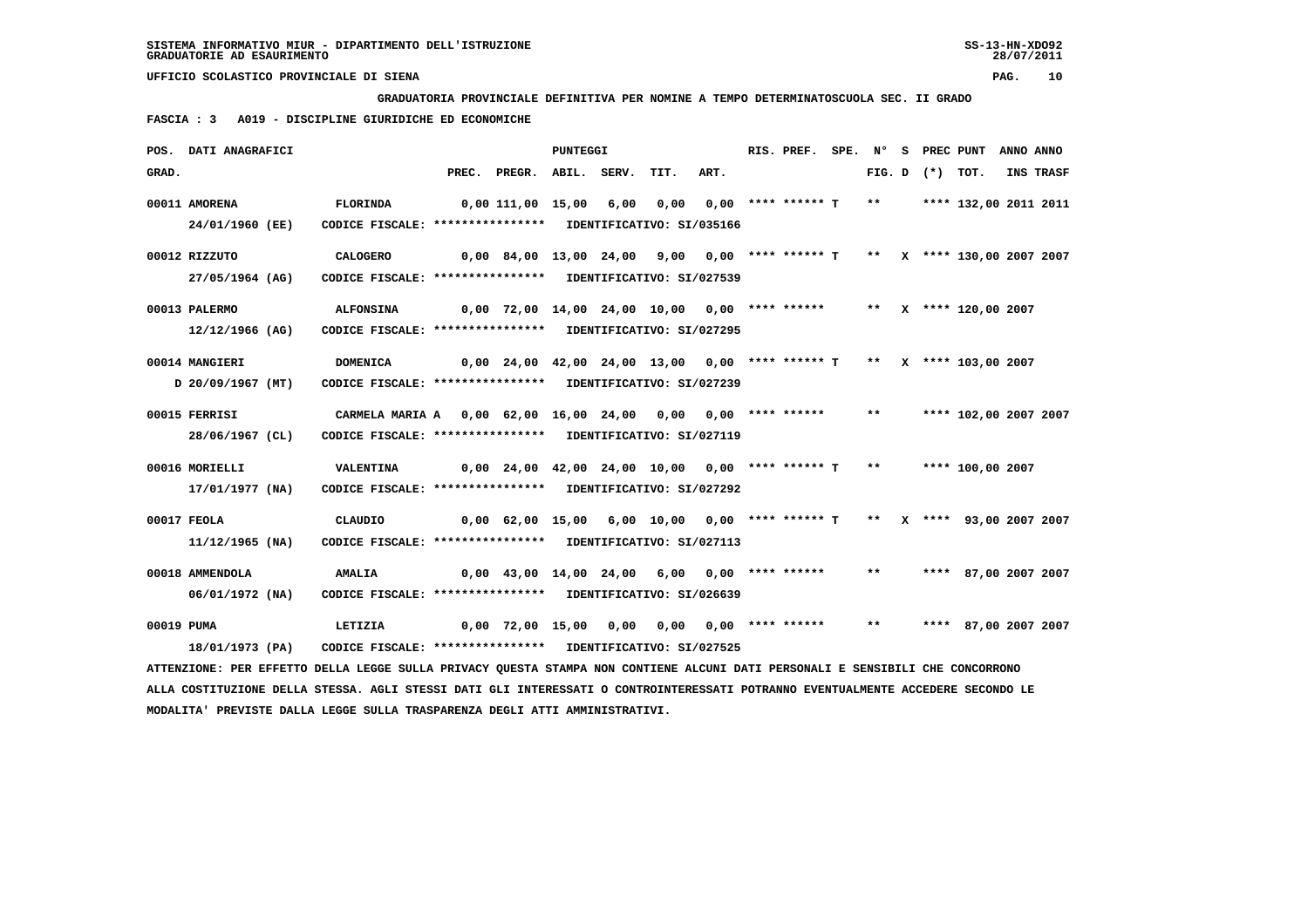SISTEMA INFORMATIVO MIUR - DIPARTIMENTO DELL'ISTRUZIONE
GRADUATORIE AD ESAURIMENTO

UFFICIO SCOLASTICO PROVINCIALE DI SIENA

**GRADUATORIA PROVINCIALE DEFINITIVA PER NOMINE A TEMPO DETERMINATOSCUOLA SEC. II GRADO**

**FASCIA : 3 A019 - DISCIPLINE GIURIDICHE ED ECONOMICHE**

| POS. GRAD. | DATI ANAGRAFICI | | PREC. | PREGR. | ABIL. | SERV. | TIT. | ART. | RIS. PREF. | SPE. FIG. D | N° S (*) | PREC | PUNT TOT. | ANNO INS | ANNO TRASF |
|---|---|---|---|---|---|---|---|---|---|---|---|---|---|---|---|
| 00011 | AMORENA 24/01/1960 (EE) | FLORINDA CODICE FISCALE: **************** IDENTIFICATIVO: SI/035166 | 0,00 | 111,00 | 15,00 | 6,00 | 0,00 | 0,00 | **** ****** T | ** | | **** | 132,00 | 2011 | 2011 |
| 00012 | RIZZUTO 27/05/1964 (AG) | CALOGERO CODICE FISCALE: **************** IDENTIFICATIVO: SI/027539 | 0,00 | 84,00 | 13,00 | 24,00 | 9,00 | 0,00 | **** ****** T | ** | X | **** | 130,00 | 2007 | 2007 |
| 00013 | PALERMO 12/12/1966 (AG) | ALFONSINA CODICE FISCALE: **************** IDENTIFICATIVO: SI/027295 | 0,00 | 72,00 | 14,00 | 24,00 | 10,00 | 0,00 | **** ****** | ** | X | **** | 120,00 | 2007 | |
| 00014 | MANGIERI D 20/09/1967 (MT) | DOMENICA CODICE FISCALE: **************** IDENTIFICATIVO: SI/027239 | 0,00 | 24,00 | 42,00 | 24,00 | 13,00 | 0,00 | **** ****** T | ** | X | **** | 103,00 | 2007 | |
| 00015 | FERRISI 28/06/1967 (CL) | CARMELA MARIA A CODICE FISCALE: **************** IDENTIFICATIVO: SI/027119 | 0,00 | 62,00 | 16,00 | 24,00 | 0,00 | 0,00 | **** ****** | ** | | **** | 102,00 | 2007 | 2007 |
| 00016 | MORIELLI 17/01/1977 (NA) | VALENTINA CODICE FISCALE: **************** IDENTIFICATIVO: SI/027292 | 0,00 | 24,00 | 42,00 | 24,00 | 10,00 | 0,00 | **** ****** T | ** | | **** | 100,00 | 2007 | |
| 00017 | FEOLA 11/12/1965 (NA) | CLAUDIO CODICE FISCALE: **************** IDENTIFICATIVO: SI/027113 | 0,00 | 62,00 | 15,00 | 6,00 | 10,00 | 0,00 | **** ****** T | ** | X | **** | 93,00 | 2007 | 2007 |
| 00018 | AMMENDOLA 06/01/1972 (NA) | AMALIA CODICE FISCALE: **************** IDENTIFICATIVO: SI/026639 | 0,00 | 43,00 | 14,00 | 24,00 | 6,00 | 0,00 | **** ****** | ** | | **** | 87,00 | 2007 | 2007 |
| 00019 | PUMA 18/01/1973 (PA) | LETIZIA CODICE FISCALE: **************** IDENTIFICATIVO: SI/027525 | 0,00 | 72,00 | 15,00 | 0,00 | 0,00 | 0,00 | **** ****** | ** | | **** | 87,00 | 2007 | 2007 |

ATTENZIONE: PER EFFETTO DELLA LEGGE SULLA PRIVACY QUESTA STAMPA NON CONTIENE ALCUNI DATI PERSONALI E SENSIBILI CHE CONCORRONO ALLA COSTITUZIONE DELLA STESSA. AGLI STESSI DATI GLI INTERESSATI O CONTROINTERESSATI POTRANNO EVENTUALMENTE ACCEDERE SECONDO LE MODALITA' PREVISTE DALLA LEGGE SULLA TRASPARENZA DEGLI ATTI AMMINISTRATIVI.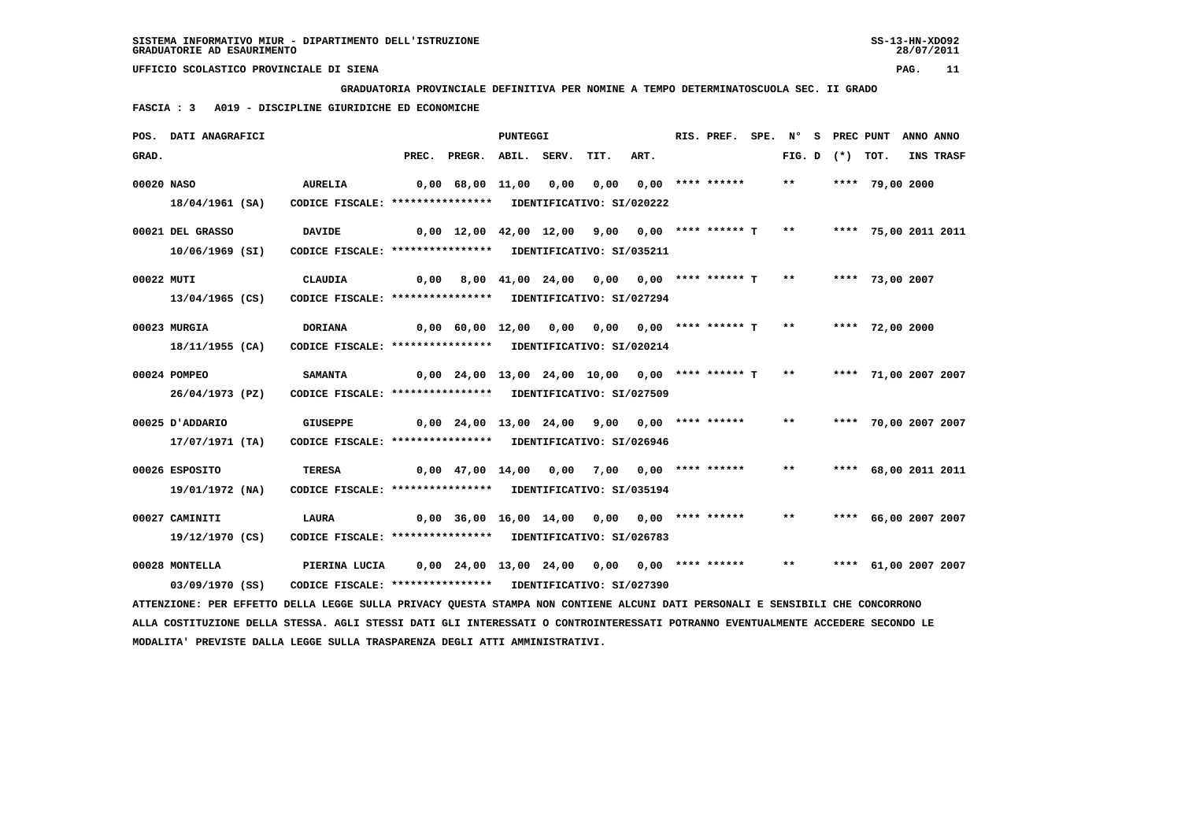SISTEMA INFORMATIVO MIUR - DIPARTIMENTO DELL'ISTRUZIONE
GRADUATORIE AD ESAURIMENTO

UFFICIO SCOLASTICO PROVINCIALE DI SIENA

**GRADUATORIA PROVINCIALE DEFINITIVA PER NOMINE A TEMPO DETERMINATOSCUOLA SEC. II GRADO**

**FASCIA : 3 A019 - DISCIPLINE GIURIDICHE ED ECONOMICHE**

| POS. GRAD. | DATI ANAGRAFICI | | PREC. | PREGR. | ABIL. | SERV. | TIT. | ART. | RIS. PREF. | SPE. | N° FIG. | S D | PREC (*) | PUNT TOT. | ANNO INS | ANNO TRASF |
|---|---|---|---|---|---|---|---|---|---|---|---|---|---|---|---|---|
| 00020 | NASO | AURELIA | 0,00 | 68,00 | 11,00 | 0,00 | 0,00 | 0,00 | **** ****** | | ** | | **** | 79,00 | 2000 | |
| | 18/04/1961 (SA) | CODICE FISCALE: **************** IDENTIFICATIVO: SI/020222 | | | | | | | | | | | | | | |
| 00021 | DEL GRASSO | DAVIDE | 0,00 | 12,00 | 42,00 | 12,00 | 9,00 | 0,00 | **** ****** T | | ** | | **** | 75,00 | 2011 | 2011 |
| | 10/06/1969 (SI) | CODICE FISCALE: **************** IDENTIFICATIVO: SI/035211 | | | | | | | | | | | | | | |
| 00022 | MUTI | CLAUDIA | 0,00 | 8,00 | 41,00 | 24,00 | 0,00 | 0,00 | **** ****** T | | ** | | **** | 73,00 | 2007 | |
| | 13/04/1965 (CS) | CODICE FISCALE: **************** IDENTIFICATIVO: SI/027294 | | | | | | | | | | | | | | |
| 00023 | MURGIA | DORIANA | 0,00 | 60,00 | 12,00 | 0,00 | 0,00 | 0,00 | **** ****** T | | ** | | **** | 72,00 | 2000 | |
| | 18/11/1955 (CA) | CODICE FISCALE: **************** IDENTIFICATIVO: SI/020214 | | | | | | | | | | | | | | |
| 00024 | POMPEO | SAMANTA | 0,00 | 24,00 | 13,00 | 24,00 | 10,00 | 0,00 | **** ****** T | | ** | | **** | 71,00 | 2007 | 2007 |
| | 26/04/1973 (PZ) | CODICE FISCALE: **************** IDENTIFICATIVO: SI/027509 | | | | | | | | | | | | | | |
| 00025 | D'ADDARIO | GIUSEPPE | 0,00 | 24,00 | 13,00 | 24,00 | 9,00 | 0,00 | **** ****** | | ** | | **** | 70,00 | 2007 | 2007 |
| | 17/07/1971 (TA) | CODICE FISCALE: **************** IDENTIFICATIVO: SI/026946 | | | | | | | | | | | | | | |
| 00026 | ESPOSITO | TERESA | 0,00 | 47,00 | 14,00 | 0,00 | 7,00 | 0,00 | **** ****** | | ** | | **** | 68,00 | 2011 | 2011 |
| | 19/01/1972 (NA) | CODICE FISCALE: **************** IDENTIFICATIVO: SI/035194 | | | | | | | | | | | | | | |
| 00027 | CAMINITI | LAURA | 0,00 | 36,00 | 16,00 | 14,00 | 0,00 | 0,00 | **** ****** | | ** | | **** | 66,00 | 2007 | 2007 |
| | 19/12/1970 (CS) | CODICE FISCALE: **************** IDENTIFICATIVO: SI/026783 | | | | | | | | | | | | | | |
| 00028 | MONTELLA | PIERINA LUCIA | 0,00 | 24,00 | 13,00 | 24,00 | 0,00 | 0,00 | **** ****** | | ** | | **** | 61,00 | 2007 | 2007 |
| | 03/09/1970 (SS) | CODICE FISCALE: **************** IDENTIFICATIVO: SI/027390 | | | | | | | | | | | | | | |

ATTENZIONE: PER EFFETTO DELLA LEGGE SULLA PRIVACY QUESTA STAMPA NON CONTIENE ALCUNI DATI PERSONALI E SENSIBILI CHE CONCORRONO ALLA COSTITUZIONE DELLA STESSA. AGLI STESSI DATI GLI INTERESSATI O CONTROINTERESSATI POTRANNO EVENTUALMENTE ACCEDERE SECONDO LE MODALITA' PREVISTE DALLA LEGGE SULLA TRASPARENZA DEGLI ATTI AMMINISTRATIVI.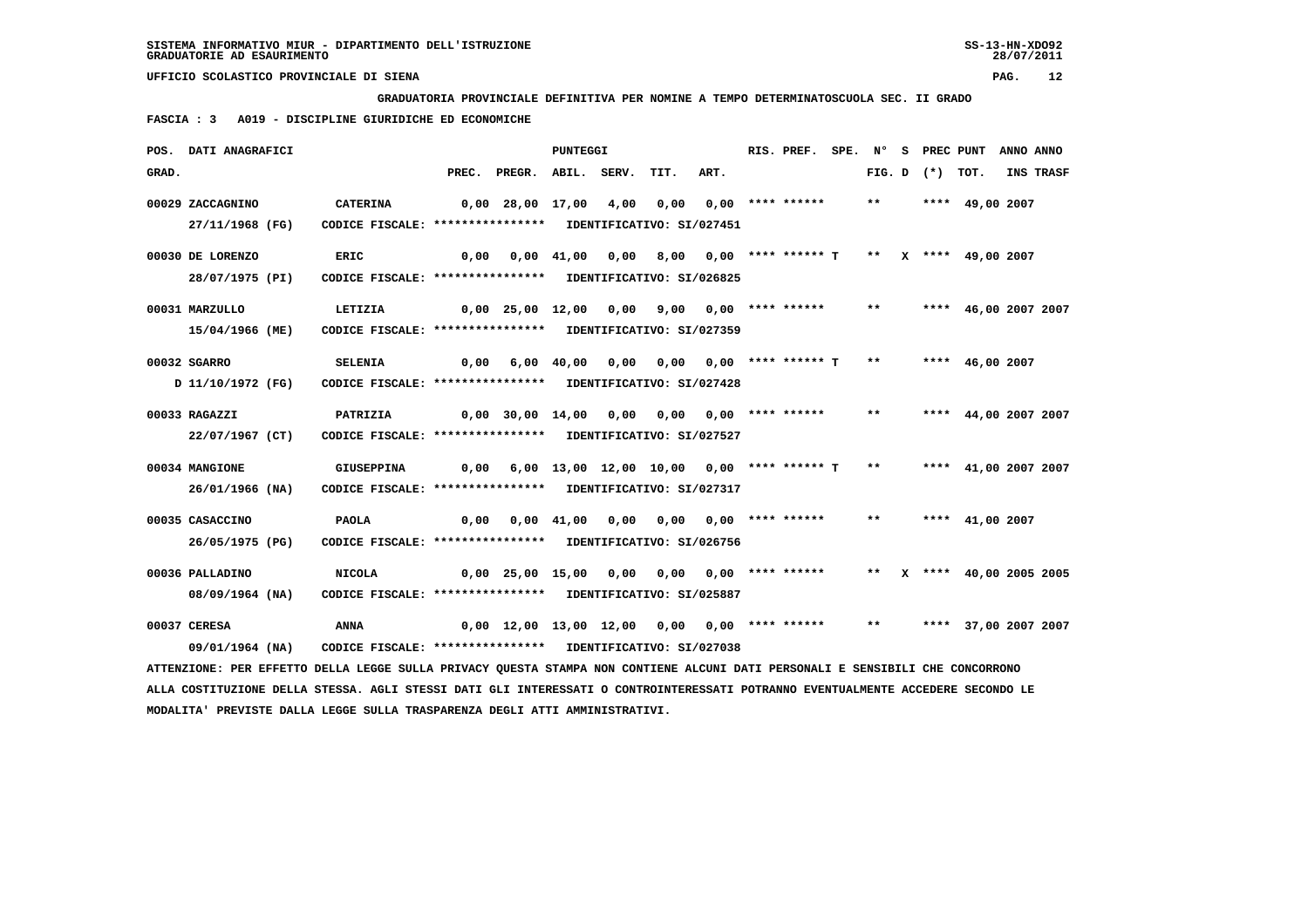SISTEMA INFORMATIVO MIUR - DIPARTIMENTO DELL'ISTRUZIONE
GRADUATORIE AD ESAURIMENTO

UFFICIO SCOLASTICO PROVINCIALE DI SIENA

**GRADUATORIA PROVINCIALE DEFINITIVA PER NOMINE A TEMPO DETERMINATOSCUOLA SEC. II GRADO**

**FASCIA : 3 A019 - DISCIPLINE GIURIDICHE ED ECONOMICHE**

| POS. GRAD. | DATI ANAGRAFICI | | PREC. | PREGR. | ABIL. | SERV. | TIT. | ART. | RIS. PREF. | SPE. | N° FIG. | S D | PREC (*) | PUNT TOT. | ANNO INS | ANNO TRASF |
|---|---|---|---|---|---|---|---|---|---|---|---|---|---|---|---|---|
| 00029 | ZACCAGNINO 27/11/1968 (FG) | CATERINA CODICE FISCALE: **************** IDENTIFICATIVO: SI/027451 | 0,00 | 28,00 | 17,00 | 4,00 | 0,00 | 0,00 | **** ****** | | ** | | **** | 49,00 | 2007 | |
| 00030 | DE LORENZO 28/07/1975 (PI) | ERIC CODICE FISCALE: **************** IDENTIFICATIVO: SI/026825 | 0,00 | 0,00 | 41,00 | 0,00 | 8,00 | 0,00 | **** ****** T | | ** | X | **** | 49,00 | 2007 | |
| 00031 | MARZULLO 15/04/1966 (ME) | LETIZIA CODICE FISCALE: **************** IDENTIFICATIVO: SI/027359 | 0,00 | 25,00 | 12,00 | 0,00 | 9,00 | 0,00 | **** ****** | | ** | | **** | 46,00 | 2007 | 2007 |
| 00032 | SGARRO D 11/10/1972 (FG) | SELENIA CODICE FISCALE: **************** IDENTIFICATIVO: SI/027428 | 0,00 | 6,00 | 40,00 | 0,00 | 0,00 | 0,00 | **** ****** T | | ** | | **** | 46,00 | 2007 | |
| 00033 | RAGAZZI 22/07/1967 (CT) | PATRIZIA CODICE FISCALE: **************** IDENTIFICATIVO: SI/027527 | 0,00 | 30,00 | 14,00 | 0,00 | 0,00 | 0,00 | **** ****** | | ** | | **** | 44,00 | 2007 | 2007 |
| 00034 | MANGIONE 26/01/1966 (NA) | GIUSEPPINA CODICE FISCALE: **************** IDENTIFICATIVO: SI/027317 | 0,00 | 6,00 | 13,00 | 12,00 | 10,00 | 0,00 | **** ****** T | | ** | | **** | 41,00 | 2007 | 2007 |
| 00035 | CASACCINO 26/05/1975 (PG) | PAOLA CODICE FISCALE: **************** IDENTIFICATIVO: SI/026756 | 0,00 | 0,00 | 41,00 | 0,00 | 0,00 | 0,00 | **** ****** | | ** | | **** | 41,00 | 2007 | |
| 00036 | PALLADINO 08/09/1964 (NA) | NICOLA CODICE FISCALE: **************** IDENTIFICATIVO: SI/025887 | 0,00 | 25,00 | 15,00 | 0,00 | 0,00 | 0,00 | **** ****** | | ** | X | **** | 40,00 | 2005 | 2005 |
| 00037 | CERESA 09/01/1964 (NA) | ANNA CODICE FISCALE: **************** IDENTIFICATIVO: SI/027038 | 0,00 | 12,00 | 13,00 | 12,00 | 0,00 | 0,00 | **** ****** | | ** | | **** | 37,00 | 2007 | 2007 |

ATTENZIONE: PER EFFETTO DELLA LEGGE SULLA PRIVACY QUESTA STAMPA NON CONTIENE ALCUNI DATI PERSONALI E SENSIBILI CHE CONCORRONO ALLA COSTITUZIONE DELLA STESSA. AGLI STESSI DATI GLI INTERESSATI O CONTROINTERESSATI POTRANNO EVENTUALMENTE ACCEDERE SECONDO LE MODALITA' PREVISTE DALLA LEGGE SULLA TRASPARENZA DEGLI ATTI AMMINISTRATIVI.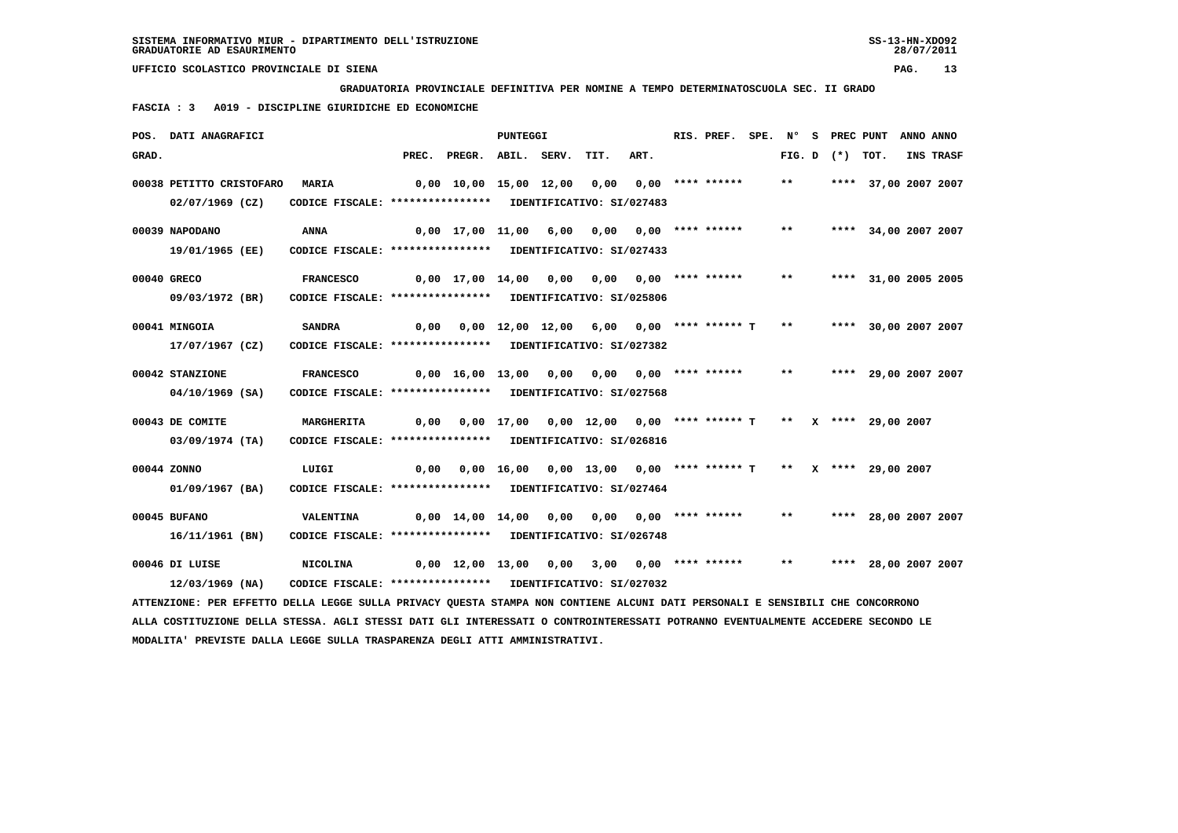SISTEMA INFORMATIVO MIUR - DIPARTIMENTO DELL'ISTRUZIONE
GRADUATORIE AD ESAURIMENTO

UFFICIO SCOLASTICO PROVINCIALE DI SIENA

**GRADUATORIA PROVINCIALE DEFINITIVA PER NOMINE A TEMPO DETERMINATOSCUOLA SEC. II GRADO**

**FASCIA : 3 A019 - DISCIPLINE GIURIDICHE ED ECONOMICHE**

| POS. GRAD. | DATI ANAGRAFICI | | PREC. | PREGR. | ABIL. | SERV. | TIT. | ART. | RIS. PREF. | SPE. | N° FIG. | S D | PREC (*) | PUNT TOT. | ANNO INS | ANNO TRASF |
|---|---|---|---|---|---|---|---|---|---|---|---|---|---|---|---|---|
| 00038 | PETITTO CRISTOFARO 02/07/1969 (CZ) | MARIA CODICE FISCALE: **************** IDENTIFICATIVO: SI/027483 | 0,00 | 10,00 | 15,00 | 12,00 | 0,00 | 0,00 | **** ****** | | ** | | **** | 37,00 | 2007 | 2007 |
| 00039 | NAPODANO 19/01/1965 (EE) | ANNA CODICE FISCALE: **************** IDENTIFICATIVO: SI/027433 | 0,00 | 17,00 | 11,00 | 6,00 | 0,00 | 0,00 | **** ****** | | ** | | **** | 34,00 | 2007 | 2007 |
| 00040 | GRECO 09/03/1972 (BR) | FRANCESCO CODICE FISCALE: **************** IDENTIFICATIVO: SI/025806 | 0,00 | 17,00 | 14,00 | 0,00 | 0,00 | 0,00 | **** ****** | | ** | | **** | 31,00 | 2005 | 2005 |
| 00041 | MINGOIA 17/07/1967 (CZ) | SANDRA CODICE FISCALE: **************** IDENTIFICATIVO: SI/027382 | 0,00 | 0,00 | 12,00 | 12,00 | 6,00 | 0,00 | **** ****** T | | ** | | **** | 30,00 | 2007 | 2007 |
| 00042 | STANZIONE 04/10/1969 (SA) | FRANCESCO CODICE FISCALE: **************** IDENTIFICATIVO: SI/027568 | 0,00 | 16,00 | 13,00 | 0,00 | 0,00 | 0,00 | **** ****** | | ** | | **** | 29,00 | 2007 | 2007 |
| 00043 | DE COMITE 03/09/1974 (TA) | MARGHERITA CODICE FISCALE: **************** IDENTIFICATIVO: SI/026816 | 0,00 | 0,00 | 17,00 | 0,00 | 12,00 | 0,00 | **** ****** T | | ** | X | **** | 29,00 | 2007 | |
| 00044 | ZONNO 01/09/1967 (BA) | LUIGI CODICE FISCALE: **************** IDENTIFICATIVO: SI/027464 | 0,00 | 0,00 | 16,00 | 0,00 | 13,00 | 0,00 | **** ****** T | | ** | X | **** | 29,00 | 2007 | |
| 00045 | BUFANO 16/11/1961 (BN) | VALENTINA CODICE FISCALE: **************** IDENTIFICATIVO: SI/026748 | 0,00 | 14,00 | 14,00 | 0,00 | 0,00 | 0,00 | **** ****** | | ** | | **** | 28,00 | 2007 | 2007 |
| 00046 | DI LUISE 12/03/1969 (NA) | NICOLINA CODICE FISCALE: **************** IDENTIFICATIVO: SI/027032 | 0,00 | 12,00 | 13,00 | 0,00 | 3,00 | 0,00 | **** ****** | | ** | | **** | 28,00 | 2007 | 2007 |

ATTENZIONE: PER EFFETTO DELLA LEGGE SULLA PRIVACY QUESTA STAMPA NON CONTIENE ALCUNI DATI PERSONALI E SENSIBILI CHE CONCORRONO ALLA COSTITUZIONE DELLA STESSA. AGLI STESSI DATI GLI INTERESSATI O CONTROINTERESSATI POTRANNO EVENTUALMENTE ACCEDERE SECONDO LE MODALITA' PREVISTE DALLA LEGGE SULLA TRASPARENZA DEGLI ATTI AMMINISTRATIVI.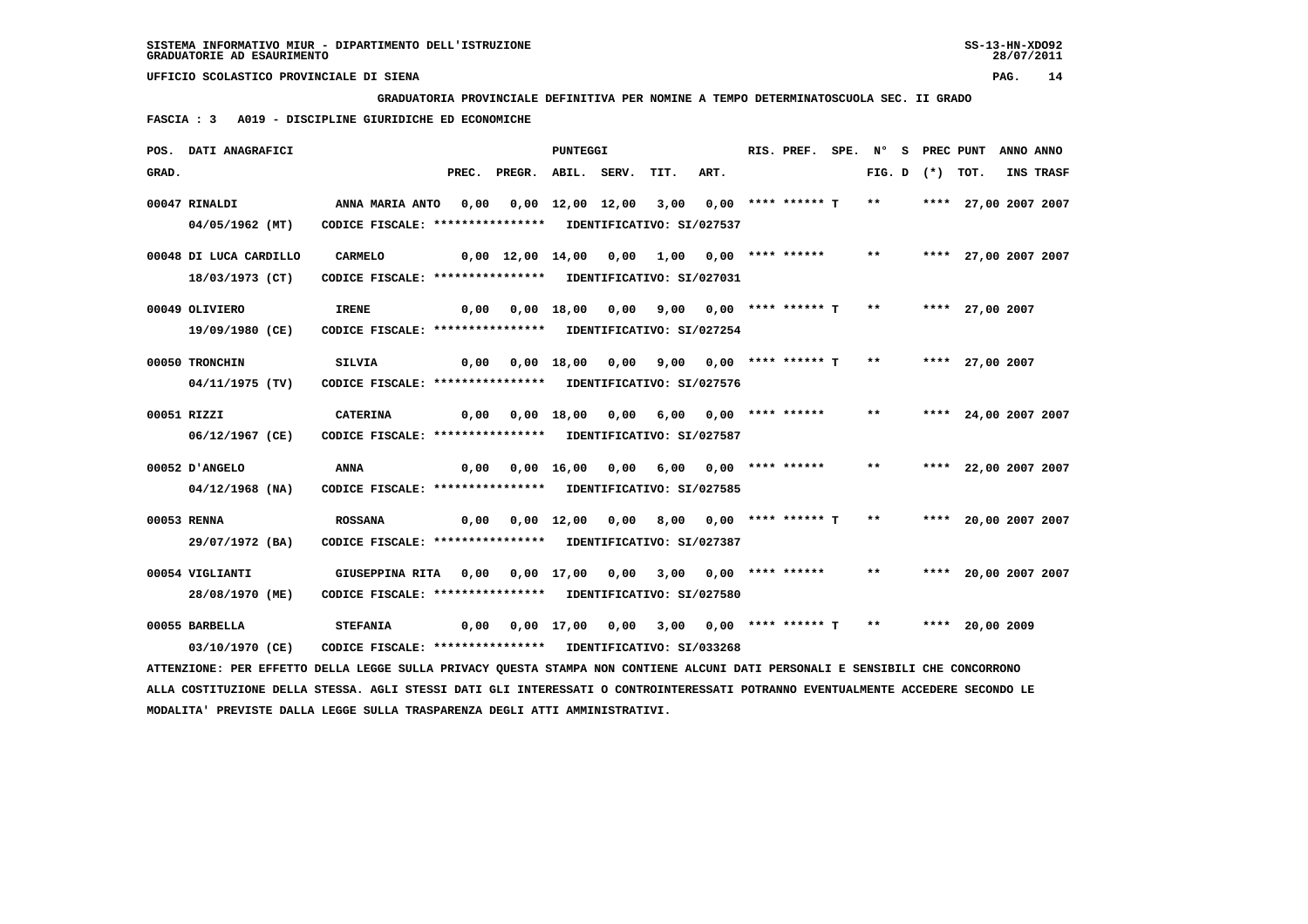**UFFICIO SCOLASTICO PROVINCIALE DI SIENA**

**GRADUATORIA PROVINCIALE DEFINITIVA PER NOMINE A TEMPO DETERMINATOSCUOLA SEC. II GRADO**

**FASCIA : 3 A019 - DISCIPLINE GIURIDICHE ED ECONOMICHE**

| POS. GRAD. | DATI ANAGRAFICI | | PREC. | PREGR. | ABIL. | SERV. | TIT. | ART. | RIS. PREF. | SPE. | N° FIG. | S D | PREC (*) | PUNT TOT. | ANNO INS | ANNO TRASF |
|---|---|---|---|---|---|---|---|---|---|---|---|---|---|---|---|---|
| 00047 | RINALDI 04/05/1962 (MT) | ANNA MARIA ANTO CODICE FISCALE: **************** IDENTIFICATIVO: SI/027537 | 0,00 | 0,00 | 12,00 | 12,00 | 3,00 | 0,00 | **** ****** T | | ** | | **** | 27,00 | 2007 | 2007 |
| 00048 | DI LUCA CARDILLO 18/03/1973 (CT) | CARMELO CODICE FISCALE: **************** IDENTIFICATIVO: SI/027031 | 0,00 | 12,00 | 14,00 | 0,00 | 1,00 | 0,00 | **** ****** | | ** | | **** | 27,00 | 2007 | 2007 |
| 00049 | OLIVIERO 19/09/1980 (CE) | IRENE CODICE FISCALE: **************** IDENTIFICATIVO: SI/027254 | 0,00 | 0,00 | 18,00 | 0,00 | 9,00 | 0,00 | **** ****** T | | ** | | **** | 27,00 | 2007 | |
| 00050 | TRONCHIN 04/11/1975 (TV) | SILVIA CODICE FISCALE: **************** IDENTIFICATIVO: SI/027576 | 0,00 | 0,00 | 18,00 | 0,00 | 9,00 | 0,00 | **** ****** T | | ** | | **** | 27,00 | 2007 | |
| 00051 | RIZZI 06/12/1967 (CE) | CATERINA CODICE FISCALE: **************** IDENTIFICATIVO: SI/027587 | 0,00 | 0,00 | 18,00 | 0,00 | 6,00 | 0,00 | **** ****** | | ** | | **** | 24,00 | 2007 | 2007 |
| 00052 | D'ANGELO 04/12/1968 (NA) | ANNA CODICE FISCALE: **************** IDENTIFICATIVO: SI/027585 | 0,00 | 0,00 | 16,00 | 0,00 | 6,00 | 0,00 | **** ****** | | ** | | **** | 22,00 | 2007 | 2007 |
| 00053 | RENNA 29/07/1972 (BA) | ROSSANA CODICE FISCALE: **************** IDENTIFICATIVO: SI/027387 | 0,00 | 0,00 | 12,00 | 0,00 | 8,00 | 0,00 | **** ****** T | | ** | | **** | 20,00 | 2007 | 2007 |
| 00054 | VIGLIANTI 28/08/1970 (ME) | GIUSEPPINA RITA CODICE FISCALE: **************** IDENTIFICATIVO: SI/027580 | 0,00 | 0,00 | 17,00 | 0,00 | 3,00 | 0,00 | **** ****** | | ** | | **** | 20,00 | 2007 | 2007 |
| 00055 | BARBELLA 03/10/1970 (CE) | STEFANIA CODICE FISCALE: **************** IDENTIFICATIVO: SI/033268 | 0,00 | 0,00 | 17,00 | 0,00 | 3,00 | 0,00 | **** ****** T | | ** | | **** | 20,00 | 2009 | |

ATTENZIONE: PER EFFETTO DELLA LEGGE SULLA PRIVACY QUESTA STAMPA NON CONTIENE ALCUNI DATI PERSONALI E SENSIBILI CHE CONCORRONO ALLA COSTITUZIONE DELLA STESSA. AGLI STESSI DATI GLI INTERESSATI O CONTROINTERESSATI POTRANNO EVENTUALMENTE ACCEDERE SECONDO LE MODALITA' PREVISTE DALLA LEGGE SULLA TRASPARENZA DEGLI ATTI AMMINISTRATIVI.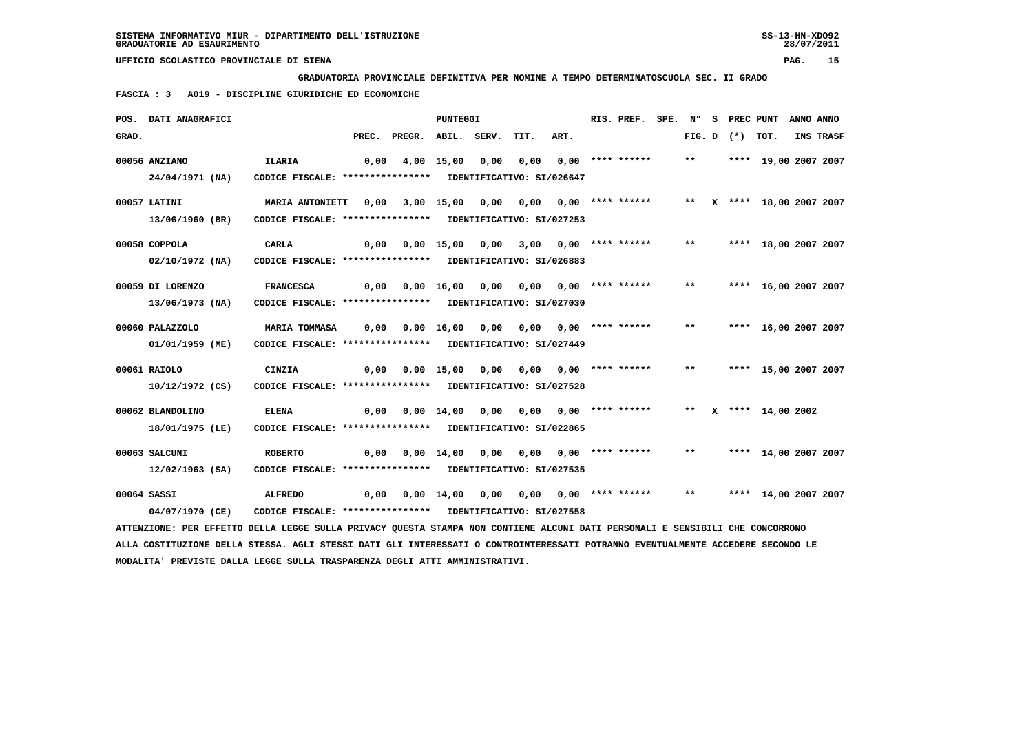SISTEMA INFORMATIVO MIUR - DIPARTIMENTO DELL'ISTRUZIONE
GRADUATORIE AD ESAURIMENTO

UFFICIO SCOLASTICO PROVINCIALE DI SIENA

**GRADUATORIA PROVINCIALE DEFINITIVA PER NOMINE A TEMPO DETERMINATOSCUOLA SEC. II GRADO**

**FASCIA : 3 A019 - DISCIPLINE GIURIDICHE ED ECONOMICHE**

| POS. GRAD. | DATI ANAGRAFICI | | PREC. | PREGR. | ABIL. | SERV. | TIT. | ART. | RIS. PREF. | SPE. | N° FIG. | S D | PREC (*) | PUNT TOT. | ANNO INS | ANNO TRASF |
|---|---|---|---|---|---|---|---|---|---|---|---|---|---|---|---|---|
| 00056 | ANZIANO 24/04/1971 (NA) | ILARIA CODICE FISCALE: **************** IDENTIFICATIVO: SI/026647 | 0,00 | 4,00 | 15,00 | 0,00 | 0,00 | 0,00 | **** ****** | | ** | | **** | 19,00 | 2007 | 2007 |
| 00057 | LATINI 13/06/1960 (BR) | MARIA ANTONIETT CODICE FISCALE: **************** IDENTIFICATIVO: SI/027253 | 0,00 | 3,00 | 15,00 | 0,00 | 0,00 | 0,00 | **** ****** | | ** | X | **** | 18,00 | 2007 | 2007 |
| 00058 | COPPOLA 02/10/1972 (NA) | CARLA CODICE FISCALE: **************** IDENTIFICATIVO: SI/026883 | 0,00 | 0,00 | 15,00 | 0,00 | 3,00 | 0,00 | **** ****** | | ** | | **** | 18,00 | 2007 | 2007 |
| 00059 | DI LORENZO 13/06/1973 (NA) | FRANCESCA CODICE FISCALE: **************** IDENTIFICATIVO: SI/027030 | 0,00 | 0,00 | 16,00 | 0,00 | 0,00 | 0,00 | **** ****** | | ** | | **** | 16,00 | 2007 | 2007 |
| 00060 | PALAZZOLO 01/01/1959 (ME) | MARIA TOMMASA CODICE FISCALE: **************** IDENTIFICATIVO: SI/027449 | 0,00 | 0,00 | 16,00 | 0,00 | 0,00 | 0,00 | **** ****** | | ** | | **** | 16,00 | 2007 | 2007 |
| 00061 | RAIOLO 10/12/1972 (CS) | CINZIA CODICE FISCALE: **************** IDENTIFICATIVO: SI/027528 | 0,00 | 0,00 | 15,00 | 0,00 | 0,00 | 0,00 | **** ****** | | ** | | **** | 15,00 | 2007 | 2007 |
| 00062 | BLANDOLINO 18/01/1975 (LE) | ELENA CODICE FISCALE: **************** IDENTIFICATIVO: SI/022865 | 0,00 | 0,00 | 14,00 | 0,00 | 0,00 | 0,00 | **** ****** | | ** | X | **** | 14,00 | 2002 | |
| 00063 | SALCUNI 12/02/1963 (SA) | ROBERTO CODICE FISCALE: **************** IDENTIFICATIVO: SI/027535 | 0,00 | 0,00 | 14,00 | 0,00 | 0,00 | 0,00 | **** ****** | | ** | | **** | 14,00 | 2007 | 2007 |
| 00064 | SASSI 04/07/1970 (CE) | ALFREDO CODICE FISCALE: **************** IDENTIFICATIVO: SI/027558 | 0,00 | 0,00 | 14,00 | 0,00 | 0,00 | 0,00 | **** ****** | | ** | | **** | 14,00 | 2007 | 2007 |

ATTENZIONE: PER EFFETTO DELLA LEGGE SULLA PRIVACY QUESTA STAMPA NON CONTIENE ALCUNI DATI PERSONALI E SENSIBILI CHE CONCORRONO ALLA COSTITUZIONE DELLA STESSA. AGLI STESSI DATI GLI INTERESSATI O CONTROINTERESSATI POTRANNO EVENTUALMENTE ACCEDERE SECONDO LE MODALITA' PREVISTE DALLA LEGGE SULLA TRASPARENZA DEGLI ATTI AMMINISTRATIVI.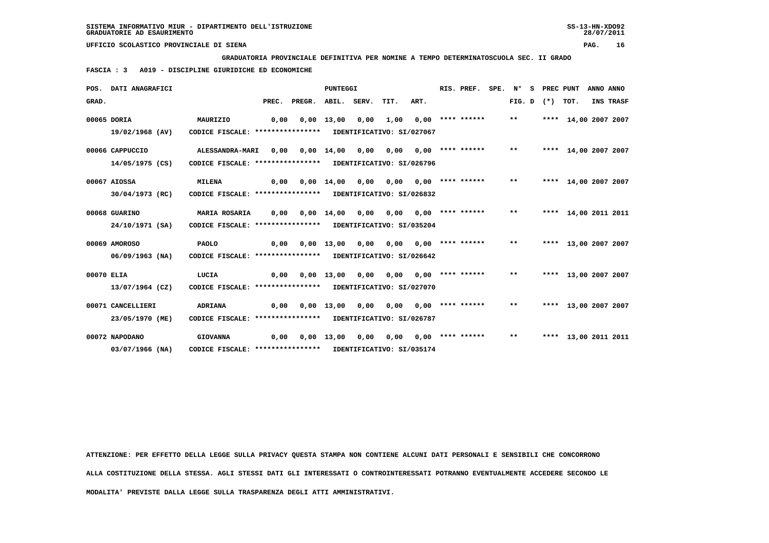SISTEMA INFORMATIVO MIUR - DIPARTIMENTO DELL'ISTRUZIONE

GRADUATORIE AD ESAURIMENTO

UFFICIO SCOLASTICO PROVINCIALE DI SIENA

**GRADUATORIA PROVINCIALE DEFINITIVA PER NOMINE A TEMPO DETERMINATOSCUOLA SEC. II GRADO**

**FASCIA : 3 A019 - DISCIPLINE GIURIDICHE ED ECONOMICHE**

| POS. GRAD. | DATI ANAGRAFICI | | PREC. | PREGR. | ABIL. | SERV. | TIT. | ART. | RIS. PREF. | SPE. | N° FIG. D | S (*) | PREC PUNT TOT. | ANNO INS | ANNO TRASF |
|---|---|---|---|---|---|---|---|---|---|---|---|---|---|---|---|
| 00065 | DORIA 19/02/1968 (AV) | MAURIZIO CODICE FISCALE: **************** IDENTIFICATIVO: SI/027067 | 0,00 | 0,00 | 13,00 | 0,00 | 1,00 | 0,00 | **** ****** | | ** | **** | 14,00 | 2007 | 2007 |
| 00066 | CAPPUCCIO 14/05/1975 (CS) | ALESSANDRA-MARI CODICE FISCALE: **************** IDENTIFICATIVO: SI/026796 | 0,00 | 0,00 | 14,00 | 0,00 | 0,00 | 0,00 | **** ****** | | ** | **** | 14,00 | 2007 | 2007 |
| 00067 | AIOSSA 30/04/1973 (RC) | MILENA CODICE FISCALE: **************** IDENTIFICATIVO: SI/026832 | 0,00 | 0,00 | 14,00 | 0,00 | 0,00 | 0,00 | **** ****** | | ** | **** | 14,00 | 2007 | 2007 |
| 00068 | GUARINO 24/10/1971 (SA) | MARIA ROSARIA CODICE FISCALE: **************** IDENTIFICATIVO: SI/035204 | 0,00 | 0,00 | 14,00 | 0,00 | 0,00 | 0,00 | **** ****** | | ** | **** | 14,00 | 2011 | 2011 |
| 00069 | AMOROSO 06/09/1963 (NA) | PAOLO CODICE FISCALE: **************** IDENTIFICATIVO: SI/026642 | 0,00 | 0,00 | 13,00 | 0,00 | 0,00 | 0,00 | **** ****** | | ** | **** | 13,00 | 2007 | 2007 |
| 00070 | ELIA 13/07/1964 (CZ) | LUCIA CODICE FISCALE: **************** IDENTIFICATIVO: SI/027070 | 0,00 | 0,00 | 13,00 | 0,00 | 0,00 | 0,00 | **** ****** | | ** | **** | 13,00 | 2007 | 2007 |
| 00071 | CANCELLIERI 23/05/1970 (ME) | ADRIANA CODICE FISCALE: **************** IDENTIFICATIVO: SI/026787 | 0,00 | 0,00 | 13,00 | 0,00 | 0,00 | 0,00 | **** ****** | | ** | **** | 13,00 | 2007 | 2007 |
| 00072 | NAPODANO 03/07/1966 (NA) | GIOVANNA CODICE FISCALE: **************** IDENTIFICATIVO: SI/035174 | 0,00 | 0,00 | 13,00 | 0,00 | 0,00 | 0,00 | **** ****** | | ** | **** | 13,00 | 2011 | 2011 |

ATTENZIONE: PER EFFETTO DELLA LEGGE SULLA PRIVACY QUESTA STAMPA NON CONTIENE ALCUNI DATI PERSONALI E SENSIBILI CHE CONCORRONO ALLA COSTITUZIONE DELLA STESSA. AGLI STESSI DATI GLI INTERESSATI O CONTROINTERESSATI POTRANNO EVENTUALMENTE ACCEDERE SECONDO LE MODALITA' PREVISTE DALLA LEGGE SULLA TRASPARENZA DEGLI ATTI AMMINISTRATIVI.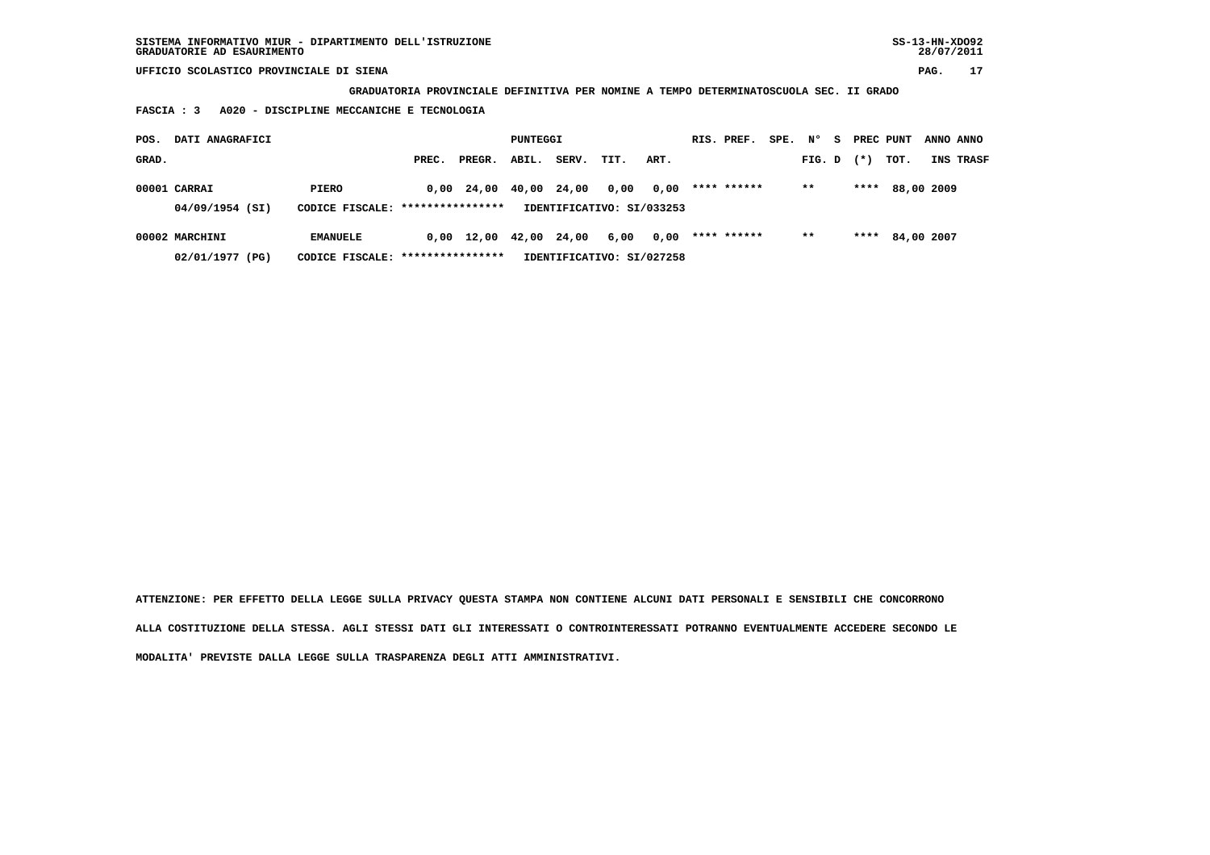UFFICIO SCOLASTICO PROVINCIALE DI SIENA

**GRADUATORIA PROVINCIALE DEFINITIVA PER NOMINE A TEMPO DETERMINATOSCUOLA SEC. II GRADO**

**FASCIA : 3 A020 - DISCIPLINE MECCANICHE E TECNOLOGIA**

| POS. GRAD. | DATI ANAGRAFICI | | PREC. | PREGR. | ABIL. | SERV. | TIT. | ART. | RIS. PREF. | SPE. | N° FIG. | S D | PREC (*) | PUNT TOT. | ANNO INS | ANNO TRASF |
|---|---|---|---|---|---|---|---|---|---|---|---|---|---|---|---|---|
| 00001 | CARRAI | PIERO | 0,00 | 24,00 | 40,00 | 24,00 | 0,00 | 0,00 | **** ****** | | ** | | **** | 88,00 | 2009 | |
| | 04/09/1954 (SI) | CODICE FISCALE: **************** | IDENTIFICATIVO: SI/033253 | | | | | | | | | | | | | |
| 00002 | MARCHINI | EMANUELE | 0,00 | 12,00 | 42,00 | 24,00 | 6,00 | 0,00 | **** ****** | | ** | | **** | 84,00 | 2007 | |
| | 02/01/1977 (PG) | CODICE FISCALE: **************** | IDENTIFICATIVO: SI/027258 | | | | | | | | | | | | | |

**ATTENZIONE: PER EFFETTO DELLA LEGGE SULLA PRIVACY QUESTA STAMPA NON CONTIENE ALCUNI DATI PERSONALI E SENSIBILI CHE CONCORRONO ALLA COSTITUZIONE DELLA STESSA. AGLI STESSI DATI GLI INTERESSATI O CONTROINTERESSATI POTRANNO EVENTUALMENTE ACCEDERE SECONDO LE MODALITA' PREVISTE DALLA LEGGE SULLA TRASPARENZA DEGLI ATTI AMMINISTRATIVI.**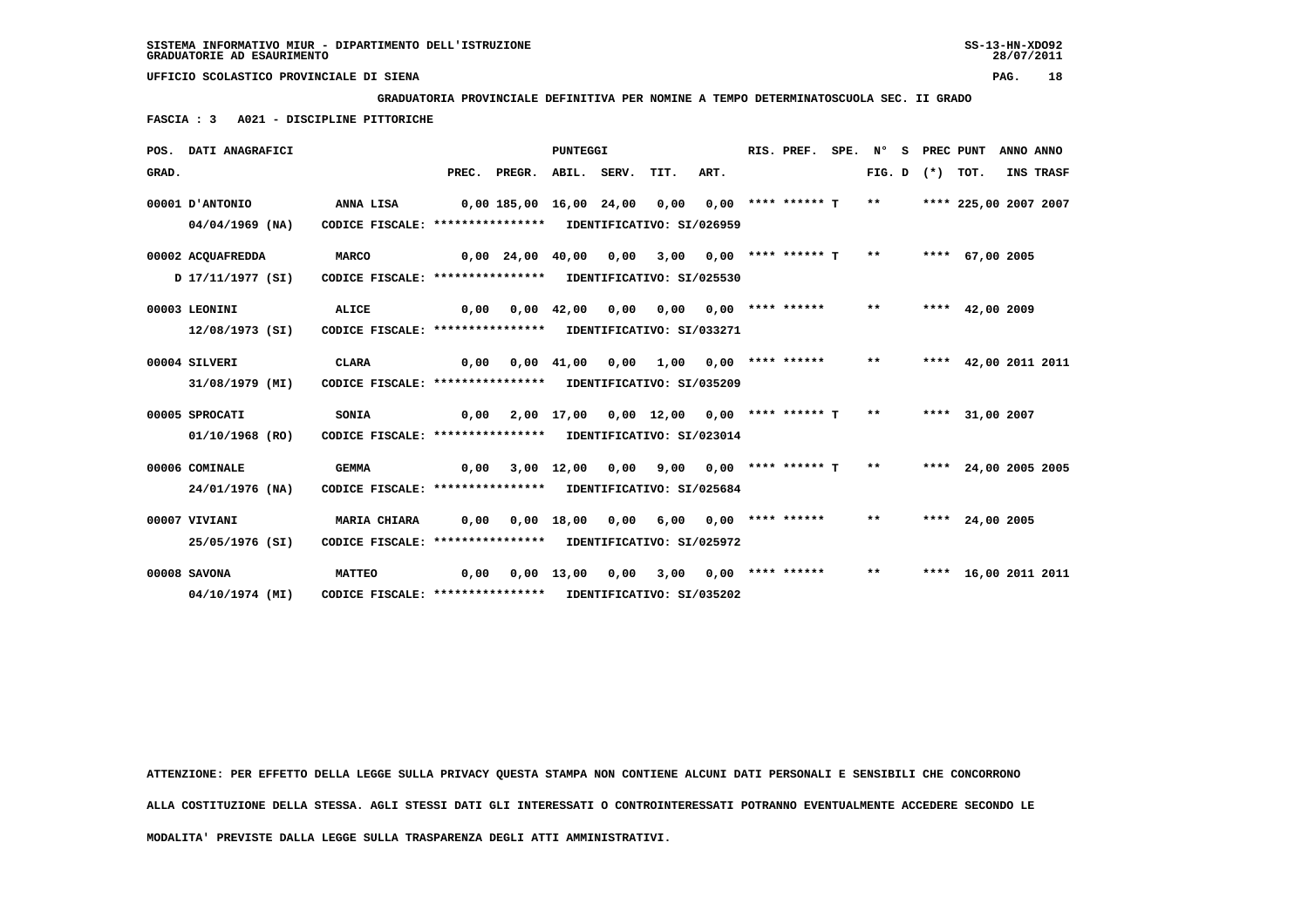SISTEMA INFORMATIVO MIUR - DIPARTIMENTO DELL'ISTRUZIONE

GRADUATORIE AD ESAURIMENTO

UFFICIO SCOLASTICO PROVINCIALE DI SIENA

**GRADUATORIA PROVINCIALE DEFINITIVA PER NOMINE A TEMPO DETERMINATOSCUOLA SEC. II GRADO**

**FASCIA : 3 A021 - DISCIPLINE PITTORICHE**

| POS. GRAD. | DATI ANAGRAFICI | | PREC. | PREGR. | ABIL. | SERV. | TIT. | ART. | RIS. PREF. | SPE. | N° FIG. D | S (*) | PREC PUNT TOT. | ANNO INS | ANNO TRASF |
|---|---|---|---|---|---|---|---|---|---|---|---|---|---|---|---|
| 00001 | D'ANTONIO 04/04/1969 (NA) | ANNA LISA CODICE FISCALE: **************** IDENTIFICATIVO: SI/026959 | 0,00 | 185,00 | 16,00 | 24,00 | 0,00 | 0,00 | **** ****** | T | ** | | **** 225,00 | 2007 | 2007 |
| 00002 | ACQUAFREDDA D 17/11/1977 (SI) | MARCO CODICE FISCALE: **************** IDENTIFICATIVO: SI/025530 | 0,00 | 24,00 | 40,00 | 0,00 | 3,00 | 0,00 | **** ****** | T | ** | | **** 67,00 | 2005 | |
| 00003 | LEONINI 12/08/1973 (SI) | ALICE CODICE FISCALE: **************** IDENTIFICATIVO: SI/033271 | 0,00 | 0,00 | 42,00 | 0,00 | 0,00 | 0,00 | **** ****** | | ** | | **** 42,00 | 2009 | |
| 00004 | SILVERI 31/08/1979 (MI) | CLARA CODICE FISCALE: **************** IDENTIFICATIVO: SI/035209 | 0,00 | 0,00 | 41,00 | 0,00 | 1,00 | 0,00 | **** ****** | | ** | | **** 42,00 | 2011 | 2011 |
| 00005 | SPROCATI 01/10/1968 (RO) | SONIA CODICE FISCALE: **************** IDENTIFICATIVO: SI/023014 | 0,00 | 2,00 | 17,00 | 0,00 | 12,00 | 0,00 | **** ****** | T | ** | | **** 31,00 | 2007 | |
| 00006 | COMINALE 24/01/1976 (NA) | GEMMA CODICE FISCALE: **************** IDENTIFICATIVO: SI/025684 | 0,00 | 3,00 | 12,00 | 0,00 | 9,00 | 0,00 | **** ****** | T | ** | | **** 24,00 | 2005 | 2005 |
| 00007 | VIVIANI 25/05/1976 (SI) | MARIA CHIARA CODICE FISCALE: **************** IDENTIFICATIVO: SI/025972 | 0,00 | 0,00 | 18,00 | 0,00 | 6,00 | 0,00 | **** ****** | | ** | | **** 24,00 | 2005 | |
| 00008 | SAVONA 04/10/1974 (MI) | MATTEO CODICE FISCALE: **************** IDENTIFICATIVO: SI/035202 | 0,00 | 0,00 | 13,00 | 0,00 | 3,00 | 0,00 | **** ****** | | ** | | **** 16,00 | 2011 | 2011 |

ATTENZIONE: PER EFFETTO DELLA LEGGE SULLA PRIVACY QUESTA STAMPA NON CONTIENE ALCUNI DATI PERSONALI E SENSIBILI CHE CONCORRONO ALLA COSTITUZIONE DELLA STESSA. AGLI STESSI DATI GLI INTERESSATI O CONTROINTERESSATI POTRANNO EVENTUALMENTE ACCEDERE SECONDO LE MODALITA' PREVISTE DALLA LEGGE SULLA TRASPARENZA DEGLI ATTI AMMINISTRATIVI.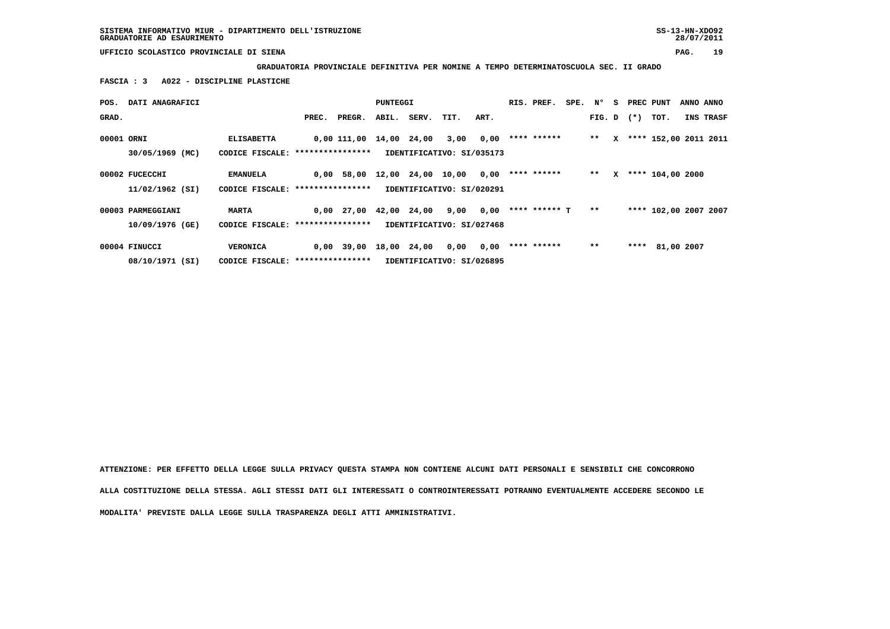SISTEMA INFORMATIVO MIUR - DIPARTIMENTO DELL'ISTRUZIONE
GRADUATORIE AD ESAURIMENTO

UFFICIO SCOLASTICO PROVINCIALE DI SIENA

**GRADUATORIA PROVINCIALE DEFINITIVA PER NOMINE A TEMPO DETERMINATOSCUOLA SEC. II GRADO**

**FASCIA : 3 A022 - DISCIPLINE PLASTICHE**

| POS. GRAD. | DATI ANAGRAFICI | | PREC. | PREGR. | ABIL. | SERV. | TIT. | ART. | RIS. PREF. | SPE. | N° FIG. | S D | PREC (*) | PUNT TOT. | ANNO INS | ANNO TRASF |
|---|---|---|---|---|---|---|---|---|---|---|---|---|---|---|---|---|
| 00001 | ORNI 30/05/1969 (MC) | ELISABETTA CODICE FISCALE: **************** | 0,00 | 111,00 | 14,00 | 24,00 | 3,00 | 0,00 | **** ****** | | ** | X | **** | 152,00 | 2011 | 2011 |
| | | IDENTIFICATIVO: SI/035173 | | | | | | | | | | | | | | |
| 00002 | FUCECCHI 11/02/1962 (SI) | EMANUELA CODICE FISCALE: **************** | 0,00 | 58,00 | 12,00 | 24,00 | 10,00 | 0,00 | **** ****** | | ** | X | **** | 104,00 | 2000 | |
| | | IDENTIFICATIVO: SI/020291 | | | | | | | | | | | | | | |
| 00003 | PARMEGGIANI 10/09/1976 (GE) | MARTA CODICE FISCALE: **************** | 0,00 | 27,00 | 42,00 | 24,00 | 9,00 | 0,00 | **** ****** T | | ** | | **** | 102,00 | 2007 | 2007 |
| | | IDENTIFICATIVO: SI/027468 | | | | | | | | | | | | | | |
| 00004 | FINUCCI 08/10/1971 (SI) | VERONICA CODICE FISCALE: **************** | 0,00 | 39,00 | 18,00 | 24,00 | 0,00 | 0,00 | **** ****** | | ** | | **** | 81,00 | 2007 | |
| | | IDENTIFICATIVO: SI/026895 | | | | | | | | | | | | | | |

**ATTENZIONE: PER EFFETTO DELLA LEGGE SULLA PRIVACY QUESTA STAMPA NON CONTIENE ALCUNI DATI PERSONALI E SENSIBILI CHE CONCORRONO ALLA COSTITUZIONE DELLA STESSA. AGLI STESSI DATI GLI INTERESSATI O CONTROINTERESSATI POTRANNO EVENTUALMENTE ACCEDERE SECONDO LE MODALITA' PREVISTE DALLA LEGGE SULLA TRASPARENZA DEGLI ATTI AMMINISTRATIVI.**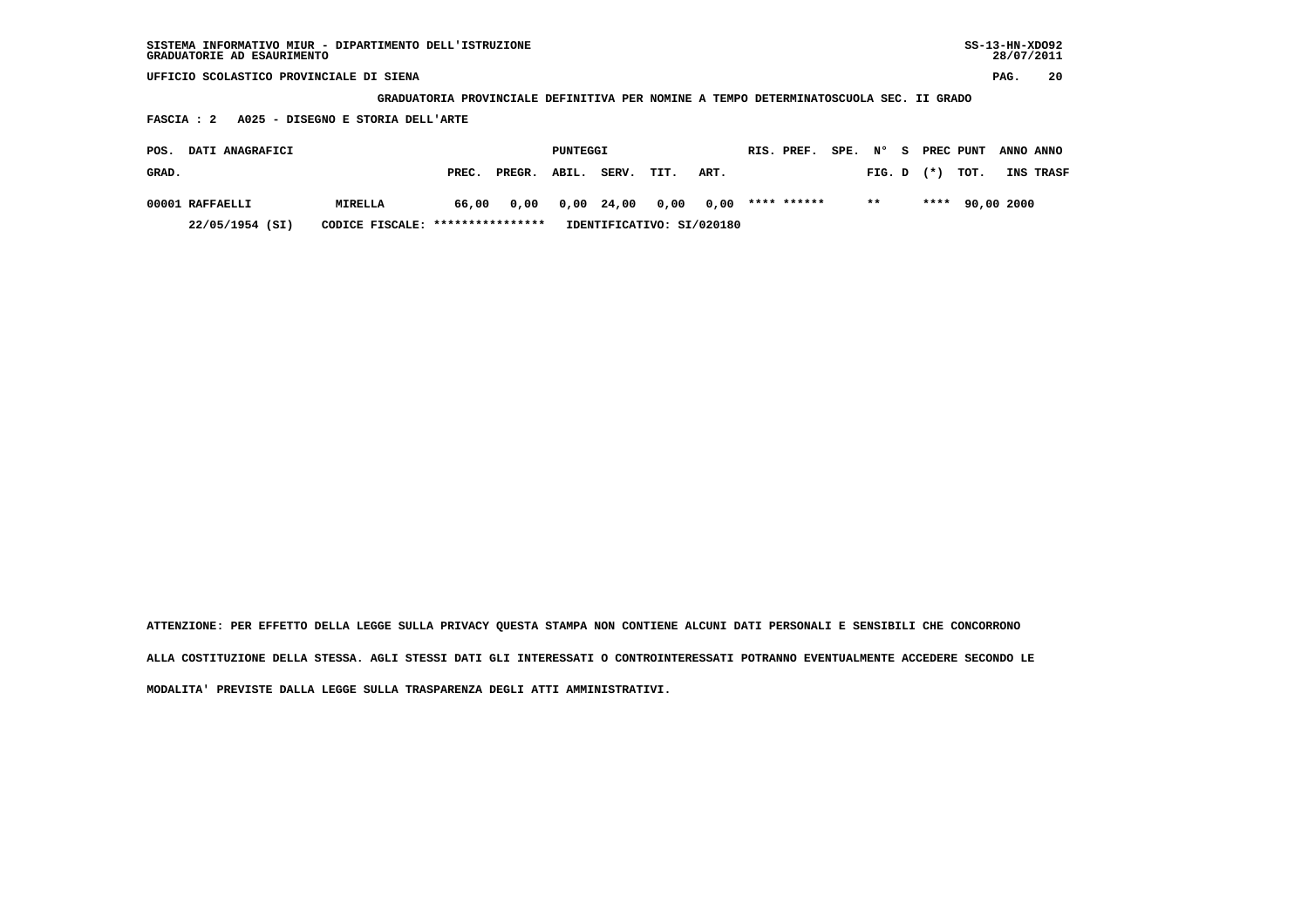SISTEMA INFORMATIVO MIUR - DIPARTIMENTO DELL'ISTRUZIONE
GRADUATORIE AD ESAURIMENTO

UFFICIO SCOLASTICO PROVINCIALE DI SIENA

**GRADUATORIA PROVINCIALE DEFINITIVA PER NOMINE A TEMPO DETERMINATOSCUOLA SEC. II GRADO**

**FASCIA : 2 A025 - DISEGNO E STORIA DELL'ARTE**

| POS. GRAD. | DATI ANAGRAFICI | | PUNTEGGI PREC. | PREGR. | ABIL. | SERV. | TIT. | ART. | RIS. | PREF. | SPE. | N° FIG. | S D | PREC (*) | PUNT TOT. | ANNO INS | ANNO TRASF |
|---|---|---|---|---|---|---|---|---|---|---|---|---|---|---|---|---|---|
| 00001 | RAFFAELLI 22/05/1954 (SI) | MIRELLA CODICE FISCALE: **************** | 66,00 | 0,00 | 0,00 | 24,00 | 0,00 | 0,00 | **** | ****** | | ** | | **** | 90,00 | 2000 | |
| | | IDENTIFICATIVO: SI/020180 | | | | | | | | | | | | | | | |

ATTENZIONE: PER EFFETTO DELLA LEGGE SULLA PRIVACY QUESTA STAMPA NON CONTIENE ALCUNI DATI PERSONALI E SENSIBILI CHE CONCORRONO ALLA COSTITUZIONE DELLA STESSA. AGLI STESSI DATI GLI INTERESSATI O CONTROINTERESSATI POTRANNO EVENTUALMENTE ACCEDERE SECONDO LE MODALITA' PREVISTE DALLA LEGGE SULLA TRASPARENZA DEGLI ATTI AMMINISTRATIVI.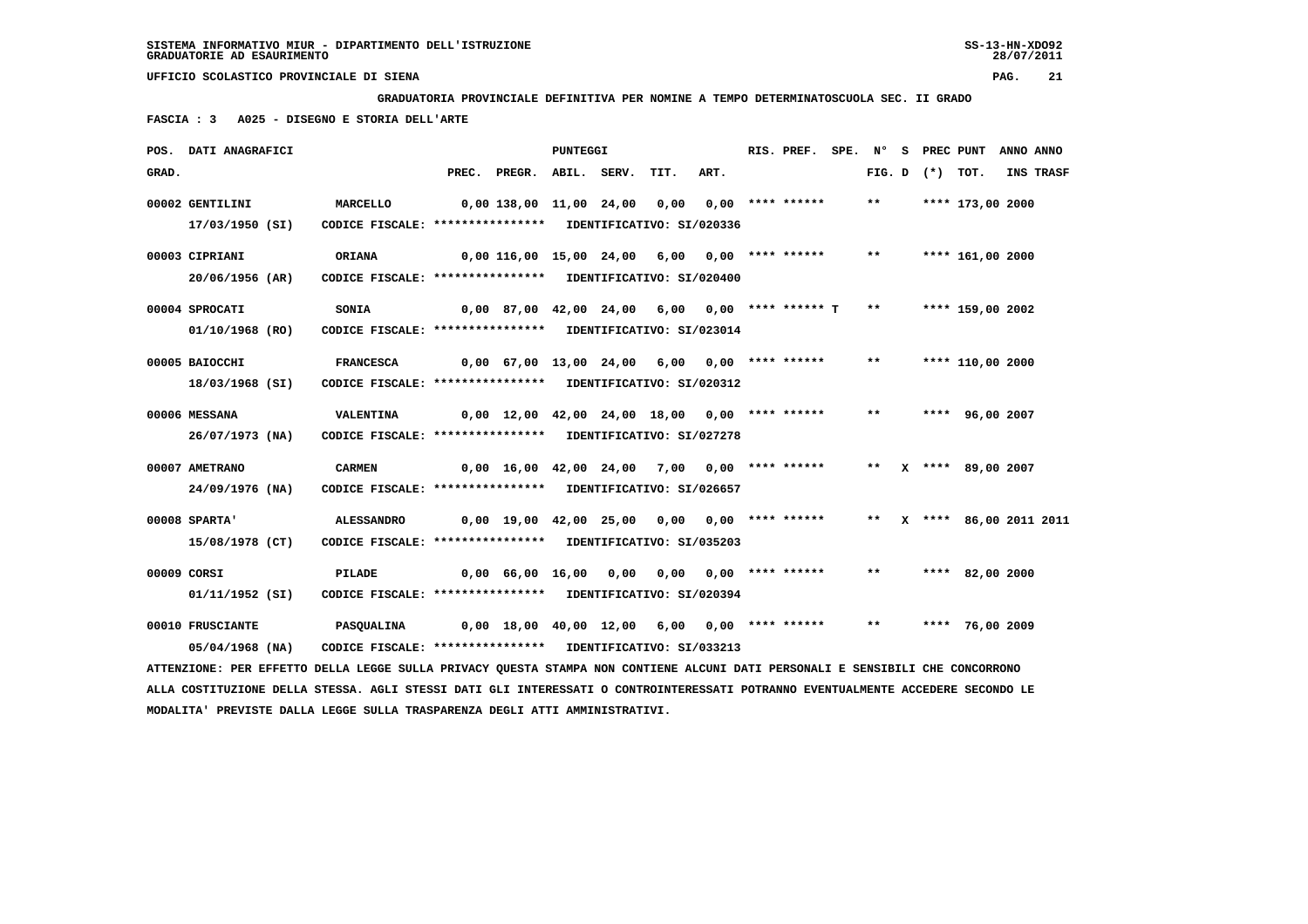SISTEMA INFORMATIVO MIUR - DIPARTIMENTO DELL'ISTRUZIONE
GRADUATORIE AD ESAURIMENTO

UFFICIO SCOLASTICO PROVINCIALE DI SIENA

**GRADUATORIA PROVINCIALE DEFINITIVA PER NOMINE A TEMPO DETERMINATOSCUOLA SEC. II GRADO**

**FASCIA : 3 A025 - DISEGNO E STORIA DELL'ARTE**

| POS. GRAD. | DATI ANAGRAFICI | | PREC. | PREGR. | ABIL. | SERV. | TIT. | ART. | RIS. PREF. | SPE. | N° FIG. | S D | PREC (*) | PUNT TOT. | ANNO INS | ANNO TRASF |
|---|---|---|---|---|---|---|---|---|---|---|---|---|---|---|---|---|
| 00002 | GENTILINI 17/03/1950 (SI) | MARCELLO CODICE FISCALE: **************** IDENTIFICATIVO: SI/020336 | 0,00 | 138,00 | 11,00 | 24,00 | 0,00 | 0,00 | **** ****** | | ** | | **** | 173,00 | 2000 | |
| 00003 | CIPRIANI 20/06/1956 (AR) | ORIANA CODICE FISCALE: **************** IDENTIFICATIVO: SI/020400 | 0,00 | 116,00 | 15,00 | 24,00 | 6,00 | 0,00 | **** ****** | | ** | | **** | 161,00 | 2000 | |
| 00004 | SPROCATI 01/10/1968 (RO) | SONIA CODICE FISCALE: **************** IDENTIFICATIVO: SI/023014 | 0,00 | 87,00 | 42,00 | 24,00 | 6,00 | 0,00 | **** ****** T | | ** | | **** | 159,00 | 2002 | |
| 00005 | BAIOCCHI 18/03/1968 (SI) | FRANCESCA CODICE FISCALE: **************** IDENTIFICATIVO: SI/020312 | 0,00 | 67,00 | 13,00 | 24,00 | 6,00 | 0,00 | **** ****** | | ** | | **** | 110,00 | 2000 | |
| 00006 | MESSANA 26/07/1973 (NA) | VALENTINA CODICE FISCALE: **************** IDENTIFICATIVO: SI/027278 | 0,00 | 12,00 | 42,00 | 24,00 | 18,00 | 0,00 | **** ****** | | ** | | **** | 96,00 | 2007 | |
| 00007 | AMETRANO 24/09/1976 (NA) | CARMEN CODICE FISCALE: **************** IDENTIFICATIVO: SI/026657 | 0,00 | 16,00 | 42,00 | 24,00 | 7,00 | 0,00 | **** ****** | | ** | X | **** | 89,00 | 2007 | |
| 00008 | SPARTA' 15/08/1978 (CT) | ALESSANDRO CODICE FISCALE: **************** IDENTIFICATIVO: SI/035203 | 0,00 | 19,00 | 42,00 | 25,00 | 0,00 | 0,00 | **** ****** | | ** | X | **** | 86,00 | 2011 | 2011 |
| 00009 | CORSI 01/11/1952 (SI) | PILADE CODICE FISCALE: **************** IDENTIFICATIVO: SI/020394 | 0,00 | 66,00 | 16,00 | 0,00 | 0,00 | 0,00 | **** ****** | | ** | | **** | 82,00 | 2000 | |
| 00010 | FRUSCIANTE 05/04/1968 (NA) | PASQUALINA CODICE FISCALE: **************** IDENTIFICATIVO: SI/033213 | 0,00 | 18,00 | 40,00 | 12,00 | 6,00 | 0,00 | **** ****** | | ** | | **** | 76,00 | 2009 | |

ATTENZIONE: PER EFFETTO DELLA LEGGE SULLA PRIVACY QUESTA STAMPA NON CONTIENE ALCUNI DATI PERSONALI E SENSIBILI CHE CONCORRONO ALLA COSTITUZIONE DELLA STESSA. AGLI STESSI DATI GLI INTERESSATI O CONTROINTERESSATI POTRANNO EVENTUALMENTE ACCEDERE SECONDO LE MODALITA' PREVISTE DALLA LEGGE SULLA TRASPARENZA DEGLI ATTI AMMINISTRATIVI.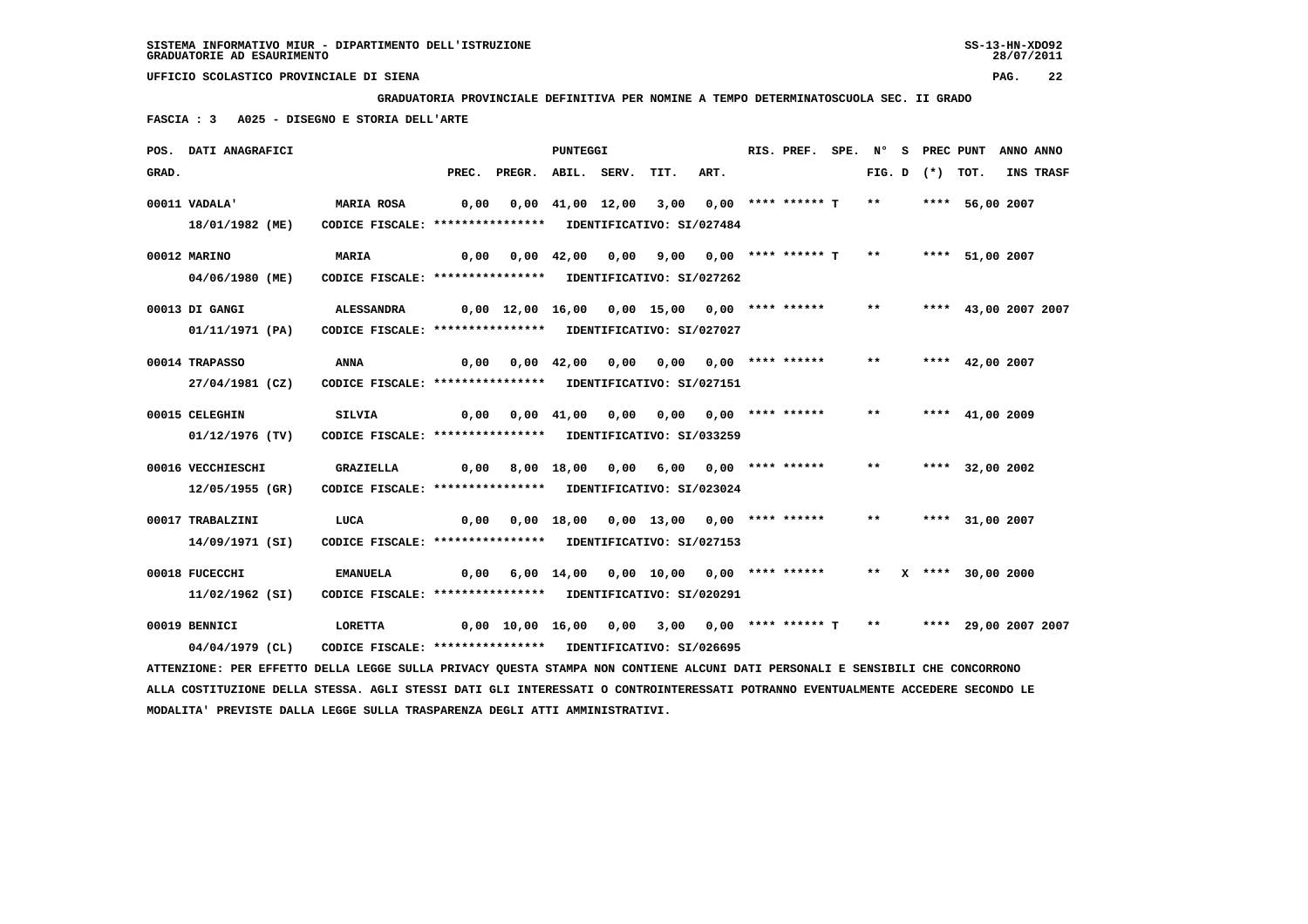SISTEMA INFORMATIVO MIUR - DIPARTIMENTO DELL'ISTRUZIONE
GRADUATORIE AD ESAURIMENTO

UFFICIO SCOLASTICO PROVINCIALE DI SIENA

**GRADUATORIA PROVINCIALE DEFINITIVA PER NOMINE A TEMPO DETERMINATOSCUOLA SEC. II GRADO**

**FASCIA : 3 A025 - DISEGNO E STORIA DELL'ARTE**

| POS. GRAD. | DATI ANAGRAFICI | | PREC. | PREGR. | ABIL. | SERV. | TIT. | ART. | RIS. PREF. | SPE. | N° FIG. | S D | PREC (*) | PUNT TOT. | ANNO INS | ANNO TRASF |
|---|---|---|---|---|---|---|---|---|---|---|---|---|---|---|---|---|
| 00011 | VADALA' | MARIA ROSA | 0,00 | 0,00 | 41,00 | 12,00 | 3,00 | 0,00 | **** ****** T | | ** | | **** | 56,00 | 2007 | |
| | 18/01/1982 (ME) | CODICE FISCALE: **************** IDENTIFICATIVO: SI/027484 | | | | | | | | | | | | | | |
| 00012 | MARINO | MARIA | 0,00 | 0,00 | 42,00 | 0,00 | 9,00 | 0,00 | **** ****** T | | ** | | **** | 51,00 | 2007 | |
| | 04/06/1980 (ME) | CODICE FISCALE: **************** IDENTIFICATIVO: SI/027262 | | | | | | | | | | | | | | |
| 00013 | DI GANGI | ALESSANDRA | 0,00 | 12,00 | 16,00 | 0,00 | 15,00 | 0,00 | **** ****** | | ** | | **** | 43,00 | 2007 | 2007 |
| | 01/11/1971 (PA) | CODICE FISCALE: **************** IDENTIFICATIVO: SI/027027 | | | | | | | | | | | | | | |
| 00014 | TRAPASSO | ANNA | 0,00 | 0,00 | 42,00 | 0,00 | 0,00 | 0,00 | **** ****** | | ** | | **** | 42,00 | 2007 | |
| | 27/04/1981 (CZ) | CODICE FISCALE: **************** IDENTIFICATIVO: SI/027151 | | | | | | | | | | | | | | |
| 00015 | CELEGHIN | SILVIA | 0,00 | 0,00 | 41,00 | 0,00 | 0,00 | 0,00 | **** ****** | | ** | | **** | 41,00 | 2009 | |
| | 01/12/1976 (TV) | CODICE FISCALE: **************** IDENTIFICATIVO: SI/033259 | | | | | | | | | | | | | | |
| 00016 | VECCHIESCHI | GRAZIELLA | 0,00 | 8,00 | 18,00 | 0,00 | 6,00 | 0,00 | **** ****** | | ** | | **** | 32,00 | 2002 | |
| | 12/05/1955 (GR) | CODICE FISCALE: **************** IDENTIFICATIVO: SI/023024 | | | | | | | | | | | | | | |
| 00017 | TRABALZINI | LUCA | 0,00 | 0,00 | 18,00 | 0,00 | 13,00 | 0,00 | **** ****** | | ** | | **** | 31,00 | 2007 | |
| | 14/09/1971 (SI) | CODICE FISCALE: **************** IDENTIFICATIVO: SI/027153 | | | | | | | | | | | | | | |
| 00018 | FUCECCHI | EMANUELA | 0,00 | 6,00 | 14,00 | 0,00 | 10,00 | 0,00 | **** ****** | | ** | X | **** | 30,00 | 2000 | |
| | 11/02/1962 (SI) | CODICE FISCALE: **************** IDENTIFICATIVO: SI/020291 | | | | | | | | | | | | | | |
| 00019 | BENNICI | LORETTA | 0,00 | 10,00 | 16,00 | 0,00 | 3,00 | 0,00 | **** ****** T | | ** | | **** | 29,00 | 2007 | 2007 |
| | 04/04/1979 (CL) | CODICE FISCALE: **************** IDENTIFICATIVO: SI/026695 | | | | | | | | | | | | | | |

ATTENZIONE: PER EFFETTO DELLA LEGGE SULLA PRIVACY QUESTA STAMPA NON CONTIENE ALCUNI DATI PERSONALI E SENSIBILI CHE CONCORRONO ALLA COSTITUZIONE DELLA STESSA. AGLI STESSI DATI GLI INTERESSATI O CONTROINTERESSATI POTRANNO EVENTUALMENTE ACCEDERE SECONDO LE MODALITA' PREVISTE DALLA LEGGE SULLA TRASPARENZA DEGLI ATTI AMMINISTRATIVI.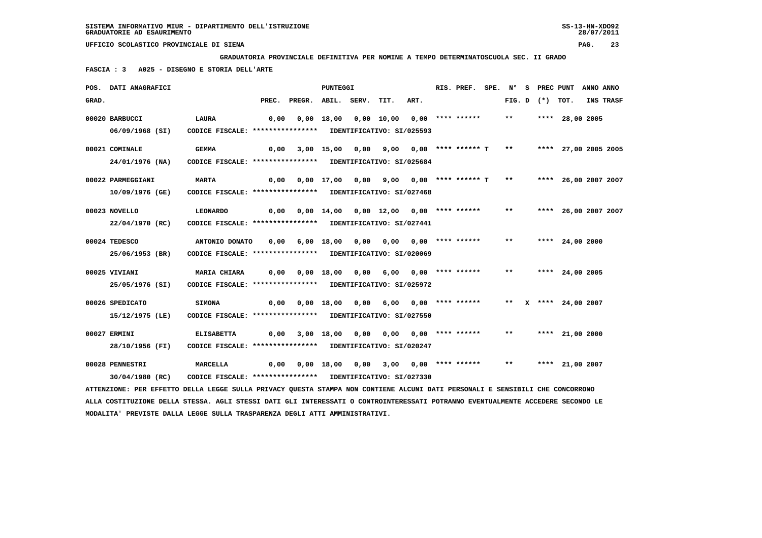GRADUATORIA PROVINCIALE DEFINITIVA PER NOMINE A TEMPO DETERMINATOSCUOLA SEC. II GRADO

FASCIA : 3 A025 - DISEGNO E STORIA DELL'ARTE

| POS. GRAD. | DATI ANAGRAFICI | | PREC. | PREGR. | ABIL. | SERV. | TIT. | ART. | RIS. PREF. | SPE. | N° FIG. | S D | PREC (*) | PUNT TOT. | ANNO INS | ANNO TRASF |
|---|---|---|---|---|---|---|---|---|---|---|---|---|---|---|---|---|
| 00020 | BARBUCCI 06/09/1968 (SI) | LAURA CODICE FISCALE: **************** IDENTIFICATIVO: SI/025593 | 0,00 | 0,00 | 18,00 | 0,00 | 10,00 | 0,00 | **** ****** | | ** | | **** | 28,00 | 2005 | |
| 00021 | COMINALE 24/01/1976 (NA) | GEMMA CODICE FISCALE: **************** IDENTIFICATIVO: SI/025684 | 0,00 | 3,00 | 15,00 | 0,00 | 9,00 | 0,00 | **** ****** T | | ** | | **** | 27,00 | 2005 | 2005 |
| 00022 | PARMEGGIANI 10/09/1976 (GE) | MARTA CODICE FISCALE: **************** IDENTIFICATIVO: SI/027468 | 0,00 | 0,00 | 17,00 | 0,00 | 9,00 | 0,00 | **** ****** T | | ** | | **** | 26,00 | 2007 | 2007 |
| 00023 | NOVELLO 22/04/1970 (RC) | LEONARDO CODICE FISCALE: **************** IDENTIFICATIVO: SI/027441 | 0,00 | 0,00 | 14,00 | 0,00 | 12,00 | 0,00 | **** ****** | | ** | | **** | 26,00 | 2007 | 2007 |
| 00024 | TEDESCO 25/06/1953 (BR) | ANTONIO DONATO CODICE FISCALE: **************** IDENTIFICATIVO: SI/020069 | 0,00 | 6,00 | 18,00 | 0,00 | 0,00 | 0,00 | **** ****** | | ** | | **** | 24,00 | 2000 | |
| 00025 | VIVIANI 25/05/1976 (SI) | MARIA CHIARA CODICE FISCALE: **************** IDENTIFICATIVO: SI/025972 | 0,00 | 0,00 | 18,00 | 0,00 | 6,00 | 0,00 | **** ****** | | ** | | **** | 24,00 | 2005 | |
| 00026 | SPEDICATO 15/12/1975 (LE) | SIMONA CODICE FISCALE: **************** IDENTIFICATIVO: SI/027550 | 0,00 | 0,00 | 18,00 | 0,00 | 6,00 | 0,00 | **** ****** | | ** | X | **** | 24,00 | 2007 | |
| 00027 | ERMINI 28/10/1956 (FI) | ELISABETTA CODICE FISCALE: **************** IDENTIFICATIVO: SI/020247 | 0,00 | 3,00 | 18,00 | 0,00 | 0,00 | 0,00 | **** ****** | | ** | | **** | 21,00 | 2000 | |
| 00028 | PENNESTRI 30/04/1980 (RC) | MARCELLA CODICE FISCALE: **************** IDENTIFICATIVO: SI/027330 | 0,00 | 0,00 | 18,00 | 0,00 | 3,00 | 0,00 | **** ****** | | ** | | **** | 21,00 | 2007 | |

ATTENZIONE: PER EFFETTO DELLA LEGGE SULLA PRIVACY QUESTA STAMPA NON CONTIENE ALCUNI DATI PERSONALI E SENSIBILI CHE CONCORRONO ALLA COSTITUZIONE DELLA STESSA. AGLI STESSI DATI GLI INTERESSATI O CONTROINTERESSATI POTRANNO EVENTUALMENTE ACCEDERE SECONDO LE MODALITA' PREVISTE DALLA LEGGE SULLA TRASPARENZA DEGLI ATTI AMMINISTRATIVI.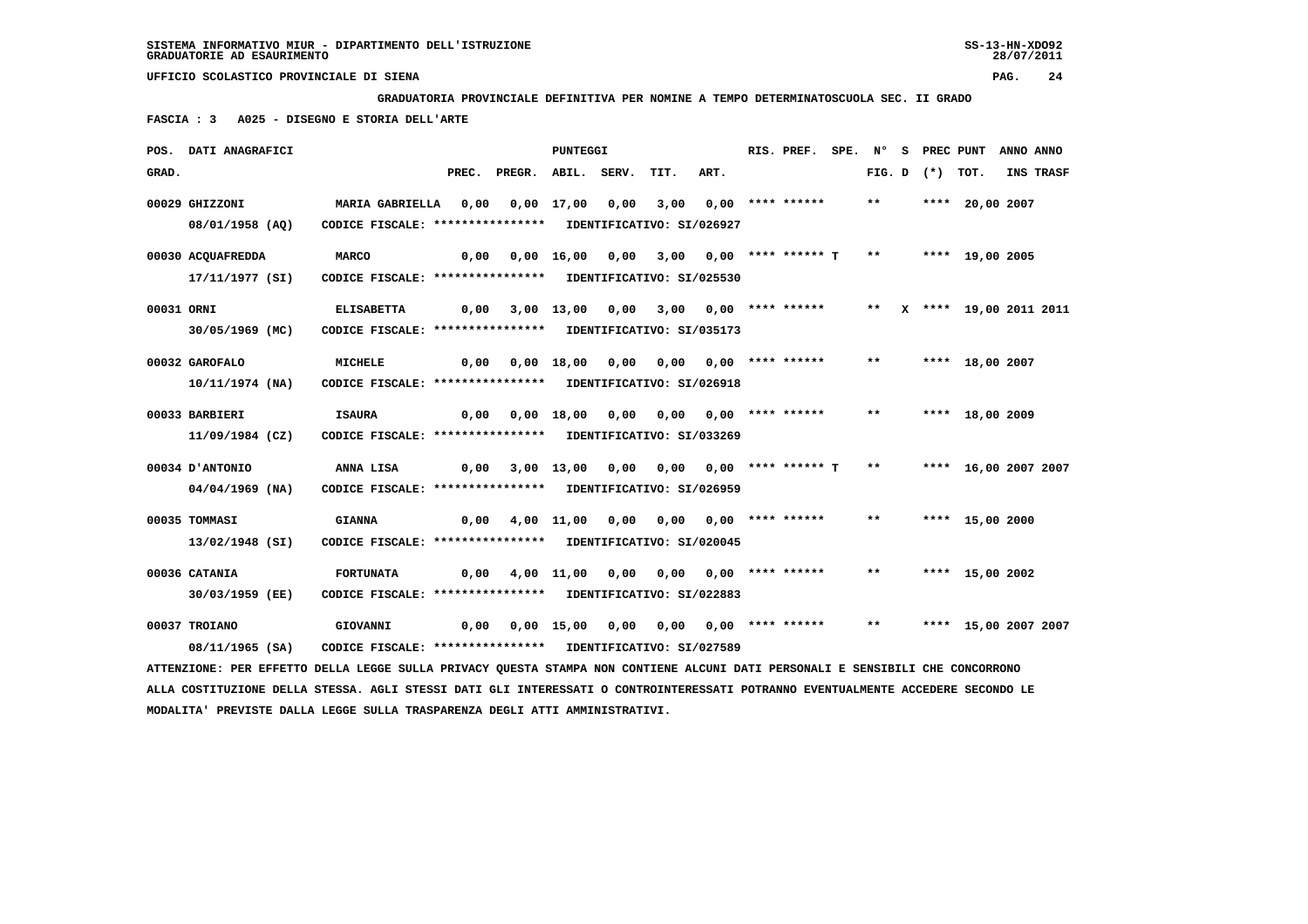SISTEMA INFORMATIVO MIUR - DIPARTIMENTO DELL'ISTRUZIONE
GRADUATORIE AD ESAURIMENTO

UFFICIO SCOLASTICO PROVINCIALE DI SIENA

**GRADUATORIA PROVINCIALE DEFINITIVA PER NOMINE A TEMPO DETERMINATOSCUOLA SEC. II GRADO**

**FASCIA : 3 A025 - DISEGNO E STORIA DELL'ARTE**

| POS. GRAD. | DATI ANAGRAFICI | | PREC. | PREGR. | ABIL. | SERV. | TIT. | ART. | RIS. PREF. | SPE. | FIG. D | S | (*) | PREC PUNT TOT. | ANNO ANNO INS TRASF |
|---|---|---|---|---|---|---|---|---|---|---|---|---|---|---|---|
| 00029 | GHIZZONI 08/01/1958 (AQ) | MARIA GABRIELLA CODICE FISCALE: **************** IDENTIFICATIVO: SI/026927 | 0,00 | 0,00 | 17,00 | 0,00 | 3,00 | 0,00 | **** ****** | | ** | | **** | 20,00 | 2007 |
| 00030 | ACQUAFREDDA 17/11/1977 (SI) | MARCO CODICE FISCALE: **************** IDENTIFICATIVO: SI/025530 | 0,00 | 0,00 | 16,00 | 0,00 | 3,00 | 0,00 | **** ****** T | | ** | | **** | 19,00 | 2005 |
| 00031 | ORNI 30/05/1969 (MC) | ELISABETTA CODICE FISCALE: **************** IDENTIFICATIVO: SI/035173 | 0,00 | 3,00 | 13,00 | 0,00 | 3,00 | 0,00 | **** ****** | | ** | X | **** | 19,00 | 2011 2011 |
| 00032 | GAROFALO 10/11/1974 (NA) | MICHELE CODICE FISCALE: **************** IDENTIFICATIVO: SI/026918 | 0,00 | 0,00 | 18,00 | 0,00 | 0,00 | 0,00 | **** ****** | | ** | | **** | 18,00 | 2007 |
| 00033 | BARBIERI 11/09/1984 (CZ) | ISAURA CODICE FISCALE: **************** IDENTIFICATIVO: SI/033269 | 0,00 | 0,00 | 18,00 | 0,00 | 0,00 | 0,00 | **** ****** | | ** | | **** | 18,00 | 2009 |
| 00034 | D'ANTONIO 04/04/1969 (NA) | ANNA LISA CODICE FISCALE: **************** IDENTIFICATIVO: SI/026959 | 0,00 | 3,00 | 13,00 | 0,00 | 0,00 | 0,00 | **** ****** T | | ** | | **** | 16,00 | 2007 2007 |
| 00035 | TOMMASI 13/02/1948 (SI) | GIANNA CODICE FISCALE: **************** IDENTIFICATIVO: SI/020045 | 0,00 | 4,00 | 11,00 | 0,00 | 0,00 | 0,00 | **** ****** | | ** | | **** | 15,00 | 2000 |
| 00036 | CATANIA 30/03/1959 (EE) | FORTUNATA CODICE FISCALE: **************** IDENTIFICATIVO: SI/022883 | 0,00 | 4,00 | 11,00 | 0,00 | 0,00 | 0,00 | **** ****** | | ** | | **** | 15,00 | 2002 |
| 00037 | TROIANO 08/11/1965 (SA) | GIOVANNI CODICE FISCALE: **************** IDENTIFICATIVO: SI/027589 | 0,00 | 0,00 | 15,00 | 0,00 | 0,00 | 0,00 | **** ****** | | ** | | **** | 15,00 | 2007 2007 |

ATTENZIONE: PER EFFETTO DELLA LEGGE SULLA PRIVACY QUESTA STAMPA NON CONTIENE ALCUNI DATI PERSONALI E SENSIBILI CHE CONCORRONO ALLA COSTITUZIONE DELLA STESSA. AGLI STESSI DATI GLI INTERESSATI O CONTROINTERESSATI POTRANNO EVENTUALMENTE ACCEDERE SECONDO LE MODALITA' PREVISTE DALLA LEGGE SULLA TRASPARENZA DEGLI ATTI AMMINISTRATIVI.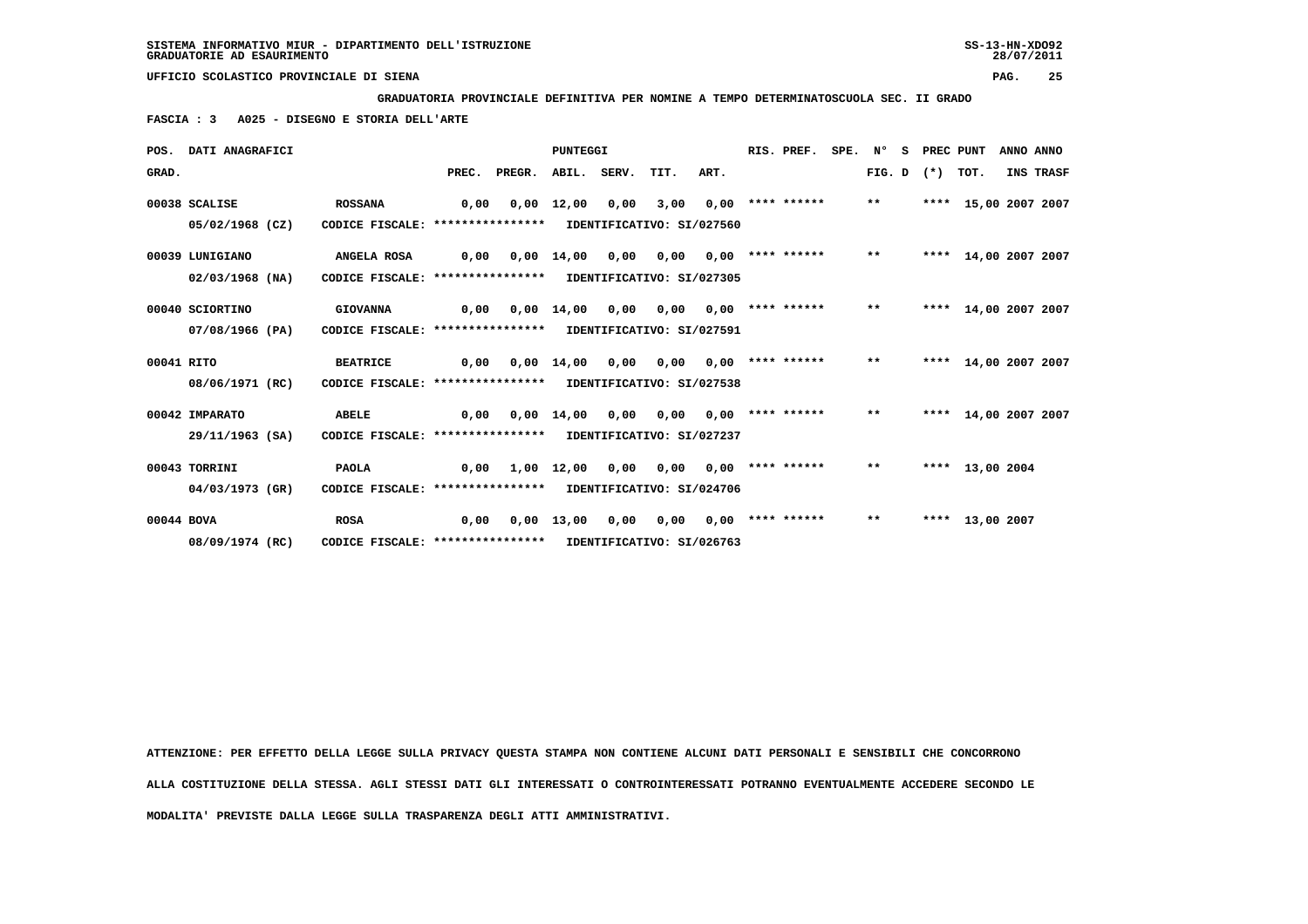SISTEMA INFORMATIVO MIUR - DIPARTIMENTO DELL'ISTRUZIONE
GRADUATORIE AD ESAURIMENTO

UFFICIO SCOLASTICO PROVINCIALE DI SIENA

**GRADUATORIA PROVINCIALE DEFINITIVA PER NOMINE A TEMPO DETERMINATOSCUOLA SEC. II GRADO**

**FASCIA : 3 A025 - DISEGNO E STORIA DELL'ARTE**

| POS. GRAD. | DATI ANAGRAFICI | | PREC. | PREGR. | ABIL. | SERV. | TIT. | ART. | RIS. PREF. | SPE. N° S FIG. D | PREC (*) | PUNT TOT. | ANNO INS | ANNO TRASF |
|---|---|---|---|---|---|---|---|---|---|---|---|---|---|---|
| 00038 | SCALISE 05/02/1968 (CZ) | ROSSANA CODICE FISCALE: **************** | 0,00 | 0,00 | 12,00 | 0,00 | 3,00 | 0,00 | **** ****** | ** | **** | 15,00 | 2007 | 2007 |
| | | IDENTIFICATIVO: SI/027560 | | | | | | | | | | | | |
| 00039 | LUNIGIANO 02/03/1968 (NA) | ANGELA ROSA CODICE FISCALE: **************** | 0,00 | 0,00 | 14,00 | 0,00 | 0,00 | 0,00 | **** ****** | ** | **** | 14,00 | 2007 | 2007 |
| | | IDENTIFICATIVO: SI/027305 | | | | | | | | | | | | |
| 00040 | SCIORTINO 07/08/1966 (PA) | GIOVANNA CODICE FISCALE: **************** | 0,00 | 0,00 | 14,00 | 0,00 | 0,00 | 0,00 | **** ****** | ** | **** | 14,00 | 2007 | 2007 |
| | | IDENTIFICATIVO: SI/027591 | | | | | | | | | | | | |
| 00041 | RITO 08/06/1971 (RC) | BEATRICE CODICE FISCALE: **************** | 0,00 | 0,00 | 14,00 | 0,00 | 0,00 | 0,00 | **** ****** | ** | **** | 14,00 | 2007 | 2007 |
| | | IDENTIFICATIVO: SI/027538 | | | | | | | | | | | | |
| 00042 | IMPARATO 29/11/1963 (SA) | ABELE CODICE FISCALE: **************** | 0,00 | 0,00 | 14,00 | 0,00 | 0,00 | 0,00 | **** ****** | ** | **** | 14,00 | 2007 | 2007 |
| | | IDENTIFICATIVO: SI/027237 | | | | | | | | | | | | |
| 00043 | TORRINI 04/03/1973 (GR) | PAOLA CODICE FISCALE: **************** | 0,00 | 1,00 | 12,00 | 0,00 | 0,00 | 0,00 | **** ****** | ** | **** | 13,00 | 2004 | |
| | | IDENTIFICATIVO: SI/024706 | | | | | | | | | | | | |
| 00044 | BOVA 08/09/1974 (RC) | ROSA CODICE FISCALE: **************** | 0,00 | 0,00 | 13,00 | 0,00 | 0,00 | 0,00 | **** ****** | ** | **** | 13,00 | 2007 | |
| | | IDENTIFICATIVO: SI/026763 | | | | | | | | | | | | |

ATTENZIONE: PER EFFETTO DELLA LEGGE SULLA PRIVACY QUESTA STAMPA NON CONTIENE ALCUNI DATI PERSONALI E SENSIBILI CHE CONCORRONO ALLA COSTITUZIONE DELLA STESSA. AGLI STESSI DATI GLI INTERESSATI O CONTROINTERESSATI POTRANNO EVENTUALMENTE ACCEDERE SECONDO LE MODALITA' PREVISTE DALLA LEGGE SULLA TRASPARENZA DEGLI ATTI AMMINISTRATIVI.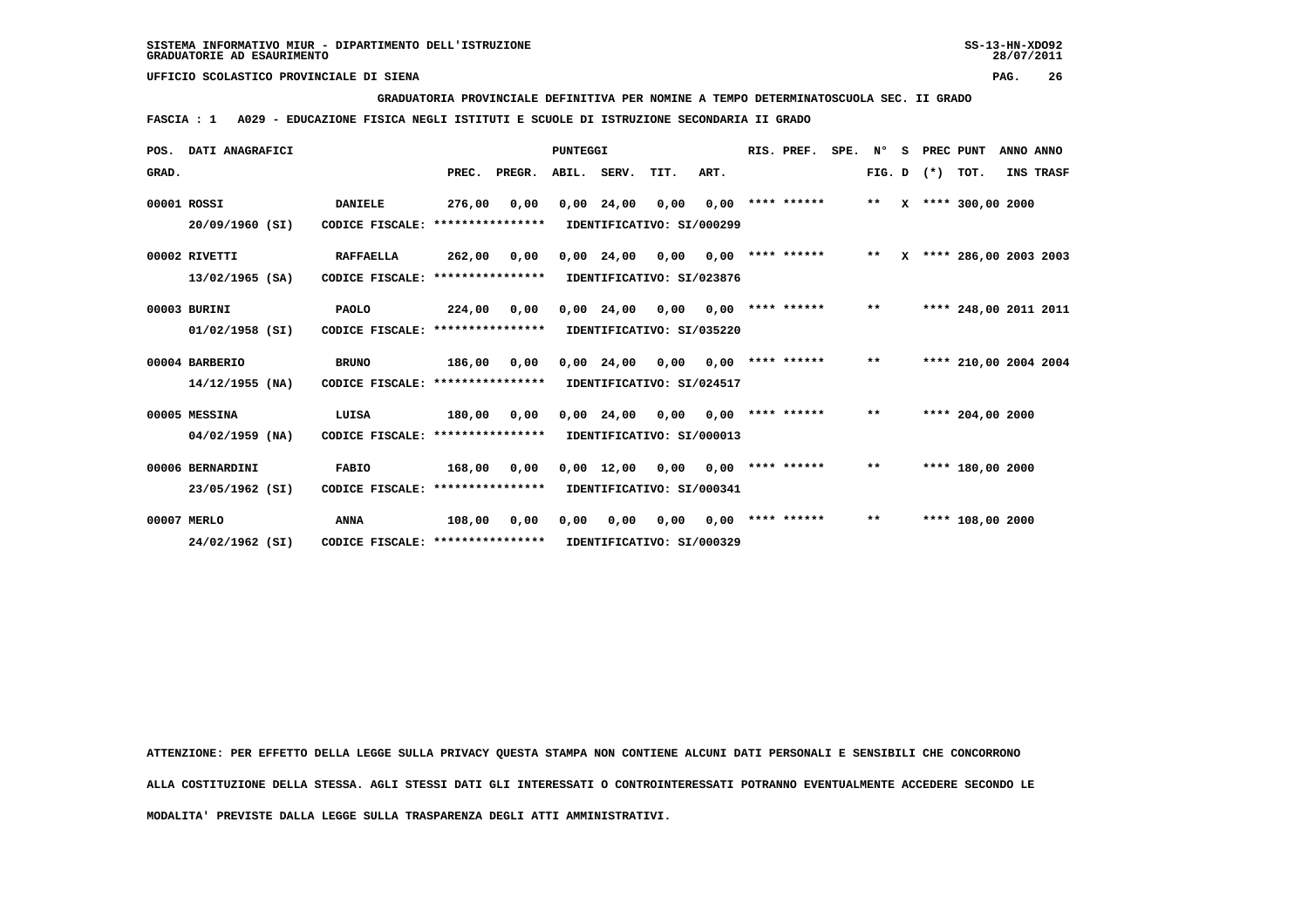GRADUATORIA PROVINCIALE DEFINITIVA PER NOMINE A TEMPO DETERMINATOSCUOLA SEC. II GRADO

**FASCIA : 1 A029 - EDUCAZIONE FISICA NEGLI ISTITUTI E SCUOLE DI ISTRUZIONE SECONDARIA II GRADO**

| POS. GRAD. | DATI ANAGRAFICI | | PREC. | PREGR. | ABIL. | SERV. | TIT. | ART. | RIS. PREF. | SPE. | N° FIG. | S D | PREC (*) | PUNT TOT. | ANNO INS | ANNO TRASF |
|---|---|---|---|---|---|---|---|---|---|---|---|---|---|---|---|---|
| 00001 | ROSSI | DANIELE | 276,00 | 0,00 | 0,00 | 24,00 | 0,00 | 0,00 | **** ****** | | ** | X | **** | 300,00 | 2000 | |
| | 20/09/1960 (SI) | CODICE FISCALE: **************** | IDENTIFICATIVO: SI/000299 | | | | | | | | | | | | | |
| 00002 | RIVETTI | RAFFAELLA | 262,00 | 0,00 | 0,00 | 24,00 | 0,00 | 0,00 | **** ****** | | ** | X | **** | 286,00 | 2003 | 2003 |
| | 13/02/1965 (SA) | CODICE FISCALE: **************** | IDENTIFICATIVO: SI/023876 | | | | | | | | | | | | | |
| 00003 | BURINI | PAOLO | 224,00 | 0,00 | 0,00 | 24,00 | 0,00 | 0,00 | **** ****** | | ** | | **** | 248,00 | 2011 | 2011 |
| | 01/02/1958 (SI) | CODICE FISCALE: **************** | IDENTIFICATIVO: SI/035220 | | | | | | | | | | | | | |
| 00004 | BARBERIO | BRUNO | 186,00 | 0,00 | 0,00 | 24,00 | 0,00 | 0,00 | **** ****** | | ** | | **** | 210,00 | 2004 | 2004 |
| | 14/12/1955 (NA) | CODICE FISCALE: **************** | IDENTIFICATIVO: SI/024517 | | | | | | | | | | | | | |
| 00005 | MESSINA | LUISA | 180,00 | 0,00 | 0,00 | 24,00 | 0,00 | 0,00 | **** ****** | | ** | | **** | 204,00 | 2000 | |
| | 04/02/1959 (NA) | CODICE FISCALE: **************** | IDENTIFICATIVO: SI/000013 | | | | | | | | | | | | | |
| 00006 | BERNARDINI | FABIO | 168,00 | 0,00 | 0,00 | 12,00 | 0,00 | 0,00 | **** ****** | | ** | | **** | 180,00 | 2000 | |
| | 23/05/1962 (SI) | CODICE FISCALE: **************** | IDENTIFICATIVO: SI/000341 | | | | | | | | | | | | | |
| 00007 | MERLO | ANNA | 108,00 | 0,00 | 0,00 | 0,00 | 0,00 | 0,00 | **** ****** | | ** | | **** | 108,00 | 2000 | |
| | 24/02/1962 (SI) | CODICE FISCALE: **************** | IDENTIFICATIVO: SI/000329 | | | | | | | | | | | | | |

ATTENZIONE: PER EFFETTO DELLA LEGGE SULLA PRIVACY QUESTA STAMPA NON CONTIENE ALCUNI DATI PERSONALI E SENSIBILI CHE CONCORRONO ALLA COSTITUZIONE DELLA STESSA. AGLI STESSI DATI GLI INTERESSATI O CONTROINTERESSATI POTRANNO EVENTUALMENTE ACCEDERE SECONDO LE MODALITA' PREVISTE DALLA LEGGE SULLA TRASPARENZA DEGLI ATTI AMMINISTRATIVI.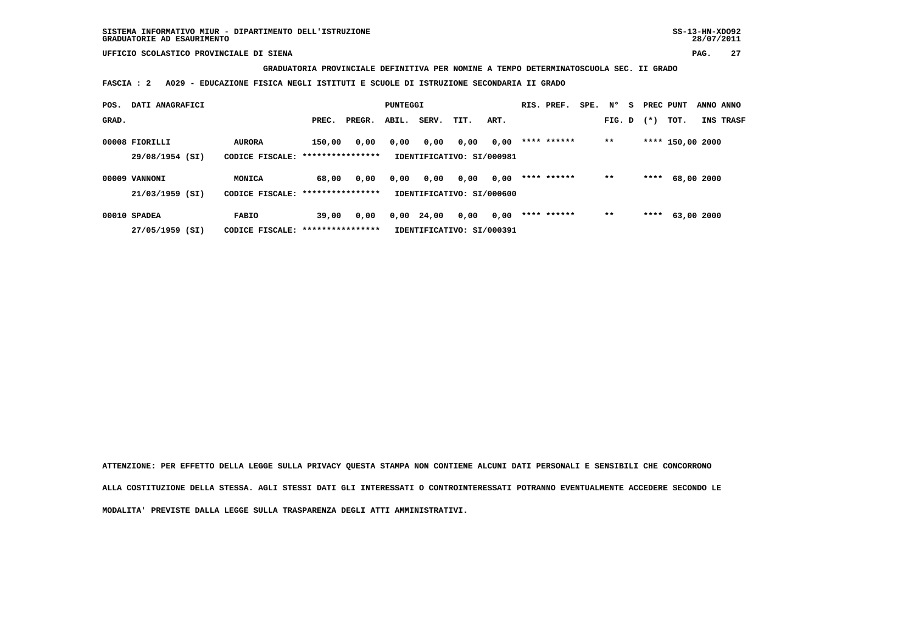SISTEMA INFORMATIVO MIUR - DIPARTIMENTO DELL'ISTRUZIONE
GRADUATORIE AD ESAURIMENTO

UFFICIO SCOLASTICO PROVINCIALE DI SIENA

**GRADUATORIA PROVINCIALE DEFINITIVA PER NOMINE A TEMPO DETERMINATOSCUOLA SEC. II GRADO**

**FASCIA : 2 A029 - EDUCAZIONE FISICA NEGLI ISTITUTI E SCUOLE DI ISTRUZIONE SECONDARIA II GRADO**

| POS. GRAD. | DATI ANAGRAFICI | | PREC. | PREGR. | ABIL. | SERV. | TIT. | ART. | RIS. PREF. | SPE. | N° FIG. | S D | PREC (*) | PUNT TOT. | ANNO INS | ANNO TRASF |
|---|---|---|---|---|---|---|---|---|---|---|---|---|---|---|---|---|
| 00008 | FIORILLI | AURORA | 150,00 | 0,00 | 0,00 | 0,00 | 0,00 | 0,00 | **** ****** | | ** | | **** | 150,00 | 2000 | |
| | 29/08/1954 (SI) | CODICE FISCALE: **************** | IDENTIFICATIVO: SI/000981 | | | | | | | | | | | | | |
| 00009 | VANNONI | MONICA | 68,00 | 0,00 | 0,00 | 0,00 | 0,00 | 0,00 | **** ****** | | ** | | **** | 68,00 | 2000 | |
| | 21/03/1959 (SI) | CODICE FISCALE: **************** | IDENTIFICATIVO: SI/000600 | | | | | | | | | | | | | |
| 00010 | SPADEA | FABIO | 39,00 | 0,00 | 0,00 | 24,00 | 0,00 | 0,00 | **** ****** | | ** | | **** | 63,00 | 2000 | |
| | 27/05/1959 (SI) | CODICE FISCALE: **************** | IDENTIFICATIVO: SI/000391 | | | | | | | | | | | | | |

**ATTENZIONE: PER EFFETTO DELLA LEGGE SULLA PRIVACY QUESTA STAMPA NON CONTIENE ALCUNI DATI PERSONALI E SENSIBILI CHE CONCORRONO ALLA COSTITUZIONE DELLA STESSA. AGLI STESSI DATI GLI INTERESSATI O CONTROINTERESSATI POTRANNO EVENTUALMENTE ACCEDERE SECONDO LE MODALITA' PREVISTE DALLA LEGGE SULLA TRASPARENZA DEGLI ATTI AMMINISTRATIVI.**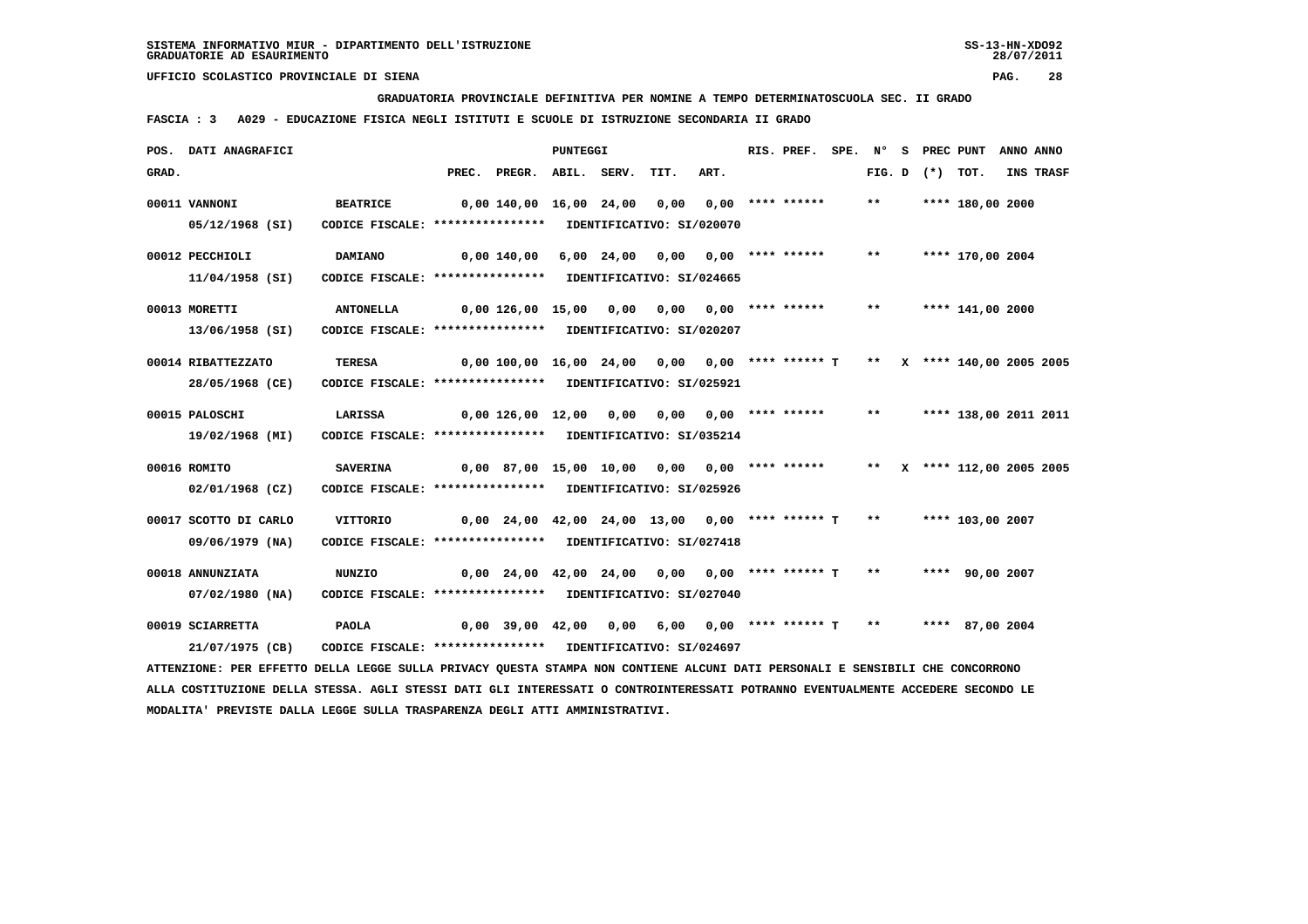SISTEMA INFORMATIVO MIUR - DIPARTIMENTO DELL'ISTRUZIONE
GRADUATORIE AD ESAURIMENTO

UFFICIO SCOLASTICO PROVINCIALE DI SIENA

GRADUATORIA PROVINCIALE DEFINITIVA PER NOMINE A TEMPO DETERMINATOSCUOLA SEC. II GRADO

FASCIA : 3 A029 - EDUCAZIONE FISICA NEGLI ISTITUTI E SCUOLE DI ISTRUZIONE SECONDARIA II GRADO

| POS. GRAD. | DATI ANAGRAFICI | | PREC. | PREGR. | ABIL. | SERV. | TIT. | ART. | RIS. PREF. | SPE. | N° FIG. | S D | PREC (*) | PUNT TOT. | ANNO INS | ANNO TRASF |
|---|---|---|---|---|---|---|---|---|---|---|---|---|---|---|---|---|
| 00011 | VANNONI | BEATRICE | 0,00 | 140,00 | 16,00 | 24,00 | 0,00 | 0,00 | **** ****** | | ** | | **** | 180,00 | 2000 | |
| | 05/12/1968 (SI) | CODICE FISCALE: **************** | IDENTIFICATIVO: SI/020070 | | | | | | | | | | | | | |
| 00012 | PECCHIOLI | DAMIANO | 0,00 | 140,00 | 6,00 | 24,00 | 0,00 | 0,00 | **** ****** | | ** | | **** | 170,00 | 2004 | |
| | 11/04/1958 (SI) | CODICE FISCALE: **************** | IDENTIFICATIVO: SI/024665 | | | | | | | | | | | | | |
| 00013 | MORETTI | ANTONELLA | 0,00 | 126,00 | 15,00 | 0,00 | 0,00 | 0,00 | **** ****** | | ** | | **** | 141,00 | 2000 | |
| | 13/06/1958 (SI) | CODICE FISCALE: **************** | IDENTIFICATIVO: SI/020207 | | | | | | | | | | | | | |
| 00014 | RIBATTEZZATO | TERESA | 0,00 | 100,00 | 16,00 | 24,00 | 0,00 | 0,00 | **** ****** T | | ** | X | **** | 140,00 | 2005 | 2005 |
| | 28/05/1968 (CE) | CODICE FISCALE: **************** | IDENTIFICATIVO: SI/025921 | | | | | | | | | | | | | |
| 00015 | PALOSCHI | LARISSA | 0,00 | 126,00 | 12,00 | 0,00 | 0,00 | 0,00 | **** ****** | | ** | | **** | 138,00 | 2011 | 2011 |
| | 19/02/1968 (MI) | CODICE FISCALE: **************** | IDENTIFICATIVO: SI/035214 | | | | | | | | | | | | | |
| 00016 | ROMITO | SAVERINA | 0,00 | 87,00 | 15,00 | 10,00 | 0,00 | 0,00 | **** ****** | | ** | X | **** | 112,00 | 2005 | 2005 |
| | 02/01/1968 (CZ) | CODICE FISCALE: **************** | IDENTIFICATIVO: SI/025926 | | | | | | | | | | | | | |
| 00017 | SCOTTO DI CARLO | VITTORIO | 0,00 | 24,00 | 42,00 | 24,00 | 13,00 | 0,00 | **** ****** T | | ** | | **** | 103,00 | 2007 | |
| | 09/06/1979 (NA) | CODICE FISCALE: **************** | IDENTIFICATIVO: SI/027418 | | | | | | | | | | | | | |
| 00018 | ANNUNZIATA | NUNZIO | 0,00 | 24,00 | 42,00 | 24,00 | 0,00 | 0,00 | **** ****** T | | ** | | **** | 90,00 | 2007 | |
| | 07/02/1980 (NA) | CODICE FISCALE: **************** | IDENTIFICATIVO: SI/027040 | | | | | | | | | | | | | |
| 00019 | SCIARRETTA | PAOLA | 0,00 | 39,00 | 42,00 | 0,00 | 6,00 | 0,00 | **** ****** T | | ** | | **** | 87,00 | 2004 | |
| | 21/07/1975 (CB) | CODICE FISCALE: **************** | IDENTIFICATIVO: SI/024697 | | | | | | | | | | | | | |

ATTENZIONE: PER EFFETTO DELLA LEGGE SULLA PRIVACY QUESTA STAMPA NON CONTIENE ALCUNI DATI PERSONALI E SENSIBILI CHE CONCORRONO ALLA COSTITUZIONE DELLA STESSA. AGLI STESSI DATI GLI INTERESSATI O CONTROINTERESSATI POTRANNO EVENTUALMENTE ACCEDERE SECONDO LE MODALITA' PREVISTE DALLA LEGGE SULLA TRASPARENZA DEGLI ATTI AMMINISTRATIVI.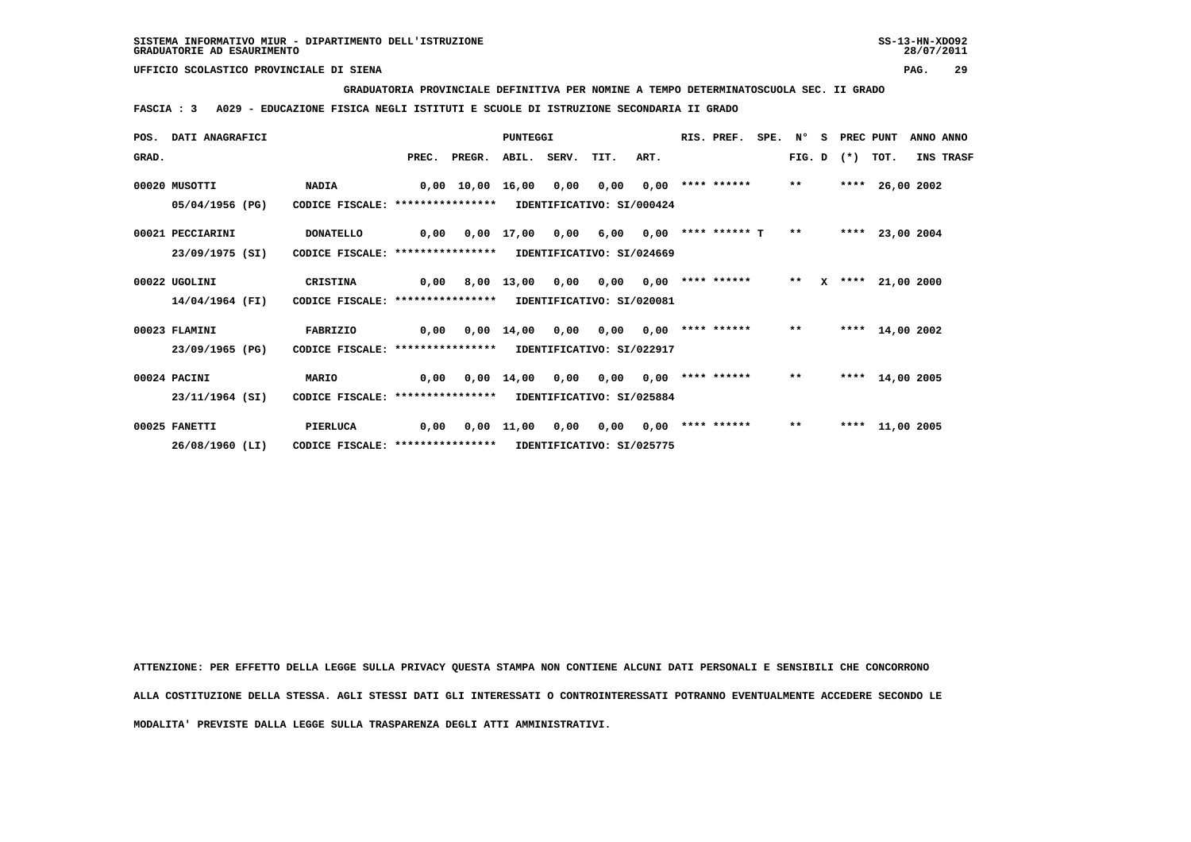SISTEMA INFORMATIVO MIUR - DIPARTIMENTO DELL'ISTRUZIONE
GRADUATORIE AD ESAURIMENTO

UFFICIO SCOLASTICO PROVINCIALE DI SIENA

**GRADUATORIA PROVINCIALE DEFINITIVA PER NOMINE A TEMPO DETERMINATOSCUOLA SEC. II GRADO**

**FASCIA : 3 A029 - EDUCAZIONE FISICA NEGLI ISTITUTI E SCUOLE DI ISTRUZIONE SECONDARIA II GRADO**

| POS. GRAD. | DATI ANAGRAFICI | | PREC. | PREGR. | ABIL. | SERV. | TIT. | ART. | RIS. PREF. | SPE. | N° FIG. | S D | PREC (*) | PUNT TOT. | ANNO INS | ANNO TRASF |
|---|---|---|---|---|---|---|---|---|---|---|---|---|---|---|---|---|
| 00020 | MUSOTTI | NADIA | 0,00 | 10,00 | 16,00 | 0,00 | 0,00 | 0,00 | **** ****** | | ** | | **** | 26,00 | 2002 | |
| | 05/04/1956 (PG) | CODICE FISCALE: **************** | IDENTIFICATIVO: SI/000424 | | | | | | | | | | | | | |
| 00021 | PECCIARINI | DONATELLO | 0,00 | 0,00 | 17,00 | 0,00 | 6,00 | 0,00 | **** ****** T | | ** | | **** | 23,00 | 2004 | |
| | 23/09/1975 (SI) | CODICE FISCALE: **************** | IDENTIFICATIVO: SI/024669 | | | | | | | | | | | | | |
| 00022 | UGOLINI | CRISTINA | 0,00 | 8,00 | 13,00 | 0,00 | 0,00 | 0,00 | **** ****** | | ** | X | **** | 21,00 | 2000 | |
| | 14/04/1964 (FI) | CODICE FISCALE: **************** | IDENTIFICATIVO: SI/020081 | | | | | | | | | | | | | |
| 00023 | FLAMINI | FABRIZIO | 0,00 | 0,00 | 14,00 | 0,00 | 0,00 | 0,00 | **** ****** | | ** | | **** | 14,00 | 2002 | |
| | 23/09/1965 (PG) | CODICE FISCALE: **************** | IDENTIFICATIVO: SI/022917 | | | | | | | | | | | | | |
| 00024 | PACINI | MARIO | 0,00 | 0,00 | 14,00 | 0,00 | 0,00 | 0,00 | **** ****** | | ** | | **** | 14,00 | 2005 | |
| | 23/11/1964 (SI) | CODICE FISCALE: **************** | IDENTIFICATIVO: SI/025884 | | | | | | | | | | | | | |
| 00025 | FANETTI | PIERLUCA | 0,00 | 0,00 | 11,00 | 0,00 | 0,00 | 0,00 | **** ****** | | ** | | **** | 11,00 | 2005 | |
| | 26/08/1960 (LI) | CODICE FISCALE: **************** | IDENTIFICATIVO: SI/025775 | | | | | | | | | | | | | |

ATTENZIONE: PER EFFETTO DELLA LEGGE SULLA PRIVACY QUESTA STAMPA NON CONTIENE ALCUNI DATI PERSONALI E SENSIBILI CHE CONCORRONO ALLA COSTITUZIONE DELLA STESSA. AGLI STESSI DATI GLI INTERESSATI O CONTROINTERESSATI POTRANNO EVENTUALMENTE ACCEDERE SECONDO LE MODALITA' PREVISTE DALLA LEGGE SULLA TRASPARENZA DEGLI ATTI AMMINISTRATIVI.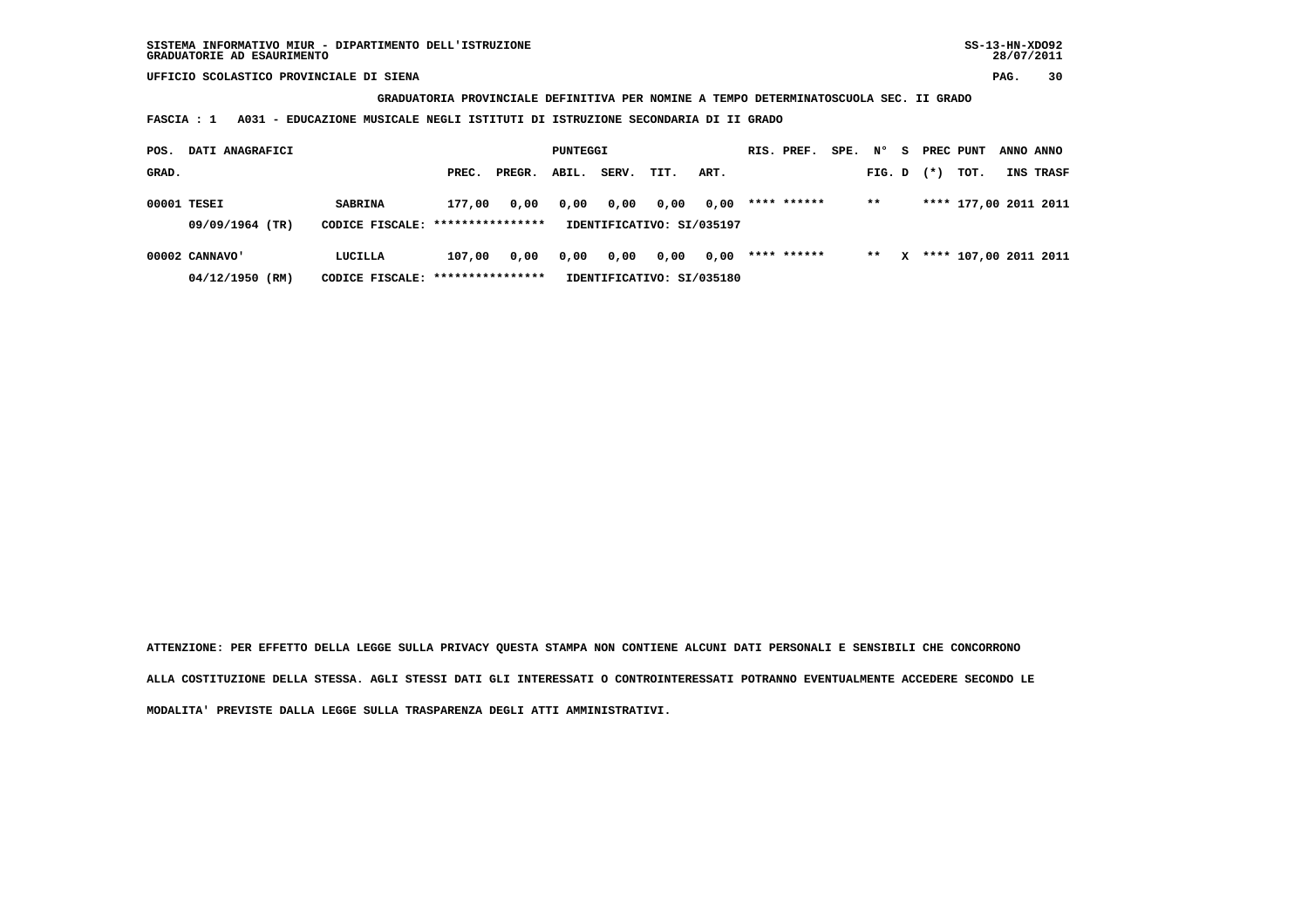SISTEMA INFORMATIVO MIUR - DIPARTIMENTO DELL'ISTRUZIONE
GRADUATORIE AD ESAURIMENTO

UFFICIO SCOLASTICO PROVINCIALE DI SIENA

**GRADUATORIA PROVINCIALE DEFINITIVA PER NOMINE A TEMPO DETERMINATOSCUOLA SEC. II GRADO**

**FASCIA : 1 A031 - EDUCAZIONE MUSICALE NEGLI ISTITUTI DI ISTRUZIONE SECONDARIA DI II GRADO**

| POS. GRAD. | DATI ANAGRAFICI | | PREC. | PREGR. | ABIL. | SERV. | TIT. | ART. | RIS. PREF. | SPE. | N° FIG. | S D | PREC (*) | PUNT TOT. | ANNO INS | ANNO TRASF |
|---|---|---|---|---|---|---|---|---|---|---|---|---|---|---|---|---|
| 00001 | TESEI | SABRINA | 177,00 | 0,00 | 0,00 | 0,00 | 0,00 | 0,00 | **** ****** | | ** | | **** | 177,00 | 2011 | 2011 |
| | 09/09/1964 (TR) | CODICE FISCALE: **************** | IDENTIFICATIVO: SI/035197 | | | | | | | | | | | | | |
| 00002 | CANNAVO' | LUCILLA | 107,00 | 0,00 | 0,00 | 0,00 | 0,00 | 0,00 | **** ****** | | ** | X | **** | 107,00 | 2011 | 2011 |
| | 04/12/1950 (RM) | CODICE FISCALE: **************** | IDENTIFICATIVO: SI/035180 | | | | | | | | | | | | | |

**ATTENZIONE: PER EFFETTO DELLA LEGGE SULLA PRIVACY QUESTA STAMPA NON CONTIENE ALCUNI DATI PERSONALI E SENSIBILI CHE CONCORRONO ALLA COSTITUZIONE DELLA STESSA. AGLI STESSI DATI GLI INTERESSATI O CONTROINTERESSATI POTRANNO EVENTUALMENTE ACCEDERE SECONDO LE MODALITA' PREVISTE DALLA LEGGE SULLA TRASPARENZA DEGLI ATTI AMMINISTRATIVI.**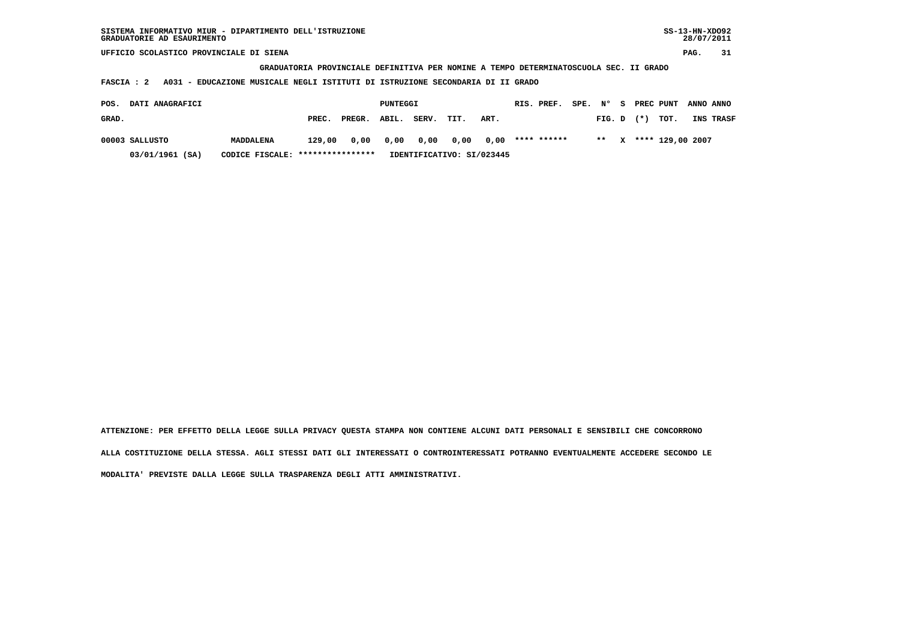UFFICIO SCOLASTICO PROVINCIALE DI SIENA

**GRADUATORIA PROVINCIALE DEFINITIVA PER NOMINE A TEMPO DETERMINATOSCUOLA SEC. II GRADO**

**FASCIA : 2 A031 - EDUCAZIONE MUSICALE NEGLI ISTITUTI DI ISTRUZIONE SECONDARIA DI II GRADO**

| POS. GRAD. | DATI ANAGRAFICI | | PREC. | PREGR. | ABIL. | SERV. | TIT. | ART. | RIS. PREF. | SPE. | N° FIG. | S D | PREC (*) | PUNT TOT. | ANNO INS | ANNO TRASF |
|---|---|---|---|---|---|---|---|---|---|---|---|---|---|---|---|---|
| 00003 | SALLUSTO | MADDALENA | 129,00 | 0,00 | 0,00 | 0,00 | 0,00 | 0,00 | **** ****** | | ** | X | **** | 129,00 | 2007 | |
| | 03/01/1961 (SA) | CODICE FISCALE: **************** | IDENTIFICATIVO: SI/023445 | | | | | | | | | | | | | |

ATTENZIONE: PER EFFETTO DELLA LEGGE SULLA PRIVACY QUESTA STAMPA NON CONTIENE ALCUNI DATI PERSONALI E SENSIBILI CHE CONCORRONO ALLA COSTITUZIONE DELLA STESSA. AGLI STESSI DATI GLI INTERESSATI O CONTROINTERESSATI POTRANNO EVENTUALMENTE ACCEDERE SECONDO LE MODALITA' PREVISTE DALLA LEGGE SULLA TRASPARENZA DEGLI ATTI AMMINISTRATIVI.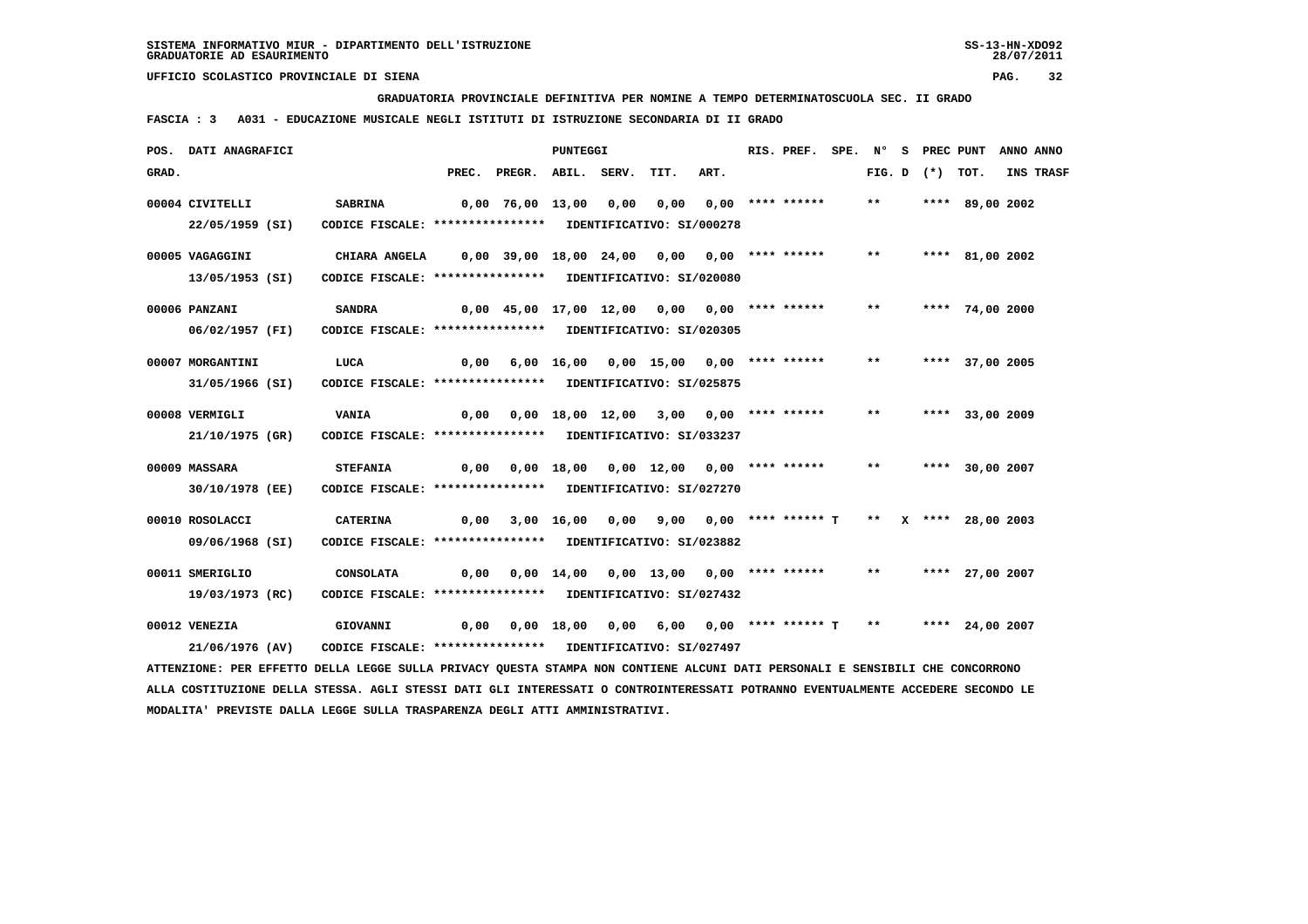SISTEMA INFORMATIVO MIUR - DIPARTIMENTO DELL'ISTRUZIONE
GRADUATORIE AD ESAURIMENTO

UFFICIO SCOLASTICO PROVINCIALE DI SIENA

GRADUATORIA PROVINCIALE DEFINITIVA PER NOMINE A TEMPO DETERMINATOSCUOLA SEC. II GRADO

FASCIA : 3 A031 - EDUCAZIONE MUSICALE NEGLI ISTITUTI DI ISTRUZIONE SECONDARIA DI II GRADO

| POS. GRAD. | DATI ANAGRAFICI | | PREC. | PREGR. | ABIL. | SERV. | TIT. | ART. | RIS. PREF. | SPE. | N° FIG. | S D | PREC (*) | PUNT TOT. | ANNO INS | ANNO TRASF |
|---|---|---|---|---|---|---|---|---|---|---|---|---|---|---|---|---|
| 00004 | CIVITELLI 22/05/1959 (SI) | SABRINA CODICE FISCALE: **************** IDENTIFICATIVO: SI/000278 | 0,00 | 76,00 | 13,00 | 0,00 | 0,00 | 0,00 | **** ****** | | ** | | **** | 89,00 | 2002 | |
| 00005 | VAGAGGINI 13/05/1953 (SI) | CHIARA ANGELA CODICE FISCALE: **************** IDENTIFICATIVO: SI/020080 | 0,00 | 39,00 | 18,00 | 24,00 | 0,00 | 0,00 | **** ****** | | ** | | **** | 81,00 | 2002 | |
| 00006 | PANZANI 06/02/1957 (FI) | SANDRA CODICE FISCALE: **************** IDENTIFICATIVO: SI/020305 | 0,00 | 45,00 | 17,00 | 12,00 | 0,00 | 0,00 | **** ****** | | ** | | **** | 74,00 | 2000 | |
| 00007 | MORGANTINI 31/05/1966 (SI) | LUCA CODICE FISCALE: **************** IDENTIFICATIVO: SI/025875 | 0,00 | 6,00 | 16,00 | 0,00 | 15,00 | 0,00 | **** ****** | | ** | | **** | 37,00 | 2005 | |
| 00008 | VERMIGLI 21/10/1975 (GR) | VANIA CODICE FISCALE: **************** IDENTIFICATIVO: SI/033237 | 0,00 | 0,00 | 18,00 | 12,00 | 3,00 | 0,00 | **** ****** | | ** | | **** | 33,00 | 2009 | |
| 00009 | MASSARA 30/10/1978 (EE) | STEFANIA CODICE FISCALE: **************** IDENTIFICATIVO: SI/027270 | 0,00 | 0,00 | 18,00 | 0,00 | 12,00 | 0,00 | **** ****** | | ** | | **** | 30,00 | 2007 | |
| 00010 | ROSOLACCI 09/06/1968 (SI) | CATERINA CODICE FISCALE: **************** IDENTIFICATIVO: SI/023882 | 0,00 | 3,00 | 16,00 | 0,00 | 9,00 | 0,00 | **** ****** T | | ** | X | **** | 28,00 | 2003 | |
| 00011 | SMERIGLIO 19/03/1973 (RC) | CONSOLATA CODICE FISCALE: **************** IDENTIFICATIVO: SI/027432 | 0,00 | 0,00 | 14,00 | 0,00 | 13,00 | 0,00 | **** ****** | | ** | | **** | 27,00 | 2007 | |
| 00012 | VENEZIA 21/06/1976 (AV) | GIOVANNI CODICE FISCALE: **************** IDENTIFICATIVO: SI/027497 | 0,00 | 0,00 | 18,00 | 0,00 | 6,00 | 0,00 | **** ****** T | | ** | | **** | 24,00 | 2007 | |

ATTENZIONE: PER EFFETTO DELLA LEGGE SULLA PRIVACY QUESTA STAMPA NON CONTIENE ALCUNI DATI PERSONALI E SENSIBILI CHE CONCORRONO ALLA COSTITUZIONE DELLA STESSA. AGLI STESSI DATI GLI INTERESSATI O CONTROINTERESSATI POTRANNO EVENTUALMENTE ACCEDERE SECONDO LE MODALITA' PREVISTE DALLA LEGGE SULLA TRASPARENZA DEGLI ATTI AMMINISTRATIVI.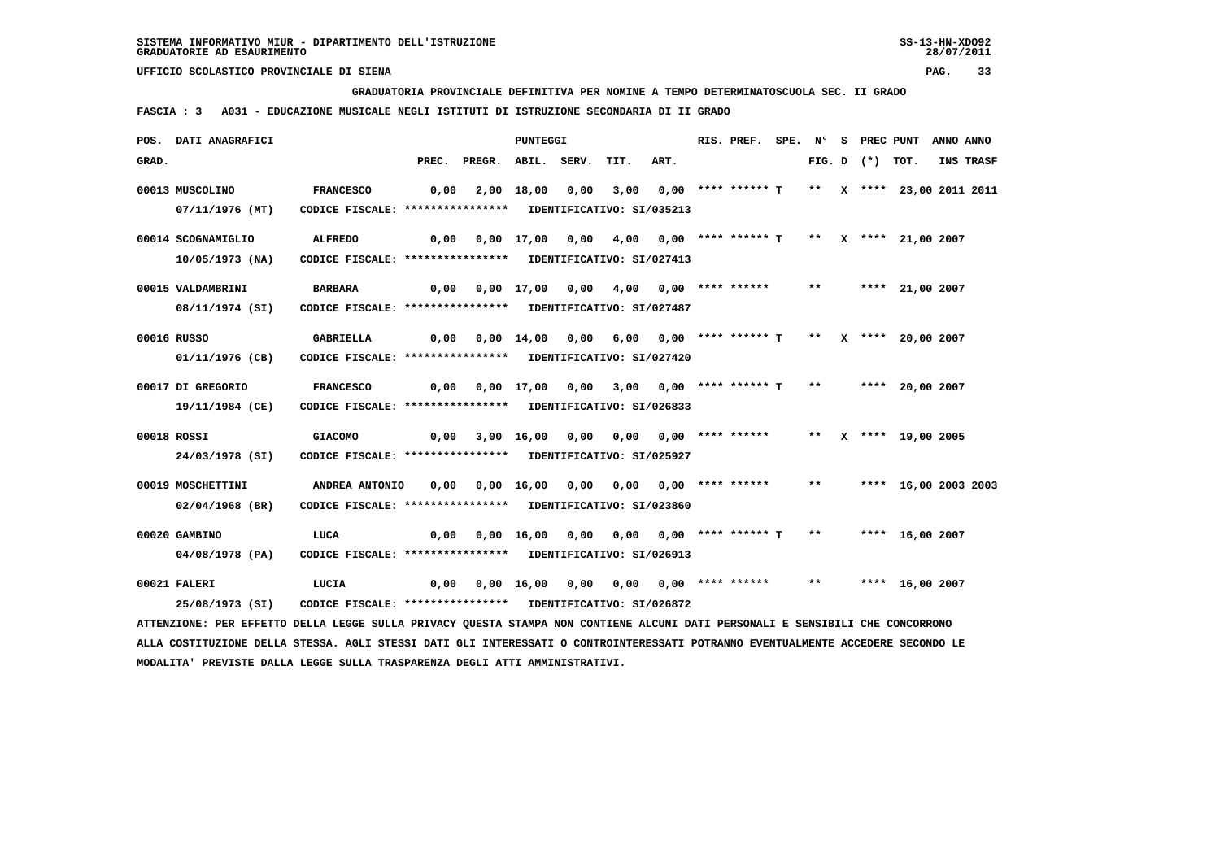**UFFICIO SCOLASTICO PROVINCIALE DI SIENA**

**GRADUATORIA PROVINCIALE DEFINITIVA PER NOMINE A TEMPO DETERMINATOSCUOLA SEC. II GRADO**

**FASCIA : 3 A031 - EDUCAZIONE MUSICALE NEGLI ISTITUTI DI ISTRUZIONE SECONDARIA DI II GRADO**

| POS. GRAD. | DATI ANAGRAFICI | | PREC. | PREGR. | ABIL. | SERV. | TIT. | ART. | RIS. PREF. | SPE. | N° FIG. | S D | PREC (*) | PUNT TOT. | ANNO INS | ANNO TRASF |
|---|---|---|---|---|---|---|---|---|---|---|---|---|---|---|---|---|
| 00013 | MUSCOLINO 07/11/1976 (MT) | FRANCESCO CODICE FISCALE: **************** IDENTIFICATIVO: SI/035213 | 0,00 | 2,00 | 18,00 | 0,00 | 3,00 | 0,00 | **** ****** T | | ** | X | **** | 23,00 | 2011 | 2011 |
| 00014 | SCOGNAMIGLIO 10/05/1973 (NA) | ALFREDO CODICE FISCALE: **************** IDENTIFICATIVO: SI/027413 | 0,00 | 0,00 | 17,00 | 0,00 | 4,00 | 0,00 | **** ****** T | | ** | X | **** | 21,00 | 2007 | |
| 00015 | VALDAMBRINI 08/11/1974 (SI) | BARBARA CODICE FISCALE: **************** IDENTIFICATIVO: SI/027487 | 0,00 | 0,00 | 17,00 | 0,00 | 4,00 | 0,00 | **** ****** | | ** | | **** | 21,00 | 2007 | |
| 00016 | RUSSO 01/11/1976 (CB) | GABRIELLA CODICE FISCALE: **************** IDENTIFICATIVO: SI/027420 | 0,00 | 0,00 | 14,00 | 0,00 | 6,00 | 0,00 | **** ****** T | | ** | X | **** | 20,00 | 2007 | |
| 00017 | DI GREGORIO 19/11/1984 (CE) | FRANCESCO CODICE FISCALE: **************** IDENTIFICATIVO: SI/026833 | 0,00 | 0,00 | 17,00 | 0,00 | 3,00 | 0,00 | **** ****** T | | ** | | **** | 20,00 | 2007 | |
| 00018 | ROSSI 24/03/1978 (SI) | GIACOMO CODICE FISCALE: **************** IDENTIFICATIVO: SI/025927 | 0,00 | 3,00 | 16,00 | 0,00 | 0,00 | 0,00 | **** ****** | | ** | X | **** | 19,00 | 2005 | |
| 00019 | MOSCHETTINI 02/04/1968 (BR) | ANDREA ANTONIO CODICE FISCALE: **************** IDENTIFICATIVO: SI/023860 | 0,00 | 0,00 | 16,00 | 0,00 | 0,00 | 0,00 | **** ****** | | ** | | **** | 16,00 | 2003 | 2003 |
| 00020 | GAMBINO 04/08/1978 (PA) | LUCA CODICE FISCALE: **************** IDENTIFICATIVO: SI/026913 | 0,00 | 0,00 | 16,00 | 0,00 | 0,00 | 0,00 | **** ****** T | | ** | | **** | 16,00 | 2007 | |
| 00021 | FALERI 25/08/1973 (SI) | LUCIA CODICE FISCALE: **************** IDENTIFICATIVO: SI/026872 | 0,00 | 0,00 | 16,00 | 0,00 | 0,00 | 0,00 | **** ****** | | ** | | **** | 16,00 | 2007 | |

ATTENZIONE: PER EFFETTO DELLA LEGGE SULLA PRIVACY QUESTA STAMPA NON CONTIENE ALCUNI DATI PERSONALI E SENSIBILI CHE CONCORRONO ALLA COSTITUZIONE DELLA STESSA. AGLI STESSI DATI GLI INTERESSATI O CONTROINTERESSATI POTRANNO EVENTUALMENTE ACCEDERE SECONDO LE MODALITA' PREVISTE DALLA LEGGE SULLA TRASPARENZA DEGLI ATTI AMMINISTRATIVI.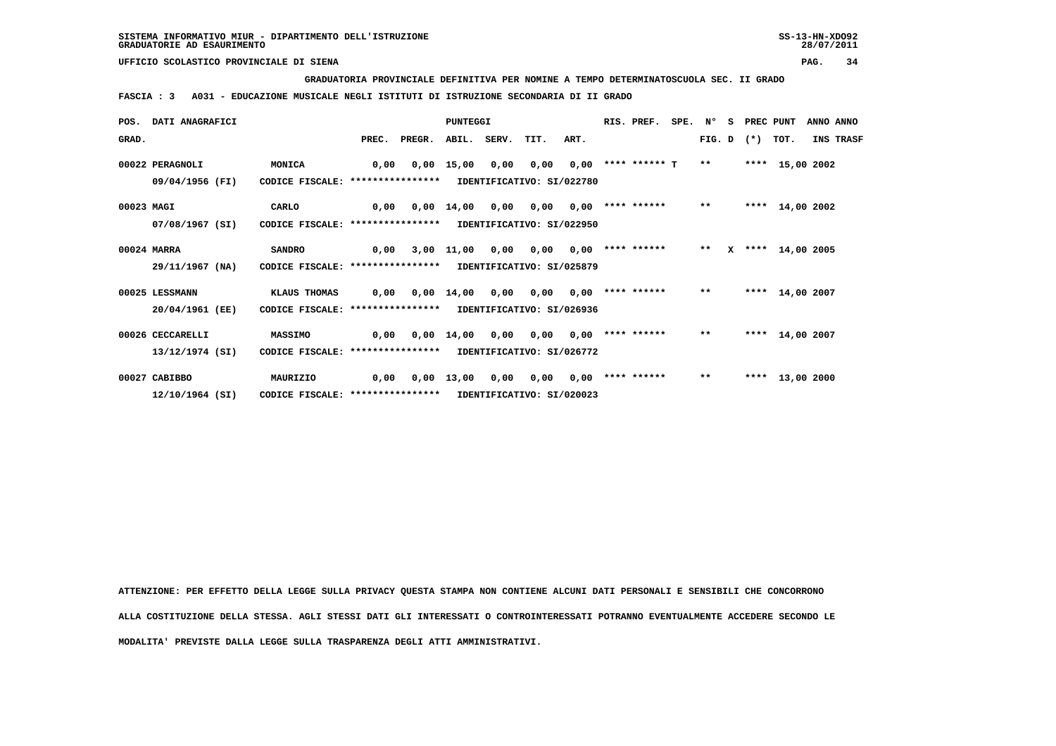SISTEMA INFORMATIVO MIUR - DIPARTIMENTO DELL'ISTRUZIONE
GRADUATORIE AD ESAURIMENTO

UFFICIO SCOLASTICO PROVINCIALE DI SIENA

**GRADUATORIA PROVINCIALE DEFINITIVA PER NOMINE A TEMPO DETERMINATOSCUOLA SEC. II GRADO**

**FASCIA : 3 A031 - EDUCAZIONE MUSICALE NEGLI ISTITUTI DI ISTRUZIONE SECONDARIA DI II GRADO**

| POS. GRAD. | DATI ANAGRAFICI | | PREC. | PREGR. | ABIL. | SERV. | TIT. | ART. | RIS. PREF. | SPE. | N° FIG. | S D | PREC (*) | PUNT TOT. | ANNO INS | ANNO TRASF |
|---|---|---|---|---|---|---|---|---|---|---|---|---|---|---|---|---|
| 00022 | PERAGNOLI 09/04/1956 (FI) | MONICA CODICE FISCALE: **************** | 0,00 | 0,00 | 15,00 | 0,00 | 0,00 | 0,00 | **** ****** T | | ** | | **** | 15,00 | 2002 | |
| | | IDENTIFICATIVO: SI/022780 | | | | | | | | | | | | | | |
| 00023 | MAGI 07/08/1967 (SI) | CARLO CODICE FISCALE: **************** | 0,00 | 0,00 | 14,00 | 0,00 | 0,00 | 0,00 | **** ****** | | ** | | **** | 14,00 | 2002 | |
| | | IDENTIFICATIVO: SI/022950 | | | | | | | | | | | | | | |
| 00024 | MARRA 29/11/1967 (NA) | SANDRO CODICE FISCALE: **************** | 0,00 | 3,00 | 11,00 | 0,00 | 0,00 | 0,00 | **** ****** | | ** | X | **** | 14,00 | 2005 | |
| | | IDENTIFICATIVO: SI/025879 | | | | | | | | | | | | | | |
| 00025 | LESSMANN 20/04/1961 (EE) | KLAUS THOMAS CODICE FISCALE: **************** | 0,00 | 0,00 | 14,00 | 0,00 | 0,00 | 0,00 | **** ****** | | ** | | **** | 14,00 | 2007 | |
| | | IDENTIFICATIVO: SI/026936 | | | | | | | | | | | | | | |
| 00026 | CECCARELLI 13/12/1974 (SI) | MASSIMO CODICE FISCALE: **************** | 0,00 | 0,00 | 14,00 | 0,00 | 0,00 | 0,00 | **** ****** | | ** | | **** | 14,00 | 2007 | |
| | | IDENTIFICATIVO: SI/026772 | | | | | | | | | | | | | | |
| 00027 | CABIBBO 12/10/1964 (SI) | MAURIZIO CODICE FISCALE: **************** | 0,00 | 0,00 | 13,00 | 0,00 | 0,00 | 0,00 | **** ****** | | ** | | **** | 13,00 | 2000 | |
| | | IDENTIFICATIVO: SI/020023 | | | | | | | | | | | | | | |

ATTENZIONE: PER EFFETTO DELLA LEGGE SULLA PRIVACY QUESTA STAMPA NON CONTIENE ALCUNI DATI PERSONALI E SENSIBILI CHE CONCORRONO ALLA COSTITUZIONE DELLA STESSA. AGLI STESSI DATI GLI INTERESSATI O CONTROINTERESSATI POTRANNO EVENTUALMENTE ACCEDERE SECONDO LE MODALITA' PREVISTE DALLA LEGGE SULLA TRASPARENZA DEGLI ATTI AMMINISTRATIVI.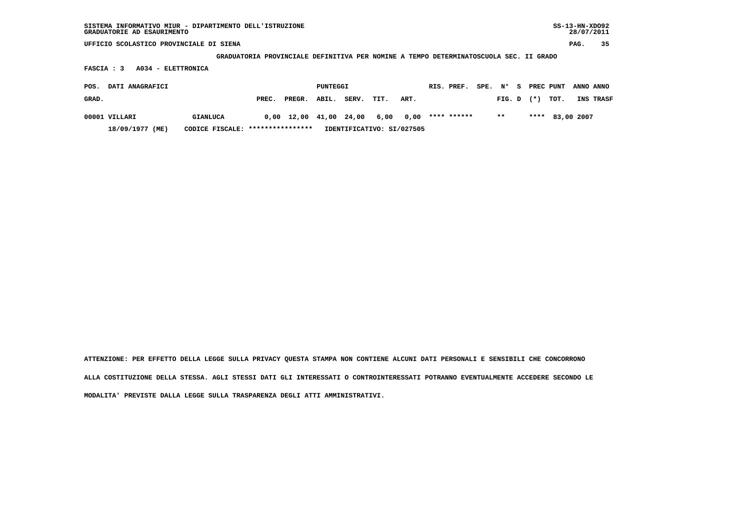SISTEMA INFORMATIVO MIUR - DIPARTIMENTO DELL'ISTRUZIONE
GRADUATORIE AD ESAURIMENTO

UFFICIO SCOLASTICO PROVINCIALE DI SIENA

**GRADUATORIA PROVINCIALE DEFINITIVA PER NOMINE A TEMPO DETERMINATOSCUOLA SEC. II GRADO**

**FASCIA : 3 A034 - ELETTRONICA**

| POS. GRAD. | DATI ANAGRAFICI | | PUNTEGGI PREC. | PREGR. | ABIL. | SERV. | TIT. | ART. | RIS. PREF. | SPE. | N° FIG. | S D | PREC (*) | PUNT TOT. | ANNO INS | ANNO TRASF |
|---|---|---|---|---|---|---|---|---|---|---|---|---|---|---|---|---|
| 00001 | VILLARI | GIANLUCA | 0,00 | 12,00 | 41,00 | 24,00 | 6,00 | 0,00 | **** ****** | | ** | | **** | 83,00 | 2007 | |
| | 18/09/1977 (ME) | CODICE FISCALE: **************** | IDENTIFICATIVO: SI/027505 | | | | | | | | | | | | | |

ATTENZIONE: PER EFFETTO DELLA LEGGE SULLA PRIVACY QUESTA STAMPA NON CONTIENE ALCUNI DATI PERSONALI E SENSIBILI CHE CONCORRONO ALLA COSTITUZIONE DELLA STESSA. AGLI STESSI DATI GLI INTERESSATI O CONTROINTERESSATI POTRANNO EVENTUALMENTE ACCEDERE SECONDO LE MODALITA' PREVISTE DALLA LEGGE SULLA TRASPARENZA DEGLI ATTI AMMINISTRATIVI.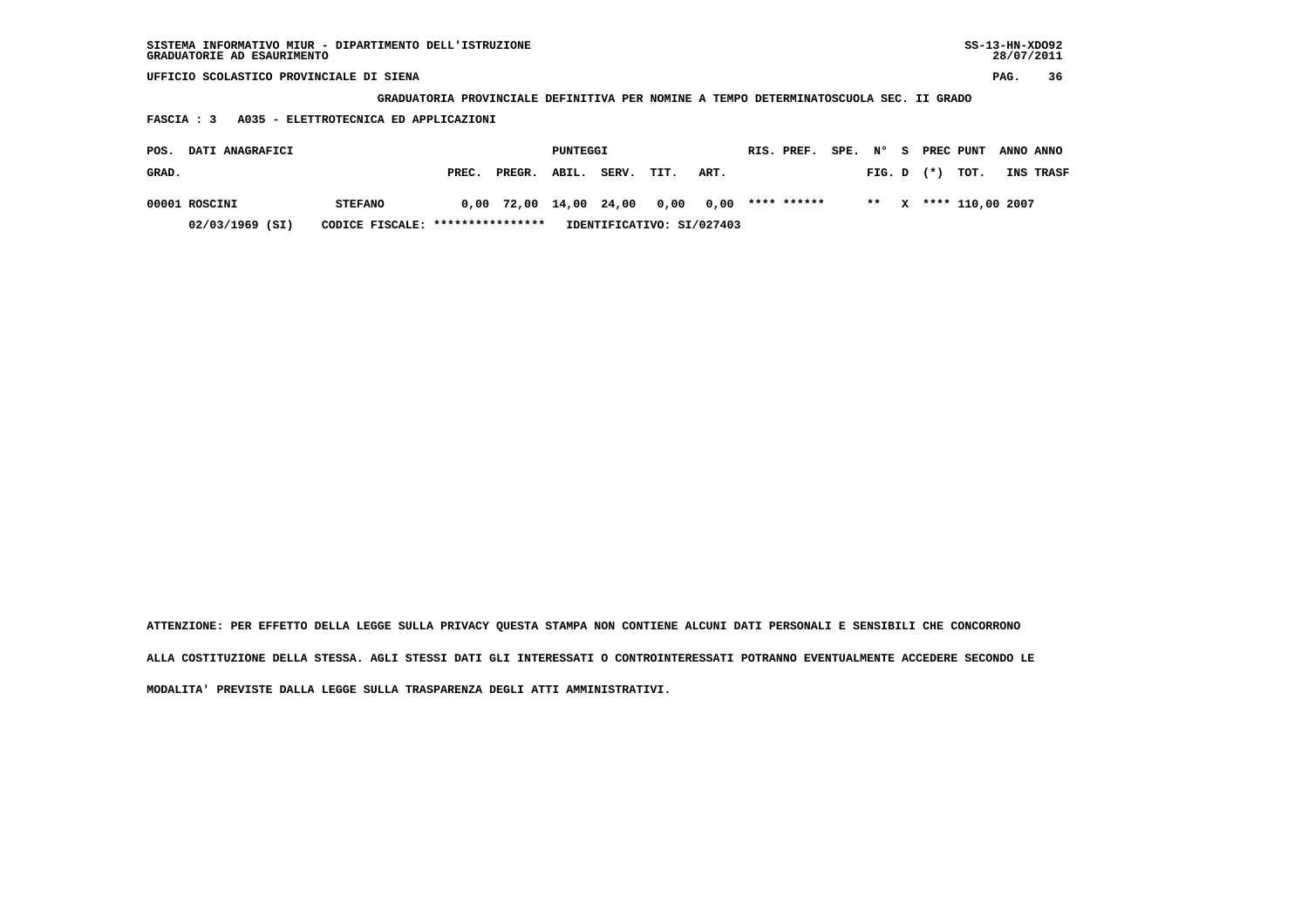SISTEMA INFORMATIVO MIUR - DIPARTIMENTO DELL'ISTRUZIONE
GRADUATORIE AD ESAURIMENTO

UFFICIO SCOLASTICO PROVINCIALE DI SIENA

**GRADUATORIA PROVINCIALE DEFINITIVA PER NOMINE A TEMPO DETERMINATOSCUOLA SEC. II GRADO**

**FASCIA : 3 A035 - ELETTROTECNICA ED APPLICAZIONI**

| POS. GRAD. | DATI ANAGRAFICI | | PUNTEGGI PREC. | PREGR. | ABIL. | SERV. | TIT. | ART. | RIS. | PREF. | SPE. | N° FIG. | S D | PREC (*) | PUNT TOT. | ANNO INS | ANNO TRASF |
|---|---|---|---|---|---|---|---|---|---|---|---|---|---|---|---|---|---|
| 00001 | ROSCINI | STEFANO | 0,00 | 72,00 | 14,00 | 24,00 | 0,00 | 0,00 | **** | ****** | | ** | X | **** | 110,00 | 2007 | |
| | 02/03/1969 (SI) | CODICE FISCALE: **************** | IDENTIFICATIVO: SI/027403 | | | | | | | | | | | | | | |

ATTENZIONE: PER EFFETTO DELLA LEGGE SULLA PRIVACY QUESTA STAMPA NON CONTIENE ALCUNI DATI PERSONALI E SENSIBILI CHE CONCORRONO ALLA COSTITUZIONE DELLA STESSA. AGLI STESSI DATI GLI INTERESSATI O CONTROINTERESSATI POTRANNO EVENTUALMENTE ACCEDERE SECONDO LE MODALITA' PREVISTE DALLA LEGGE SULLA TRASPARENZA DEGLI ATTI AMMINISTRATIVI.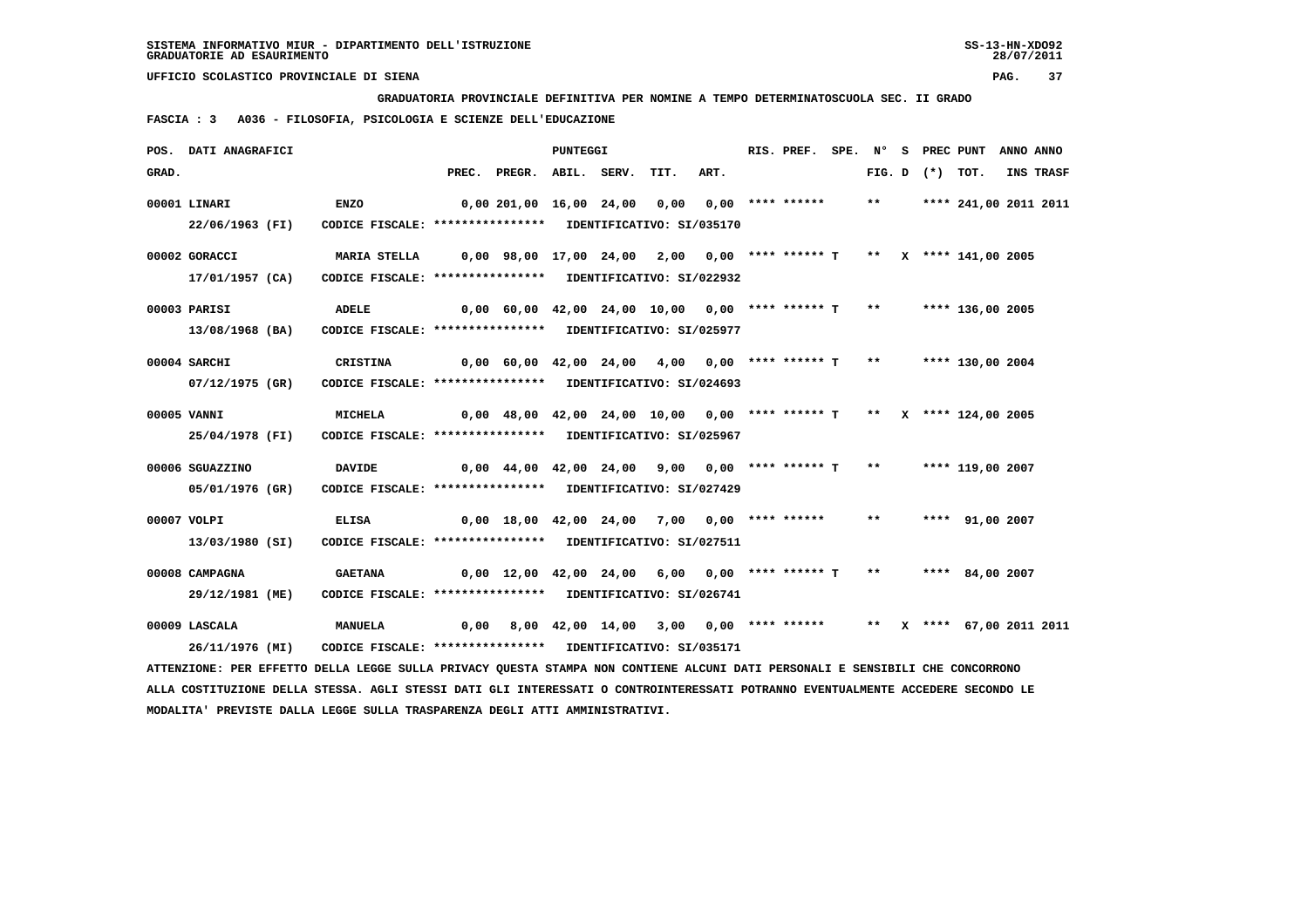SISTEMA INFORMATIVO MIUR - DIPARTIMENTO DELL'ISTRUZIONE
GRADUATORIE AD ESAURIMENTO

UFFICIO SCOLASTICO PROVINCIALE DI SIENA

**GRADUATORIA PROVINCIALE DEFINITIVA PER NOMINE A TEMPO DETERMINATOSCUOLA SEC. II GRADO**

**FASCIA : 3 A036 - FILOSOFIA, PSICOLOGIA E SCIENZE DELL'EDUCAZIONE**

| POS. GRAD. | DATI ANAGRAFICI | | PREC. | PREGR. | ABIL. | SERV. | TIT. | ART. | RIS. PREF. | SPE. | N° FIG. | S D | PREC (*) | PUNT TOT. | ANNO INS | ANNO TRASF |
|---|---|---|---|---|---|---|---|---|---|---|---|---|---|---|---|---|
| 00001 | LINARI 22/06/1963 (FI) | ENZO CODICE FISCALE: **************** IDENTIFICATIVO: SI/035170 | 0,00 | 201,00 | 16,00 | 24,00 | 0,00 | 0,00 | **** ****** | | ** | | **** | 241,00 | 2011 | 2011 |
| 00002 | GORACCI 17/01/1957 (CA) | MARIA STELLA CODICE FISCALE: **************** IDENTIFICATIVO: SI/022932 | 0,00 | 98,00 | 17,00 | 24,00 | 2,00 | 0,00 | **** ****** | T | ** | X | **** | 141,00 | 2005 | |
| 00003 | PARISI 13/08/1968 (BA) | ADELE CODICE FISCALE: **************** IDENTIFICATIVO: SI/025977 | 0,00 | 60,00 | 42,00 | 24,00 | 10,00 | 0,00 | **** ****** | T | ** | | **** | 136,00 | 2005 | |
| 00004 | SARCHI 07/12/1975 (GR) | CRISTINA CODICE FISCALE: **************** IDENTIFICATIVO: SI/024693 | 0,00 | 60,00 | 42,00 | 24,00 | 4,00 | 0,00 | **** ****** | T | ** | | **** | 130,00 | 2004 | |
| 00005 | VANNI 25/04/1978 (FI) | MICHELA CODICE FISCALE: **************** IDENTIFICATIVO: SI/025967 | 0,00 | 48,00 | 42,00 | 24,00 | 10,00 | 0,00 | **** ****** | T | ** | X | **** | 124,00 | 2005 | |
| 00006 | SGUAZZINO 05/01/1976 (GR) | DAVIDE CODICE FISCALE: **************** IDENTIFICATIVO: SI/027429 | 0,00 | 44,00 | 42,00 | 24,00 | 9,00 | 0,00 | **** ****** | T | ** | | **** | 119,00 | 2007 | |
| 00007 | VOLPI 13/03/1980 (SI) | ELISA CODICE FISCALE: **************** IDENTIFICATIVO: SI/027511 | 0,00 | 18,00 | 42,00 | 24,00 | 7,00 | 0,00 | **** ****** | | ** | | **** | 91,00 | 2007 | |
| 00008 | CAMPAGNA 29/12/1981 (ME) | GAETANA CODICE FISCALE: **************** IDENTIFICATIVO: SI/026741 | 0,00 | 12,00 | 42,00 | 24,00 | 6,00 | 0,00 | **** ****** | T | ** | | **** | 84,00 | 2007 | |
| 00009 | LASCALA 26/11/1976 (MI) | MANUELA CODICE FISCALE: **************** IDENTIFICATIVO: SI/035171 | 0,00 | 8,00 | 42,00 | 14,00 | 3,00 | 0,00 | **** ****** | | ** | X | **** | 67,00 | 2011 | 2011 |

ATTENZIONE: PER EFFETTO DELLA LEGGE SULLA PRIVACY QUESTA STAMPA NON CONTIENE ALCUNI DATI PERSONALI E SENSIBILI CHE CONCORRONO ALLA COSTITUZIONE DELLA STESSA. AGLI STESSI DATI GLI INTERESSATI O CONTROINTERESSATI POTRANNO EVENTUALMENTE ACCEDERE SECONDO LE MODALITA' PREVISTE DALLA LEGGE SULLA TRASPARENZA DEGLI ATTI AMMINISTRATIVI.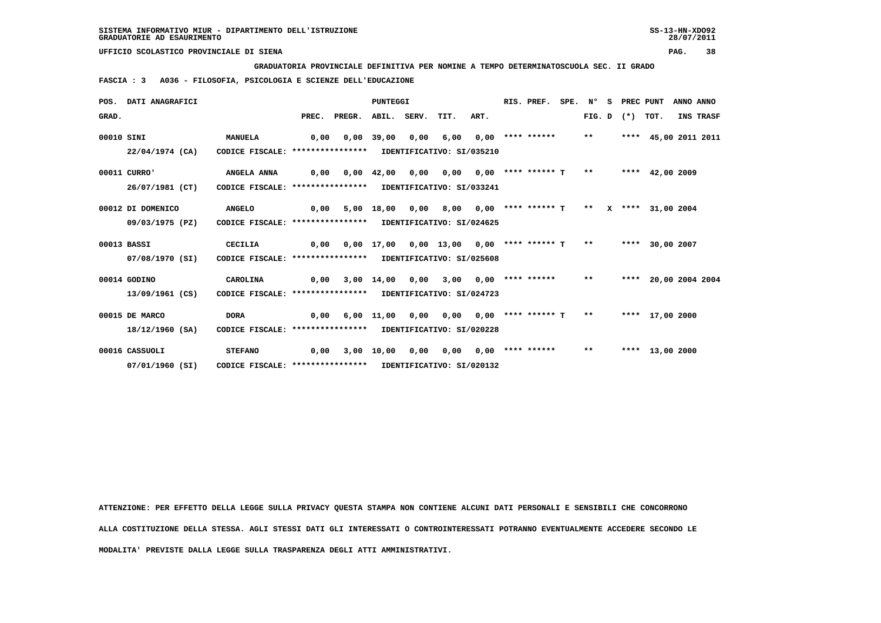SISTEMA INFORMATIVO MIUR - DIPARTIMENTO DELL'ISTRUZIONE
GRADUATORIE AD ESAURIMENTO

UFFICIO SCOLASTICO PROVINCIALE DI SIENA

**GRADUATORIA PROVINCIALE DEFINITIVA PER NOMINE A TEMPO DETERMINATOSCUOLA SEC. II GRADO**

**FASCIA : 3 A036 - FILOSOFIA, PSICOLOGIA E SCIENZE DELL'EDUCAZIONE**

| POS. GRAD. | DATI ANAGRAFICI | | PREC. | PREGR. | ABIL. | SERV. | TIT. | ART. | RIS. PREF. | SPE. | N° FIG. | S D | PREC (*) | PUNT TOT. | ANNO INS | ANNO TRASF |
|---|---|---|---|---|---|---|---|---|---|---|---|---|---|---|---|---|
| 00010 | SINI 22/04/1974 (CA) | MANUELA CODICE FISCALE: **************** IDENTIFICATIVO: SI/035210 | 0,00 | 0,00 | 39,00 | 0,00 | 6,00 | 0,00 | **** ****** | | ** | | **** | 45,00 | 2011 | 2011 |
| 00011 | CURRO' 26/07/1981 (CT) | ANGELA ANNA CODICE FISCALE: **************** IDENTIFICATIVO: SI/033241 | 0,00 | 0,00 | 42,00 | 0,00 | 0,00 | 0,00 | **** ****** T | | ** | | **** | 42,00 | 2009 | |
| 00012 | DI DOMENICO 09/03/1975 (PZ) | ANGELO CODICE FISCALE: **************** IDENTIFICATIVO: SI/024625 | 0,00 | 5,00 | 18,00 | 0,00 | 8,00 | 0,00 | **** ****** T | | ** | X | **** | 31,00 | 2004 | |
| 00013 | BASSI 07/08/1970 (SI) | CECILIA CODICE FISCALE: **************** IDENTIFICATIVO: SI/025608 | 0,00 | 0,00 | 17,00 | 0,00 | 13,00 | 0,00 | **** ****** T | | ** | | **** | 30,00 | 2007 | |
| 00014 | GODINO 13/09/1961 (CS) | CAROLINA CODICE FISCALE: **************** IDENTIFICATIVO: SI/024723 | 0,00 | 3,00 | 14,00 | 0,00 | 3,00 | 0,00 | **** ****** | | ** | | **** | 20,00 | 2004 | 2004 |
| 00015 | DE MARCO 18/12/1960 (SA) | DORA CODICE FISCALE: **************** IDENTIFICATIVO: SI/020228 | 0,00 | 6,00 | 11,00 | 0,00 | 0,00 | 0,00 | **** ****** T | | ** | | **** | 17,00 | 2000 | |
| 00016 | CASSUOLI 07/01/1960 (SI) | STEFANO CODICE FISCALE: **************** IDENTIFICATIVO: SI/020132 | 0,00 | 3,00 | 10,00 | 0,00 | 0,00 | 0,00 | **** ****** | | ** | | **** | 13,00 | 2000 | |

ATTENZIONE: PER EFFETTO DELLA LEGGE SULLA PRIVACY QUESTA STAMPA NON CONTIENE ALCUNI DATI PERSONALI E SENSIBILI CHE CONCORRONO ALLA COSTITUZIONE DELLA STESSA. AGLI STESSI DATI GLI INTERESSATI O CONTROINTERESSATI POTRANNO EVENTUALMENTE ACCEDERE SECONDO LE MODALITA' PREVISTE DALLA LEGGE SULLA TRASPARENZA DEGLI ATTI AMMINISTRATIVI.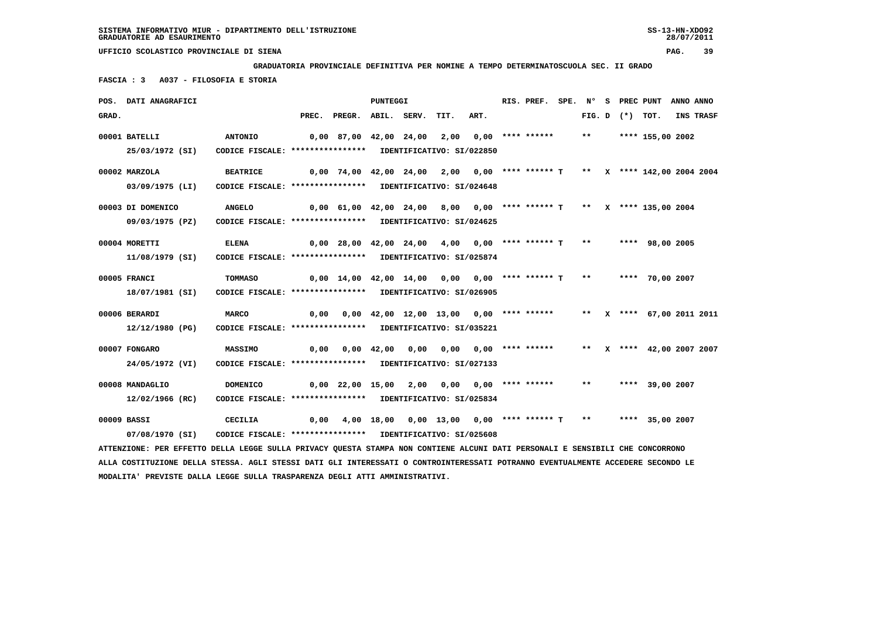SISTEMA INFORMATIVO MIUR - DIPARTIMENTO DELL'ISTRUZIONE
GRADUATORIE AD ESAURIMENTO

UFFICIO SCOLASTICO PROVINCIALE DI SIENA

**GRADUATORIA PROVINCIALE DEFINITIVA PER NOMINE A TEMPO DETERMINATOSCUOLA SEC. II GRADO**

**FASCIA : 3 A037 - FILOSOFIA E STORIA**

| POS. GRAD. | DATI ANAGRAFICI | | PREC. | PREGR. | ABIL. | SERV. | TIT. | ART. | RIS. PREF. | SPE. | FIG. D | S (*) | PREC PUNT TOT. | ANNO INS | ANNO TRASF |
|---|---|---|---|---|---|---|---|---|---|---|---|---|---|---|---|
| 00001 | BATELLI 25/03/1972 (SI) | ANTONIO CODICE FISCALE: **************** IDENTIFICATIVO: SI/022850 | 0,00 | 87,00 | 42,00 | 24,00 | 2,00 | 0,00 | **** ****** | | ** | | **** 155,00 | 2002 | |
| 00002 | MARZOLA 03/09/1975 (LI) | BEATRICE CODICE FISCALE: **************** IDENTIFICATIVO: SI/024648 | 0,00 | 74,00 | 42,00 | 24,00 | 2,00 | 0,00 | **** ****** T | | ** | X | **** 142,00 | 2004 | 2004 |
| 00003 | DI DOMENICO 09/03/1975 (PZ) | ANGELO CODICE FISCALE: **************** IDENTIFICATIVO: SI/024625 | 0,00 | 61,00 | 42,00 | 24,00 | 8,00 | 0,00 | **** ****** T | | ** | X | **** 135,00 | 2004 | |
| 00004 | MORETTI 11/08/1979 (SI) | ELENA CODICE FISCALE: **************** IDENTIFICATIVO: SI/025874 | 0,00 | 28,00 | 42,00 | 24,00 | 4,00 | 0,00 | **** ****** T | | ** | | **** 98,00 | 2005 | |
| 00005 | FRANCI 18/07/1981 (SI) | TOMMASO CODICE FISCALE: **************** IDENTIFICATIVO: SI/026905 | 0,00 | 14,00 | 42,00 | 14,00 | 0,00 | 0,00 | **** ****** T | | ** | | **** 70,00 | 2007 | |
| 00006 | BERARDI 12/12/1980 (PG) | MARCO CODICE FISCALE: **************** IDENTIFICATIVO: SI/035221 | 0,00 | 0,00 | 42,00 | 12,00 | 13,00 | 0,00 | **** ****** | | ** | X | **** 67,00 | 2011 | 2011 |
| 00007 | FONGARO 24/05/1972 (VI) | MASSIMO CODICE FISCALE: **************** IDENTIFICATIVO: SI/027133 | 0,00 | 0,00 | 42,00 | 0,00 | 0,00 | 0,00 | **** ****** | | ** | X | **** 42,00 | 2007 | 2007 |
| 00008 | MANDAGLIO 12/02/1966 (RC) | DOMENICO CODICE FISCALE: **************** IDENTIFICATIVO: SI/025834 | 0,00 | 22,00 | 15,00 | 2,00 | 0,00 | 0,00 | **** ****** | | ** | | **** 39,00 | 2007 | |
| 00009 | BASSI 07/08/1970 (SI) | CECILIA CODICE FISCALE: **************** IDENTIFICATIVO: SI/025608 | 0,00 | 4,00 | 18,00 | 0,00 | 13,00 | 0,00 | **** ****** T | | ** | | **** 35,00 | 2007 | |

ATTENZIONE: PER EFFETTO DELLA LEGGE SULLA PRIVACY QUESTA STAMPA NON CONTIENE ALCUNI DATI PERSONALI E SENSIBILI CHE CONCORRONO ALLA COSTITUZIONE DELLA STESSA. AGLI STESSI DATI GLI INTERESSATI O CONTROINTERESSATI POTRANNO EVENTUALMENTE ACCEDERE SECONDO LE MODALITA' PREVISTE DALLA LEGGE SULLA TRASPARENZA DEGLI ATTI AMMINISTRATIVI.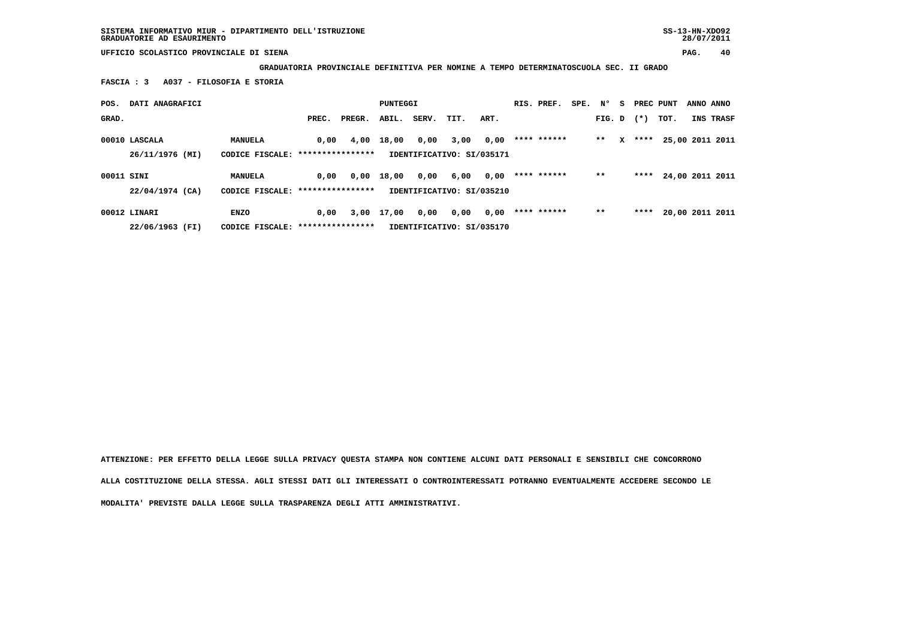SISTEMA INFORMATIVO MIUR - DIPARTIMENTO DELL'ISTRUZIONE
GRADUATORIE AD ESAURIMENTO

UFFICIO SCOLASTICO PROVINCIALE DI SIENA

**GRADUATORIA PROVINCIALE DEFINITIVA PER NOMINE A TEMPO DETERMINATOSCUOLA SEC. II GRADO**

**FASCIA : 3 A037 - FILOSOFIA E STORIA**

| POS. GRAD. | DATI ANAGRAFICI | | PREC. | PREGR. | ABIL. | SERV. | TIT. | ART. | RIS. | PREF. | SPE. | N° FIG. | S D | PREC (*) | PUNT TOT. | ANNO INS | ANNO TRASF |
|---|---|---|---|---|---|---|---|---|---|---|---|---|---|---|---|---|---|
| 00010 | LASCALA | MANUELA | 0,00 | 4,00 | 18,00 | 0,00 | 3,00 | 0,00 | **** | ****** | | ** | X | **** | 25,00 | 2011 | 2011 |
| | 26/11/1976 (MI) | CODICE FISCALE: **************** | IDENTIFICATIVO: SI/035171 | | | | | | | | | | | | | | |
| 00011 | SINI | MANUELA | 0,00 | 0,00 | 18,00 | 0,00 | 6,00 | 0,00 | **** | ****** | | ** | | **** | 24,00 | 2011 | 2011 |
| | 22/04/1974 (CA) | CODICE FISCALE: **************** | IDENTIFICATIVO: SI/035210 | | | | | | | | | | | | | | |
| 00012 | LINARI | ENZO | 0,00 | 3,00 | 17,00 | 0,00 | 0,00 | 0,00 | **** | ****** | | ** | | **** | 20,00 | 2011 | 2011 |
| | 22/06/1963 (FI) | CODICE FISCALE: **************** | IDENTIFICATIVO: SI/035170 | | | | | | | | | | | | | | |

ATTENZIONE: PER EFFETTO DELLA LEGGE SULLA PRIVACY QUESTA STAMPA NON CONTIENE ALCUNI DATI PERSONALI E SENSIBILI CHE CONCORRONO ALLA COSTITUZIONE DELLA STESSA. AGLI STESSI DATI GLI INTERESSATI O CONTROINTERESSATI POTRANNO EVENTUALMENTE ACCEDERE SECONDO LE MODALITA' PREVISTE DALLA LEGGE SULLA TRASPARENZA DEGLI ATTI AMMINISTRATIVI.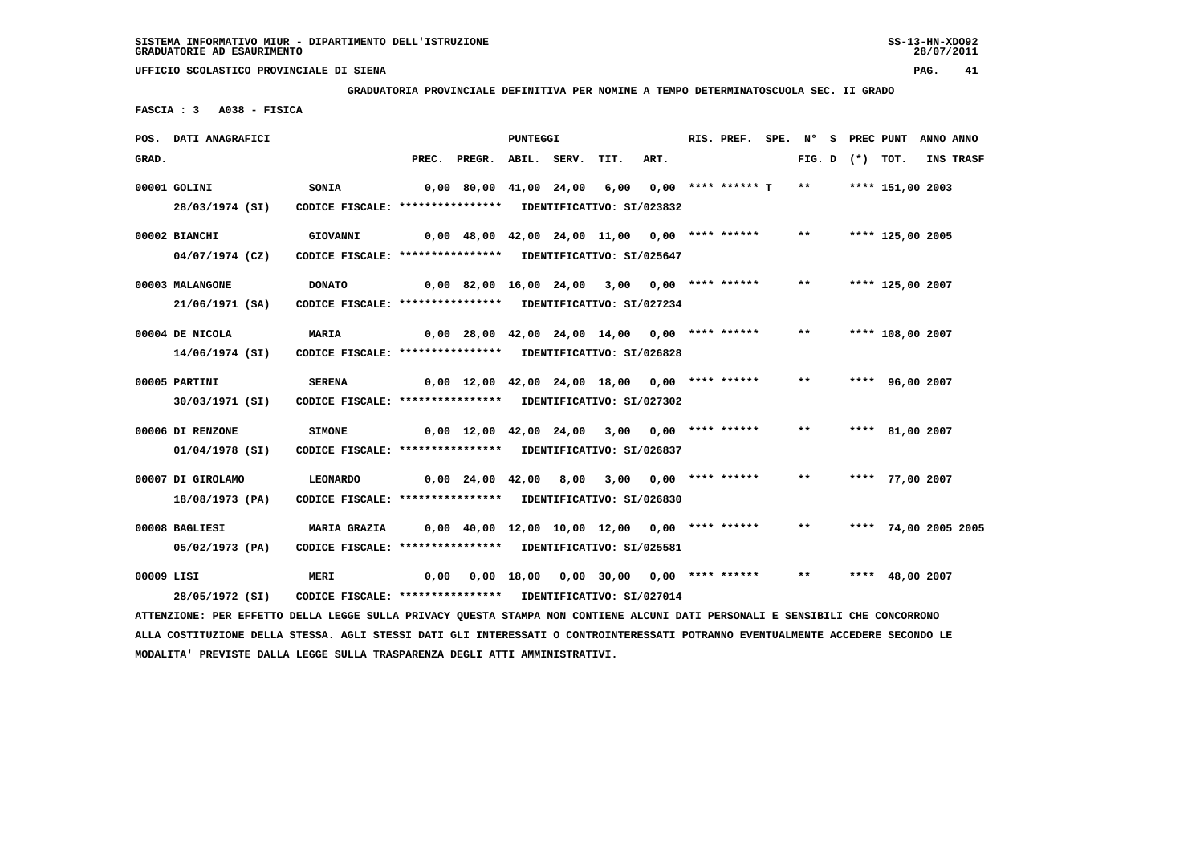SISTEMA INFORMATIVO MIUR - DIPARTIMENTO DELL'ISTRUZIONE
GRADUATORIE AD ESAURIMENTO

UFFICIO SCOLASTICO PROVINCIALE DI SIENA

**GRADUATORIA PROVINCIALE DEFINITIVA PER NOMINE A TEMPO DETERMINATOSCUOLA SEC. II GRADO**

**FASCIA : 3 A038 - FISICA**

| POS. GRAD. | DATI ANAGRAFICI | | PREC. | PREGR. | ABIL. | SERV. | TIT. | ART. | RIS. PREF. | SPE. | N° FIG. | S D | PREC (*) | PUNT TOT. | ANNO INS | ANNO TRASF |
|---|---|---|---|---|---|---|---|---|---|---|---|---|---|---|---|---|
| 00001 | GOLINI | SONIA | 0,00 | 80,00 | 41,00 | 24,00 | 6,00 | 0,00 | **** ****** T | | ** | | **** | 151,00 | 2003 | |
| | 28/03/1974 (SI) | CODICE FISCALE: **************** IDENTIFICATIVO: SI/023832 | | | | | | | | | | | | | | |
| 00002 | BIANCHI | GIOVANNI | 0,00 | 48,00 | 42,00 | 24,00 | 11,00 | 0,00 | **** ****** | | ** | | **** | 125,00 | 2005 | |
| | 04/07/1974 (CZ) | CODICE FISCALE: **************** IDENTIFICATIVO: SI/025647 | | | | | | | | | | | | | | |
| 00003 | MALANGONE | DONATO | 0,00 | 82,00 | 16,00 | 24,00 | 3,00 | 0,00 | **** ****** | | ** | | **** | 125,00 | 2007 | |
| | 21/06/1971 (SA) | CODICE FISCALE: **************** IDENTIFICATIVO: SI/027234 | | | | | | | | | | | | | | |
| 00004 | DE NICOLA | MARIA | 0,00 | 28,00 | 42,00 | 24,00 | 14,00 | 0,00 | **** ****** | | ** | | **** | 108,00 | 2007 | |
| | 14/06/1974 (SI) | CODICE FISCALE: **************** IDENTIFICATIVO: SI/026828 | | | | | | | | | | | | | | |
| 00005 | PARTINI | SERENA | 0,00 | 12,00 | 42,00 | 24,00 | 18,00 | 0,00 | **** ****** | | ** | | **** | 96,00 | 2007 | |
| | 30/03/1971 (SI) | CODICE FISCALE: **************** IDENTIFICATIVO: SI/027302 | | | | | | | | | | | | | | |
| 00006 | DI RENZONE | SIMONE | 0,00 | 12,00 | 42,00 | 24,00 | 3,00 | 0,00 | **** ****** | | ** | | **** | 81,00 | 2007 | |
| | 01/04/1978 (SI) | CODICE FISCALE: **************** IDENTIFICATIVO: SI/026837 | | | | | | | | | | | | | | |
| 00007 | DI GIROLAMO | LEONARDO | 0,00 | 24,00 | 42,00 | 8,00 | 3,00 | 0,00 | **** ****** | | ** | | **** | 77,00 | 2007 | |
| | 18/08/1973 (PA) | CODICE FISCALE: **************** IDENTIFICATIVO: SI/026830 | | | | | | | | | | | | | | |
| 00008 | BAGLIESI | MARIA GRAZIA | 0,00 | 40,00 | 12,00 | 10,00 | 12,00 | 0,00 | **** ****** | | ** | | **** | 74,00 | 2005 | 2005 |
| | 05/02/1973 (PA) | CODICE FISCALE: **************** IDENTIFICATIVO: SI/025581 | | | | | | | | | | | | | | |
| 00009 | LISI | MERI | 0,00 | 0,00 | 18,00 | 0,00 | 30,00 | 0,00 | **** ****** | | ** | | **** | 48,00 | 2007 | |
| | 28/05/1972 (SI) | CODICE FISCALE: **************** IDENTIFICATIVO: SI/027014 | | | | | | | | | | | | | | |

ATTENZIONE: PER EFFETTO DELLA LEGGE SULLA PRIVACY QUESTA STAMPA NON CONTIENE ALCUNI DATI PERSONALI E SENSIBILI CHE CONCORRONO ALLA COSTITUZIONE DELLA STESSA. AGLI STESSI DATI GLI INTERESSATI O CONTROINTERESSATI POTRANNO EVENTUALMENTE ACCEDERE SECONDO LE MODALITA' PREVISTE DALLA LEGGE SULLA TRASPARENZA DEGLI ATTI AMMINISTRATIVI.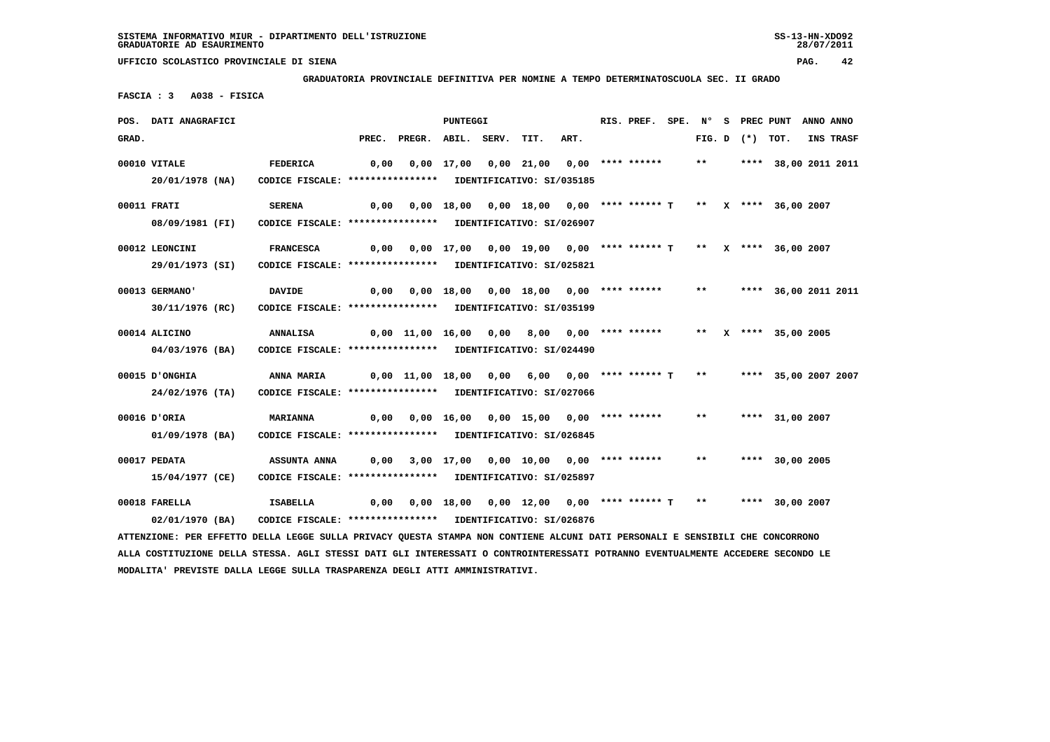SISTEMA INFORMATIVO MIUR - DIPARTIMENTO DELL'ISTRUZIONE
GRADUATORIE AD ESAURIMENTO

UFFICIO SCOLASTICO PROVINCIALE DI SIENA

**GRADUATORIA PROVINCIALE DEFINITIVA PER NOMINE A TEMPO DETERMINATOSCUOLA SEC. II GRADO**

**FASCIA : 3 A038 - FISICA**

| POS. GRAD. | DATI ANAGRAFICI | | PREC. | PREGR. | ABIL. | SERV. | TIT. | ART. | RIS. PREF. | SPE. | N° FIG. | S D | (*) | PREC PUNT TOT. | ANNO INS | ANNO TRASF |
|---|---|---|---|---|---|---|---|---|---|---|---|---|---|---|---|---|
| 00010 | VITALE 20/01/1978 (NA) | FEDERICA CODICE FISCALE: **************** IDENTIFICATIVO: SI/035185 | 0,00 | 0,00 | 17,00 | 0,00 | 21,00 | 0,00 | **** ****** | | ** | | **** | 38,00 | 2011 | 2011 |
| 00011 | FRATI 08/09/1981 (FI) | SERENA CODICE FISCALE: **************** IDENTIFICATIVO: SI/026907 | 0,00 | 0,00 | 18,00 | 0,00 | 18,00 | 0,00 | **** ****** | T | ** | X | **** | 36,00 | 2007 | |
| 00012 | LEONCINI 29/01/1973 (SI) | FRANCESCA CODICE FISCALE: **************** IDENTIFICATIVO: SI/025821 | 0,00 | 0,00 | 17,00 | 0,00 | 19,00 | 0,00 | **** ****** | T | ** | X | **** | 36,00 | 2007 | |
| 00013 | GERMANO' 30/11/1976 (RC) | DAVIDE CODICE FISCALE: **************** IDENTIFICATIVO: SI/035199 | 0,00 | 0,00 | 18,00 | 0,00 | 18,00 | 0,00 | **** ****** | | ** | | **** | 36,00 | 2011 | 2011 |
| 00014 | ALICINO 04/03/1976 (BA) | ANNALISA CODICE FISCALE: **************** IDENTIFICATIVO: SI/024490 | 0,00 | 11,00 | 16,00 | 0,00 | 8,00 | 0,00 | **** ****** | | ** | X | **** | 35,00 | 2005 | |
| 00015 | D'ONGHIA 24/02/1976 (TA) | ANNA MARIA CODICE FISCALE: **************** IDENTIFICATIVO: SI/027066 | 0,00 | 11,00 | 18,00 | 0,00 | 6,00 | 0,00 | **** ****** | T | ** | | **** | 35,00 | 2007 | 2007 |
| 00016 | D'ORIA 01/09/1978 (BA) | MARIANNA CODICE FISCALE: **************** IDENTIFICATIVO: SI/026845 | 0,00 | 0,00 | 16,00 | 0,00 | 15,00 | 0,00 | **** ****** | | ** | | **** | 31,00 | 2007 | |
| 00017 | PEDATA 15/04/1977 (CE) | ASSUNTA ANNA CODICE FISCALE: **************** IDENTIFICATIVO: SI/025897 | 0,00 | 3,00 | 17,00 | 0,00 | 10,00 | 0,00 | **** ****** | | ** | | **** | 30,00 | 2005 | |
| 00018 | FARELLA 02/01/1970 (BA) | ISABELLA CODICE FISCALE: **************** IDENTIFICATIVO: SI/026876 | 0,00 | 0,00 | 18,00 | 0,00 | 12,00 | 0,00 | **** ****** | T | ** | | **** | 30,00 | 2007 | |

ATTENZIONE: PER EFFETTO DELLA LEGGE SULLA PRIVACY QUESTA STAMPA NON CONTIENE ALCUNI DATI PERSONALI E SENSIBILI CHE CONCORRONO ALLA COSTITUZIONE DELLA STESSA. AGLI STESSI DATI GLI INTERESSATI O CONTROINTERESSATI POTRANNO EVENTUALMENTE ACCEDERE SECONDO LE MODALITA' PREVISTE DALLA LEGGE SULLA TRASPARENZA DEGLI ATTI AMMINISTRATIVI.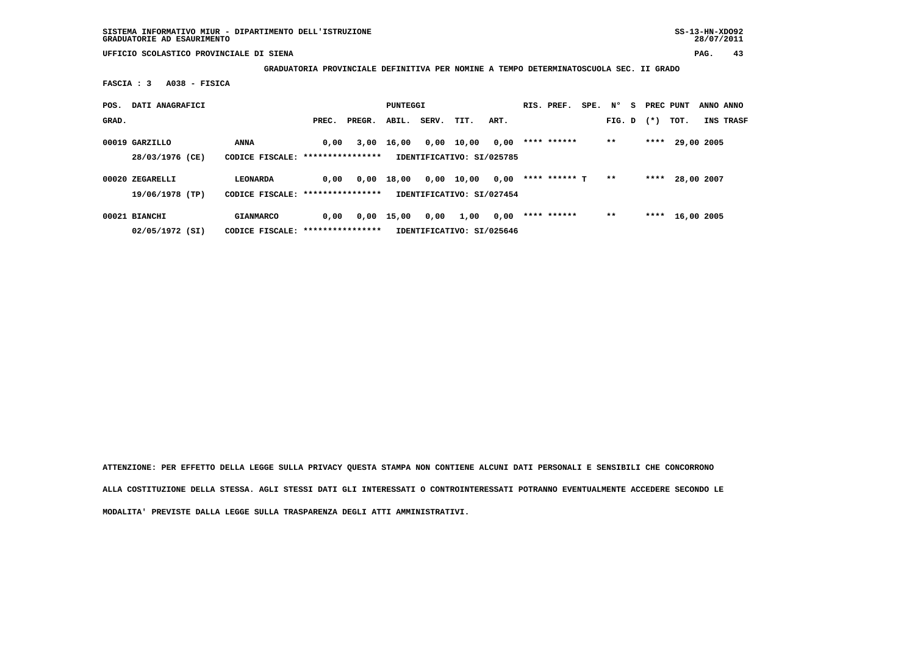**GRADUATORIA PROVINCIALE DEFINITIVA PER NOMINE A TEMPO DETERMINATOSCUOLA SEC. II GRADO**

**FASCIA : 3 A038 - FISICA**

| POS. GRAD. | DATI ANAGRAFICI | | PREC. | PREGR. | ABIL. | SERV. | TIT. | ART. | RIS. | PREF. | SPE. | N° FIG. | S D | PREC (*) | PUNT TOT. | ANNO INS | ANNO TRASF |
|---|---|---|---|---|---|---|---|---|---|---|---|---|---|---|---|---|---|
| 00019 | GARZILLO | ANNA | 0,00 | 3,00 | 16,00 | 0,00 | 10,00 | 0,00 | **** | ****** | | ** | | **** | 29,00 | 2005 | |
| | 28/03/1976 (CE) | CODICE FISCALE: **************** | IDENTIFICATIVO: SI/025785 | | | | | | | | | | | | | | |
| 00020 | ZEGARELLI | LEONARDA | 0,00 | 0,00 | 18,00 | 0,00 | 10,00 | 0,00 | **** | ****** T | | ** | | **** | 28,00 | 2007 | |
| | 19/06/1978 (TP) | CODICE FISCALE: **************** | IDENTIFICATIVO: SI/027454 | | | | | | | | | | | | | | |
| 00021 | BIANCHI | GIANMARCO | 0,00 | 0,00 | 15,00 | 0,00 | 1,00 | 0,00 | **** | ****** | | ** | | **** | 16,00 | 2005 | |
| | 02/05/1972 (SI) | CODICE FISCALE: **************** | IDENTIFICATIVO: SI/025646 | | | | | | | | | | | | | | |

ATTENZIONE: PER EFFETTO DELLA LEGGE SULLA PRIVACY QUESTA STAMPA NON CONTIENE ALCUNI DATI PERSONALI E SENSIBILI CHE CONCORRONO ALLA COSTITUZIONE DELLA STESSA. AGLI STESSI DATI GLI INTERESSATI O CONTROINTERESSATI POTRANNO EVENTUALMENTE ACCEDERE SECONDO LE MODALITA' PREVISTE DALLA LEGGE SULLA TRASPARENZA DEGLI ATTI AMMINISTRATIVI.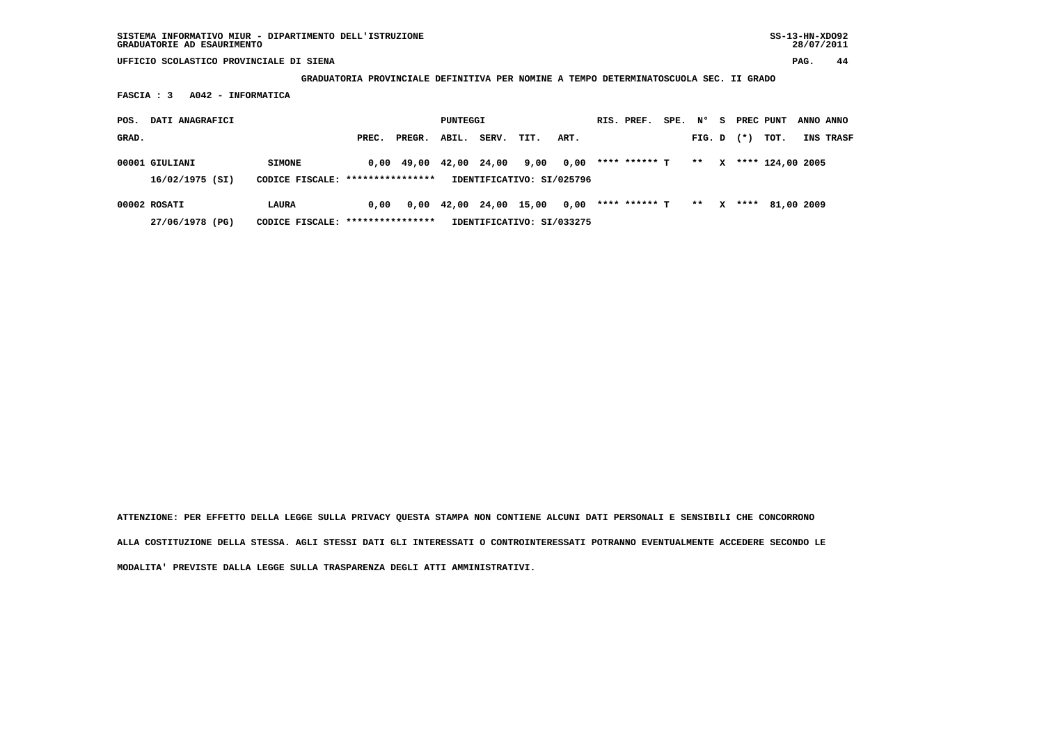**GRADUATORIA PROVINCIALE DEFINITIVA PER NOMINE A TEMPO DETERMINATOSCUOLA SEC. II GRADO**

**FASCIA : 3 A042 - INFORMATICA**

| POS. GRAD. | DATI ANAGRAFICI | | PREC. | PREGR. | ABIL. | SERV. | TIT. | ART. | RIS. | PREF. | SPE. | N° FIG. | S D | PREC (*) | PUNT TOT. | ANNO INS | ANNO TRASF |
|---|---|---|---|---|---|---|---|---|---|---|---|---|---|---|---|---|---|
| 00001 | GIULIANI | SIMONE | 0,00 | 49,00 | 42,00 | 24,00 | 9,00 | 0,00 | **** | ****** | T | ** | X | **** | 124,00 | 2005 | |
| | 16/02/1975 (SI) | CODICE FISCALE: **************** | IDENTIFICATIVO: SI/025796 | | | | | | | | | | | | | | |
| 00002 | ROSATI | LAURA | 0,00 | 0,00 | 42,00 | 24,00 | 15,00 | 0,00 | **** | ****** | T | ** | X | **** | 81,00 | 2009 | |
| | 27/06/1978 (PG) | CODICE FISCALE: **************** | IDENTIFICATIVO: SI/033275 | | | | | | | | | | | | | | |

**ATTENZIONE: PER EFFETTO DELLA LEGGE SULLA PRIVACY QUESTA STAMPA NON CONTIENE ALCUNI DATI PERSONALI E SENSIBILI CHE CONCORRONO ALLA COSTITUZIONE DELLA STESSA. AGLI STESSI DATI GLI INTERESSATI O CONTROINTERESSATI POTRANNO EVENTUALMENTE ACCEDERE SECONDO LE MODALITA' PREVISTE DALLA LEGGE SULLA TRASPARENZA DEGLI ATTI AMMINISTRATIVI.**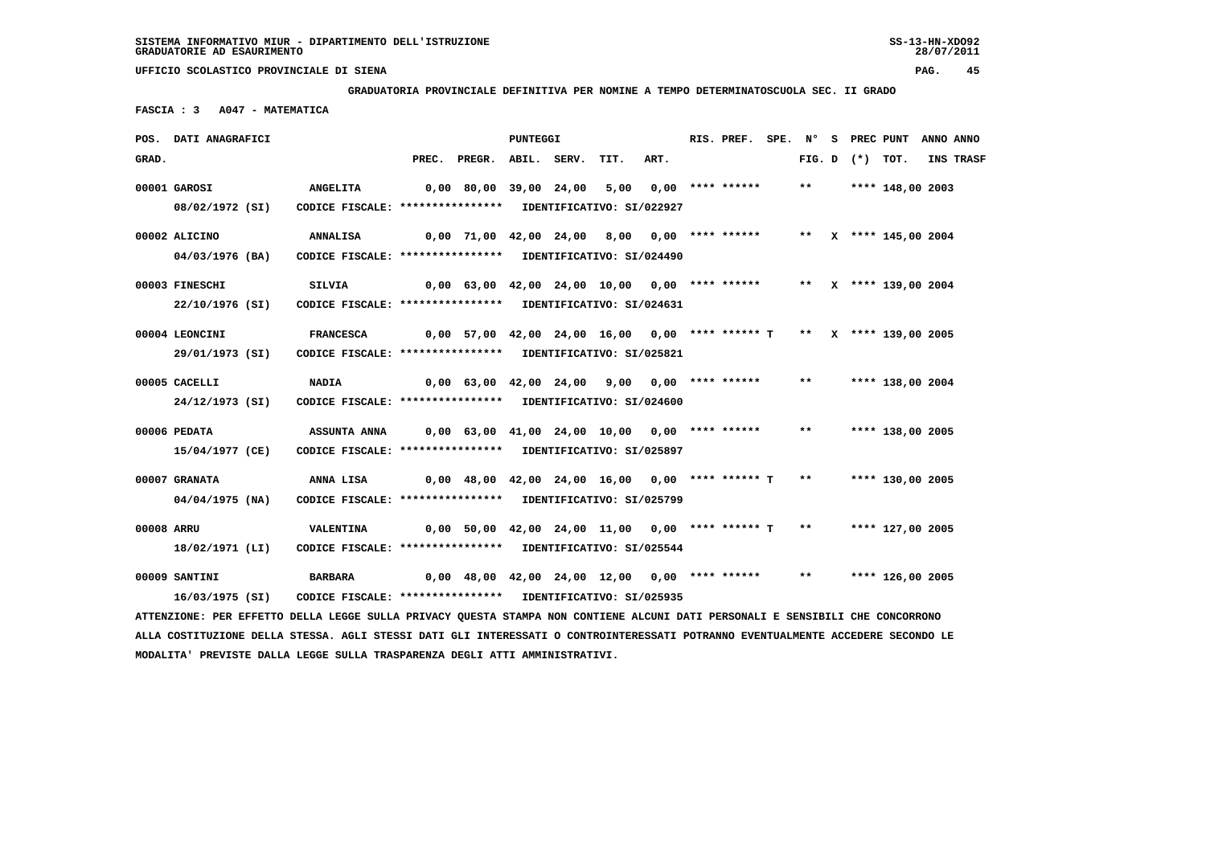SISTEMA INFORMATIVO MIUR - DIPARTIMENTO DELL'ISTRUZIONE
GRADUATORIE AD ESAURIMENTO

UFFICIO SCOLASTICO PROVINCIALE DI SIENA

**GRADUATORIA PROVINCIALE DEFINITIVA PER NOMINE A TEMPO DETERMINATOSCUOLA SEC. II GRADO**

**FASCIA : 3 A047 - MATEMATICA**

| POS. GRAD. | DATI ANAGRAFICI | | PREC. | PREGR. | ABIL. | SERV. | TIT. | ART. | RIS. PREF. | SPE. | N° FIG. | S D | PREC (*) | PUNT TOT. | ANNO INS | ANNO TRASF |
|---|---|---|---|---|---|---|---|---|---|---|---|---|---|---|---|---|
| 00001 | GAROSI 08/02/1972 (SI) | ANGELITA CODICE FISCALE: **************** IDENTIFICATIVO: SI/022927 | 0,00 | 80,00 | 39,00 | 24,00 | 5,00 | 0,00 | **** ****** | | ** | | **** | 148,00 | 2003 | |
| 00002 | ALICINO 04/03/1976 (BA) | ANNALISA CODICE FISCALE: **************** IDENTIFICATIVO: SI/024490 | 0,00 | 71,00 | 42,00 | 24,00 | 8,00 | 0,00 | **** ****** | | ** | X | **** | 145,00 | 2004 | |
| 00003 | FINESCHI 22/10/1976 (SI) | SILVIA CODICE FISCALE: **************** IDENTIFICATIVO: SI/024631 | 0,00 | 63,00 | 42,00 | 24,00 | 10,00 | 0,00 | **** ****** | | ** | X | **** | 139,00 | 2004 | |
| 00004 | LEONCINI 29/01/1973 (SI) | FRANCESCA CODICE FISCALE: **************** IDENTIFICATIVO: SI/025821 | 0,00 | 57,00 | 42,00 | 24,00 | 16,00 | 0,00 | **** ****** T | | ** | X | **** | 139,00 | 2005 | |
| 00005 | CACELLI 24/12/1973 (SI) | NADIA CODICE FISCALE: **************** IDENTIFICATIVO: SI/024600 | 0,00 | 63,00 | 42,00 | 24,00 | 9,00 | 0,00 | **** ****** | | ** | | **** | 138,00 | 2004 | |
| 00006 | PEDATA 15/04/1977 (CE) | ASSUNTA ANNA CODICE FISCALE: **************** IDENTIFICATIVO: SI/025897 | 0,00 | 63,00 | 41,00 | 24,00 | 10,00 | 0,00 | **** ****** | | ** | | **** | 138,00 | 2005 | |
| 00007 | GRANATA 04/04/1975 (NA) | ANNA LISA CODICE FISCALE: **************** IDENTIFICATIVO: SI/025799 | 0,00 | 48,00 | 42,00 | 24,00 | 16,00 | 0,00 | **** ****** T | | ** | | **** | 130,00 | 2005 | |
| 00008 | ARRU 18/02/1971 (LI) | VALENTINA CODICE FISCALE: **************** IDENTIFICATIVO: SI/025544 | 0,00 | 50,00 | 42,00 | 24,00 | 11,00 | 0,00 | **** ****** T | | ** | | **** | 127,00 | 2005 | |
| 00009 | SANTINI 16/03/1975 (SI) | BARBARA CODICE FISCALE: **************** IDENTIFICATIVO: SI/025935 | 0,00 | 48,00 | 42,00 | 24,00 | 12,00 | 0,00 | **** ****** | | ** | | **** | 126,00 | 2005 | |

ATTENZIONE: PER EFFETTO DELLA LEGGE SULLA PRIVACY QUESTA STAMPA NON CONTIENE ALCUNI DATI PERSONALI E SENSIBILI CHE CONCORRONO ALLA COSTITUZIONE DELLA STESSA. AGLI STESSI DATI GLI INTERESSATI O CONTROINTERESSATI POTRANNO EVENTUALMENTE ACCEDERE SECONDO LE MODALITA' PREVISTE DALLA LEGGE SULLA TRASPARENZA DEGLI ATTI AMMINISTRATIVI.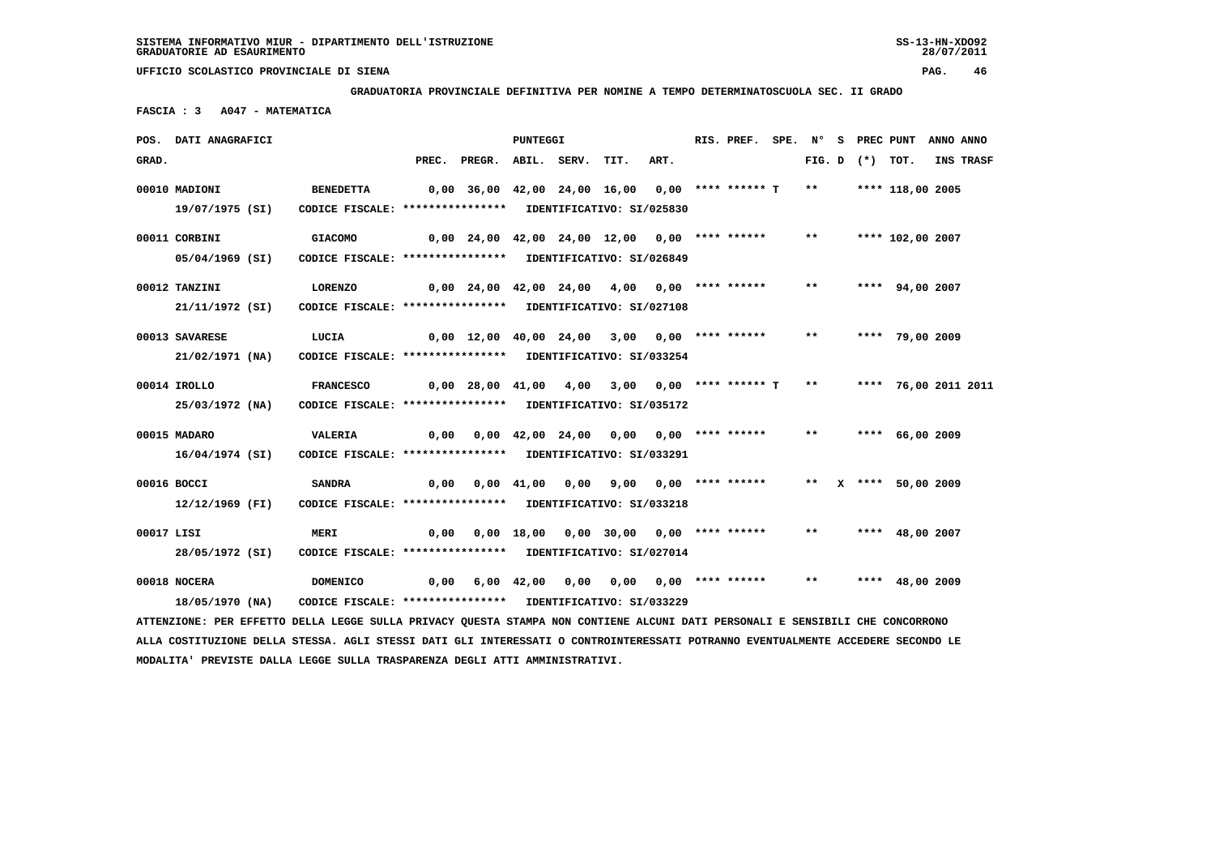SISTEMA INFORMATIVO MIUR - DIPARTIMENTO DELL'ISTRUZIONE
GRADUATORIE AD ESAURIMENTO

UFFICIO SCOLASTICO PROVINCIALE DI SIENA

**GRADUATORIA PROVINCIALE DEFINITIVA PER NOMINE A TEMPO DETERMINATOSCUOLA SEC. II GRADO**

**FASCIA : 3 A047 - MATEMATICA**

| POS. GRAD. | DATI ANAGRAFICI | | PREC. | PREGR. | ABIL. | SERV. | TIT. | ART. | RIS. PREF. | SPE. | N° FIG. | S D | PREC (*) | PUNT TOT. | ANNO INS | ANNO TRASF |
|---|---|---|---|---|---|---|---|---|---|---|---|---|---|---|---|---|
| 00010 | MADIONI | BENEDETTA | 0,00 | 36,00 | 42,00 | 24,00 | 16,00 | 0,00 | **** ****** T | | ** | | **** | 118,00 | 2005 | |
| | 19/07/1975 (SI) | CODICE FISCALE: **************** IDENTIFICATIVO: SI/025830 | | | | | | | | | | | | | | |
| 00011 | CORBINI | GIACOMO | 0,00 | 24,00 | 42,00 | 24,00 | 12,00 | 0,00 | **** ****** | | ** | | **** | 102,00 | 2007 | |
| | 05/04/1969 (SI) | CODICE FISCALE: **************** IDENTIFICATIVO: SI/026849 | | | | | | | | | | | | | | |
| 00012 | TANZINI | LORENZO | 0,00 | 24,00 | 42,00 | 24,00 | 4,00 | 0,00 | **** ****** | | ** | | **** | 94,00 | 2007 | |
| | 21/11/1972 (SI) | CODICE FISCALE: **************** IDENTIFICATIVO: SI/027108 | | | | | | | | | | | | | | |
| 00013 | SAVARESE | LUCIA | 0,00 | 12,00 | 40,00 | 24,00 | 3,00 | 0,00 | **** ****** | | ** | | **** | 79,00 | 2009 | |
| | 21/02/1971 (NA) | CODICE FISCALE: **************** IDENTIFICATIVO: SI/033254 | | | | | | | | | | | | | | |
| 00014 | IROLLO | FRANCESCO | 0,00 | 28,00 | 41,00 | 4,00 | 3,00 | 0,00 | **** ****** T | | ** | | **** | 76,00 | 2011 | 2011 |
| | 25/03/1972 (NA) | CODICE FISCALE: **************** IDENTIFICATIVO: SI/035172 | | | | | | | | | | | | | | |
| 00015 | MADARO | VALERIA | 0,00 | 0,00 | 42,00 | 24,00 | 0,00 | 0,00 | **** ****** | | ** | | **** | 66,00 | 2009 | |
| | 16/04/1974 (SI) | CODICE FISCALE: **************** IDENTIFICATIVO: SI/033291 | | | | | | | | | | | | | | |
| 00016 | BOCCI | SANDRA | 0,00 | 0,00 | 41,00 | 0,00 | 9,00 | 0,00 | **** ****** | | ** | X | **** | 50,00 | 2009 | |
| | 12/12/1969 (FI) | CODICE FISCALE: **************** IDENTIFICATIVO: SI/033218 | | | | | | | | | | | | | | |
| 00017 | LISI | MERI | 0,00 | 0,00 | 18,00 | 0,00 | 30,00 | 0,00 | **** ****** | | ** | | **** | 48,00 | 2007 | |
| | 28/05/1972 (SI) | CODICE FISCALE: **************** IDENTIFICATIVO: SI/027014 | | | | | | | | | | | | | | |
| 00018 | NOCERA | DOMENICO | 0,00 | 6,00 | 42,00 | 0,00 | 0,00 | 0,00 | **** ****** | | ** | | **** | 48,00 | 2009 | |
| | 18/05/1970 (NA) | CODICE FISCALE: **************** IDENTIFICATIVO: SI/033229 | | | | | | | | | | | | | | |

ATTENZIONE: PER EFFETTO DELLA LEGGE SULLA PRIVACY QUESTA STAMPA NON CONTIENE ALCUNI DATI PERSONALI E SENSIBILI CHE CONCORRONO ALLA COSTITUZIONE DELLA STESSA. AGLI STESSI DATI GLI INTERESSATI O CONTROINTERESSATI POTRANNO EVENTUALMENTE ACCEDERE SECONDO LE MODALITA' PREVISTE DALLA LEGGE SULLA TRASPARENZA DEGLI ATTI AMMINISTRATIVI.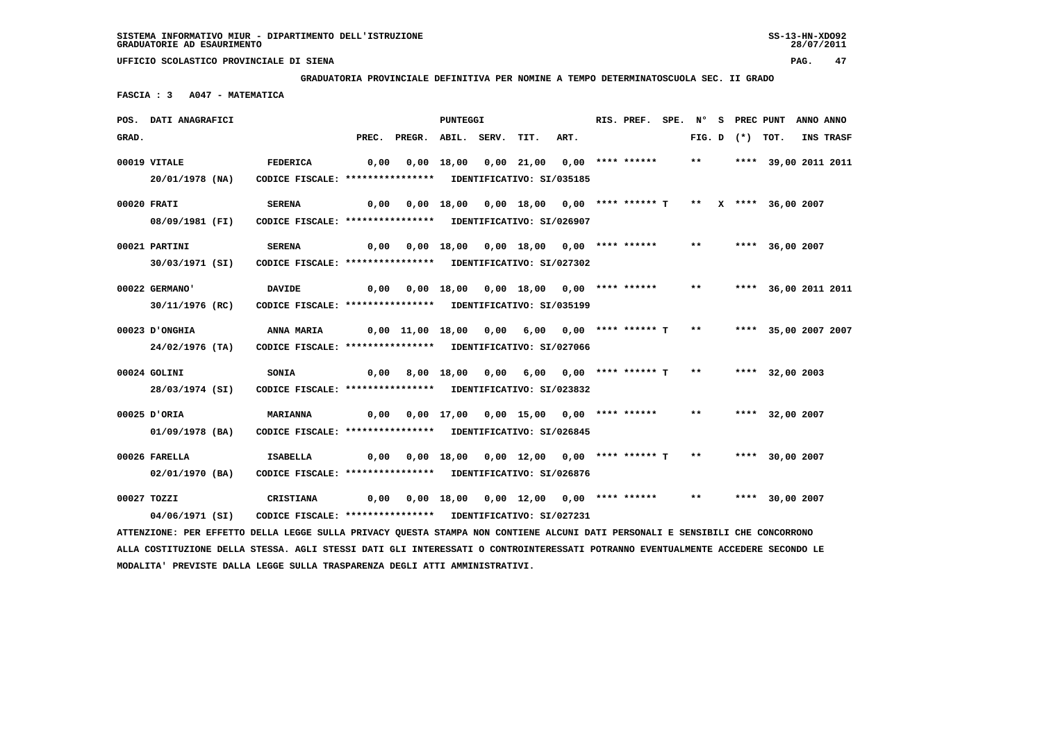SISTEMA INFORMATIVO MIUR - DIPARTIMENTO DELL'ISTRUZIONE
GRADUATORIE AD ESAURIMENTO

UFFICIO SCOLASTICO PROVINCIALE DI SIENA

**GRADUATORIA PROVINCIALE DEFINITIVA PER NOMINE A TEMPO DETERMINATOSCUOLA SEC. II GRADO**

**FASCIA : 3 A047 - MATEMATICA**

| POS. GRAD. | DATI ANAGRAFICI | | PREC. | PREGR. | ABIL. | SERV. | TIT. | ART. | RIS. PREF. | SPE. | N° FIG. | S D | PREC (*) | PUNT TOT. | ANNO INS | ANNO TRASF |
|---|---|---|---|---|---|---|---|---|---|---|---|---|---|---|---|---|
| 00019 | VITALE | FEDERICA | 0,00 | 0,00 | 18,00 | 0,00 | 21,00 | 0,00 | **** ****** | | ** | | **** | 39,00 | 2011 | 2011 |
| | 20/01/1978 (NA) | CODICE FISCALE: **************** IDENTIFICATIVO: SI/035185 | | | | | | | | | | | | | | |
| 00020 | FRATI | SERENA | 0,00 | 0,00 | 18,00 | 0,00 | 18,00 | 0,00 | **** ****** T | | ** | X | **** | 36,00 | 2007 | |
| | 08/09/1981 (FI) | CODICE FISCALE: **************** IDENTIFICATIVO: SI/026907 | | | | | | | | | | | | | | |
| 00021 | PARTINI | SERENA | 0,00 | 0,00 | 18,00 | 0,00 | 18,00 | 0,00 | **** ****** | | ** | | **** | 36,00 | 2007 | |
| | 30/03/1971 (SI) | CODICE FISCALE: **************** IDENTIFICATIVO: SI/027302 | | | | | | | | | | | | | | |
| 00022 | GERMANO' | DAVIDE | 0,00 | 0,00 | 18,00 | 0,00 | 18,00 | 0,00 | **** ****** | | ** | | **** | 36,00 | 2011 | 2011 |
| | 30/11/1976 (RC) | CODICE FISCALE: **************** IDENTIFICATIVO: SI/035199 | | | | | | | | | | | | | | |
| 00023 | D'ONGHIA | ANNA MARIA | 0,00 | 11,00 | 18,00 | 0,00 | 6,00 | 0,00 | **** ****** T | | ** | | **** | 35,00 | 2007 | 2007 |
| | 24/02/1976 (TA) | CODICE FISCALE: **************** IDENTIFICATIVO: SI/027066 | | | | | | | | | | | | | | |
| 00024 | GOLINI | SONIA | 0,00 | 8,00 | 18,00 | 0,00 | 6,00 | 0,00 | **** ****** T | | ** | | **** | 32,00 | 2003 | |
| | 28/03/1974 (SI) | CODICE FISCALE: **************** IDENTIFICATIVO: SI/023832 | | | | | | | | | | | | | | |
| 00025 | D'ORIA | MARIANNA | 0,00 | 0,00 | 17,00 | 0,00 | 15,00 | 0,00 | **** ****** | | ** | | **** | 32,00 | 2007 | |
| | 01/09/1978 (BA) | CODICE FISCALE: **************** IDENTIFICATIVO: SI/026845 | | | | | | | | | | | | | | |
| 00026 | FARELLA | ISABELLA | 0,00 | 0,00 | 18,00 | 0,00 | 12,00 | 0,00 | **** ****** T | | ** | | **** | 30,00 | 2007 | |
| | 02/01/1970 (BA) | CODICE FISCALE: **************** IDENTIFICATIVO: SI/026876 | | | | | | | | | | | | | | |
| 00027 | TOZZI | CRISTIANA | 0,00 | 0,00 | 18,00 | 0,00 | 12,00 | 0,00 | **** ****** | | ** | | **** | 30,00 | 2007 | |
| | 04/06/1971 (SI) | CODICE FISCALE: **************** IDENTIFICATIVO: SI/027231 | | | | | | | | | | | | | | |

ATTENZIONE: PER EFFETTO DELLA LEGGE SULLA PRIVACY QUESTA STAMPA NON CONTIENE ALCUNI DATI PERSONALI E SENSIBILI CHE CONCORRONO ALLA COSTITUZIONE DELLA STESSA. AGLI STESSI DATI GLI INTERESSATI O CONTROINTERESSATI POTRANNO EVENTUALMENTE ACCEDERE SECONDO LE MODALITA' PREVISTE DALLA LEGGE SULLA TRASPARENZA DEGLI ATTI AMMINISTRATIVI.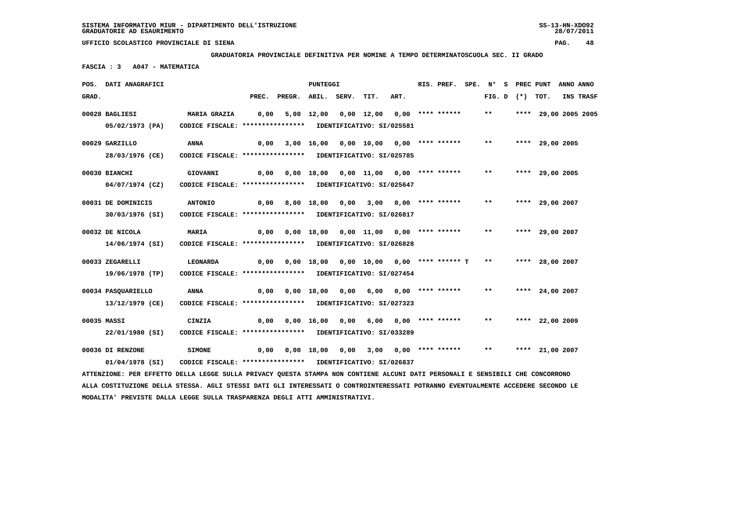SISTEMA INFORMATIVO MIUR - DIPARTIMENTO DELL'ISTRUZIONE
GRADUATORIE AD ESAURIMENTO

UFFICIO SCOLASTICO PROVINCIALE DI SIENA

**GRADUATORIA PROVINCIALE DEFINITIVA PER NOMINE A TEMPO DETERMINATOSCUOLA SEC. II GRADO**

**FASCIA : 3   A047 - MATEMATICA**

| POS. GRAD. | DATI ANAGRAFICI | | PREC. | PREGR. | ABIL. | SERV. | TIT. | ART. | RIS. PREF. | SPE. | N° FIG. | S D | PREC (*) | PUNT TOT. | ANNO INS | ANNO TRASF |
|---|---|---|---|---|---|---|---|---|---|---|---|---|---|---|---|---|
| 00028 | BAGLIESI 05/02/1973 (PA) | MARIA GRAZIA CODICE FISCALE: **************** IDENTIFICATIVO: SI/025581 | 0,00 | 5,00 | 12,00 | 0,00 | 12,00 | 0,00 | **** ****** | | ** | | **** | 29,00 | 2005 | 2005 |
| 00029 | GARZILLO 28/03/1976 (CE) | ANNA CODICE FISCALE: **************** IDENTIFICATIVO: SI/025785 | 0,00 | 3,00 | 16,00 | 0,00 | 10,00 | 0,00 | **** ****** | | ** | | **** | 29,00 | 2005 | |
| 00030 | BIANCHI 04/07/1974 (CZ) | GIOVANNI CODICE FISCALE: **************** IDENTIFICATIVO: SI/025647 | 0,00 | 0,00 | 18,00 | 0,00 | 11,00 | 0,00 | **** ****** | | ** | | **** | 29,00 | 2005 | |
| 00031 | DE DOMINICIS 30/03/1976 (SI) | ANTONIO CODICE FISCALE: **************** IDENTIFICATIVO: SI/026817 | 0,00 | 8,00 | 18,00 | 0,00 | 3,00 | 0,00 | **** ****** | | ** | | **** | 29,00 | 2007 | |
| 00032 | DE NICOLA 14/06/1974 (SI) | MARIA CODICE FISCALE: **************** IDENTIFICATIVO: SI/026828 | 0,00 | 0,00 | 18,00 | 0,00 | 11,00 | 0,00 | **** ****** | | ** | | **** | 29,00 | 2007 | |
| 00033 | ZEGARELLI 19/06/1978 (TP) | LEONARDA CODICE FISCALE: **************** IDENTIFICATIVO: SI/027454 | 0,00 | 0,00 | 18,00 | 0,00 | 10,00 | 0,00 | **** ****** T | | ** | | **** | 28,00 | 2007 | |
| 00034 | PASQUARIELLO 13/12/1979 (CE) | ANNA CODICE FISCALE: **************** IDENTIFICATIVO: SI/027323 | 0,00 | 0,00 | 18,00 | 0,00 | 6,00 | 0,00 | **** ****** | | ** | | **** | 24,00 | 2007 | |
| 00035 | MASSI 22/01/1980 (SI) | CINZIA CODICE FISCALE: **************** IDENTIFICATIVO: SI/033289 | 0,00 | 0,00 | 16,00 | 0,00 | 6,00 | 0,00 | **** ****** | | ** | | **** | 22,00 | 2009 | |
| 00036 | DI RENZONE 01/04/1978 (SI) | SIMONE CODICE FISCALE: **************** IDENTIFICATIVO: SI/026837 | 0,00 | 0,00 | 18,00 | 0,00 | 3,00 | 0,00 | **** ****** | | ** | | **** | 21,00 | 2007 | |

ATTENZIONE: PER EFFETTO DELLA LEGGE SULLA PRIVACY QUESTA STAMPA NON CONTIENE ALCUNI DATI PERSONALI E SENSIBILI CHE CONCORRONO ALLA COSTITUZIONE DELLA STESSA. AGLI STESSI DATI GLI INTERESSATI O CONTROINTERESSATI POTRANNO EVENTUALMENTE ACCEDERE SECONDO LE MODALITA' PREVISTE DALLA LEGGE SULLA TRASPARENZA DEGLI ATTI AMMINISTRATIVI.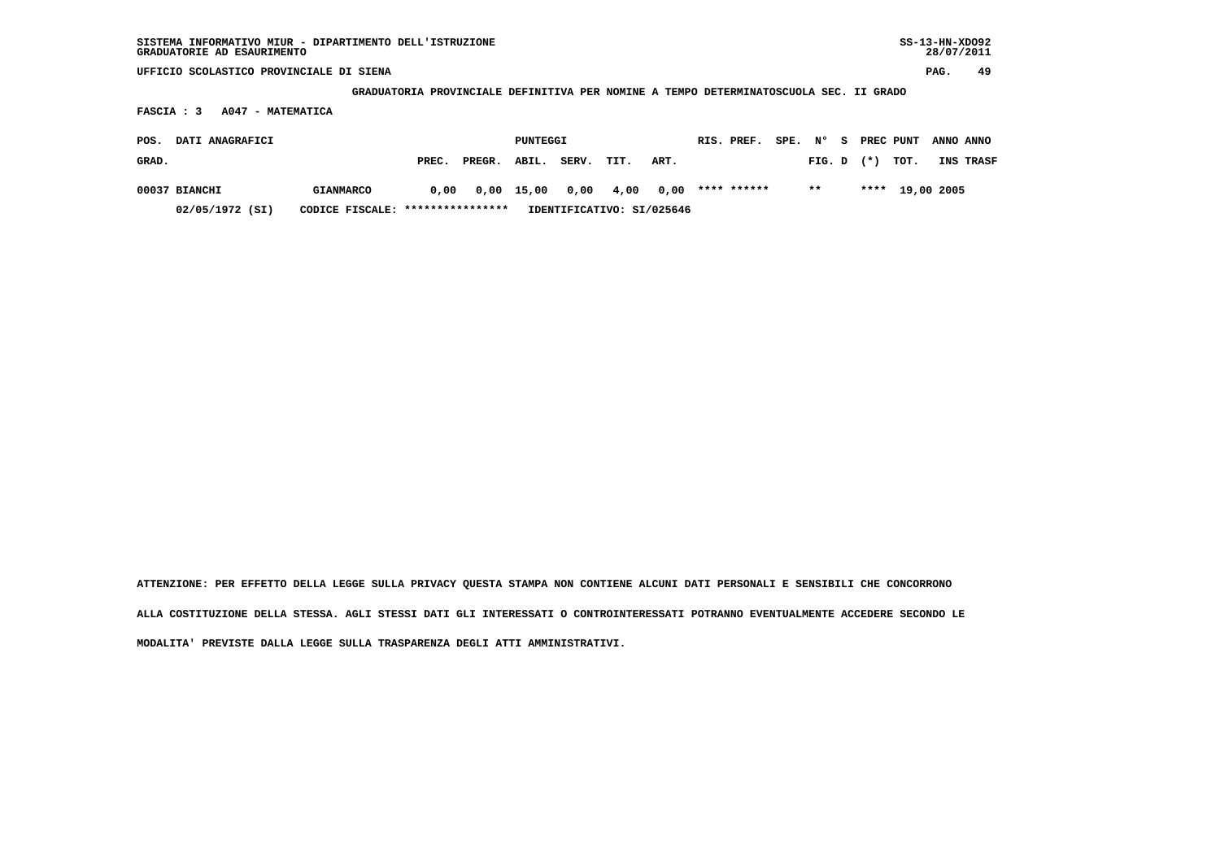SISTEMA INFORMATIVO MIUR - DIPARTIMENTO DELL'ISTRUZIONE
GRADUATORIE AD ESAURIMENTO

UFFICIO SCOLASTICO PROVINCIALE DI SIENA

GRADUATORIA PROVINCIALE DEFINITIVA PER NOMINE A TEMPO DETERMINATOSCUOLA SEC. II GRADO

FASCIA : 3 A047 - MATEMATICA

| POS. GRAD. | DATI ANAGRAFICI | | PUNTEGGI PREC. | PREGR. | ABIL. | SERV. | TIT. | ART. | RIS. | PREF. | SPE. | N° FIG. | S D | PREC (*) | PUNT TOT. | ANNO INS | ANNO TRASF |
|---|---|---|---|---|---|---|---|---|---|---|---|---|---|---|---|---|---|
| 00037 | BIANCHI | GIANMARCO | 0,00 | 0,00 | 15,00 | 0,00 | 4,00 | 0,00 | **** | ****** | | ** | | **** | 19,00 | 2005 | |
| | 02/05/1972 (SI) | CODICE FISCALE: **************** | IDENTIFICATIVO: SI/025646 | | | | | | | | | | | | | | |

ATTENZIONE: PER EFFETTO DELLA LEGGE SULLA PRIVACY QUESTA STAMPA NON CONTIENE ALCUNI DATI PERSONALI E SENSIBILI CHE CONCORRONO ALLA COSTITUZIONE DELLA STESSA. AGLI STESSI DATI GLI INTERESSATI O CONTROINTERESSATI POTRANNO EVENTUALMENTE ACCEDERE SECONDO LE MODALITA' PREVISTE DALLA LEGGE SULLA TRASPARENZA DEGLI ATTI AMMINISTRATIVI.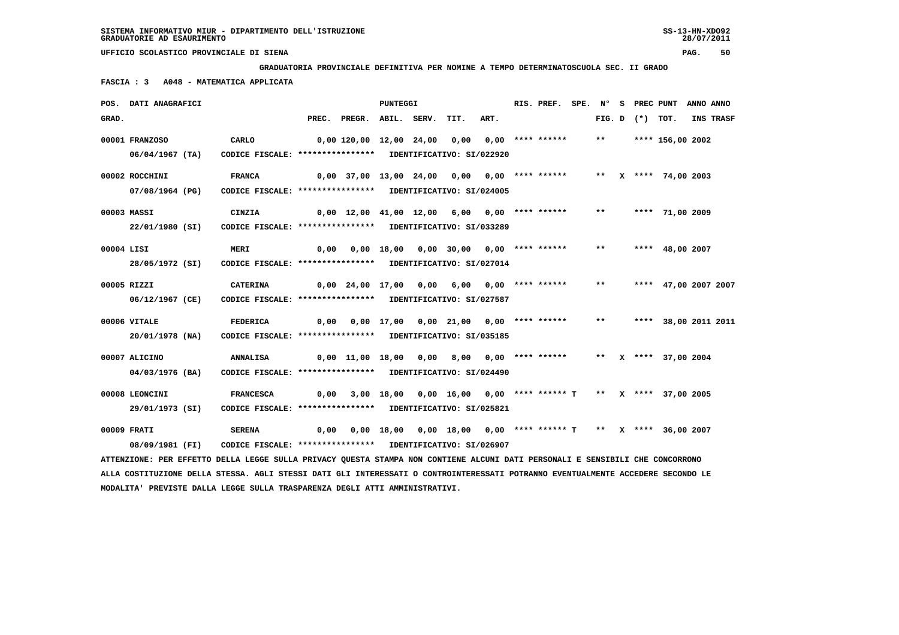**GRADUATORIA PROVINCIALE DEFINITIVA PER NOMINE A TEMPO DETERMINATOSCUOLA SEC. II GRADO**

**FASCIA : 3 A048 - MATEMATICA APPLICATA**

| POS. GRAD. | DATI ANAGRAFICI | | PREC. | PREGR. | ABIL. | SERV. | TIT. | ART. | RIS. PREF. | SPE. | N° FIG. | S D | PREC (*) | PUNT TOT. | ANNO INS | ANNO TRASF |
|---|---|---|---|---|---|---|---|---|---|---|---|---|---|---|---|---|
| 00001 | FRANZOSO | CARLO | 0,00 | 120,00 | 12,00 | 24,00 | 0,00 | 0,00 | **** ****** | | ** | | **** | 156,00 | 2002 | |
| | 06/04/1967 (TA) | CODICE FISCALE: **************** IDENTIFICATIVO: SI/022920 | | | | | | | | | | | | | | |
| 00002 | ROCCHINI | FRANCA | 0,00 | 37,00 | 13,00 | 24,00 | 0,00 | 0,00 | **** ****** | | ** | X | **** | 74,00 | 2003 | |
| | 07/08/1964 (PG) | CODICE FISCALE: **************** IDENTIFICATIVO: SI/024005 | | | | | | | | | | | | | | |
| 00003 | MASSI | CINZIA | 0,00 | 12,00 | 41,00 | 12,00 | 6,00 | 0,00 | **** ****** | | ** | | **** | 71,00 | 2009 | |
| | 22/01/1980 (SI) | CODICE FISCALE: **************** IDENTIFICATIVO: SI/033289 | | | | | | | | | | | | | | |
| 00004 | LISI | MERI | 0,00 | 0,00 | 18,00 | 0,00 | 30,00 | 0,00 | **** ****** | | ** | | **** | 48,00 | 2007 | |
| | 28/05/1972 (SI) | CODICE FISCALE: **************** IDENTIFICATIVO: SI/027014 | | | | | | | | | | | | | | |
| 00005 | RIZZI | CATERINA | 0,00 | 24,00 | 17,00 | 0,00 | 6,00 | 0,00 | **** ****** | | ** | | **** | 47,00 | 2007 | 2007 |
| | 06/12/1967 (CE) | CODICE FISCALE: **************** IDENTIFICATIVO: SI/027587 | | | | | | | | | | | | | | |
| 00006 | VITALE | FEDERICA | 0,00 | 0,00 | 17,00 | 0,00 | 21,00 | 0,00 | **** ****** | | ** | | **** | 38,00 | 2011 | 2011 |
| | 20/01/1978 (NA) | CODICE FISCALE: **************** IDENTIFICATIVO: SI/035185 | | | | | | | | | | | | | | |
| 00007 | ALICINO | ANNALISA | 0,00 | 11,00 | 18,00 | 0,00 | 8,00 | 0,00 | **** ****** | | ** | X | **** | 37,00 | 2004 | |
| | 04/03/1976 (BA) | CODICE FISCALE: **************** IDENTIFICATIVO: SI/024490 | | | | | | | | | | | | | | |
| 00008 | LEONCINI | FRANCESCA | 0,00 | 3,00 | 18,00 | 0,00 | 16,00 | 0,00 | **** ****** T | | ** | X | **** | 37,00 | 2005 | |
| | 29/01/1973 (SI) | CODICE FISCALE: **************** IDENTIFICATIVO: SI/025821 | | | | | | | | | | | | | | |
| 00009 | FRATI | SERENA | 0,00 | 0,00 | 18,00 | 0,00 | 18,00 | 0,00 | **** ****** T | | ** | X | **** | 36,00 | 2007 | |
| | 08/09/1981 (FI) | CODICE FISCALE: **************** IDENTIFICATIVO: SI/026907 | | | | | | | | | | | | | | |

ATTENZIONE: PER EFFETTO DELLA LEGGE SULLA PRIVACY QUESTA STAMPA NON CONTIENE ALCUNI DATI PERSONALI E SENSIBILI CHE CONCORRONO ALLA COSTITUZIONE DELLA STESSA. AGLI STESSI DATI GLI INTERESSATI O CONTROINTERESSATI POTRANNO EVENTUALMENTE ACCEDERE SECONDO LE MODALITA' PREVISTE DALLA LEGGE SULLA TRASPARENZA DEGLI ATTI AMMINISTRATIVI.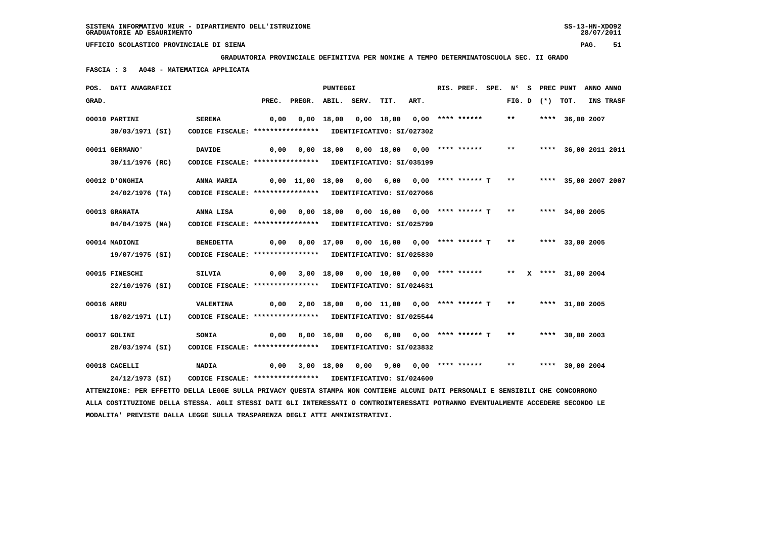SISTEMA INFORMATIVO MIUR - DIPARTIMENTO DELL'ISTRUZIONE
GRADUATORIE AD ESAURIMENTO

UFFICIO SCOLASTICO PROVINCIALE DI SIENA

**GRADUATORIA PROVINCIALE DEFINITIVA PER NOMINE A TEMPO DETERMINATOSCUOLA SEC. II GRADO**

**FASCIA : 3   A048 - MATEMATICA APPLICATA**

| POS. GRAD. | DATI ANAGRAFICI | | PREC. | PREGR. | ABIL. | SERV. | TIT. | ART. | RIS. PREF. | SPE. | N° FIG. | S D | PREC (*) | PUNT TOT. | ANNO INS | ANNO TRASF |
|---|---|---|---|---|---|---|---|---|---|---|---|---|---|---|---|---|
| 00010 | PARTINI | SERENA | 0,00 | 0,00 | 18,00 | 0,00 | 18,00 | 0,00 | **** ****** | | ** | | **** | 36,00 | 2007 | |
| | 30/03/1971 (SI) | CODICE FISCALE: **************** IDENTIFICATIVO: SI/027302 | | | | | | | | | | | | | | |
| 00011 | GERMANO' | DAVIDE | 0,00 | 0,00 | 18,00 | 0,00 | 18,00 | 0,00 | **** ****** | | ** | | **** | 36,00 | 2011 | 2011 |
| | 30/11/1976 (RC) | CODICE FISCALE: **************** IDENTIFICATIVO: SI/035199 | | | | | | | | | | | | | | |
| 00012 | D'ONGHIA | ANNA MARIA | 0,00 | 11,00 | 18,00 | 0,00 | 6,00 | 0,00 | **** ****** | T | ** | | **** | 35,00 | 2007 | 2007 |
| | 24/02/1976 (TA) | CODICE FISCALE: **************** IDENTIFICATIVO: SI/027066 | | | | | | | | | | | | | | |
| 00013 | GRANATA | ANNA LISA | 0,00 | 0,00 | 18,00 | 0,00 | 16,00 | 0,00 | **** ****** | T | ** | | **** | 34,00 | 2005 | |
| | 04/04/1975 (NA) | CODICE FISCALE: **************** IDENTIFICATIVO: SI/025799 | | | | | | | | | | | | | | |
| 00014 | MADIONI | BENEDETTA | 0,00 | 0,00 | 17,00 | 0,00 | 16,00 | 0,00 | **** ****** | T | ** | | **** | 33,00 | 2005 | |
| | 19/07/1975 (SI) | CODICE FISCALE: **************** IDENTIFICATIVO: SI/025830 | | | | | | | | | | | | | | |
| 00015 | FINESCHI | SILVIA | 0,00 | 3,00 | 18,00 | 0,00 | 10,00 | 0,00 | **** ****** | | ** | X | **** | 31,00 | 2004 | |
| | 22/10/1976 (SI) | CODICE FISCALE: **************** IDENTIFICATIVO: SI/024631 | | | | | | | | | | | | | | |
| 00016 | ARRU | VALENTINA | 0,00 | 2,00 | 18,00 | 0,00 | 11,00 | 0,00 | **** ****** | T | ** | | **** | 31,00 | 2005 | |
| | 18/02/1971 (LI) | CODICE FISCALE: **************** IDENTIFICATIVO: SI/025544 | | | | | | | | | | | | | | |
| 00017 | GOLINI | SONIA | 0,00 | 8,00 | 16,00 | 0,00 | 6,00 | 0,00 | **** ****** | T | ** | | **** | 30,00 | 2003 | |
| | 28/03/1974 (SI) | CODICE FISCALE: **************** IDENTIFICATIVO: SI/023832 | | | | | | | | | | | | | | |
| 00018 | CACELLI | NADIA | 0,00 | 3,00 | 18,00 | 0,00 | 9,00 | 0,00 | **** ****** | | ** | | **** | 30,00 | 2004 | |
| | 24/12/1973 (SI) | CODICE FISCALE: **************** IDENTIFICATIVO: SI/024600 | | | | | | | | | | | | | | |

ATTENZIONE: PER EFFETTO DELLA LEGGE SULLA PRIVACY QUESTA STAMPA NON CONTIENE ALCUNI DATI PERSONALI E SENSIBILI CHE CONCORRONO ALLA COSTITUZIONE DELLA STESSA. AGLI STESSI DATI GLI INTERESSATI O CONTROINTERESSATI POTRANNO EVENTUALMENTE ACCEDERE SECONDO LE MODALITA' PREVISTE DALLA LEGGE SULLA TRASPARENZA DEGLI ATTI AMMINISTRATIVI.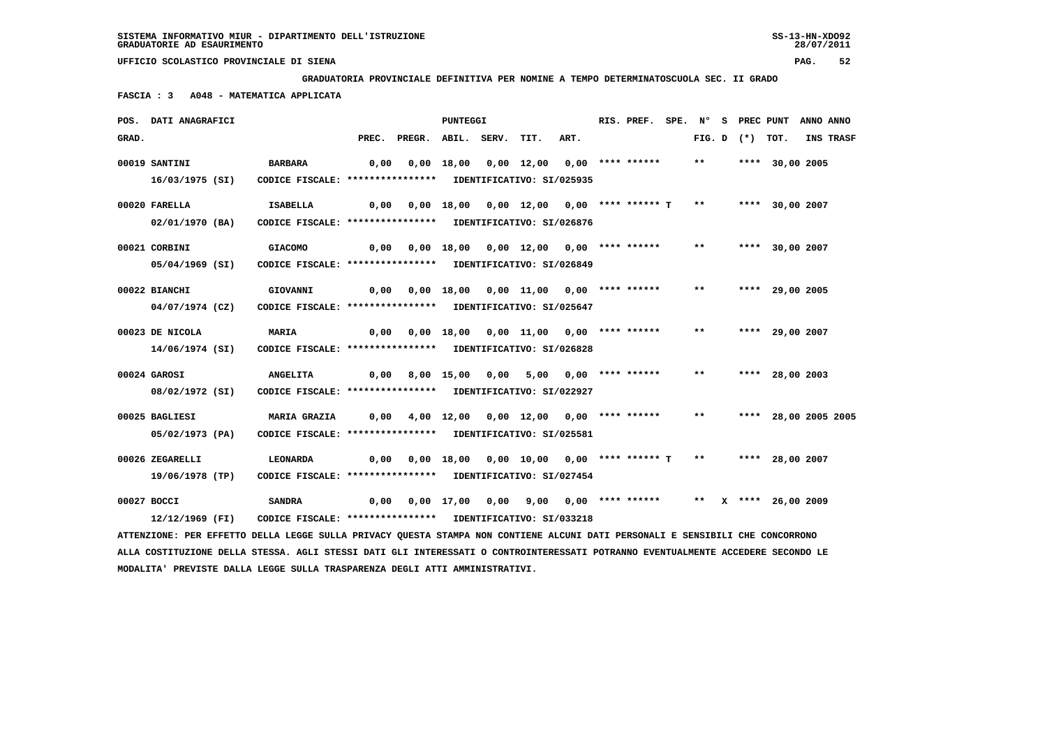SISTEMA INFORMATIVO MIUR - DIPARTIMENTO DELL'ISTRUZIONE
GRADUATORIE AD ESAURIMENTO

UFFICIO SCOLASTICO PROVINCIALE DI SIENA

**GRADUATORIA PROVINCIALE DEFINITIVA PER NOMINE A TEMPO DETERMINATOSCUOLA SEC. II GRADO**

**FASCIA : 3 A048 - MATEMATICA APPLICATA**

| POS. GRAD. | DATI ANAGRAFICI | | PREC. | PREGR. | ABIL. | SERV. | TIT. | ART. | RIS. PREF. | SPE. | N° FIG. | S D | PREC (*) | PUNT TOT. | ANNO INS | ANNO TRASF |
|---|---|---|---|---|---|---|---|---|---|---|---|---|---|---|---|---|
| 00019 | SANTINI 16/03/1975 (SI) | BARBARA CODICE FISCALE: **************** IDENTIFICATIVO: SI/025935 | 0,00 | 0,00 | 18,00 | 0,00 | 12,00 | 0,00 | **** ****** | | ** | | **** | 30,00 | 2005 | |
| 00020 | FARELLA 02/01/1970 (BA) | ISABELLA CODICE FISCALE: **************** IDENTIFICATIVO: SI/026876 | 0,00 | 0,00 | 18,00 | 0,00 | 12,00 | 0,00 | **** ****** T | | ** | | **** | 30,00 | 2007 | |
| 00021 | CORBINI 05/04/1969 (SI) | GIACOMO CODICE FISCALE: **************** IDENTIFICATIVO: SI/026849 | 0,00 | 0,00 | 18,00 | 0,00 | 12,00 | 0,00 | **** ****** | | ** | | **** | 30,00 | 2007 | |
| 00022 | BIANCHI 04/07/1974 (CZ) | GIOVANNI CODICE FISCALE: **************** IDENTIFICATIVO: SI/025647 | 0,00 | 0,00 | 18,00 | 0,00 | 11,00 | 0,00 | **** ****** | | ** | | **** | 29,00 | 2005 | |
| 00023 | DE NICOLA 14/06/1974 (SI) | MARIA CODICE FISCALE: **************** IDENTIFICATIVO: SI/026828 | 0,00 | 0,00 | 18,00 | 0,00 | 11,00 | 0,00 | **** ****** | | ** | | **** | 29,00 | 2007 | |
| 00024 | GAROSI 08/02/1972 (SI) | ANGELITA CODICE FISCALE: **************** IDENTIFICATIVO: SI/022927 | 0,00 | 8,00 | 15,00 | 0,00 | 5,00 | 0,00 | **** ****** | | ** | | **** | 28,00 | 2003 | |
| 00025 | BAGLIESI 05/02/1973 (PA) | MARIA GRAZIA CODICE FISCALE: **************** IDENTIFICATIVO: SI/025581 | 0,00 | 4,00 | 12,00 | 0,00 | 12,00 | 0,00 | **** ****** | | ** | | **** | 28,00 | 2005 | 2005 |
| 00026 | ZEGARELLI 19/06/1978 (TP) | LEONARDA CODICE FISCALE: **************** IDENTIFICATIVO: SI/027454 | 0,00 | 0,00 | 18,00 | 0,00 | 10,00 | 0,00 | **** ****** T | | ** | | **** | 28,00 | 2007 | |
| 00027 | BOCCI 12/12/1969 (FI) | SANDRA CODICE FISCALE: **************** IDENTIFICATIVO: SI/033218 | 0,00 | 0,00 | 17,00 | 0,00 | 9,00 | 0,00 | **** ****** | | ** | X | **** | 26,00 | 2009 | |

ATTENZIONE: PER EFFETTO DELLA LEGGE SULLA PRIVACY QUESTA STAMPA NON CONTIENE ALCUNI DATI PERSONALI E SENSIBILI CHE CONCORRONO ALLA COSTITUZIONE DELLA STESSA. AGLI STESSI DATI GLI INTERESSATI O CONTROINTERESSATI POTRANNO EVENTUALMENTE ACCEDERE SECONDO LE MODALITA' PREVISTE DALLA LEGGE SULLA TRASPARENZA DEGLI ATTI AMMINISTRATIVI.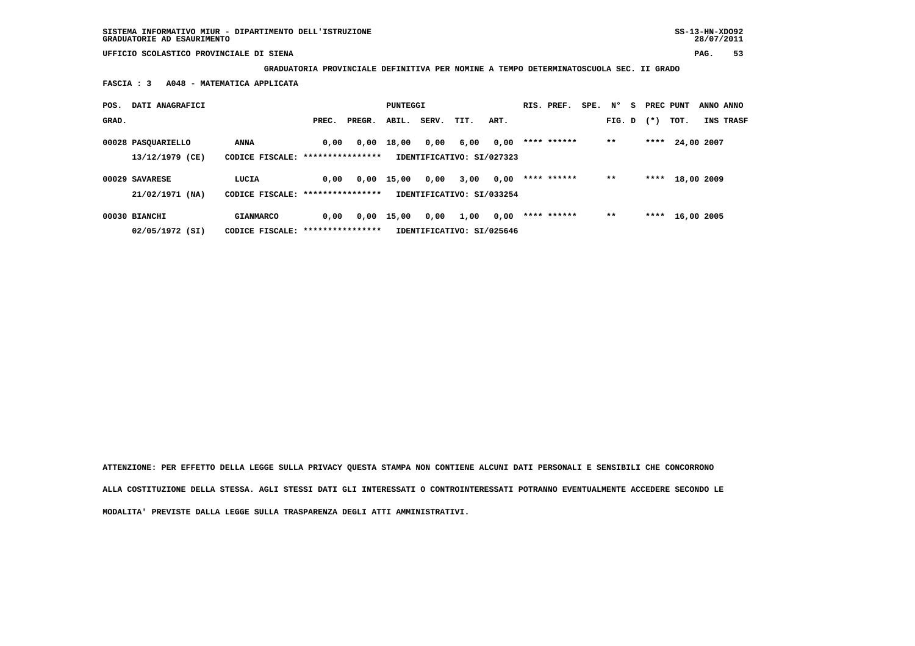**SISTEMA INFORMATIVO MIUR - DIPARTIMENTO DELL'ISTRUZIONE**
**GRADUATORIE AD ESAURIMENTO**

**UFFICIO SCOLASTICO PROVINCIALE DI SIENA**

**GRADUATORIA PROVINCIALE DEFINITIVA PER NOMINE A TEMPO DETERMINATOSCUOLA SEC. II GRADO**

**FASCIA : 3 A048 - MATEMATICA APPLICATA**

| POS. GRAD. | DATI ANAGRAFICI | | PREC. | PREGR. | ABIL. | SERV. | TIT. | ART. | RIS. | PREF. | SPE. | N° FIG. | S D | PREC (*) | PUNT TOT. | ANNO INS | ANNO TRASF |
|---|---|---|---|---|---|---|---|---|---|---|---|---|---|---|---|---|---|
| 00028 | PASQUARIELLO | ANNA | 0,00 | 0,00 | 18,00 | 0,00 | 6,00 | 0,00 | **** | ****** | | ** | | **** | 24,00 | 2007 | |
| | 13/12/1979 (CE) | CODICE FISCALE: **************** | IDENTIFICATIVO: SI/027323 | | | | | | | | | | | | | | |
| 00029 | SAVARESE | LUCIA | 0,00 | 0,00 | 15,00 | 0,00 | 3,00 | 0,00 | **** | ****** | | ** | | **** | 18,00 | 2009 | |
| | 21/02/1971 (NA) | CODICE FISCALE: **************** | IDENTIFICATIVO: SI/033254 | | | | | | | | | | | | | | |
| 00030 | BIANCHI | GIANMARCO | 0,00 | 0,00 | 15,00 | 0,00 | 1,00 | 0,00 | **** | ****** | | ** | | **** | 16,00 | 2005 | |
| | 02/05/1972 (SI) | CODICE FISCALE: **************** | IDENTIFICATIVO: SI/025646 | | | | | | | | | | | | | | |

**ATTENZIONE: PER EFFETTO DELLA LEGGE SULLA PRIVACY QUESTA STAMPA NON CONTIENE ALCUNI DATI PERSONALI E SENSIBILI CHE CONCORRONO ALLA COSTITUZIONE DELLA STESSA. AGLI STESSI DATI GLI INTERESSATI O CONTROINTERESSATI POTRANNO EVENTUALMENTE ACCEDERE SECONDO LE MODALITA' PREVISTE DALLA LEGGE SULLA TRASPARENZA DEGLI ATTI AMMINISTRATIVI.**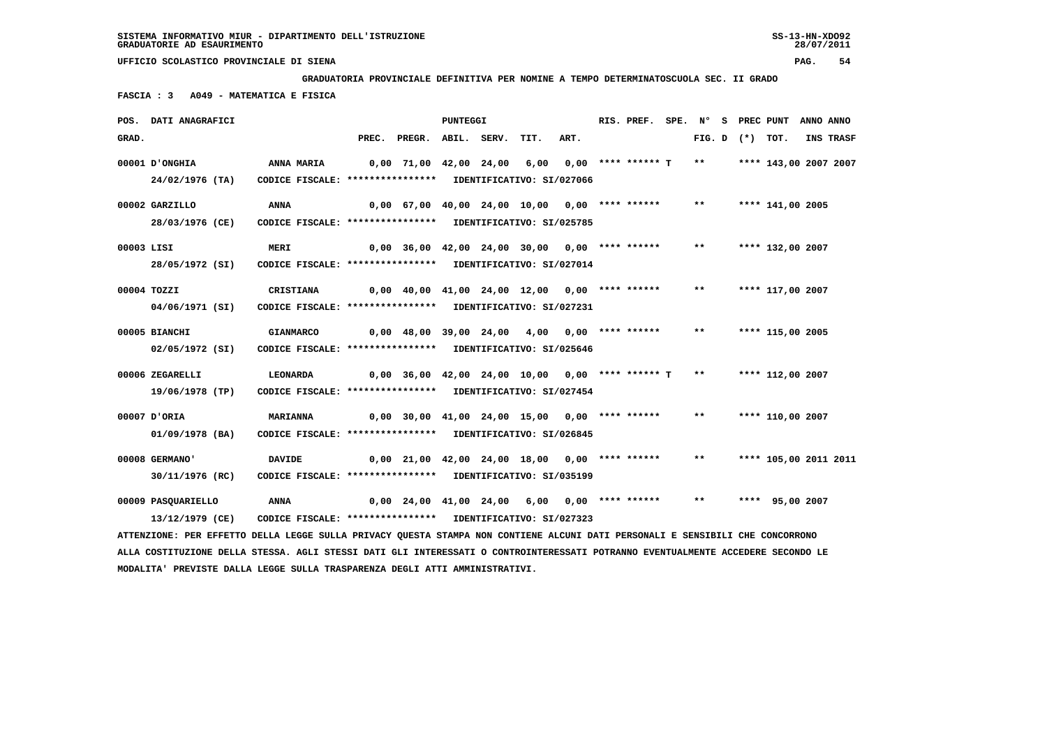SISTEMA INFORMATIVO MIUR - DIPARTIMENTO DELL'ISTRUZIONE
GRADUATORIE AD ESAURIMENTO

UFFICIO SCOLASTICO PROVINCIALE DI SIENA

**GRADUATORIA PROVINCIALE DEFINITIVA PER NOMINE A TEMPO DETERMINATOSCUOLA SEC. II GRADO**

**FASCIA : 3 A049 - MATEMATICA E FISICA**

| POS. GRAD. | DATI ANAGRAFICI | | PREC. | PREGR. | ABIL. | SERV. | TIT. | ART. | RIS. PREF. | SPE. | N° FIG. | S D | PREC (*) | PUNT TOT. | ANNO INS | ANNO TRASF |
|---|---|---|---|---|---|---|---|---|---|---|---|---|---|---|---|---|
| 00001 | D'ONGHIA | ANNA MARIA | 0,00 | 71,00 | 42,00 | 24,00 | 6,00 | 0,00 | **** ****** | T | ** | | **** | 143,00 | 2007 | 2007 |
| | 24/02/1976 (TA) | CODICE FISCALE: **************** IDENTIFICATIVO: SI/027066 | | | | | | | | | | | | | | |
| 00002 | GARZILLO | ANNA | 0,00 | 67,00 | 40,00 | 24,00 | 10,00 | 0,00 | **** ****** | | ** | | **** | 141,00 | 2005 | |
| | 28/03/1976 (CE) | CODICE FISCALE: **************** IDENTIFICATIVO: SI/025785 | | | | | | | | | | | | | | |
| 00003 | LISI | MERI | 0,00 | 36,00 | 42,00 | 24,00 | 30,00 | 0,00 | **** ****** | | ** | | **** | 132,00 | 2007 | |
| | 28/05/1972 (SI) | CODICE FISCALE: **************** IDENTIFICATIVO: SI/027014 | | | | | | | | | | | | | | |
| 00004 | TOZZI | CRISTIANA | 0,00 | 40,00 | 41,00 | 24,00 | 12,00 | 0,00 | **** ****** | | ** | | **** | 117,00 | 2007 | |
| | 04/06/1971 (SI) | CODICE FISCALE: **************** IDENTIFICATIVO: SI/027231 | | | | | | | | | | | | | | |
| 00005 | BIANCHI | GIANMARCO | 0,00 | 48,00 | 39,00 | 24,00 | 4,00 | 0,00 | **** ****** | | ** | | **** | 115,00 | 2005 | |
| | 02/05/1972 (SI) | CODICE FISCALE: **************** IDENTIFICATIVO: SI/025646 | | | | | | | | | | | | | | |
| 00006 | ZEGARELLI | LEONARDA | 0,00 | 36,00 | 42,00 | 24,00 | 10,00 | 0,00 | **** ****** | T | ** | | **** | 112,00 | 2007 | |
| | 19/06/1978 (TP) | CODICE FISCALE: **************** IDENTIFICATIVO: SI/027454 | | | | | | | | | | | | | | |
| 00007 | D'ORIA | MARIANNA | 0,00 | 30,00 | 41,00 | 24,00 | 15,00 | 0,00 | **** ****** | | ** | | **** | 110,00 | 2007 | |
| | 01/09/1978 (BA) | CODICE FISCALE: **************** IDENTIFICATIVO: SI/026845 | | | | | | | | | | | | | | |
| 00008 | GERMANO' | DAVIDE | 0,00 | 21,00 | 42,00 | 24,00 | 18,00 | 0,00 | **** ****** | | ** | | **** | 105,00 | 2011 | 2011 |
| | 30/11/1976 (RC) | CODICE FISCALE: **************** IDENTIFICATIVO: SI/035199 | | | | | | | | | | | | | | |
| 00009 | PASQUARIELLO | ANNA | 0,00 | 24,00 | 41,00 | 24,00 | 6,00 | 0,00 | **** ****** | | ** | | **** | 95,00 | 2007 | |
| | 13/12/1979 (CE) | CODICE FISCALE: **************** IDENTIFICATIVO: SI/027323 | | | | | | | | | | | | | | |

ATTENZIONE: PER EFFETTO DELLA LEGGE SULLA PRIVACY QUESTA STAMPA NON CONTIENE ALCUNI DATI PERSONALI E SENSIBILI CHE CONCORRONO ALLA COSTITUZIONE DELLA STESSA. AGLI STESSI DATI GLI INTERESSATI O CONTROINTERESSATI POTRANNO EVENTUALMENTE ACCEDERE SECONDO LE MODALITA' PREVISTE DALLA LEGGE SULLA TRASPARENZA DEGLI ATTI AMMINISTRATIVI.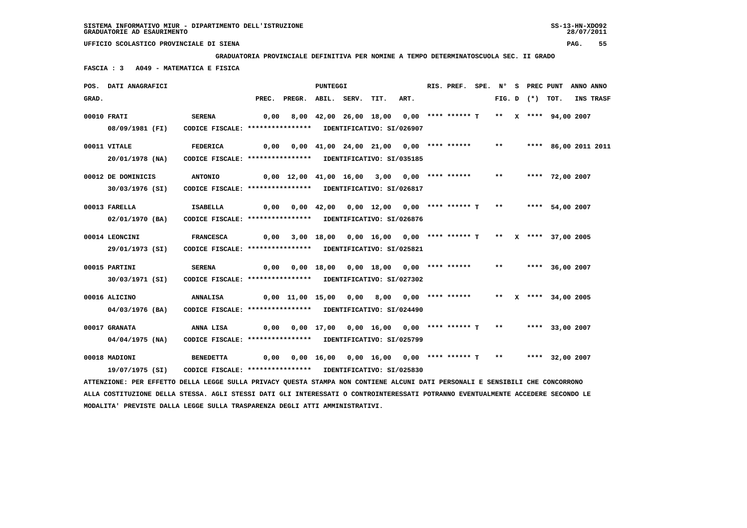SISTEMA INFORMATIVO MIUR - DIPARTIMENTO DELL'ISTRUZIONE
GRADUATORIE AD ESAURIMENTO

UFFICIO SCOLASTICO PROVINCIALE DI SIENA

**GRADUATORIA PROVINCIALE DEFINITIVA PER NOMINE A TEMPO DETERMINATOSCUOLA SEC. II GRADO**

**FASCIA : 3 A049 - MATEMATICA E FISICA**

| POS. GRAD. | DATI ANAGRAFICI | | PREC. | PREGR. | ABIL. | SERV. | TIT. | ART. | RIS. PREF. | SPE. | N° FIG. | S D | PREC (*) | PUNT TOT. | ANNO INS | ANNO TRASF |
|---|---|---|---|---|---|---|---|---|---|---|---|---|---|---|---|---|
| 00010 | FRATI | SERENA | 0,00 | 8,00 | 42,00 | 26,00 | 18,00 | 0,00 | **** ****** T | | ** | X | **** | 94,00 | 2007 | |
| | 08/09/1981 (FI) | CODICE FISCALE: **************** IDENTIFICATIVO: SI/026907 | | | | | | | | | | | | | | |
| 00011 | VITALE | FEDERICA | 0,00 | 0,00 | 41,00 | 24,00 | 21,00 | 0,00 | **** ****** | | ** | | **** | 86,00 | 2011 | 2011 |
| | 20/01/1978 (NA) | CODICE FISCALE: **************** IDENTIFICATIVO: SI/035185 | | | | | | | | | | | | | | |
| 00012 | DE DOMINICIS | ANTONIO | 0,00 | 12,00 | 41,00 | 16,00 | 3,00 | 0,00 | **** ****** | | ** | | **** | 72,00 | 2007 | |
| | 30/03/1976 (SI) | CODICE FISCALE: **************** IDENTIFICATIVO: SI/026817 | | | | | | | | | | | | | | |
| 00013 | FARELLA | ISABELLA | 0,00 | 0,00 | 42,00 | 0,00 | 12,00 | 0,00 | **** ****** T | | ** | | **** | 54,00 | 2007 | |
| | 02/01/1970 (BA) | CODICE FISCALE: **************** IDENTIFICATIVO: SI/026876 | | | | | | | | | | | | | | |
| 00014 | LEONCINI | FRANCESCA | 0,00 | 3,00 | 18,00 | 0,00 | 16,00 | 0,00 | **** ****** T | | ** | X | **** | 37,00 | 2005 | |
| | 29/01/1973 (SI) | CODICE FISCALE: **************** IDENTIFICATIVO: SI/025821 | | | | | | | | | | | | | | |
| 00015 | PARTINI | SERENA | 0,00 | 0,00 | 18,00 | 0,00 | 18,00 | 0,00 | **** ****** | | ** | | **** | 36,00 | 2007 | |
| | 30/03/1971 (SI) | CODICE FISCALE: **************** IDENTIFICATIVO: SI/027302 | | | | | | | | | | | | | | |
| 00016 | ALICINO | ANNALISA | 0,00 | 11,00 | 15,00 | 0,00 | 8,00 | 0,00 | **** ****** | | ** | X | **** | 34,00 | 2005 | |
| | 04/03/1976 (BA) | CODICE FISCALE: **************** IDENTIFICATIVO: SI/024490 | | | | | | | | | | | | | | |
| 00017 | GRANATA | ANNA LISA | 0,00 | 0,00 | 17,00 | 0,00 | 16,00 | 0,00 | **** ****** T | | ** | | **** | 33,00 | 2007 | |
| | 04/04/1975 (NA) | CODICE FISCALE: **************** IDENTIFICATIVO: SI/025799 | | | | | | | | | | | | | | |
| 00018 | MADIONI | BENEDETTA | 0,00 | 0,00 | 16,00 | 0,00 | 16,00 | 0,00 | **** ****** T | | ** | | **** | 32,00 | 2007 | |
| | 19/07/1975 (SI) | CODICE FISCALE: **************** IDENTIFICATIVO: SI/025830 | | | | | | | | | | | | | | |

ATTENZIONE: PER EFFETTO DELLA LEGGE SULLA PRIVACY QUESTA STAMPA NON CONTIENE ALCUNI DATI PERSONALI E SENSIBILI CHE CONCORRONO ALLA COSTITUZIONE DELLA STESSA. AGLI STESSI DATI GLI INTERESSATI O CONTROINTERESSATI POTRANNO EVENTUALMENTE ACCEDERE SECONDO LE MODALITA' PREVISTE DALLA LEGGE SULLA TRASPARENZA DEGLI ATTI AMMINISTRATIVI.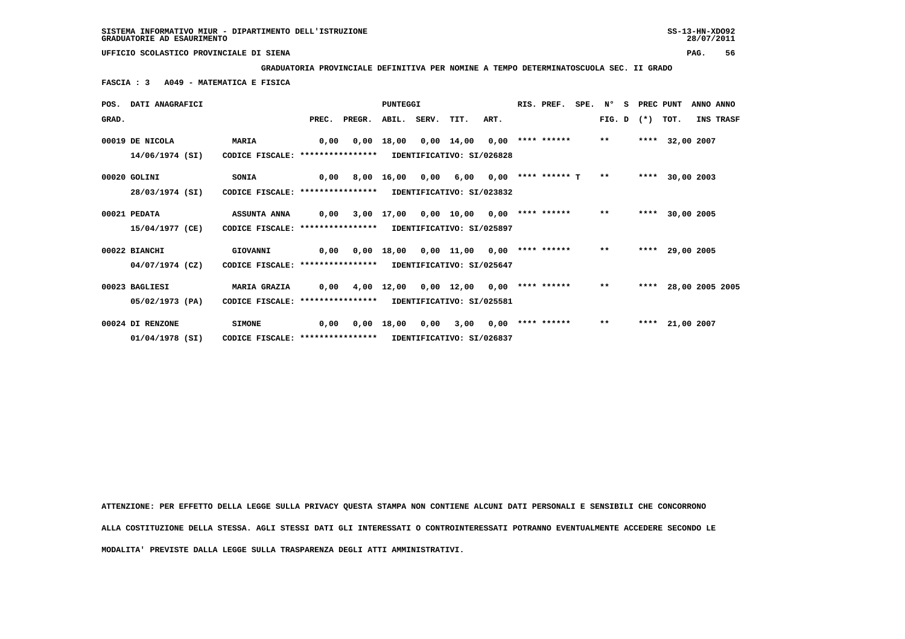SISTEMA INFORMATIVO MIUR - DIPARTIMENTO DELL'ISTRUZIONE
GRADUATORIE AD ESAURIMENTO

SS-13-HN-XDO92
28/07/2011

UFFICIO SCOLASTICO PROVINCIALE DI SIENA

**GRADUATORIA PROVINCIALE DEFINITIVA PER NOMINE A TEMPO DETERMINATOSCUOLA SEC. II GRADO**

**FASCIA : 3 A049 - MATEMATICA E FISICA**

| POS. GRAD. | DATI ANAGRAFICI | | PREC. | PREGR. | ABIL. | SERV. | TIT. | ART. | RIS. PREF. | SPE. | N° FIG. | S D | PREC (*) | PUNT TOT. | ANNO INS | ANNO TRASF |
|---|---|---|---|---|---|---|---|---|---|---|---|---|---|---|---|---|
| 00019 | DE NICOLA 14/06/1974 (SI) | MARIA CODICE FISCALE: **************** IDENTIFICATIVO: SI/026828 | 0,00 | 0,00 | 18,00 | 0,00 | 14,00 | 0,00 | **** ****** | | ** | | **** | 32,00 | 2007 | |
| 00020 | GOLINI 28/03/1974 (SI) | SONIA CODICE FISCALE: **************** IDENTIFICATIVO: SI/023832 | 0,00 | 8,00 | 16,00 | 0,00 | 6,00 | 0,00 | **** ****** T | | ** | | **** | 30,00 | 2003 | |
| 00021 | PEDATA 15/04/1977 (CE) | ASSUNTA ANNA CODICE FISCALE: **************** IDENTIFICATIVO: SI/025897 | 0,00 | 3,00 | 17,00 | 0,00 | 10,00 | 0,00 | **** ****** | | ** | | **** | 30,00 | 2005 | |
| 00022 | BIANCHI 04/07/1974 (CZ) | GIOVANNI CODICE FISCALE: **************** IDENTIFICATIVO: SI/025647 | 0,00 | 0,00 | 18,00 | 0,00 | 11,00 | 0,00 | **** ****** | | ** | | **** | 29,00 | 2005 | |
| 00023 | BAGLIESI 05/02/1973 (PA) | MARIA GRAZIA CODICE FISCALE: **************** IDENTIFICATIVO: SI/025581 | 0,00 | 4,00 | 12,00 | 0,00 | 12,00 | 0,00 | **** ****** | | ** | | **** | 28,00 | 2005 | 2005 |
| 00024 | DI RENZONE 01/04/1978 (SI) | SIMONE CODICE FISCALE: **************** IDENTIFICATIVO: SI/026837 | 0,00 | 0,00 | 18,00 | 0,00 | 3,00 | 0,00 | **** ****** | | ** | | **** | 21,00 | 2007 | |

ATTENZIONE: PER EFFETTO DELLA LEGGE SULLA PRIVACY QUESTA STAMPA NON CONTIENE ALCUNI DATI PERSONALI E SENSIBILI CHE CONCORRONO ALLA COSTITUZIONE DELLA STESSA. AGLI STESSI DATI GLI INTERESSATI O CONTROINTERESSATI POTRANNO EVENTUALMENTE ACCEDERE SECONDO LE MODALITA' PREVISTE DALLA LEGGE SULLA TRASPARENZA DEGLI ATTI AMMINISTRATIVI.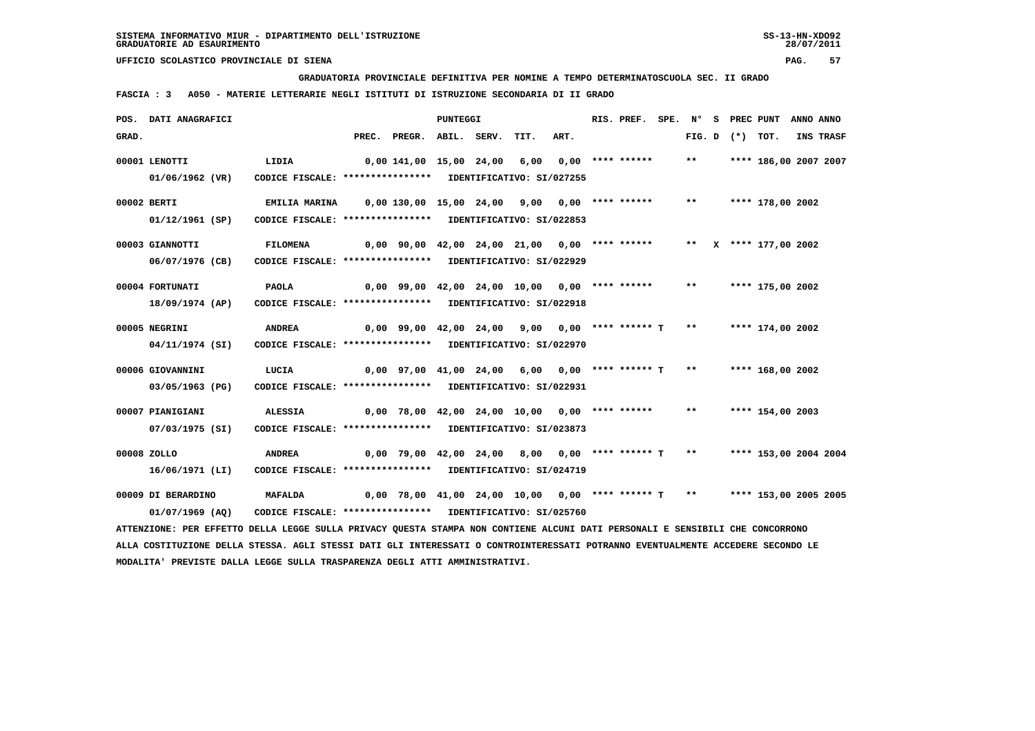**SISTEMA INFORMATIVO MIUR - DIPARTIMENTO DELL'ISTRUZIONE** SS-13-HN-XDO92
**GRADUATORIE AD ESAURIMENTO** 28/07/2011

**UFFICIO SCOLASTICO PROVINCIALE DI SIENA**

**GRADUATORIA PROVINCIALE DEFINITIVA PER NOMINE A TEMPO DETERMINATOSCUOLA SEC. II GRADO**

**FASCIA : 3 A050 - MATERIE LETTERARIE NEGLI ISTITUTI DI ISTRUZIONE SECONDARIA DI II GRADO**

| POS. GRAD. | DATI ANAGRAFICI | | PREC. | PREGR. | ABIL. | SERV. | TIT. | ART. | RIS. PREF. | SPE. | N° FIG. | S D | PREC (*) | PUNT TOT. | ANNO INS | ANNO TRASF |
|---|---|---|---|---|---|---|---|---|---|---|---|---|---|---|---|---|
| 00001 | LENOTTI | LIDIA | 0,00 | 141,00 | 15,00 | 24,00 | 6,00 | 0,00 | **** ****** | | ** | | **** | 186,00 | 2007 | 2007 |
| | 01/06/1962 (VR) | CODICE FISCALE: **************** IDENTIFICATIVO: SI/027255 | | | | | | | | | | | | | | |
| 00002 | BERTI | EMILIA MARINA | 0,00 | 130,00 | 15,00 | 24,00 | 9,00 | 0,00 | **** ****** | | ** | | **** | 178,00 | 2002 | |
| | 01/12/1961 (SP) | CODICE FISCALE: **************** IDENTIFICATIVO: SI/022853 | | | | | | | | | | | | | | |
| 00003 | GIANNOTTI | FILOMENA | 0,00 | 90,00 | 42,00 | 24,00 | 21,00 | 0,00 | **** ****** | | ** | X | **** | 177,00 | 2002 | |
| | 06/07/1976 (CB) | CODICE FISCALE: **************** IDENTIFICATIVO: SI/022929 | | | | | | | | | | | | | | |
| 00004 | FORTUNATI | PAOLA | 0,00 | 99,00 | 42,00 | 24,00 | 10,00 | 0,00 | **** ****** | | ** | | **** | 175,00 | 2002 | |
| | 18/09/1974 (AP) | CODICE FISCALE: **************** IDENTIFICATIVO: SI/022918 | | | | | | | | | | | | | | |
| 00005 | NEGRINI | ANDREA | 0,00 | 99,00 | 42,00 | 24,00 | 9,00 | 0,00 | **** ****** | T | ** | | **** | 174,00 | 2002 | |
| | 04/11/1974 (SI) | CODICE FISCALE: **************** IDENTIFICATIVO: SI/022970 | | | | | | | | | | | | | | |
| 00006 | GIOVANNINI | LUCIA | 0,00 | 97,00 | 41,00 | 24,00 | 6,00 | 0,00 | **** ****** | T | ** | | **** | 168,00 | 2002 | |
| | 03/05/1963 (PG) | CODICE FISCALE: **************** IDENTIFICATIVO: SI/022931 | | | | | | | | | | | | | | |
| 00007 | PIANIGIANI | ALESSIA | 0,00 | 78,00 | 42,00 | 24,00 | 10,00 | 0,00 | **** ****** | | ** | | **** | 154,00 | 2003 | |
| | 07/03/1975 (SI) | CODICE FISCALE: **************** IDENTIFICATIVO: SI/023873 | | | | | | | | | | | | | | |
| 00008 | ZOLLO | ANDREA | 0,00 | 79,00 | 42,00 | 24,00 | 8,00 | 0,00 | **** ****** | T | ** | | **** | 153,00 | 2004 | 2004 |
| | 16/06/1971 (LI) | CODICE FISCALE: **************** IDENTIFICATIVO: SI/024719 | | | | | | | | | | | | | | |
| 00009 | DI BERARDINO | MAFALDA | 0,00 | 78,00 | 41,00 | 24,00 | 10,00 | 0,00 | **** ****** | T | ** | | **** | 153,00 | 2005 | 2005 |
| | 01/07/1969 (AQ) | CODICE FISCALE: **************** IDENTIFICATIVO: SI/025760 | | | | | | | | | | | | | | |

ATTENZIONE: PER EFFETTO DELLA LEGGE SULLA PRIVACY QUESTA STAMPA NON CONTIENE ALCUNI DATI PERSONALI E SENSIBILI CHE CONCORRONO ALLA COSTITUZIONE DELLA STESSA. AGLI STESSI DATI GLI INTERESSATI O CONTROINTERESSATI POTRANNO EVENTUALMENTE ACCEDERE SECONDO LE MODALITA' PREVISTE DALLA LEGGE SULLA TRASPARENZA DEGLI ATTI AMMINISTRATIVI.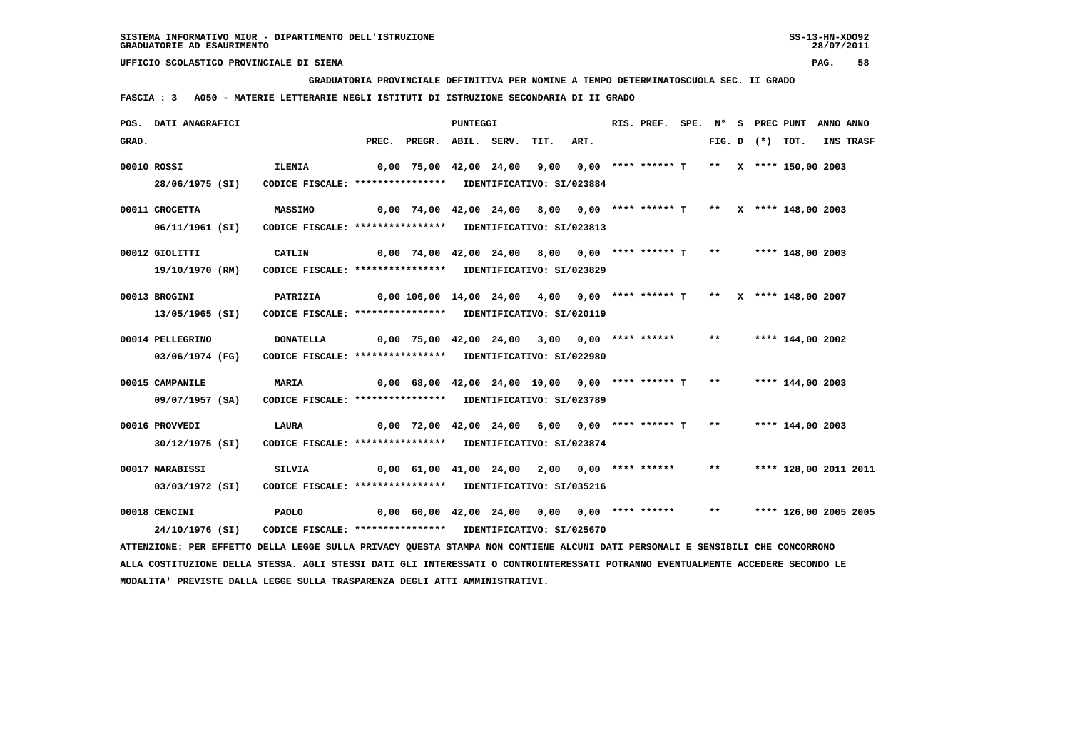SISTEMA INFORMATIVO MIUR - DIPARTIMENTO DELL'ISTRUZIONE
GRADUATORIE AD ESAURIMENTO

UFFICIO SCOLASTICO PROVINCIALE DI SIENA

GRADUATORIA PROVINCIALE DEFINITIVA PER NOMINE A TEMPO DETERMINATOSCUOLA SEC. II GRADO

FASCIA : 3   A050 - MATERIE LETTERARIE NEGLI ISTITUTI DI ISTRUZIONE SECONDARIA DI II GRADO

| POS. GRAD. | DATI ANAGRAFICI | | PREC. | PREGR. | ABIL. | SERV. | TIT. | ART. | RIS. PREF. | SPE. | N° FIG. | S D | PREC (*) | PUNT TOT. | ANNO INS | ANNO TRASF |
|---|---|---|---|---|---|---|---|---|---|---|---|---|---|---|---|---|
| 00010 | ROSSI 28/06/1975 (SI) | ILENIA CODICE FISCALE: **************** IDENTIFICATIVO: SI/023884 | 0,00 | 75,00 | 42,00 | 24,00 | 9,00 | 0,00 | **** ****** T | | ** | X | **** | 150,00 | 2003 | |
| 00011 | CROCETTA 06/11/1961 (SI) | MASSIMO CODICE FISCALE: **************** IDENTIFICATIVO: SI/023813 | 0,00 | 74,00 | 42,00 | 24,00 | 8,00 | 0,00 | **** ****** T | | ** | X | **** | 148,00 | 2003 | |
| 00012 | GIOLITTI 19/10/1970 (RM) | CATLIN CODICE FISCALE: **************** IDENTIFICATIVO: SI/023829 | 0,00 | 74,00 | 42,00 | 24,00 | 8,00 | 0,00 | **** ****** T | | ** | | **** | 148,00 | 2003 | |
| 00013 | BROGINI 13/05/1965 (SI) | PATRIZIA CODICE FISCALE: **************** IDENTIFICATIVO: SI/020119 | 0,00 | 106,00 | 14,00 | 24,00 | 4,00 | 0,00 | **** ****** T | | ** | X | **** | 148,00 | 2007 | |
| 00014 | PELLEGRINO 03/06/1974 (FG) | DONATELLA CODICE FISCALE: **************** IDENTIFICATIVO: SI/022980 | 0,00 | 75,00 | 42,00 | 24,00 | 3,00 | 0,00 | **** ****** | | ** | | **** | 144,00 | 2002 | |
| 00015 | CAMPANILE 09/07/1957 (SA) | MARIA CODICE FISCALE: **************** IDENTIFICATIVO: SI/023789 | 0,00 | 68,00 | 42,00 | 24,00 | 10,00 | 0,00 | **** ****** T | | ** | | **** | 144,00 | 2003 | |
| 00016 | PROVVEDI 30/12/1975 (SI) | LAURA CODICE FISCALE: **************** IDENTIFICATIVO: SI/023874 | 0,00 | 72,00 | 42,00 | 24,00 | 6,00 | 0,00 | **** ****** T | | ** | | **** | 144,00 | 2003 | |
| 00017 | MARABISSI 03/03/1972 (SI) | SILVIA CODICE FISCALE: **************** IDENTIFICATIVO: SI/035216 | 0,00 | 61,00 | 41,00 | 24,00 | 2,00 | 0,00 | **** ****** | | ** | | **** | 128,00 | 2011 | 2011 |
| 00018 | CENCINI 24/10/1976 (SI) | PAOLO CODICE FISCALE: **************** IDENTIFICATIVO: SI/025670 | 0,00 | 60,00 | 42,00 | 24,00 | 0,00 | 0,00 | **** ****** | | ** | | **** | 126,00 | 2005 | 2005 |

ATTENZIONE: PER EFFETTO DELLA LEGGE SULLA PRIVACY QUESTA STAMPA NON CONTIENE ALCUNI DATI PERSONALI E SENSIBILI CHE CONCORRONO ALLA COSTITUZIONE DELLA STESSA. AGLI STESSI DATI GLI INTERESSATI O CONTROINTERESSATI POTRANNO EVENTUALMENTE ACCEDERE SECONDO LE MODALITA' PREVISTE DALLA LEGGE SULLA TRASPARENZA DEGLI ATTI AMMINISTRATIVI.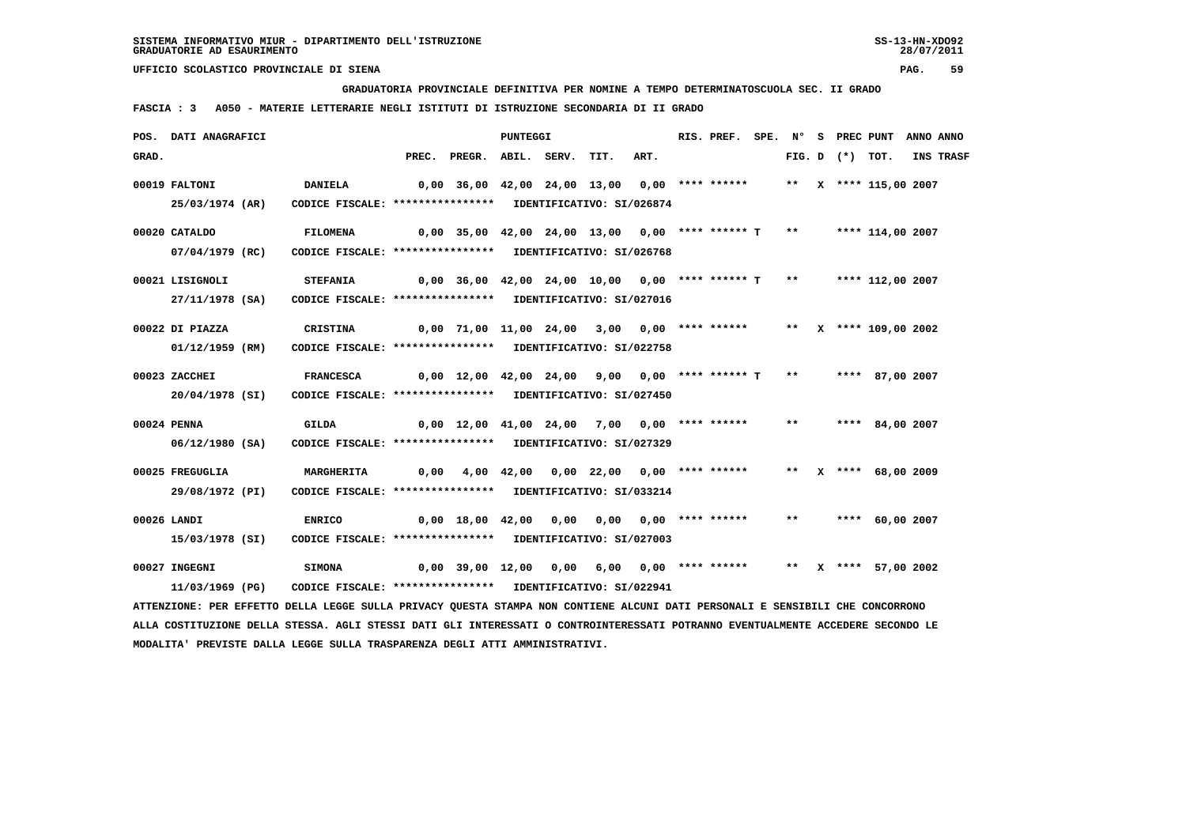SISTEMA INFORMATIVO MIUR - DIPARTIMENTO DELL'ISTRUZIONE
GRADUATORIE AD ESAURIMENTO

UFFICIO SCOLASTICO PROVINCIALE DI SIENA

GRADUATORIA PROVINCIALE DEFINITIVA PER NOMINE A TEMPO DETERMINATOSCUOLA SEC. II GRADO

FASCIA : 3 A050 - MATERIE LETTERARIE NEGLI ISTITUTI DI ISTRUZIONE SECONDARIA DI II GRADO

| POS. GRAD. | DATI ANAGRAFICI | | PREC. | PREGR. | ABIL. | SERV. | TIT. | ART. | RIS. PREF. | SPE. | N° FIG. | S D | (*) | PREC PUNT TOT. | ANNO INS | ANNO TRASF |
|---|---|---|---|---|---|---|---|---|---|---|---|---|---|---|---|---|
| 00019 | FALTONI 25/03/1974 (AR) | DANIELA CODICE FISCALE: **************** IDENTIFICATIVO: SI/026874 | 0,00 | 36,00 | 42,00 | 24,00 | 13,00 | 0,00 | **** ****** | | ** | X | **** | 115,00 | 2007 | |
| 00020 | CATALDO 07/04/1979 (RC) | FILOMENA CODICE FISCALE: **************** IDENTIFICATIVO: SI/026768 | 0,00 | 35,00 | 42,00 | 24,00 | 13,00 | 0,00 | **** ****** T | | ** | | **** | 114,00 | 2007 | |
| 00021 | LISIGNOLI 27/11/1978 (SA) | STEFANIA CODICE FISCALE: **************** IDENTIFICATIVO: SI/027016 | 0,00 | 36,00 | 42,00 | 24,00 | 10,00 | 0,00 | **** ****** T | | ** | | **** | 112,00 | 2007 | |
| 00022 | DI PIAZZA 01/12/1959 (RM) | CRISTINA CODICE FISCALE: **************** IDENTIFICATIVO: SI/022758 | 0,00 | 71,00 | 11,00 | 24,00 | 3,00 | 0,00 | **** ****** | | ** | X | **** | 109,00 | 2002 | |
| 00023 | ZACCHEI 20/04/1978 (SI) | FRANCESCA CODICE FISCALE: **************** IDENTIFICATIVO: SI/027450 | 0,00 | 12,00 | 42,00 | 24,00 | 9,00 | 0,00 | **** ****** T | | ** | | **** | 87,00 | 2007 | |
| 00024 | PENNA 06/12/1980 (SA) | GILDA CODICE FISCALE: **************** IDENTIFICATIVO: SI/027329 | 0,00 | 12,00 | 41,00 | 24,00 | 7,00 | 0,00 | **** ****** | | ** | | **** | 84,00 | 2007 | |
| 00025 | FREGUGLIA 29/08/1972 (PI) | MARGHERITA CODICE FISCALE: **************** IDENTIFICATIVO: SI/033214 | 0,00 | 4,00 | 42,00 | 0,00 | 22,00 | 0,00 | **** ****** | | ** | X | **** | 68,00 | 2009 | |
| 00026 | LANDI 15/03/1978 (SI) | ENRICO CODICE FISCALE: **************** IDENTIFICATIVO: SI/027003 | 0,00 | 18,00 | 42,00 | 0,00 | 0,00 | 0,00 | **** ****** | | ** | | **** | 60,00 | 2007 | |
| 00027 | INGEGNI 11/03/1969 (PG) | SIMONA CODICE FISCALE: **************** IDENTIFICATIVO: SI/022941 | 0,00 | 39,00 | 12,00 | 0,00 | 6,00 | 0,00 | **** ****** | | ** | X | **** | 57,00 | 2002 | |

ATTENZIONE: PER EFFETTO DELLA LEGGE SULLA PRIVACY QUESTA STAMPA NON CONTIENE ALCUNI DATI PERSONALI E SENSIBILI CHE CONCORRONO ALLA COSTITUZIONE DELLA STESSA. AGLI STESSI DATI GLI INTERESSATI O CONTROINTERESSATI POTRANNO EVENTUALMENTE ACCEDERE SECONDO LE MODALITA' PREVISTE DALLA LEGGE SULLA TRASPARENZA DEGLI ATTI AMMINISTRATIVI.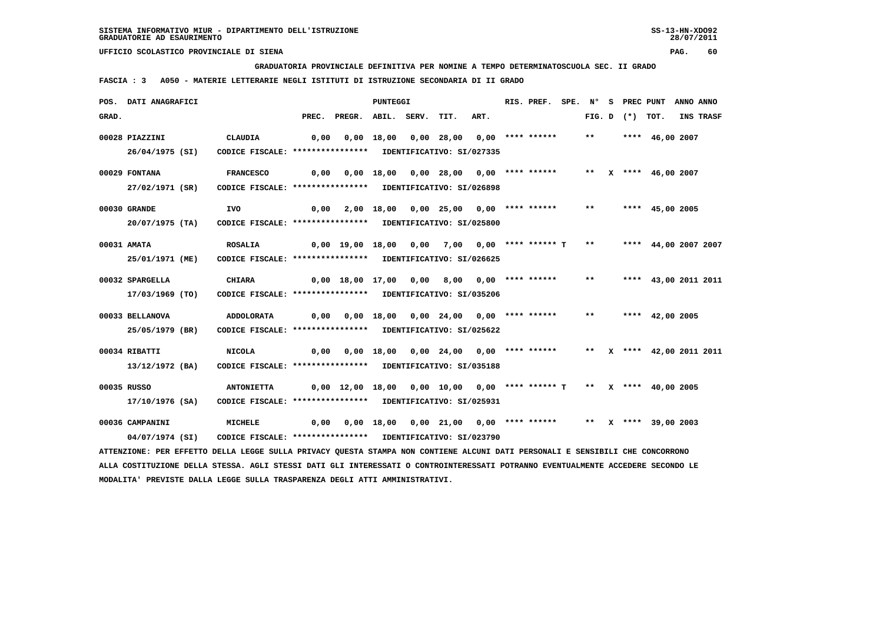SISTEMA INFORMATIVO MIUR - DIPARTIMENTO DELL'ISTRUZIONE
GRADUATORIE AD ESAURIMENTO

UFFICIO SCOLASTICO PROVINCIALE DI SIENA

GRADUATORIA PROVINCIALE DEFINITIVA PER NOMINE A TEMPO DETERMINATOSCUOLA SEC. II GRADO

FASCIA : 3 A050 - MATERIE LETTERARIE NEGLI ISTITUTI DI ISTRUZIONE SECONDARIA DI II GRADO

| POS. GRAD. | DATI ANAGRAFICI | | PREC. | PREGR. | ABIL. | SERV. | TIT. | ART. | RIS. PREF. | SPE. | N° FIG. D | S (*) | PREC PUNT | TOT. | ANNO INS | ANNO TRASF |
|---|---|---|---|---|---|---|---|---|---|---|---|---|---|---|---|---|
| 00028 | PIAZZINI | CLAUDIA | 0,00 | 0,00 | 18,00 | 0,00 | 28,00 | 0,00 | **** ****** | | ** | | **** | 46,00 | 2007 | |
| | 26/04/1975 (SI) | CODICE FISCALE: **************** IDENTIFICATIVO: SI/027335 | | | | | | | | | | | | | | |
| 00029 | FONTANA | FRANCESCO | 0,00 | 0,00 | 18,00 | 0,00 | 28,00 | 0,00 | **** ****** | | ** | X | **** | 46,00 | 2007 | |
| | 27/02/1971 (SR) | CODICE FISCALE: **************** IDENTIFICATIVO: SI/026898 | | | | | | | | | | | | | | |
| 00030 | GRANDE | IVO | 0,00 | 2,00 | 18,00 | 0,00 | 25,00 | 0,00 | **** ****** | | ** | | **** | 45,00 | 2005 | |
| | 20/07/1975 (TA) | CODICE FISCALE: **************** IDENTIFICATIVO: SI/025800 | | | | | | | | | | | | | | |
| 00031 | AMATA | ROSALIA | 0,00 | 19,00 | 18,00 | 0,00 | 7,00 | 0,00 | **** ****** T | | ** | | **** | 44,00 | 2007 | 2007 |
| | 25/01/1971 (ME) | CODICE FISCALE: **************** IDENTIFICATIVO: SI/026625 | | | | | | | | | | | | | | |
| 00032 | SPARGELLA | CHIARA | 0,00 | 18,00 | 17,00 | 0,00 | 8,00 | 0,00 | **** ****** | | ** | | **** | 43,00 | 2011 | 2011 |
| | 17/03/1969 (TO) | CODICE FISCALE: **************** IDENTIFICATIVO: SI/035206 | | | | | | | | | | | | | | |
| 00033 | BELLANOVA | ADDOLORATA | 0,00 | 0,00 | 18,00 | 0,00 | 24,00 | 0,00 | **** ****** | | ** | | **** | 42,00 | 2005 | |
| | 25/05/1979 (BR) | CODICE FISCALE: **************** IDENTIFICATIVO: SI/025622 | | | | | | | | | | | | | | |
| 00034 | RIBATTI | NICOLA | 0,00 | 0,00 | 18,00 | 0,00 | 24,00 | 0,00 | **** ****** | | ** | X | **** | 42,00 | 2011 | 2011 |
| | 13/12/1972 (BA) | CODICE FISCALE: **************** IDENTIFICATIVO: SI/035188 | | | | | | | | | | | | | | |
| 00035 | RUSSO | ANTONIETTA | 0,00 | 12,00 | 18,00 | 0,00 | 10,00 | 0,00 | **** ****** T | | ** | X | **** | 40,00 | 2005 | |
| | 17/10/1976 (SA) | CODICE FISCALE: **************** IDENTIFICATIVO: SI/025931 | | | | | | | | | | | | | | |
| 00036 | CAMPANINI | MICHELE | 0,00 | 0,00 | 18,00 | 0,00 | 21,00 | 0,00 | **** ****** | | ** | X | **** | 39,00 | 2003 | |
| | 04/07/1974 (SI) | CODICE FISCALE: **************** IDENTIFICATIVO: SI/023790 | | | | | | | | | | | | | | |

ATTENZIONE: PER EFFETTO DELLA LEGGE SULLA PRIVACY QUESTA STAMPA NON CONTIENE ALCUNI DATI PERSONALI E SENSIBILI CHE CONCORRONO ALLA COSTITUZIONE DELLA STESSA. AGLI STESSI DATI GLI INTERESSATI O CONTROINTERESSATI POTRANNO EVENTUALMENTE ACCEDERE SECONDO LE MODALITA' PREVISTE DALLA LEGGE SULLA TRASPARENZA DEGLI ATTI AMMINISTRATIVI.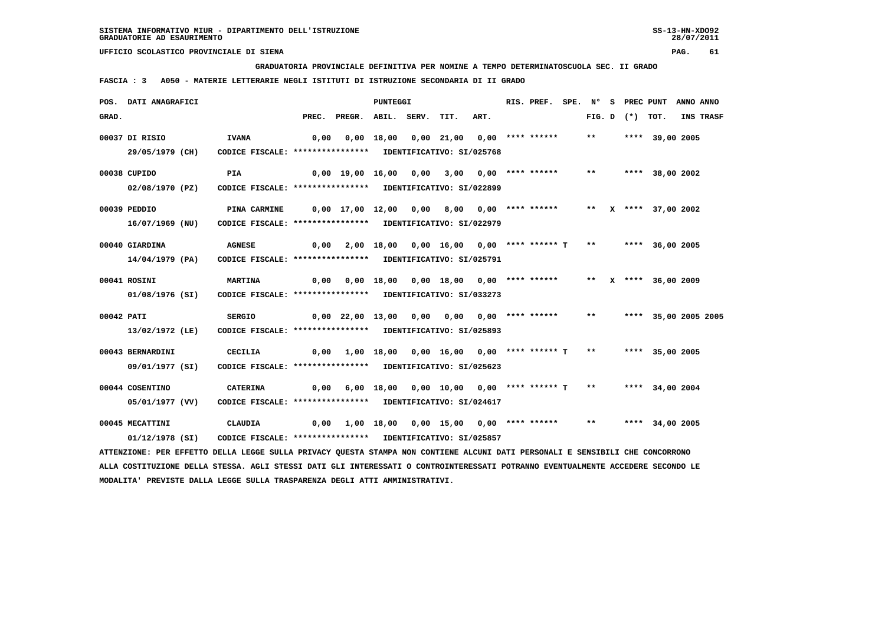SISTEMA INFORMATIVO MIUR - DIPARTIMENTO DELL'ISTRUZIONE
GRADUATORIE AD ESAURIMENTO

UFFICIO SCOLASTICO PROVINCIALE DI SIENA

**GRADUATORIA PROVINCIALE DEFINITIVA PER NOMINE A TEMPO DETERMINATOSCUOLA SEC. II GRADO**

**FASCIA : 3 A050 - MATERIE LETTERARIE NEGLI ISTITUTI DI ISTRUZIONE SECONDARIA DI II GRADO**

| POS. GRAD. | DATI ANAGRAFICI | | PREC. | PREGR. | ABIL. | SERV. | TIT. | ART. | RIS. PREF. | SPE. | FIG. D | S (*) | PREC PUNT TOT. | ANNO INS | ANNO TRASF |
|---|---|---|---|---|---|---|---|---|---|---|---|---|---|---|---|
| 00037 | DI RISIO 29/05/1979 (CH) | IVANA CODICE FISCALE: **************** IDENTIFICATIVO: SI/025768 | 0,00 | 0,00 | 18,00 | 0,00 | 21,00 | 0,00 | **** ****** | | ** | | **** 39,00 | 2005 | |
| 00038 | CUPIDO 02/08/1970 (PZ) | PIA CODICE FISCALE: **************** IDENTIFICATIVO: SI/022899 | 0,00 | 19,00 | 16,00 | 0,00 | 3,00 | 0,00 | **** ****** | | ** | | **** 38,00 | 2002 | |
| 00039 | PEDDIO 16/07/1969 (NU) | PINA CARMINE CODICE FISCALE: **************** IDENTIFICATIVO: SI/022979 | 0,00 | 17,00 | 12,00 | 0,00 | 8,00 | 0,00 | **** ****** | | ** | X | **** 37,00 | 2002 | |
| 00040 | GIARDINA 14/04/1979 (PA) | AGNESE CODICE FISCALE: **************** IDENTIFICATIVO: SI/025791 | 0,00 | 2,00 | 18,00 | 0,00 | 16,00 | 0,00 | **** ****** T | | ** | | **** 36,00 | 2005 | |
| 00041 | ROSINI 01/08/1976 (SI) | MARTINA CODICE FISCALE: **************** IDENTIFICATIVO: SI/033273 | 0,00 | 0,00 | 18,00 | 0,00 | 18,00 | 0,00 | **** ****** | | ** | X | **** 36,00 | 2009 | |
| 00042 | PATI 13/02/1972 (LE) | SERGIO CODICE FISCALE: **************** IDENTIFICATIVO: SI/025893 | 0,00 | 22,00 | 13,00 | 0,00 | 0,00 | 0,00 | **** ****** | | ** | | **** 35,00 | 2005 | 2005 |
| 00043 | BERNARDINI 09/01/1977 (SI) | CECILIA CODICE FISCALE: **************** IDENTIFICATIVO: SI/025623 | 0,00 | 1,00 | 18,00 | 0,00 | 16,00 | 0,00 | **** ****** T | | ** | | **** 35,00 | 2005 | |
| 00044 | COSENTINO 05/01/1977 (VV) | CATERINA CODICE FISCALE: **************** IDENTIFICATIVO: SI/024617 | 0,00 | 6,00 | 18,00 | 0,00 | 10,00 | 0,00 | **** ****** T | | ** | | **** 34,00 | 2004 | |
| 00045 | MECATTINI 01/12/1978 (SI) | CLAUDIA CODICE FISCALE: **************** IDENTIFICATIVO: SI/025857 | 0,00 | 1,00 | 18,00 | 0,00 | 15,00 | 0,00 | **** ****** | | ** | | **** 34,00 | 2005 | |

ATTENZIONE: PER EFFETTO DELLA LEGGE SULLA PRIVACY QUESTA STAMPA NON CONTIENE ALCUNI DATI PERSONALI E SENSIBILI CHE CONCORRONO ALLA COSTITUZIONE DELLA STESSA. AGLI STESSI DATI GLI INTERESSATI O CONTROINTERESSATI POTRANNO EVENTUALMENTE ACCEDERE SECONDO LE MODALITA' PREVISTE DALLA LEGGE SULLA TRASPARENZA DEGLI ATTI AMMINISTRATIVI.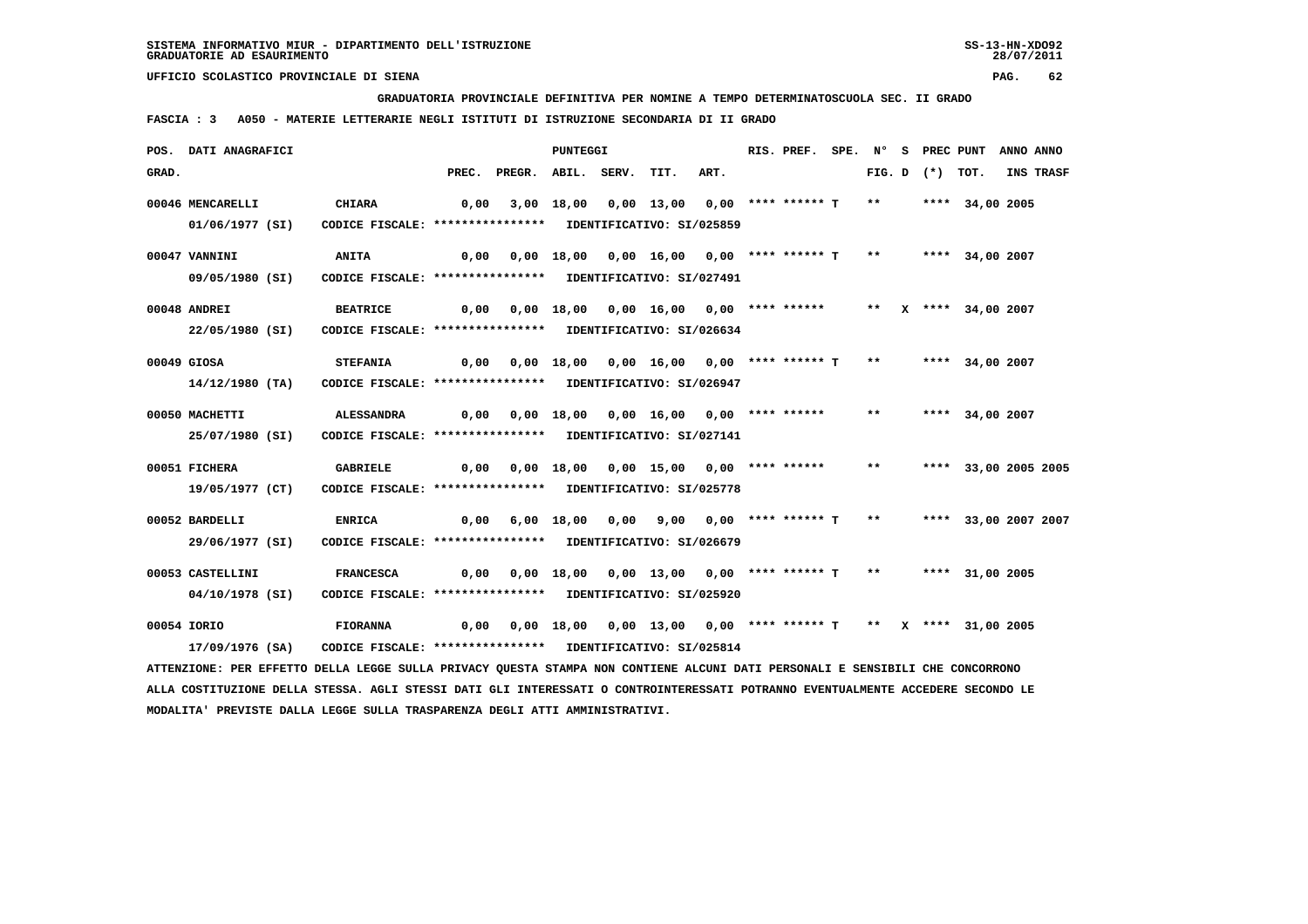SISTEMA INFORMATIVO MIUR - DIPARTIMENTO DELL'ISTRUZIONE
GRADUATORIE AD ESAURIMENTO

UFFICIO SCOLASTICO PROVINCIALE DI SIENA

**GRADUATORIA PROVINCIALE DEFINITIVA PER NOMINE A TEMPO DETERMINATOSCUOLA SEC. II GRADO**

**FASCIA : 3 A050 - MATERIE LETTERARIE NEGLI ISTITUTI DI ISTRUZIONE SECONDARIA DI II GRADO**

| POS. GRAD. | DATI ANAGRAFICI | | PREC. | PREGR. | ABIL. | SERV. | TIT. | ART. | RIS. PREF. | SPE. | N° FIG. | S D | (*) | PREC PUNT TOT. | ANNO INS | ANNO TRASF |
|---|---|---|---|---|---|---|---|---|---|---|---|---|---|---|---|---|
| 00046 | MENCARELLI 01/06/1977 (SI) | CHIARA CODICE FISCALE: **************** IDENTIFICATIVO: SI/025859 | 0,00 | 3,00 | 18,00 | 0,00 | 13,00 | 0,00 | **** ****** T | | ** | | **** | 34,00 | 2005 | |
| 00047 | VANNINI 09/05/1980 (SI) | ANITA CODICE FISCALE: **************** IDENTIFICATIVO: SI/027491 | 0,00 | 0,00 | 18,00 | 0,00 | 16,00 | 0,00 | **** ****** T | | ** | | **** | 34,00 | 2007 | |
| 00048 | ANDREI 22/05/1980 (SI) | BEATRICE CODICE FISCALE: **************** IDENTIFICATIVO: SI/026634 | 0,00 | 0,00 | 18,00 | 0,00 | 16,00 | 0,00 | **** ****** | | ** | X | **** | 34,00 | 2007 | |
| 00049 | GIOSA 14/12/1980 (TA) | STEFANIA CODICE FISCALE: **************** IDENTIFICATIVO: SI/026947 | 0,00 | 0,00 | 18,00 | 0,00 | 16,00 | 0,00 | **** ****** T | | ** | | **** | 34,00 | 2007 | |
| 00050 | MACHETTI 25/07/1980 (SI) | ALESSANDRA CODICE FISCALE: **************** IDENTIFICATIVO: SI/027141 | 0,00 | 0,00 | 18,00 | 0,00 | 16,00 | 0,00 | **** ****** | | ** | | **** | 34,00 | 2007 | |
| 00051 | FICHERA 19/05/1977 (CT) | GABRIELE CODICE FISCALE: **************** IDENTIFICATIVO: SI/025778 | 0,00 | 0,00 | 18,00 | 0,00 | 15,00 | 0,00 | **** ****** | | ** | | **** | 33,00 | 2005 | 2005 |
| 00052 | BARDELLI 29/06/1977 (SI) | ENRICA CODICE FISCALE: **************** IDENTIFICATIVO: SI/026679 | 0,00 | 6,00 | 18,00 | 0,00 | 9,00 | 0,00 | **** ****** T | | ** | | **** | 33,00 | 2007 | 2007 |
| 00053 | CASTELLINI 04/10/1978 (SI) | FRANCESCA CODICE FISCALE: **************** IDENTIFICATIVO: SI/025920 | 0,00 | 0,00 | 18,00 | 0,00 | 13,00 | 0,00 | **** ****** T | | ** | | **** | 31,00 | 2005 | |
| 00054 | IORIO 17/09/1976 (SA) | FIORANNA CODICE FISCALE: **************** IDENTIFICATIVO: SI/025814 | 0,00 | 0,00 | 18,00 | 0,00 | 13,00 | 0,00 | **** ****** T | | ** | X | **** | 31,00 | 2005 | |

ATTENZIONE: PER EFFETTO DELLA LEGGE SULLA PRIVACY QUESTA STAMPA NON CONTIENE ALCUNI DATI PERSONALI E SENSIBILI CHE CONCORRONO ALLA COSTITUZIONE DELLA STESSA. AGLI STESSI DATI GLI INTERESSATI O CONTROINTERESSATI POTRANNO EVENTUALMENTE ACCEDERE SECONDO LE MODALITA' PREVISTE DALLA LEGGE SULLA TRASPARENZA DEGLI ATTI AMMINISTRATIVI.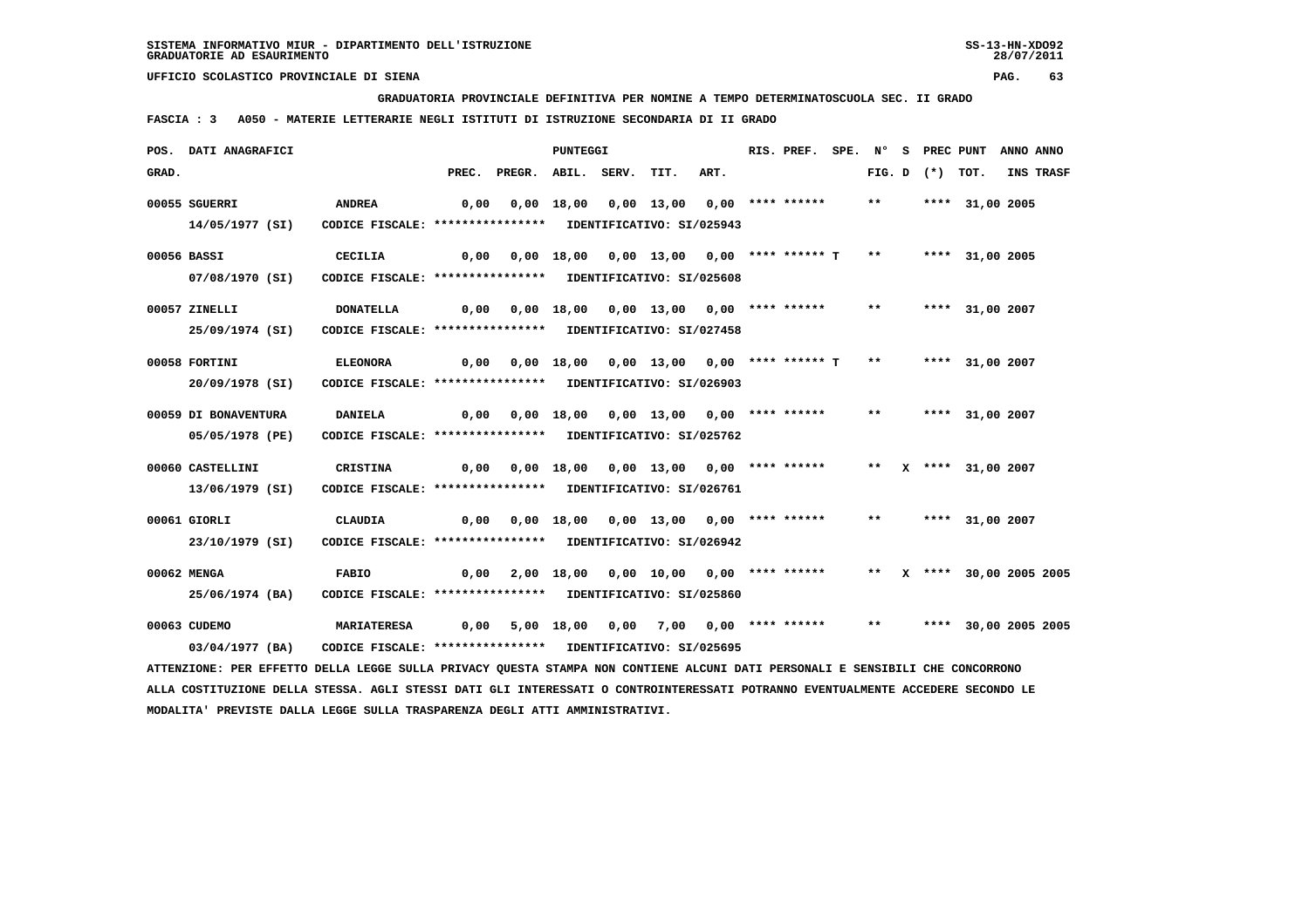SISTEMA INFORMATIVO MIUR - DIPARTIMENTO DELL'ISTRUZIONE
GRADUATORIE AD ESAURIMENTO

UFFICIO SCOLASTICO PROVINCIALE DI SIENA

**GRADUATORIA PROVINCIALE DEFINITIVA PER NOMINE A TEMPO DETERMINATOSCUOLA SEC. II GRADO**

**FASCIA : 3 A050 - MATERIE LETTERARIE NEGLI ISTITUTI DI ISTRUZIONE SECONDARIA DI II GRADO**

| POS. GRAD. | DATI ANAGRAFICI | | PREC. | PREGR. | ABIL. | SERV. | TIT. | ART. | RIS. PREF. | SPE. | N° FIG. | S D | PREC (*) | PUNT TOT. | ANNO INS | ANNO TRASF |
|---|---|---|---|---|---|---|---|---|---|---|---|---|---|---|---|---|
| 00055 | SGUERRI 14/05/1977 (SI) | ANDREA CODICE FISCALE: **************** IDENTIFICATIVO: SI/025943 | 0,00 | 0,00 | 18,00 | 0,00 | 13,00 | 0,00 | **** ****** | | ** | | **** | 31,00 | 2005 | |
| 00056 | BASSI 07/08/1970 (SI) | CECILIA CODICE FISCALE: **************** IDENTIFICATIVO: SI/025608 | 0,00 | 0,00 | 18,00 | 0,00 | 13,00 | 0,00 | **** ****** T | | ** | | **** | 31,00 | 2005 | |
| 00057 | ZINELLI 25/09/1974 (SI) | DONATELLA CODICE FISCALE: **************** IDENTIFICATIVO: SI/027458 | 0,00 | 0,00 | 18,00 | 0,00 | 13,00 | 0,00 | **** ****** | | ** | | **** | 31,00 | 2007 | |
| 00058 | FORTINI 20/09/1978 (SI) | ELEONORA CODICE FISCALE: **************** IDENTIFICATIVO: SI/026903 | 0,00 | 0,00 | 18,00 | 0,00 | 13,00 | 0,00 | **** ****** T | | ** | | **** | 31,00 | 2007 | |
| 00059 | DI BONAVENTURA 05/05/1978 (PE) | DANIELA CODICE FISCALE: **************** IDENTIFICATIVO: SI/025762 | 0,00 | 0,00 | 18,00 | 0,00 | 13,00 | 0,00 | **** ****** | | ** | | **** | 31,00 | 2007 | |
| 00060 | CASTELLINI 13/06/1979 (SI) | CRISTINA CODICE FISCALE: **************** IDENTIFICATIVO: SI/026761 | 0,00 | 0,00 | 18,00 | 0,00 | 13,00 | 0,00 | **** ****** | | ** | X | **** | 31,00 | 2007 | |
| 00061 | GIORLI 23/10/1979 (SI) | CLAUDIA CODICE FISCALE: **************** IDENTIFICATIVO: SI/026942 | 0,00 | 0,00 | 18,00 | 0,00 | 13,00 | 0,00 | **** ****** | | ** | | **** | 31,00 | 2007 | |
| 00062 | MENGA 25/06/1974 (BA) | FABIO CODICE FISCALE: **************** IDENTIFICATIVO: SI/025860 | 0,00 | 2,00 | 18,00 | 0,00 | 10,00 | 0,00 | **** ****** | | ** | X | **** | 30,00 | 2005 | 2005 |
| 00063 | CUDEMO 03/04/1977 (BA) | MARIATERESA CODICE FISCALE: **************** IDENTIFICATIVO: SI/025695 | 0,00 | 5,00 | 18,00 | 0,00 | 7,00 | 0,00 | **** ****** | | ** | | **** | 30,00 | 2005 | 2005 |

ATTENZIONE: PER EFFETTO DELLA LEGGE SULLA PRIVACY QUESTA STAMPA NON CONTIENE ALCUNI DATI PERSONALI E SENSIBILI CHE CONCORRONO ALLA COSTITUZIONE DELLA STESSA. AGLI STESSI DATI GLI INTERESSATI O CONTROINTERESSATI POTRANNO EVENTUALMENTE ACCEDERE SECONDO LE MODALITA' PREVISTE DALLA LEGGE SULLA TRASPARENZA DEGLI ATTI AMMINISTRATIVI.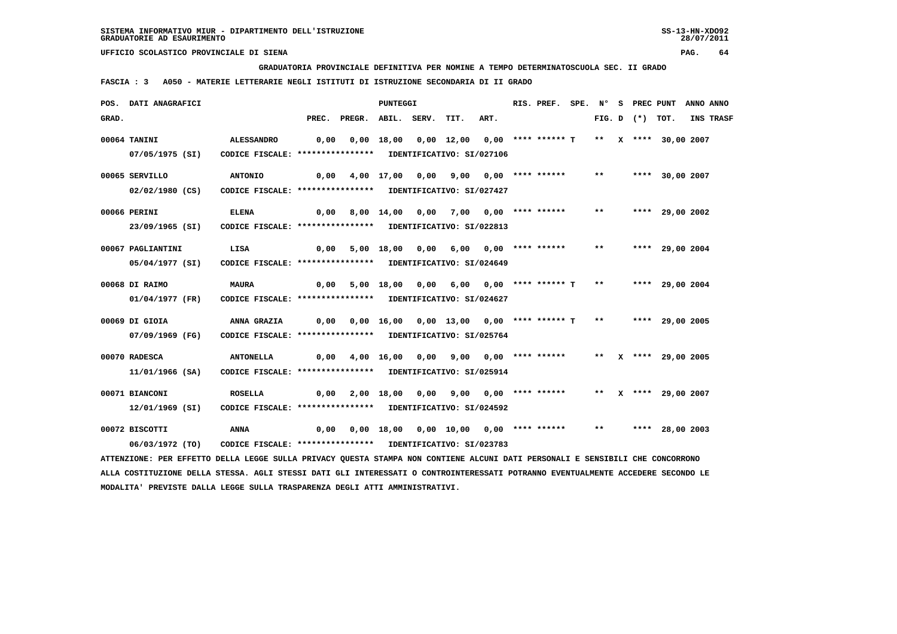SISTEMA INFORMATIVO MIUR - DIPARTIMENTO DELL'ISTRUZIONE
GRADUATORIE AD ESAURIMENTO

UFFICIO SCOLASTICO PROVINCIALE DI SIENA

GRADUATORIA PROVINCIALE DEFINITIVA PER NOMINE A TEMPO DETERMINATOSCUOLA SEC. II GRADO

FASCIA : 3 A050 - MATERIE LETTERARIE NEGLI ISTITUTI DI ISTRUZIONE SECONDARIA DI II GRADO

| POS. GRAD. | DATI ANAGRAFICI | | PREC. | PREGR. | ABIL. | SERV. | TIT. | ART. | RIS. PREF. | SPE. | N° FIG. | S D | PREC (*) | PUNT TOT. | ANNO INS | ANNO TRASF |
|---|---|---|---|---|---|---|---|---|---|---|---|---|---|---|---|---|
| 00064 | TANINI | ALESSANDRO | 0,00 | 0,00 | 18,00 | 0,00 | 12,00 | 0,00 | **** ****** T | | ** | X | **** | 30,00 | 2007 | |
| | 07/05/1975 (SI) | CODICE FISCALE: **************** | IDENTIFICATIVO: SI/027106 | | | | | | | | | | | | | |
| 00065 | SERVILLO | ANTONIO | 0,00 | 4,00 | 17,00 | 0,00 | 9,00 | 0,00 | **** ****** | | ** | | **** | 30,00 | 2007 | |
| | 02/02/1980 (CS) | CODICE FISCALE: **************** | IDENTIFICATIVO: SI/027427 | | | | | | | | | | | | | |
| 00066 | PERINI | ELENA | 0,00 | 8,00 | 14,00 | 0,00 | 7,00 | 0,00 | **** ****** | | ** | | **** | 29,00 | 2002 | |
| | 23/09/1965 (SI) | CODICE FISCALE: **************** | IDENTIFICATIVO: SI/022813 | | | | | | | | | | | | | |
| 00067 | PAGLIANTINI | LISA | 0,00 | 5,00 | 18,00 | 0,00 | 6,00 | 0,00 | **** ****** | | ** | | **** | 29,00 | 2004 | |
| | 05/04/1977 (SI) | CODICE FISCALE: **************** | IDENTIFICATIVO: SI/024649 | | | | | | | | | | | | | |
| 00068 | DI RAIMO | MAURA | 0,00 | 5,00 | 18,00 | 0,00 | 6,00 | 0,00 | **** ****** T | | ** | | **** | 29,00 | 2004 | |
| | 01/04/1977 (FR) | CODICE FISCALE: **************** | IDENTIFICATIVO: SI/024627 | | | | | | | | | | | | | |
| 00069 | DI GIOIA | ANNA GRAZIA | 0,00 | 0,00 | 16,00 | 0,00 | 13,00 | 0,00 | **** ****** T | | ** | | **** | 29,00 | 2005 | |
| | 07/09/1969 (FG) | CODICE FISCALE: **************** | IDENTIFICATIVO: SI/025764 | | | | | | | | | | | | | |
| 00070 | RADESCA | ANTONELLA | 0,00 | 4,00 | 16,00 | 0,00 | 9,00 | 0,00 | **** ****** | | ** | X | **** | 29,00 | 2005 | |
| | 11/01/1966 (SA) | CODICE FISCALE: **************** | IDENTIFICATIVO: SI/025914 | | | | | | | | | | | | | |
| 00071 | BIANCONI | ROSELLA | 0,00 | 2,00 | 18,00 | 0,00 | 9,00 | 0,00 | **** ****** | | ** | X | **** | 29,00 | 2007 | |
| | 12/01/1969 (SI) | CODICE FISCALE: **************** | IDENTIFICATIVO: SI/024592 | | | | | | | | | | | | | |
| 00072 | BISCOTTI | ANNA | 0,00 | 0,00 | 18,00 | 0,00 | 10,00 | 0,00 | **** ****** | | ** | | **** | 28,00 | 2003 | |
| | 06/03/1972 (TO) | CODICE FISCALE: **************** | IDENTIFICATIVO: SI/023783 | | | | | | | | | | | | | |

ATTENZIONE: PER EFFETTO DELLA LEGGE SULLA PRIVACY QUESTA STAMPA NON CONTIENE ALCUNI DATI PERSONALI E SENSIBILI CHE CONCORRONO ALLA COSTITUZIONE DELLA STESSA. AGLI STESSI DATI GLI INTERESSATI O CONTROINTERESSATI POTRANNO EVENTUALMENTE ACCEDERE SECONDO LE MODALITA' PREVISTE DALLA LEGGE SULLA TRASPARENZA DEGLI ATTI AMMINISTRATIVI.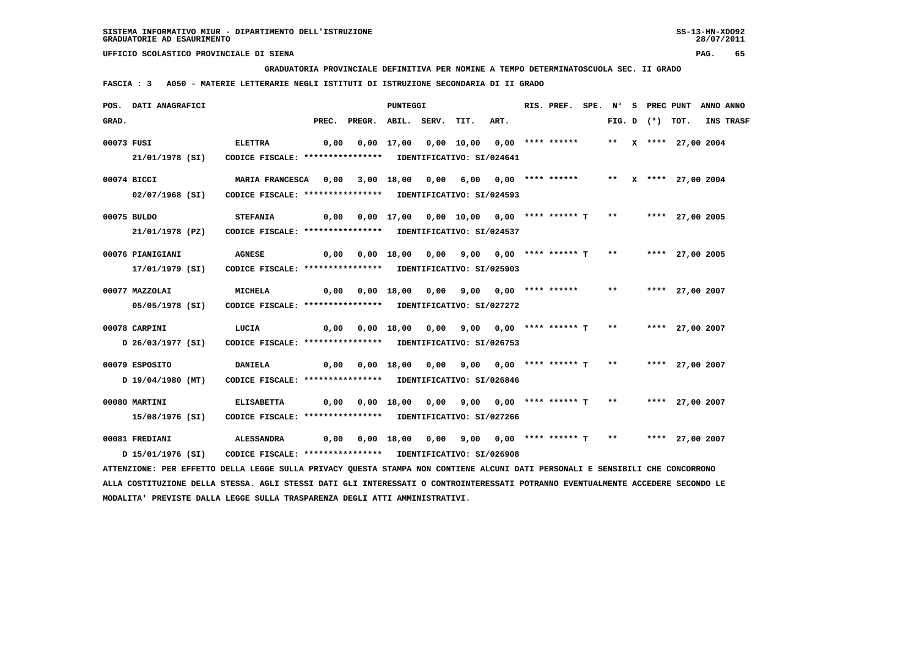UFFICIO SCOLASTICO PROVINCIALE DI SIENA

GRADUATORIA PROVINCIALE DEFINITIVA PER NOMINE A TEMPO DETERMINATOSCUOLA SEC. II GRADO

FASCIA : 3   A050 - MATERIE LETTERARIE NEGLI ISTITUTI DI ISTRUZIONE SECONDARIA DI II GRADO

| POS. GRAD. | DATI ANAGRAFICI | | PREC. | PREGR. | ABIL. | SERV. | TIT. | ART. | RIS. PREF. | SPE. | N° FIG. | S D | PREC (*) | PUNT TOT. | ANNO INS | ANNO TRASF |
|---|---|---|---|---|---|---|---|---|---|---|---|---|---|---|---|---|
| 00073 | FUSI | ELETTRA | 0,00 | 0,00 | 17,00 | 0,00 | 10,00 | 0,00 | **** ****** | | ** | X | **** | 27,00 | 2004 | |
| | 21/01/1978 (SI) | CODICE FISCALE: **************** IDENTIFICATIVO: SI/024641 | | | | | | | | | | | | | | |
| 00074 | BICCI | MARIA FRANCESCA | 0,00 | 3,00 | 18,00 | 0,00 | 6,00 | 0,00 | **** ****** | | ** | X | **** | 27,00 | 2004 | |
| | 02/07/1968 (SI) | CODICE FISCALE: **************** IDENTIFICATIVO: SI/024593 | | | | | | | | | | | | | | |
| 00075 | BULDO | STEFANIA | 0,00 | 0,00 | 17,00 | 0,00 | 10,00 | 0,00 | **** ****** T | | ** | | **** | 27,00 | 2005 | |
| | 21/01/1978 (PZ) | CODICE FISCALE: **************** IDENTIFICATIVO: SI/024537 | | | | | | | | | | | | | | |
| 00076 | PIANIGIANI | AGNESE | 0,00 | 0,00 | 18,00 | 0,00 | 9,00 | 0,00 | **** ****** T | | ** | | **** | 27,00 | 2005 | |
| | 17/01/1979 (SI) | CODICE FISCALE: **************** IDENTIFICATIVO: SI/025903 | | | | | | | | | | | | | | |
| 00077 | MAZZOLAI | MICHELA | 0,00 | 0,00 | 18,00 | 0,00 | 9,00 | 0,00 | **** ****** | | ** | | **** | 27,00 | 2007 | |
| | 05/05/1978 (SI) | CODICE FISCALE: **************** IDENTIFICATIVO: SI/027272 | | | | | | | | | | | | | | |
| 00078 | CARPINI | LUCIA | 0,00 | 0,00 | 18,00 | 0,00 | 9,00 | 0,00 | **** ****** T | | ** | | **** | 27,00 | 2007 | |
| | D 26/03/1977 (SI) | CODICE FISCALE: **************** IDENTIFICATIVO: SI/026753 | | | | | | | | | | | | | | |
| 00079 | ESPOSITO | DANIELA | 0,00 | 0,00 | 18,00 | 0,00 | 9,00 | 0,00 | **** ****** T | | ** | | **** | 27,00 | 2007 | |
| | D 19/04/1980 (MT) | CODICE FISCALE: **************** IDENTIFICATIVO: SI/026846 | | | | | | | | | | | | | | |
| 00080 | MARTINI | ELISABETTA | 0,00 | 0,00 | 18,00 | 0,00 | 9,00 | 0,00 | **** ****** T | | ** | | **** | 27,00 | 2007 | |
| | 15/08/1976 (SI) | CODICE FISCALE: **************** IDENTIFICATIVO: SI/027266 | | | | | | | | | | | | | | |
| 00081 | FREDIANI | ALESSANDRA | 0,00 | 0,00 | 18,00 | 0,00 | 9,00 | 0,00 | **** ****** T | | ** | | **** | 27,00 | 2007 | |
| | D 15/01/1976 (SI) | CODICE FISCALE: **************** IDENTIFICATIVO: SI/026908 | | | | | | | | | | | | | | |

ATTENZIONE: PER EFFETTO DELLA LEGGE SULLA PRIVACY QUESTA STAMPA NON CONTIENE ALCUNI DATI PERSONALI E SENSIBILI CHE CONCORRONO ALLA COSTITUZIONE DELLA STESSA. AGLI STESSI DATI GLI INTERESSATI O CONTROINTERESSATI POTRANNO EVENTUALMENTE ACCEDERE SECONDO LE MODALITA' PREVISTE DALLA LEGGE SULLA TRASPARENZA DEGLI ATTI AMMINISTRATIVI.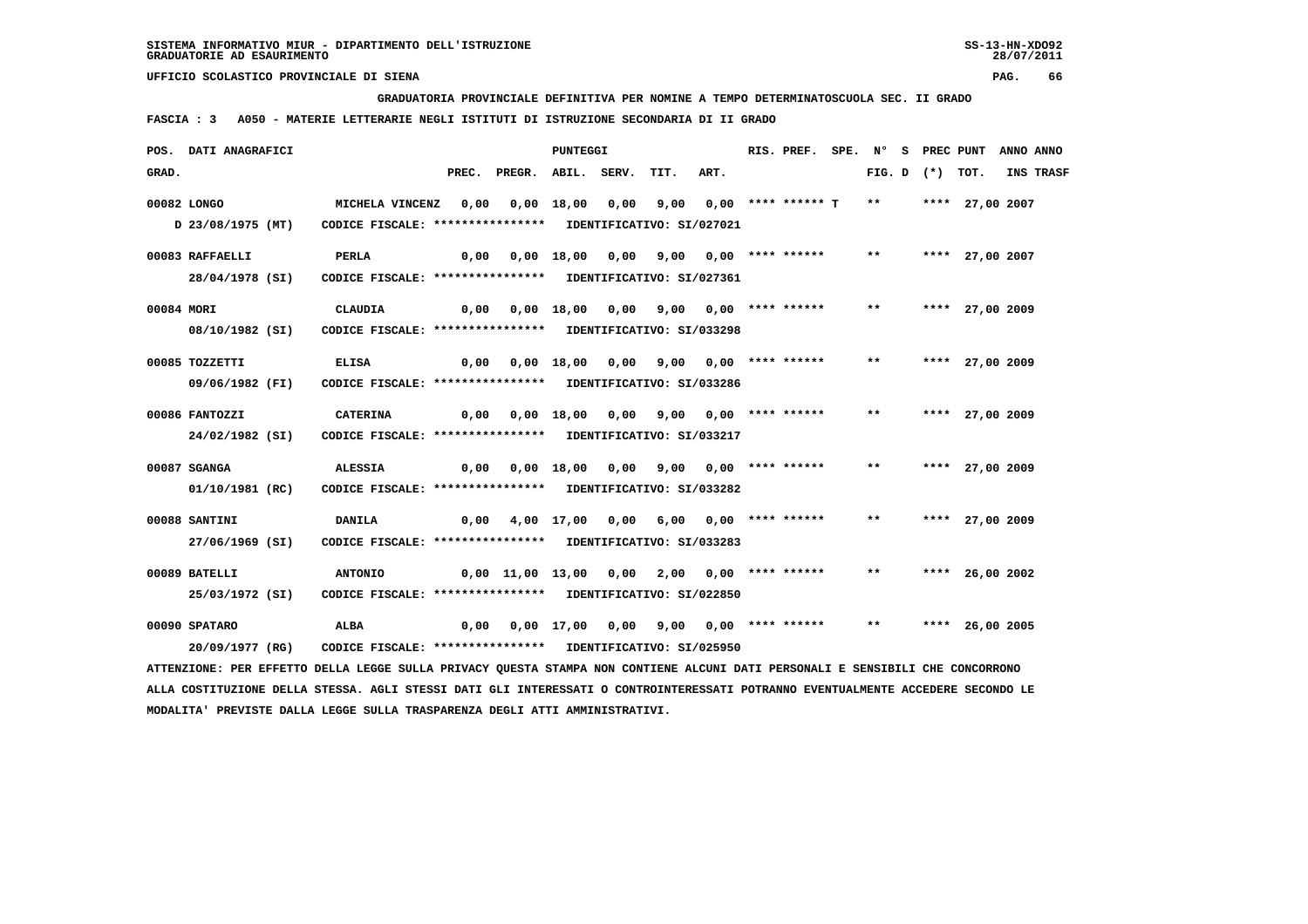SISTEMA INFORMATIVO MIUR - DIPARTIMENTO DELL'ISTRUZIONE
GRADUATORIE AD ESAURIMENTO

SS-13-HN-XDO92
28/07/2011

UFFICIO SCOLASTICO PROVINCIALE DI SIENA

GRADUATORIA PROVINCIALE DEFINITIVA PER NOMINE A TEMPO DETERMINATOSCUOLA SEC. II GRADO

FASCIA : 3 A050 - MATERIE LETTERARIE NEGLI ISTITUTI DI ISTRUZIONE SECONDARIA DI II GRADO

| POS. GRAD. | DATI ANAGRAFICI | | PREC. | PREGR. | ABIL. | SERV. | TIT. | ART. | RIS. PREF. | SPE. | N° FIG. | S D | (*) | PREC PUNT TOT. | ANNO ANNO INS TRASF |
|---|---|---|---|---|---|---|---|---|---|---|---|---|---|---|---|
| 00082 | LONGO<br>D 23/08/1975 (MT) | MICHELA VINCENZ<br>CODICE FISCALE: **************** IDENTIFICATIVO: SI/027021 | 0,00 | 0,00 | 18,00 | 0,00 | 9,00 | 0,00 | **** ****** T | | ** | | **** | 27,00 | 2007 |
| 00083 | RAFFAELLI<br>28/04/1978 (SI) | PERLA<br>CODICE FISCALE: **************** IDENTIFICATIVO: SI/027361 | 0,00 | 0,00 | 18,00 | 0,00 | 9,00 | 0,00 | **** ****** | | ** | | **** | 27,00 | 2007 |
| 00084 | MORI<br>08/10/1982 (SI) | CLAUDIA<br>CODICE FISCALE: **************** IDENTIFICATIVO: SI/033298 | 0,00 | 0,00 | 18,00 | 0,00 | 9,00 | 0,00 | **** ****** | | ** | | **** | 27,00 | 2009 |
| 00085 | TOZZETTI<br>09/06/1982 (FI) | ELISA<br>CODICE FISCALE: **************** IDENTIFICATIVO: SI/033286 | 0,00 | 0,00 | 18,00 | 0,00 | 9,00 | 0,00 | **** ****** | | ** | | **** | 27,00 | 2009 |
| 00086 | FANTOZZI<br>24/02/1982 (SI) | CATERINA<br>CODICE FISCALE: **************** IDENTIFICATIVO: SI/033217 | 0,00 | 0,00 | 18,00 | 0,00 | 9,00 | 0,00 | **** ****** | | ** | | **** | 27,00 | 2009 |
| 00087 | SGANGA<br>01/10/1981 (RC) | ALESSIA<br>CODICE FISCALE: **************** IDENTIFICATIVO: SI/033282 | 0,00 | 0,00 | 18,00 | 0,00 | 9,00 | 0,00 | **** ****** | | ** | | **** | 27,00 | 2009 |
| 00088 | SANTINI<br>27/06/1969 (SI) | DANILA<br>CODICE FISCALE: **************** IDENTIFICATIVO: SI/033283 | 0,00 | 4,00 | 17,00 | 0,00 | 6,00 | 0,00 | **** ****** | | ** | | **** | 27,00 | 2009 |
| 00089 | BATELLI<br>25/03/1972 (SI) | ANTONIO<br>CODICE FISCALE: **************** IDENTIFICATIVO: SI/022850 | 0,00 | 11,00 | 13,00 | 0,00 | 2,00 | 0,00 | **** ****** | | ** | | **** | 26,00 | 2002 |
| 00090 | SPATARO<br>20/09/1977 (RG) | ALBA<br>CODICE FISCALE: **************** IDENTIFICATIVO: SI/025950 | 0,00 | 0,00 | 17,00 | 0,00 | 9,00 | 0,00 | **** ****** | | ** | | **** | 26,00 | 2005 |

ATTENZIONE: PER EFFETTO DELLA LEGGE SULLA PRIVACY QUESTA STAMPA NON CONTIENE ALCUNI DATI PERSONALI E SENSIBILI CHE CONCORRONO ALLA COSTITUZIONE DELLA STESSA. AGLI STESSI DATI GLI INTERESSATI O CONTROINTERESSATI POTRANNO EVENTUALMENTE ACCEDERE SECONDO LE MODALITA' PREVISTE DALLA LEGGE SULLA TRASPARENZA DEGLI ATTI AMMINISTRATIVI.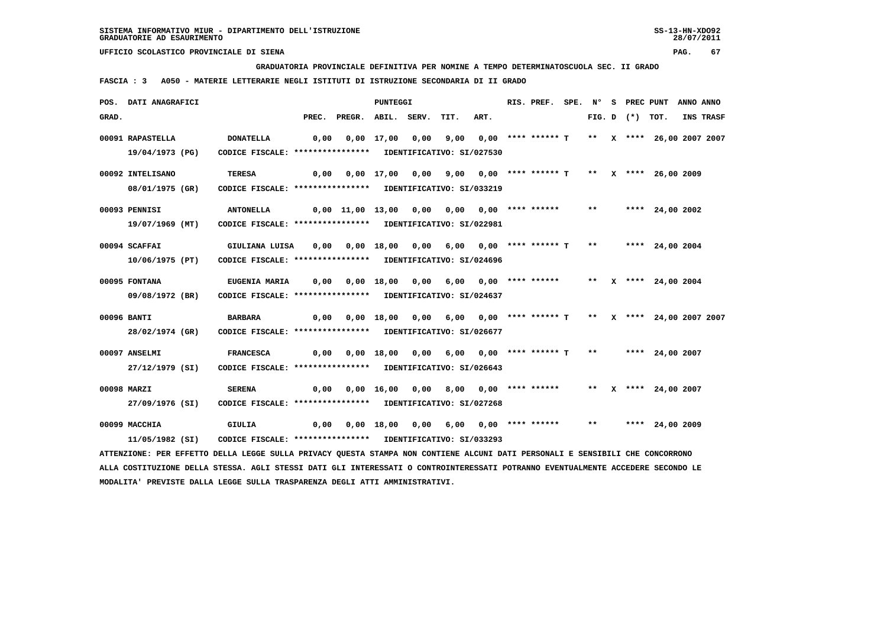GRADUATORIA PROVINCIALE DEFINITIVA PER NOMINE A TEMPO DETERMINATOSCUOLA SEC. II GRADO

FASCIA : 3 A050 - MATERIE LETTERARIE NEGLI ISTITUTI DI ISTRUZIONE SECONDARIA DI II GRADO

| POS. GRAD. | DATI ANAGRAFICI | | PREC. | PREGR. | ABIL. | SERV. | TIT. | ART. | RIS. PREF. | SPE. | N° FIG. | S D | PREC (*) | PUNT TOT. | ANNO INS | ANNO TRASF |
|---|---|---|---|---|---|---|---|---|---|---|---|---|---|---|---|---|
| 00091 | RAPASTELLA 19/04/1973 (PG) | DONATELLA CODICE FISCALE: **************** IDENTIFICATIVO: SI/027530 | 0,00 | 0,00 | 17,00 | 0,00 | 9,00 | 0,00 | **** ****** T | | ** | X | **** | 26,00 | 2007 | 2007 |
| 00092 | INTELISANO 08/01/1975 (GR) | TERESA CODICE FISCALE: **************** IDENTIFICATIVO: SI/033219 | 0,00 | 0,00 | 17,00 | 0,00 | 9,00 | 0,00 | **** ****** T | | ** | X | **** | 26,00 | 2009 | |
| 00093 | PENNISI 19/07/1969 (MT) | ANTONELLA CODICE FISCALE: **************** IDENTIFICATIVO: SI/022981 | 0,00 | 11,00 | 13,00 | 0,00 | 0,00 | 0,00 | **** ****** | | ** | | **** | 24,00 | 2002 | |
| 00094 | SCAFFAI 10/06/1975 (PT) | GIULIANA LUISA CODICE FISCALE: **************** IDENTIFICATIVO: SI/024696 | 0,00 | 0,00 | 18,00 | 0,00 | 6,00 | 0,00 | **** ****** T | | ** | | **** | 24,00 | 2004 | |
| 00095 | FONTANA 09/08/1972 (BR) | EUGENIA MARIA CODICE FISCALE: **************** IDENTIFICATIVO: SI/024637 | 0,00 | 0,00 | 18,00 | 0,00 | 6,00 | 0,00 | **** ****** | | ** | X | **** | 24,00 | 2004 | |
| 00096 | BANTI 28/02/1974 (GR) | BARBARA CODICE FISCALE: **************** IDENTIFICATIVO: SI/026677 | 0,00 | 0,00 | 18,00 | 0,00 | 6,00 | 0,00 | **** ****** T | | ** | X | **** | 24,00 | 2007 | 2007 |
| 00097 | ANSELMI 27/12/1979 (SI) | FRANCESCA CODICE FISCALE: **************** IDENTIFICATIVO: SI/026643 | 0,00 | 0,00 | 18,00 | 0,00 | 6,00 | 0,00 | **** ****** T | | ** | | **** | 24,00 | 2007 | |
| 00098 | MARZI 27/09/1976 (SI) | SERENA CODICE FISCALE: **************** IDENTIFICATIVO: SI/027268 | 0,00 | 0,00 | 16,00 | 0,00 | 8,00 | 0,00 | **** ****** | | ** | X | **** | 24,00 | 2007 | |
| 00099 | MACCHIA 11/05/1982 (SI) | GIULIA CODICE FISCALE: **************** IDENTIFICATIVO: SI/033293 | 0,00 | 0,00 | 18,00 | 0,00 | 6,00 | 0,00 | **** ****** | | ** | | **** | 24,00 | 2009 | |

ATTENZIONE: PER EFFETTO DELLA LEGGE SULLA PRIVACY QUESTA STAMPA NON CONTIENE ALCUNI DATI PERSONALI E SENSIBILI CHE CONCORRONO ALLA COSTITUZIONE DELLA STESSA. AGLI STESSI DATI GLI INTERESSATI O CONTROINTERESSATI POTRANNO EVENTUALMENTE ACCEDERE SECONDO LE MODALITA' PREVISTE DALLA LEGGE SULLA TRASPARENZA DEGLI ATTI AMMINISTRATIVI.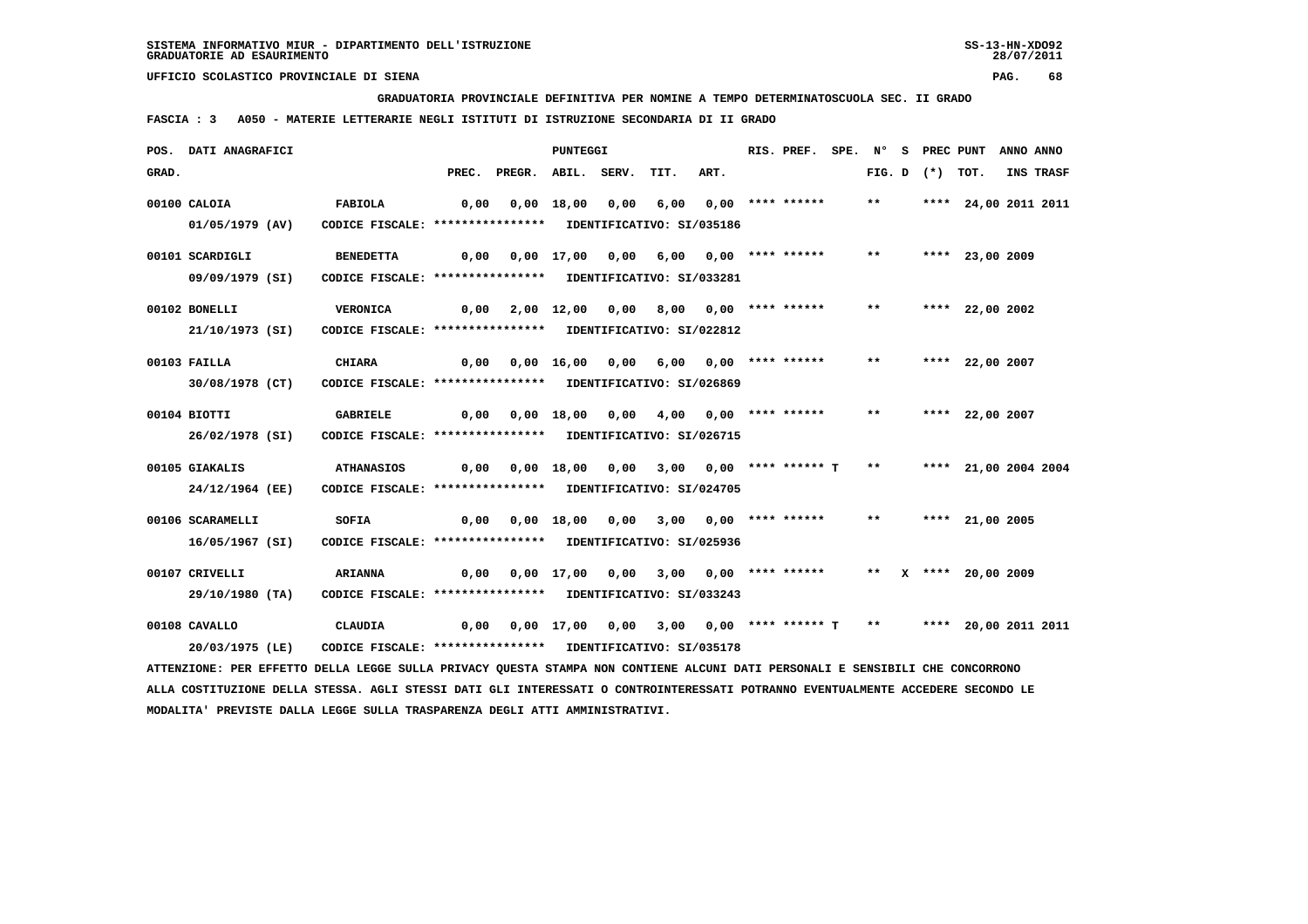SISTEMA INFORMATIVO MIUR - DIPARTIMENTO DELL'ISTRUZIONE
GRADUATORIE AD ESAURIMENTO

UFFICIO SCOLASTICO PROVINCIALE DI SIENA

**GRADUATORIA PROVINCIALE DEFINITIVA PER NOMINE A TEMPO DETERMINATOSCUOLA SEC. II GRADO**

**FASCIA : 3 A050 - MATERIE LETTERARIE NEGLI ISTITUTI DI ISTRUZIONE SECONDARIA DI II GRADO**

| POS. GRAD. | DATI ANAGRAFICI | | PREC. | PREGR. | ABIL. | SERV. | TIT. | ART. | RIS. PREF. | SPE. | FIG. D | S (*) | PREC PUNT TOT. | ANNO INS | ANNO TRASF |
|---|---|---|---|---|---|---|---|---|---|---|---|---|---|---|---|
| 00100 | CALOIA | FABIOLA | 0,00 | 0,00 | 18,00 | 0,00 | 6,00 | 0,00 | **** ****** | | ** | | **** 24,00 | 2011 | 2011 |
| | 01/05/1979 (AV) | CODICE FISCALE: **************** IDENTIFICATIVO: SI/035186 | | | | | | | | | | | | | |
| 00101 | SCARDIGLI | BENEDETTA | 0,00 | 0,00 | 17,00 | 0,00 | 6,00 | 0,00 | **** ****** | | ** | | **** 23,00 | 2009 | |
| | 09/09/1979 (SI) | CODICE FISCALE: **************** IDENTIFICATIVO: SI/033281 | | | | | | | | | | | | | |
| 00102 | BONELLI | VERONICA | 0,00 | 2,00 | 12,00 | 0,00 | 8,00 | 0,00 | **** ****** | | ** | | **** 22,00 | 2002 | |
| | 21/10/1973 (SI) | CODICE FISCALE: **************** IDENTIFICATIVO: SI/022812 | | | | | | | | | | | | | |
| 00103 | FAILLA | CHIARA | 0,00 | 0,00 | 16,00 | 0,00 | 6,00 | 0,00 | **** ****** | | ** | | **** 22,00 | 2007 | |
| | 30/08/1978 (CT) | CODICE FISCALE: **************** IDENTIFICATIVO: SI/026869 | | | | | | | | | | | | | |
| 00104 | BIOTTI | GABRIELE | 0,00 | 0,00 | 18,00 | 0,00 | 4,00 | 0,00 | **** ****** | | ** | | **** 22,00 | 2007 | |
| | 26/02/1978 (SI) | CODICE FISCALE: **************** IDENTIFICATIVO: SI/026715 | | | | | | | | | | | | | |
| 00105 | GIAKALIS | ATHANASIOS | 0,00 | 0,00 | 18,00 | 0,00 | 3,00 | 0,00 | **** ****** T | | ** | | **** 21,00 | 2004 | 2004 |
| | 24/12/1964 (EE) | CODICE FISCALE: **************** IDENTIFICATIVO: SI/024705 | | | | | | | | | | | | | |
| 00106 | SCARAMELLI | SOFIA | 0,00 | 0,00 | 18,00 | 0,00 | 3,00 | 0,00 | **** ****** | | ** | | **** 21,00 | 2005 | |
| | 16/05/1967 (SI) | CODICE FISCALE: **************** IDENTIFICATIVO: SI/025936 | | | | | | | | | | | | | |
| 00107 | CRIVELLI | ARIANNA | 0,00 | 0,00 | 17,00 | 0,00 | 3,00 | 0,00 | **** ****** | | ** | X | **** 20,00 | 2009 | |
| | 29/10/1980 (TA) | CODICE FISCALE: **************** IDENTIFICATIVO: SI/033243 | | | | | | | | | | | | | |
| 00108 | CAVALLO | CLAUDIA | 0,00 | 0,00 | 17,00 | 0,00 | 3,00 | 0,00 | **** ****** T | | ** | | **** 20,00 | 2011 | 2011 |
| | 20/03/1975 (LE) | CODICE FISCALE: **************** IDENTIFICATIVO: SI/035178 | | | | | | | | | | | | | |

ATTENZIONE: PER EFFETTO DELLA LEGGE SULLA PRIVACY QUESTA STAMPA NON CONTIENE ALCUNI DATI PERSONALI E SENSIBILI CHE CONCORRONO ALLA COSTITUZIONE DELLA STESSA. AGLI STESSI DATI GLI INTERESSATI O CONTROINTERESSATI POTRANNO EVENTUALMENTE ACCEDERE SECONDO LE MODALITA' PREVISTE DALLA LEGGE SULLA TRASPARENZA DEGLI ATTI AMMINISTRATIVI.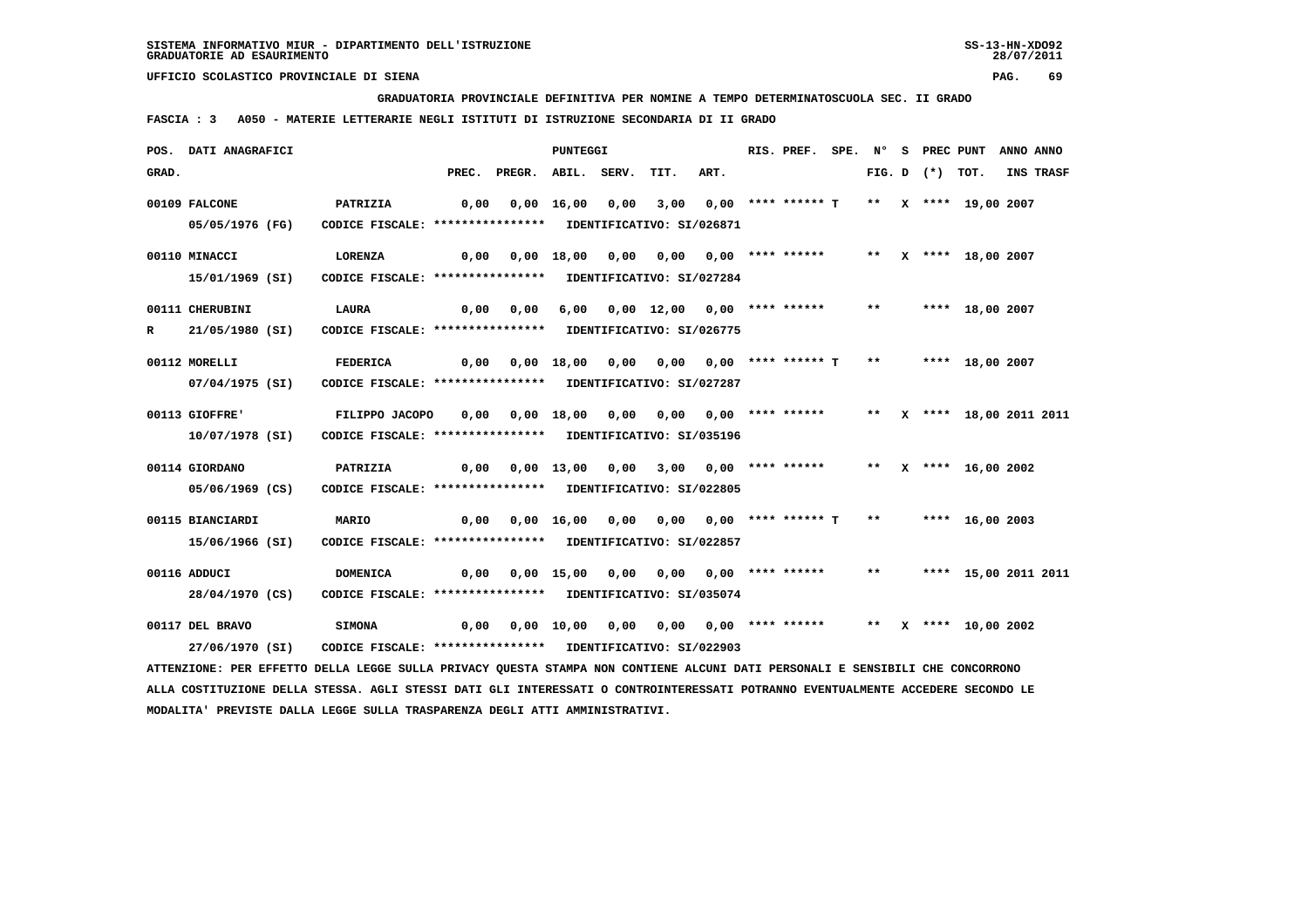SISTEMA INFORMATIVO MIUR - DIPARTIMENTO DELL'ISTRUZIONE
GRADUATORIE AD ESAURIMENTO

UFFICIO SCOLASTICO PROVINCIALE DI SIENA

GRADUATORIA PROVINCIALE DEFINITIVA PER NOMINE A TEMPO DETERMINATOSCUOLA SEC. II GRADO

FASCIA : 3 A050 - MATERIE LETTERARIE NEGLI ISTITUTI DI ISTRUZIONE SECONDARIA DI II GRADO

| POS. GRAD. | DATI ANAGRAFICI | | PREC. | PREGR. | ABIL. | SERV. | TIT. | ART. | RIS. PREF. | SPE. | N° FIG. | S D | PREC (*) | PUNT TOT. | ANNO INS | ANNO TRASF |
|---|---|---|---|---|---|---|---|---|---|---|---|---|---|---|---|---|
| 00109 | FALCONE 05/05/1976 (FG) | PATRIZIA CODICE FISCALE: **************** IDENTIFICATIVO: SI/026871 | 0,00 | 0,00 | 16,00 | 0,00 | 3,00 | 0,00 | **** ****** T | | ** | X | **** | 19,00 | 2007 | |
| 00110 | MINACCI 15/01/1969 (SI) | LORENZA CODICE FISCALE: **************** IDENTIFICATIVO: SI/027284 | 0,00 | 0,00 | 18,00 | 0,00 | 0,00 | 0,00 | **** ****** | | ** | X | **** | 18,00 | 2007 | |
| 00111 | CHERUBINI R 21/05/1980 (SI) | LAURA CODICE FISCALE: **************** IDENTIFICATIVO: SI/026775 | 0,00 | 0,00 | 6,00 | 0,00 | 12,00 | 0,00 | **** ****** | | ** | | **** | 18,00 | 2007 | |
| 00112 | MORELLI 07/04/1975 (SI) | FEDERICA CODICE FISCALE: **************** IDENTIFICATIVO: SI/027287 | 0,00 | 0,00 | 18,00 | 0,00 | 0,00 | 0,00 | **** ****** T | | ** | | **** | 18,00 | 2007 | |
| 00113 | GIOFFRE' 10/07/1978 (SI) | FILIPPO JACOPO CODICE FISCALE: **************** IDENTIFICATIVO: SI/035196 | 0,00 | 0,00 | 18,00 | 0,00 | 0,00 | 0,00 | **** ****** | | ** | X | **** | 18,00 | 2011 | 2011 |
| 00114 | GIORDANO 05/06/1969 (CS) | PATRIZIA CODICE FISCALE: **************** IDENTIFICATIVO: SI/022805 | 0,00 | 0,00 | 13,00 | 0,00 | 3,00 | 0,00 | **** ****** | | ** | X | **** | 16,00 | 2002 | |
| 00115 | BIANCIARDI 15/06/1966 (SI) | MARIO CODICE FISCALE: **************** IDENTIFICATIVO: SI/022857 | 0,00 | 0,00 | 16,00 | 0,00 | 0,00 | 0,00 | **** ****** T | | ** | | **** | 16,00 | 2003 | |
| 00116 | ADDUCI 28/04/1970 (CS) | DOMENICA CODICE FISCALE: **************** IDENTIFICATIVO: SI/035074 | 0,00 | 0,00 | 15,00 | 0,00 | 0,00 | 0,00 | **** ****** | | ** | | **** | 15,00 | 2011 | 2011 |
| 00117 | DEL BRAVO 27/06/1970 (SI) | SIMONA CODICE FISCALE: **************** IDENTIFICATIVO: SI/022903 | 0,00 | 0,00 | 10,00 | 0,00 | 0,00 | 0,00 | **** ****** | | ** | X | **** | 10,00 | 2002 | |

ATTENZIONE: PER EFFETTO DELLA LEGGE SULLA PRIVACY QUESTA STAMPA NON CONTIENE ALCUNI DATI PERSONALI E SENSIBILI CHE CONCORRONO ALLA COSTITUZIONE DELLA STESSA. AGLI STESSI DATI GLI INTERESSATI O CONTROINTERESSATI POTRANNO EVENTUALMENTE ACCEDERE SECONDO LE MODALITA' PREVISTE DALLA LEGGE SULLA TRASPARENZA DEGLI ATTI AMMINISTRATIVI.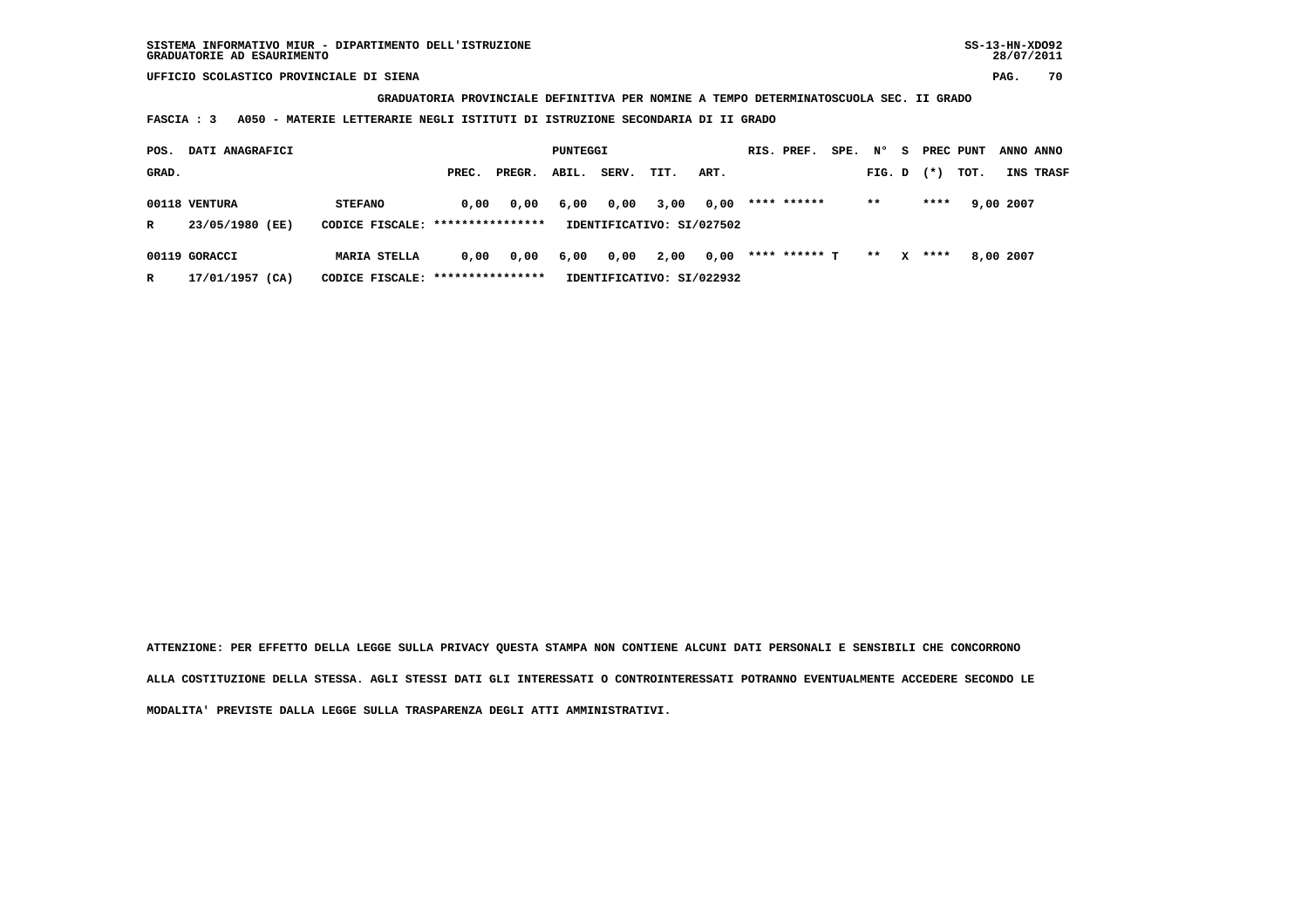GRADUATORIA PROVINCIALE DEFINITIVA PER NOMINE A TEMPO DETERMINATOSCUOLA SEC. II GRADO

FASCIA : 3 A050 - MATERIE LETTERARIE NEGLI ISTITUTI DI ISTRUZIONE SECONDARIA DI II GRADO

| POS. GRAD. | DATI ANAGRAFICI | | PUNTEGGI PREC. | PREGR. | ABIL. | SERV. | TIT. | ART. | RIS. PREF. | SPE. | N° FIG. | S D | PREC (*) | PUNT TOT. | ANNO INS | ANNO TRASF |
|---|---|---|---|---|---|---|---|---|---|---|---|---|---|---|---|---|
| 00118 | VENTURA | STEFANO | 0,00 | 0,00 | 6,00 | 0,00 | 3,00 | 0,00 | **** ****** | | ** | | **** | 9,00 | 2007 | |
| R | 23/05/1980 (EE) | CODICE FISCALE: **************** | IDENTIFICATIVO: SI/027502 | | | | | | | | | | | | | |
| 00119 | GORACCI | MARIA STELLA | 0,00 | 0,00 | 6,00 | 0,00 | 2,00 | 0,00 | **** ****** T | | ** | X | **** | 8,00 | 2007 | |
| R | 17/01/1957 (CA) | CODICE FISCALE: **************** | IDENTIFICATIVO: SI/022932 | | | | | | | | | | | | | |

ATTENZIONE: PER EFFETTO DELLA LEGGE SULLA PRIVACY QUESTA STAMPA NON CONTIENE ALCUNI DATI PERSONALI E SENSIBILI CHE CONCORRONO ALLA COSTITUZIONE DELLA STESSA. AGLI STESSI DATI GLI INTERESSATI O CONTROINTERESSATI POTRANNO EVENTUALMENTE ACCEDERE SECONDO LE MODALITA' PREVISTE DALLA LEGGE SULLA TRASPARENZA DEGLI ATTI AMMINISTRATIVI.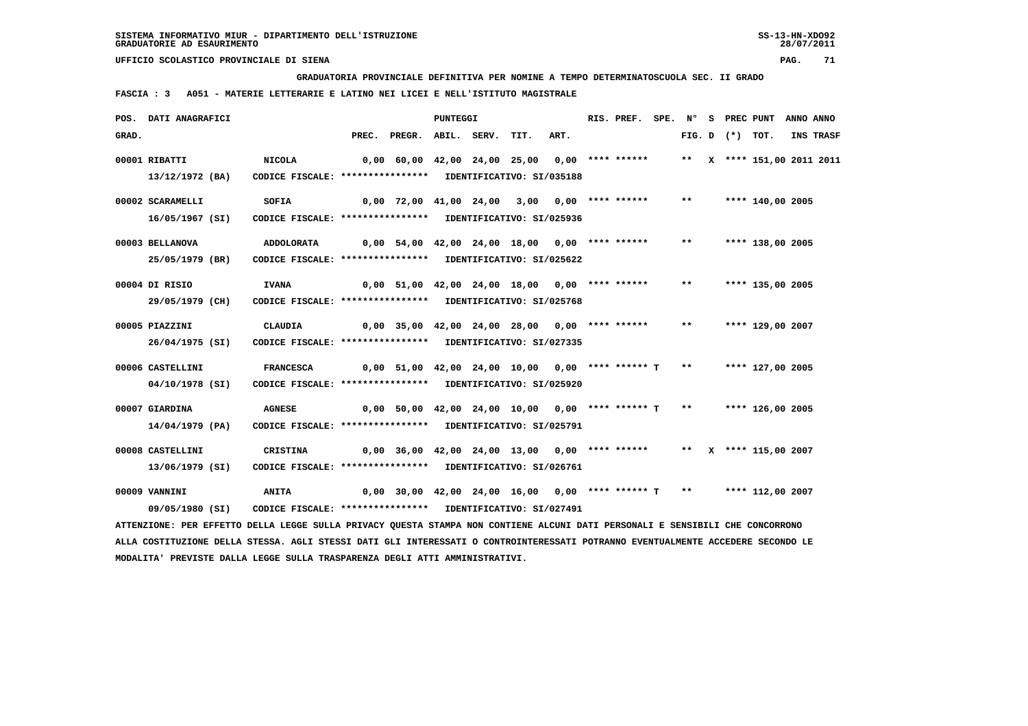SISTEMA INFORMATIVO MIUR - DIPARTIMENTO DELL'ISTRUZIONE
GRADUATORIE AD ESAURIMENTO

UFFICIO SCOLASTICO PROVINCIALE DI SIENA

GRADUATORIA PROVINCIALE DEFINITIVA PER NOMINE A TEMPO DETERMINATOSCUOLA SEC. II GRADO

FASCIA : 3 A051 - MATERIE LETTERARIE E LATINO NEI LICEI E NELL'ISTITUTO MAGISTRALE

| POS. GRAD. | DATI ANAGRAFICI | | PREC. | PREGR. | ABIL. | SERV. | TIT. | ART. | RIS. PREF. | SPE. | N° FIG. | S D | (*) | PREC PUNT TOT. | ANNO | ANNO INS TRASF |
|---|---|---|---|---|---|---|---|---|---|---|---|---|---|---|---|---|
| 00001 | RIBATTI | NICOLA | 0,00 | 60,00 | 42,00 | 24,00 | 25,00 | 0,00 | **** ****** | | ** | X | | **** 151,00 | 2011 | 2011 |
| | 13/12/1972 (BA) | CODICE FISCALE: **************** IDENTIFICATIVO: SI/035188 | | | | | | | | | | | | | | |
| 00002 | SCARAMELLI | SOFIA | 0,00 | 72,00 | 41,00 | 24,00 | 3,00 | 0,00 | **** ****** | | ** | | | **** 140,00 | 2005 | |
| | 16/05/1967 (SI) | CODICE FISCALE: **************** IDENTIFICATIVO: SI/025936 | | | | | | | | | | | | | | |
| 00003 | BELLANOVA | ADDOLORATA | 0,00 | 54,00 | 42,00 | 24,00 | 18,00 | 0,00 | **** ****** | | ** | | | **** 138,00 | 2005 | |
| | 25/05/1979 (BR) | CODICE FISCALE: **************** IDENTIFICATIVO: SI/025622 | | | | | | | | | | | | | | |
| 00004 | DI RISIO | IVANA | 0,00 | 51,00 | 42,00 | 24,00 | 18,00 | 0,00 | **** ****** | | ** | | | **** 135,00 | 2005 | |
| | 29/05/1979 (CH) | CODICE FISCALE: **************** IDENTIFICATIVO: SI/025768 | | | | | | | | | | | | | | |
| 00005 | PIAZZINI | CLAUDIA | 0,00 | 35,00 | 42,00 | 24,00 | 28,00 | 0,00 | **** ****** | | ** | | | **** 129,00 | 2007 | |
| | 26/04/1975 (SI) | CODICE FISCALE: **************** IDENTIFICATIVO: SI/027335 | | | | | | | | | | | | | | |
| 00006 | CASTELLINI | FRANCESCA | 0,00 | 51,00 | 42,00 | 24,00 | 10,00 | 0,00 | **** ****** T | | ** | | | **** 127,00 | 2005 | |
| | 04/10/1978 (SI) | CODICE FISCALE: **************** IDENTIFICATIVO: SI/025920 | | | | | | | | | | | | | | |
| 00007 | GIARDINA | AGNESE | 0,00 | 50,00 | 42,00 | 24,00 | 10,00 | 0,00 | **** ****** T | | ** | | | **** 126,00 | 2005 | |
| | 14/04/1979 (PA) | CODICE FISCALE: **************** IDENTIFICATIVO: SI/025791 | | | | | | | | | | | | | | |
| 00008 | CASTELLINI | CRISTINA | 0,00 | 36,00 | 42,00 | 24,00 | 13,00 | 0,00 | **** ****** | | ** | X | | **** 115,00 | 2007 | |
| | 13/06/1979 (SI) | CODICE FISCALE: **************** IDENTIFICATIVO: SI/026761 | | | | | | | | | | | | | | |
| 00009 | VANNINI | ANITA | 0,00 | 30,00 | 42,00 | 24,00 | 16,00 | 0,00 | **** ****** T | | ** | | | **** 112,00 | 2007 | |
| | 09/05/1980 (SI) | CODICE FISCALE: **************** IDENTIFICATIVO: SI/027491 | | | | | | | | | | | | | | |

ATTENZIONE: PER EFFETTO DELLA LEGGE SULLA PRIVACY QUESTA STAMPA NON CONTIENE ALCUNI DATI PERSONALI E SENSIBILI CHE CONCORRONO ALLA COSTITUZIONE DELLA STESSA. AGLI STESSI DATI GLI INTERESSATI O CONTROINTERESSATI POTRANNO EVENTUALMENTE ACCEDERE SECONDO LE MODALITA' PREVISTE DALLA LEGGE SULLA TRASPARENZA DEGLI ATTI AMMINISTRATIVI.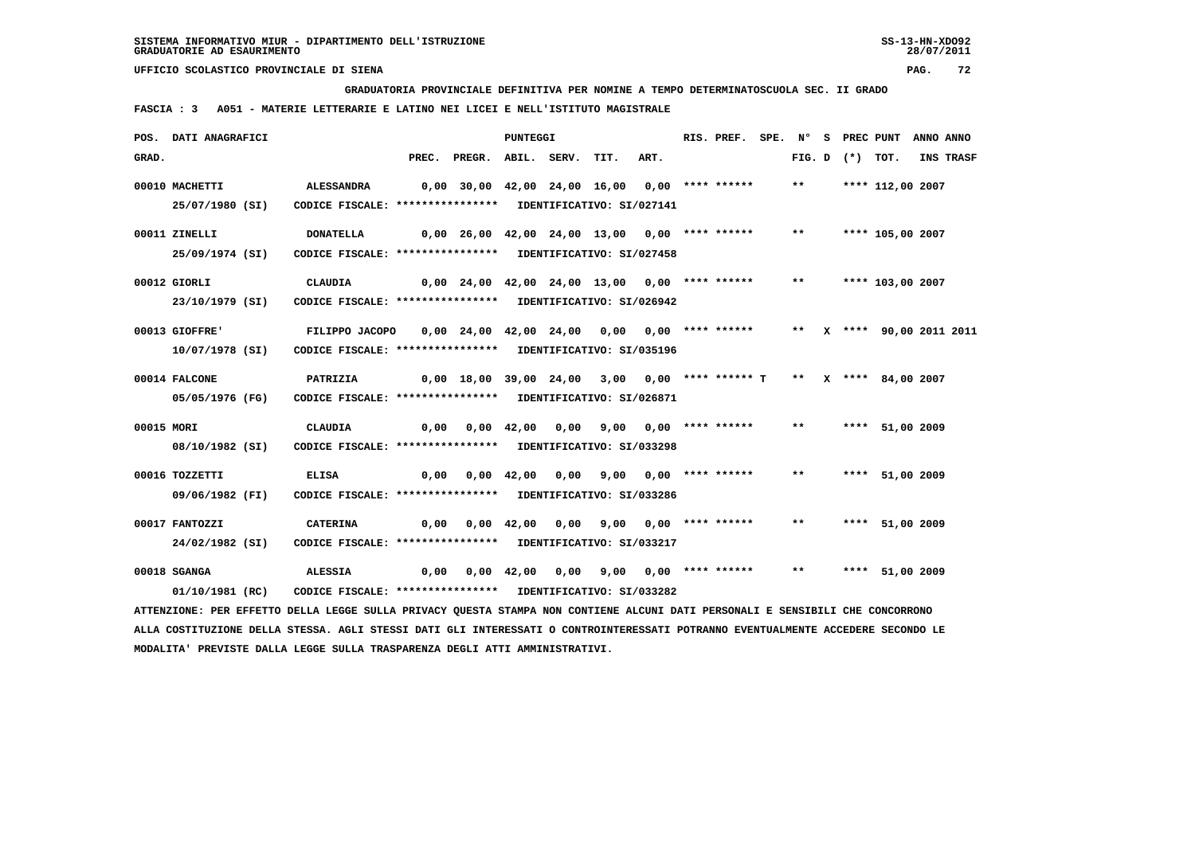SISTEMA INFORMATIVO MIUR - DIPARTIMENTO DELL'ISTRUZIONE
GRADUATORIE AD ESAURIMENTO

UFFICIO SCOLASTICO PROVINCIALE DI SIENA

**GRADUATORIA PROVINCIALE DEFINITIVA PER NOMINE A TEMPO DETERMINATOSCUOLA SEC. II GRADO**

**FASCIA : 3   A051 - MATERIE LETTERARIE E LATINO NEI LICEI E NELL'ISTITUTO MAGISTRALE**

| POS. GRAD. | DATI ANAGRAFICI | | PREC. | PREGR. | ABIL. | SERV. | TIT. | ART. | RIS. PREF. | SPE. | N° FIG. | S D | PREC (*) | PUNT TOT. | ANNO INS | ANNO TRASF |
|---|---|---|---|---|---|---|---|---|---|---|---|---|---|---|---|---|
| 00010 | MACHETTI | ALESSANDRA | 0,00 | 30,00 | 42,00 | 24,00 | 16,00 | 0,00 | **** ****** | | ** | | **** | 112,00 | 2007 | |
| | 25/07/1980 (SI) | CODICE FISCALE: **************** IDENTIFICATIVO: SI/027141 | | | | | | | | | | | | | | |
| 00011 | ZINELLI | DONATELLA | 0,00 | 26,00 | 42,00 | 24,00 | 13,00 | 0,00 | **** ****** | | ** | | **** | 105,00 | 2007 | |
| | 25/09/1974 (SI) | CODICE FISCALE: **************** IDENTIFICATIVO: SI/027458 | | | | | | | | | | | | | | |
| 00012 | GIORLI | CLAUDIA | 0,00 | 24,00 | 42,00 | 24,00 | 13,00 | 0,00 | **** ****** | | ** | | **** | 103,00 | 2007 | |
| | 23/10/1979 (SI) | CODICE FISCALE: **************** IDENTIFICATIVO: SI/026942 | | | | | | | | | | | | | | |
| 00013 | GIOFFRE' | FILIPPO JACOPO | 0,00 | 24,00 | 42,00 | 24,00 | 0,00 | 0,00 | **** ****** | | ** | X | **** | 90,00 | 2011 | 2011 |
| | 10/07/1978 (SI) | CODICE FISCALE: **************** IDENTIFICATIVO: SI/035196 | | | | | | | | | | | | | | |
| 00014 | FALCONE | PATRIZIA | 0,00 | 18,00 | 39,00 | 24,00 | 3,00 | 0,00 | **** ****** | T | ** | X | **** | 84,00 | 2007 | |
| | 05/05/1976 (FG) | CODICE FISCALE: **************** IDENTIFICATIVO: SI/026871 | | | | | | | | | | | | | | |
| 00015 | MORI | CLAUDIA | 0,00 | 0,00 | 42,00 | 0,00 | 9,00 | 0,00 | **** ****** | | ** | | **** | 51,00 | 2009 | |
| | 08/10/1982 (SI) | CODICE FISCALE: **************** IDENTIFICATIVO: SI/033298 | | | | | | | | | | | | | | |
| 00016 | TOZZETTI | ELISA | 0,00 | 0,00 | 42,00 | 0,00 | 9,00 | 0,00 | **** ****** | | ** | | **** | 51,00 | 2009 | |
| | 09/06/1982 (FI) | CODICE FISCALE: **************** IDENTIFICATIVO: SI/033286 | | | | | | | | | | | | | | |
| 00017 | FANTOZZI | CATERINA | 0,00 | 0,00 | 42,00 | 0,00 | 9,00 | 0,00 | **** ****** | | ** | | **** | 51,00 | 2009 | |
| | 24/02/1982 (SI) | CODICE FISCALE: **************** IDENTIFICATIVO: SI/033217 | | | | | | | | | | | | | | |
| 00018 | SGANGA | ALESSIA | 0,00 | 0,00 | 42,00 | 0,00 | 9,00 | 0,00 | **** ****** | | ** | | **** | 51,00 | 2009 | |
| | 01/10/1981 (RC) | CODICE FISCALE: **************** IDENTIFICATIVO: SI/033282 | | | | | | | | | | | | | | |

ATTENZIONE: PER EFFETTO DELLA LEGGE SULLA PRIVACY QUESTA STAMPA NON CONTIENE ALCUNI DATI PERSONALI E SENSIBILI CHE CONCORRONO ALLA COSTITUZIONE DELLA STESSA. AGLI STESSI DATI GLI INTERESSATI O CONTROINTERESSATI POTRANNO EVENTUALMENTE ACCEDERE SECONDO LE MODALITA' PREVISTE DALLA LEGGE SULLA TRASPARENZA DEGLI ATTI AMMINISTRATIVI.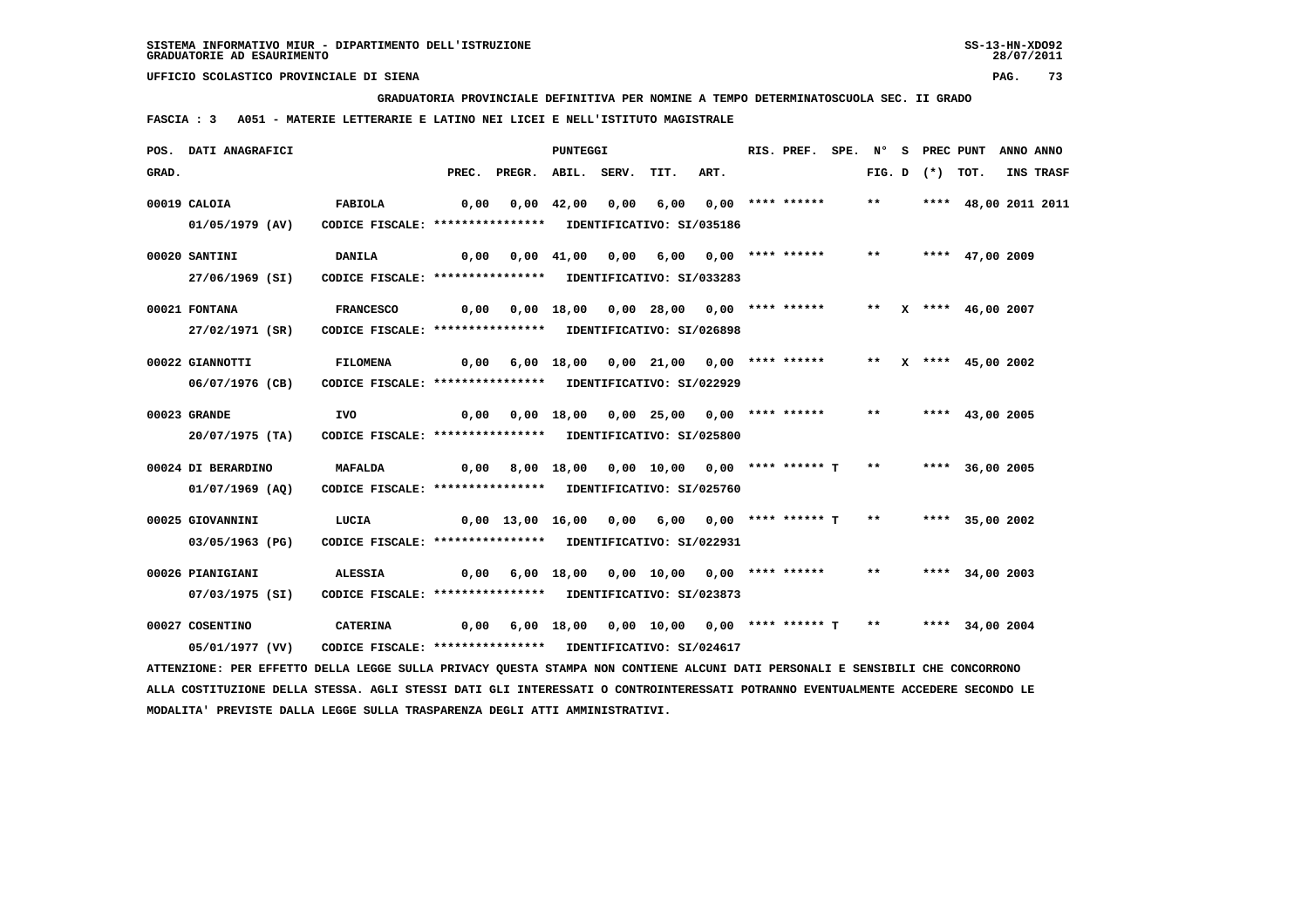SISTEMA INFORMATIVO MIUR - DIPARTIMENTO DELL'ISTRUZIONE
GRADUATORIE AD ESAURIMENTO

UFFICIO SCOLASTICO PROVINCIALE DI SIENA

**GRADUATORIA PROVINCIALE DEFINITIVA PER NOMINE A TEMPO DETERMINATOSCUOLA SEC. II GRADO**

**FASCIA : 3 A051 - MATERIE LETTERARIE E LATINO NEI LICEI E NELL'ISTITUTO MAGISTRALE**

| POS. GRAD. | DATI ANAGRAFICI | | PREC. | PREGR. | ABIL. | SERV. | TIT. | ART. | RIS. PREF. | SPE. | N° FIG. | S D | PREC (*) | PUNT TOT. | ANNO INS | ANNO TRASF |
|---|---|---|---|---|---|---|---|---|---|---|---|---|---|---|---|---|
| 00019 | CALOIA | FABIOLA | 0,00 | 0,00 | 42,00 | 0,00 | 6,00 | 0,00 | **** ****** | | ** | | **** | 48,00 | 2011 | 2011 |
| | 01/05/1979 (AV) | CODICE FISCALE: **************** IDENTIFICATIVO: SI/035186 | | | | | | | | | | | | | | |
| 00020 | SANTINI | DANILA | 0,00 | 0,00 | 41,00 | 0,00 | 6,00 | 0,00 | **** ****** | | ** | | **** | 47,00 | 2009 | |
| | 27/06/1969 (SI) | CODICE FISCALE: **************** IDENTIFICATIVO: SI/033283 | | | | | | | | | | | | | | |
| 00021 | FONTANA | FRANCESCO | 0,00 | 0,00 | 18,00 | 0,00 | 28,00 | 0,00 | **** ****** | | ** | X | **** | 46,00 | 2007 | |
| | 27/02/1971 (SR) | CODICE FISCALE: **************** IDENTIFICATIVO: SI/026898 | | | | | | | | | | | | | | |
| 00022 | GIANNOTTI | FILOMENA | 0,00 | 6,00 | 18,00 | 0,00 | 21,00 | 0,00 | **** ****** | | ** | X | **** | 45,00 | 2002 | |
| | 06/07/1976 (CB) | CODICE FISCALE: **************** IDENTIFICATIVO: SI/022929 | | | | | | | | | | | | | | |
| 00023 | GRANDE | IVO | 0,00 | 0,00 | 18,00 | 0,00 | 25,00 | 0,00 | **** ****** | | ** | | **** | 43,00 | 2005 | |
| | 20/07/1975 (TA) | CODICE FISCALE: **************** IDENTIFICATIVO: SI/025800 | | | | | | | | | | | | | | |
| 00024 | DI BERARDINO | MAFALDA | 0,00 | 8,00 | 18,00 | 0,00 | 10,00 | 0,00 | **** ****** T | | ** | | **** | 36,00 | 2005 | |
| | 01/07/1969 (AQ) | CODICE FISCALE: **************** IDENTIFICATIVO: SI/025760 | | | | | | | | | | | | | | |
| 00025 | GIOVANNINI | LUCIA | 0,00 | 13,00 | 16,00 | 0,00 | 6,00 | 0,00 | **** ****** T | | ** | | **** | 35,00 | 2002 | |
| | 03/05/1963 (PG) | CODICE FISCALE: **************** IDENTIFICATIVO: SI/022931 | | | | | | | | | | | | | | |
| 00026 | PIANIGIANI | ALESSIA | 0,00 | 6,00 | 18,00 | 0,00 | 10,00 | 0,00 | **** ****** | | ** | | **** | 34,00 | 2003 | |
| | 07/03/1975 (SI) | CODICE FISCALE: **************** IDENTIFICATIVO: SI/023873 | | | | | | | | | | | | | | |
| 00027 | COSENTINO | CATERINA | 0,00 | 6,00 | 18,00 | 0,00 | 10,00 | 0,00 | **** ****** T | | ** | | **** | 34,00 | 2004 | |
| | 05/01/1977 (VV) | CODICE FISCALE: **************** IDENTIFICATIVO: SI/024617 | | | | | | | | | | | | | | |

ATTENZIONE: PER EFFETTO DELLA LEGGE SULLA PRIVACY QUESTA STAMPA NON CONTIENE ALCUNI DATI PERSONALI E SENSIBILI CHE CONCORRONO ALLA COSTITUZIONE DELLA STESSA. AGLI STESSI DATI GLI INTERESSATI O CONTROINTERESSATI POTRANNO EVENTUALMENTE ACCEDERE SECONDO LE MODALITA' PREVISTE DALLA LEGGE SULLA TRASPARENZA DEGLI ATTI AMMINISTRATIVI.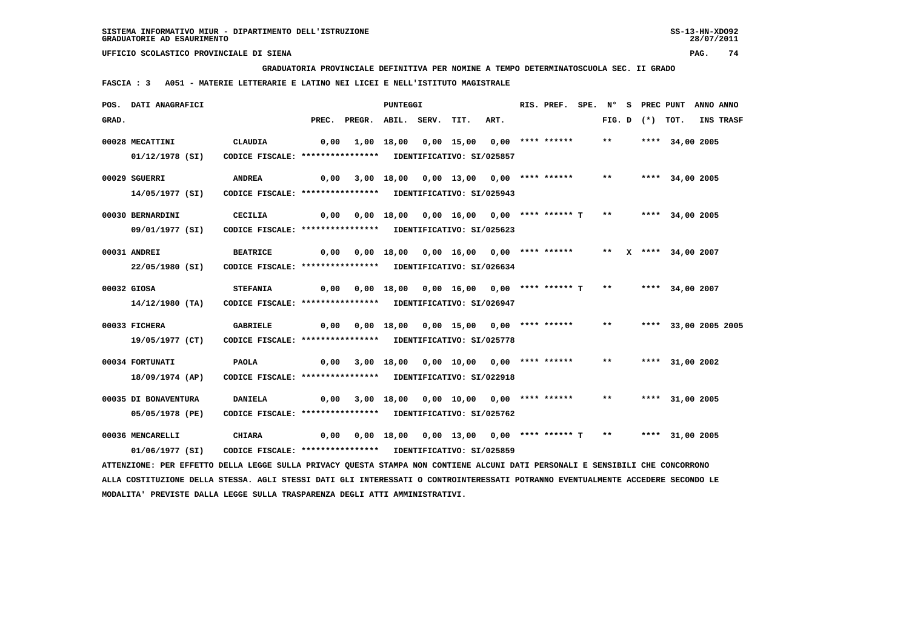**SISTEMA INFORMATIVO MIUR - DIPARTIMENTO DELL'ISTRUZIONE** SS-13-HN-XDO92
**GRADUATORIE AD ESAURIMENTO** 28/07/2011

**UFFICIO SCOLASTICO PROVINCIALE DI SIENA**

**GRADUATORIA PROVINCIALE DEFINITIVA PER NOMINE A TEMPO DETERMINATOSCUOLA SEC. II GRADO**

**FASCIA : 3 A051 - MATERIE LETTERARIE E LATINO NEI LICEI E NELL'ISTITUTO MAGISTRALE**

| POS. GRAD. | DATI ANAGRAFICI | | PREC. | PREGR. | ABIL. | SERV. | TIT. | ART. | RIS. PREF. | SPE. | N° FIG. | S D | PREC (*) | PUNT TOT. | ANNO INS | ANNO TRASF |
|---|---|---|---|---|---|---|---|---|---|---|---|---|---|---|---|---|
| 00028 | MECATTINI | CLAUDIA | 0,00 | 1,00 | 18,00 | 0,00 | 15,00 | 0,00 | **** ****** | | ** | | **** | 34,00 | 2005 | |
| | 01/12/1978 (SI) | CODICE FISCALE: **************** IDENTIFICATIVO: SI/025857 | | | | | | | | | | | | | | |
| 00029 | SGUERRI | ANDREA | 0,00 | 3,00 | 18,00 | 0,00 | 13,00 | 0,00 | **** ****** | | ** | | **** | 34,00 | 2005 | |
| | 14/05/1977 (SI) | CODICE FISCALE: **************** IDENTIFICATIVO: SI/025943 | | | | | | | | | | | | | | |
| 00030 | BERNARDINI | CECILIA | 0,00 | 0,00 | 18,00 | 0,00 | 16,00 | 0,00 | **** ****** T | | ** | | **** | 34,00 | 2005 | |
| | 09/01/1977 (SI) | CODICE FISCALE: **************** IDENTIFICATIVO: SI/025623 | | | | | | | | | | | | | | |
| 00031 | ANDREI | BEATRICE | 0,00 | 0,00 | 18,00 | 0,00 | 16,00 | 0,00 | **** ****** | | ** | X | **** | 34,00 | 2007 | |
| | 22/05/1980 (SI) | CODICE FISCALE: **************** IDENTIFICATIVO: SI/026634 | | | | | | | | | | | | | | |
| 00032 | GIOSA | STEFANIA | 0,00 | 0,00 | 18,00 | 0,00 | 16,00 | 0,00 | **** ****** T | | ** | | **** | 34,00 | 2007 | |
| | 14/12/1980 (TA) | CODICE FISCALE: **************** IDENTIFICATIVO: SI/026947 | | | | | | | | | | | | | | |
| 00033 | FICHERA | GABRIELE | 0,00 | 0,00 | 18,00 | 0,00 | 15,00 | 0,00 | **** ****** | | ** | | **** | 33,00 | 2005 | 2005 |
| | 19/05/1977 (CT) | CODICE FISCALE: **************** IDENTIFICATIVO: SI/025778 | | | | | | | | | | | | | | |
| 00034 | FORTUNATI | PAOLA | 0,00 | 3,00 | 18,00 | 0,00 | 10,00 | 0,00 | **** ****** | | ** | | **** | 31,00 | 2002 | |
| | 18/09/1974 (AP) | CODICE FISCALE: **************** IDENTIFICATIVO: SI/022918 | | | | | | | | | | | | | | |
| 00035 | DI BONAVENTURA | DANIELA | 0,00 | 3,00 | 18,00 | 0,00 | 10,00 | 0,00 | **** ****** | | ** | | **** | 31,00 | 2005 | |
| | 05/05/1978 (PE) | CODICE FISCALE: **************** IDENTIFICATIVO: SI/025762 | | | | | | | | | | | | | | |
| 00036 | MENCARELLI | CHIARA | 0,00 | 0,00 | 18,00 | 0,00 | 13,00 | 0,00 | **** ****** T | | ** | | **** | 31,00 | 2005 | |
| | 01/06/1977 (SI) | CODICE FISCALE: **************** IDENTIFICATIVO: SI/025859 | | | | | | | | | | | | | | |

ATTENZIONE: PER EFFETTO DELLA LEGGE SULLA PRIVACY QUESTA STAMPA NON CONTIENE ALCUNI DATI PERSONALI E SENSIBILI CHE CONCORRONO ALLA COSTITUZIONE DELLA STESSA. AGLI STESSI DATI GLI INTERESSATI O CONTROINTERESSATI POTRANNO EVENTUALMENTE ACCEDERE SECONDO LE MODALITA' PREVISTE DALLA LEGGE SULLA TRASPARENZA DEGLI ATTI AMMINISTRATIVI.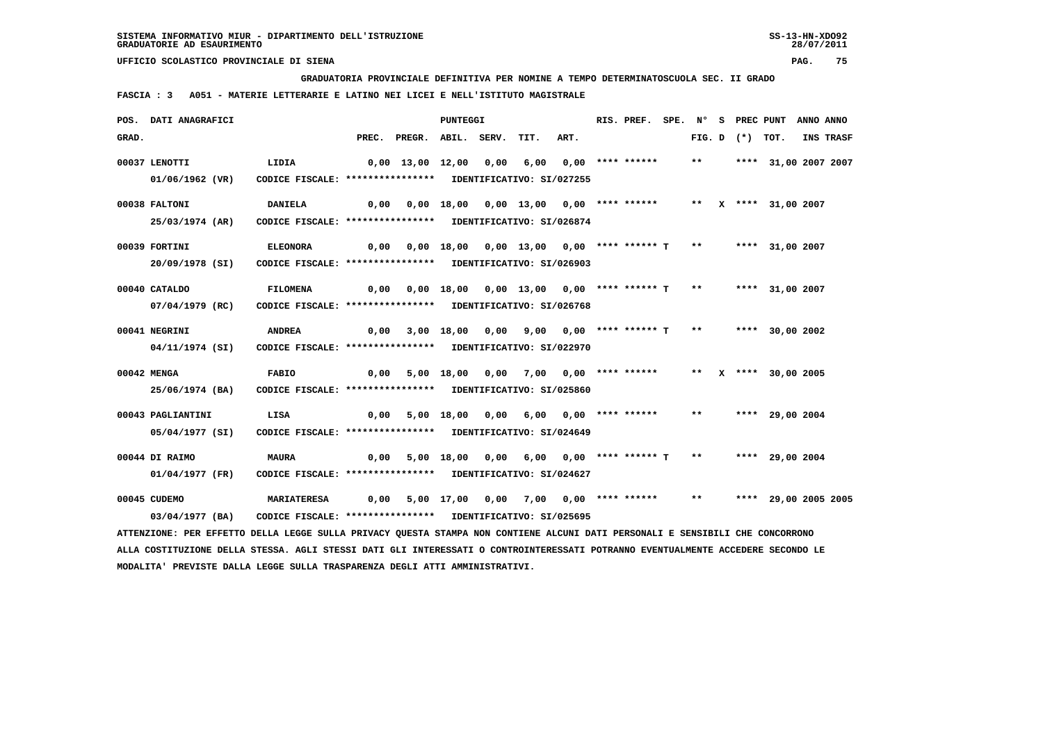SISTEMA INFORMATIVO MIUR - DIPARTIMENTO DELL'ISTRUZIONE
GRADUATORIE AD ESAURIMENTO

UFFICIO SCOLASTICO PROVINCIALE DI SIENA

GRADUATORIA PROVINCIALE DEFINITIVA PER NOMINE A TEMPO DETERMINATOSCUOLA SEC. II GRADO

FASCIA : 3 A051 - MATERIE LETTERARIE E LATINO NEI LICEI E NELL'ISTITUTO MAGISTRALE

| POS. GRAD. | DATI ANAGRAFICI | | PREC. | PREGR. | ABIL. | SERV. | TIT. | ART. | RIS. PREF. | SPE. | N° FIG. | S D | PREC (*) | PUNT TOT. | ANNO INS | ANNO TRASF |
|---|---|---|---|---|---|---|---|---|---|---|---|---|---|---|---|---|
| 00037 | LENOTTI | LIDIA | 0,00 | 13,00 | 12,00 | 0,00 | 6,00 | 0,00 | **** ****** | | ** | | **** | 31,00 | 2007 | 2007 |
| | 01/06/1962 (VR) | CODICE FISCALE: **************** | IDENTIFICATIVO: SI/027255 | | | | | | | | | | | | | |
| 00038 | FALTONI | DANIELA | 0,00 | 0,00 | 18,00 | 0,00 | 13,00 | 0,00 | **** ****** | | ** | X | **** | 31,00 | 2007 | |
| | 25/03/1974 (AR) | CODICE FISCALE: **************** | IDENTIFICATIVO: SI/026874 | | | | | | | | | | | | | |
| 00039 | FORTINI | ELEONORA | 0,00 | 0,00 | 18,00 | 0,00 | 13,00 | 0,00 | **** ****** T | | ** | | **** | 31,00 | 2007 | |
| | 20/09/1978 (SI) | CODICE FISCALE: **************** | IDENTIFICATIVO: SI/026903 | | | | | | | | | | | | | |
| 00040 | CATALDO | FILOMENA | 0,00 | 0,00 | 18,00 | 0,00 | 13,00 | 0,00 | **** ****** T | | ** | | **** | 31,00 | 2007 | |
| | 07/04/1979 (RC) | CODICE FISCALE: **************** | IDENTIFICATIVO: SI/026768 | | | | | | | | | | | | | |
| 00041 | NEGRINI | ANDREA | 0,00 | 3,00 | 18,00 | 0,00 | 9,00 | 0,00 | **** ****** T | | ** | | **** | 30,00 | 2002 | |
| | 04/11/1974 (SI) | CODICE FISCALE: **************** | IDENTIFICATIVO: SI/022970 | | | | | | | | | | | | | |
| 00042 | MENGA | FABIO | 0,00 | 5,00 | 18,00 | 0,00 | 7,00 | 0,00 | **** ****** | | ** | X | **** | 30,00 | 2005 | |
| | 25/06/1974 (BA) | CODICE FISCALE: **************** | IDENTIFICATIVO: SI/025860 | | | | | | | | | | | | | |
| 00043 | PAGLIANTINI | LISA | 0,00 | 5,00 | 18,00 | 0,00 | 6,00 | 0,00 | **** ****** | | ** | | **** | 29,00 | 2004 | |
| | 05/04/1977 (SI) | CODICE FISCALE: **************** | IDENTIFICATIVO: SI/024649 | | | | | | | | | | | | | |
| 00044 | DI RAIMO | MAURA | 0,00 | 5,00 | 18,00 | 0,00 | 6,00 | 0,00 | **** ****** T | | ** | | **** | 29,00 | 2004 | |
| | 01/04/1977 (FR) | CODICE FISCALE: **************** | IDENTIFICATIVO: SI/024627 | | | | | | | | | | | | | |
| 00045 | CUDEMO | MARIATERESA | 0,00 | 5,00 | 17,00 | 0,00 | 7,00 | 0,00 | **** ****** | | ** | | **** | 29,00 | 2005 | 2005 |
| | 03/04/1977 (BA) | CODICE FISCALE: **************** | IDENTIFICATIVO: SI/025695 | | | | | | | | | | | | | |

ATTENZIONE: PER EFFETTO DELLA LEGGE SULLA PRIVACY QUESTA STAMPA NON CONTIENE ALCUNI DATI PERSONALI E SENSIBILI CHE CONCORRONO ALLA COSTITUZIONE DELLA STESSA. AGLI STESSI DATI GLI INTERESSATI O CONTROINTERESSATI POTRANNO EVENTUALMENTE ACCEDERE SECONDO LE MODALITA' PREVISTE DALLA LEGGE SULLA TRASPARENZA DEGLI ATTI AMMINISTRATIVI.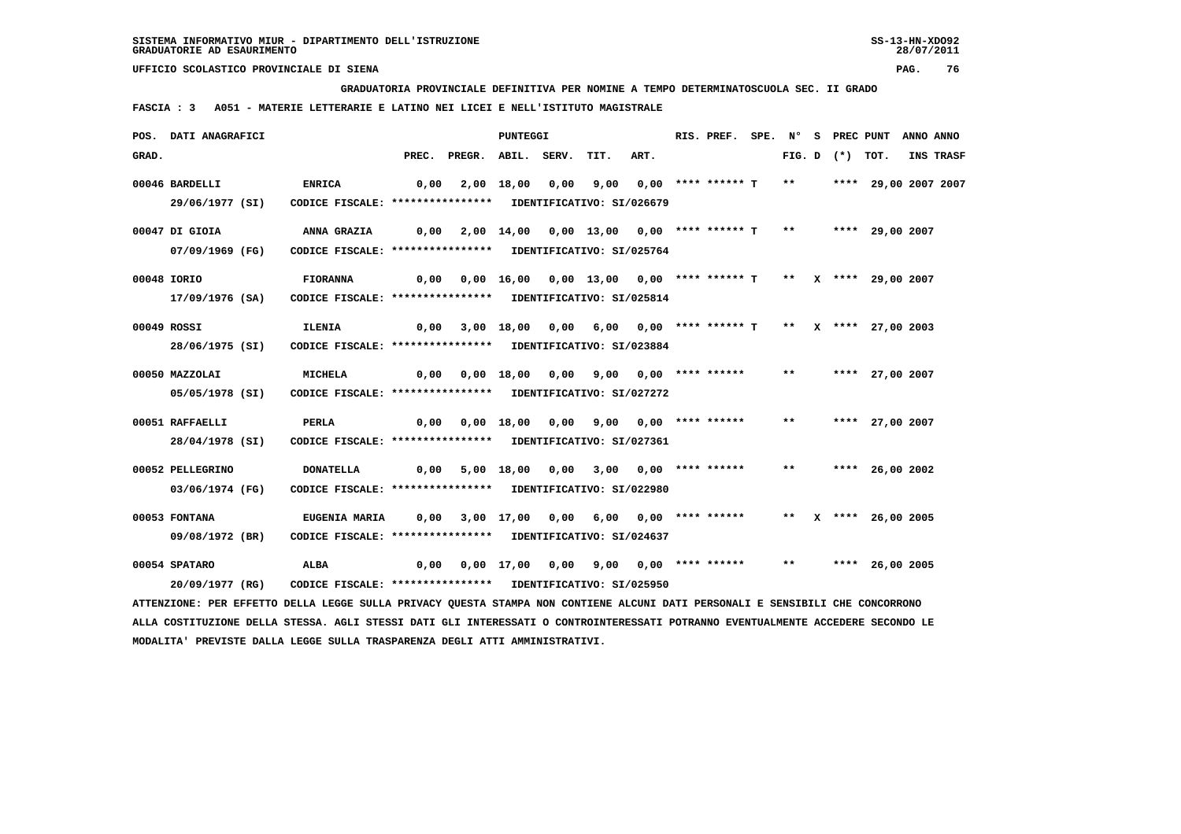SISTEMA INFORMATIVO MIUR - DIPARTIMENTO DELL'ISTRUZIONE
GRADUATORIE AD ESAURIMENTO

UFFICIO SCOLASTICO PROVINCIALE DI SIENA

**GRADUATORIA PROVINCIALE DEFINITIVA PER NOMINE A TEMPO DETERMINATOSCUOLA SEC. II GRADO**

**FASCIA : 3 A051 - MATERIE LETTERARIE E LATINO NEI LICEI E NELL'ISTITUTO MAGISTRALE**

| POS. GRAD. | DATI ANAGRAFICI | | PREC. | PREGR. | ABIL. | SERV. | TIT. | ART. | RIS. PREF. | SPE. | N° FIG. | S D | PREC (*) | PUNT TOT. | ANNO INS | ANNO TRASF |
|---|---|---|---|---|---|---|---|---|---|---|---|---|---|---|---|---|
| 00046 | BARDELLI 29/06/1977 (SI) | ENRICA CODICE FISCALE: **************** IDENTIFICATIVO: SI/026679 | 0,00 | 2,00 | 18,00 | 0,00 | 9,00 | 0,00 | **** ****** T | | ** | | **** | 29,00 | 2007 | 2007 |
| 00047 | DI GIOIA 07/09/1969 (FG) | ANNA GRAZIA CODICE FISCALE: **************** IDENTIFICATIVO: SI/025764 | 0,00 | 2,00 | 14,00 | 0,00 | 13,00 | 0,00 | **** ****** T | | ** | | **** | 29,00 | 2007 | |
| 00048 | IORIO 17/09/1976 (SA) | FIORANNA CODICE FISCALE: **************** IDENTIFICATIVO: SI/025814 | 0,00 | 0,00 | 16,00 | 0,00 | 13,00 | 0,00 | **** ****** T | | ** | X | **** | 29,00 | 2007 | |
| 00049 | ROSSI 28/06/1975 (SI) | ILENIA CODICE FISCALE: **************** IDENTIFICATIVO: SI/023884 | 0,00 | 3,00 | 18,00 | 0,00 | 6,00 | 0,00 | **** ****** T | | ** | X | **** | 27,00 | 2003 | |
| 00050 | MAZZOLAI 05/05/1978 (SI) | MICHELA CODICE FISCALE: **************** IDENTIFICATIVO: SI/027272 | 0,00 | 0,00 | 18,00 | 0,00 | 9,00 | 0,00 | **** ****** | | ** | | **** | 27,00 | 2007 | |
| 00051 | RAFFAELLI 28/04/1978 (SI) | PERLA CODICE FISCALE: **************** IDENTIFICATIVO: SI/027361 | 0,00 | 0,00 | 18,00 | 0,00 | 9,00 | 0,00 | **** ****** | | ** | | **** | 27,00 | 2007 | |
| 00052 | PELLEGRINO 03/06/1974 (FG) | DONATELLA CODICE FISCALE: **************** IDENTIFICATIVO: SI/022980 | 0,00 | 5,00 | 18,00 | 0,00 | 3,00 | 0,00 | **** ****** | | ** | | **** | 26,00 | 2002 | |
| 00053 | FONTANA 09/08/1972 (BR) | EUGENIA MARIA CODICE FISCALE: **************** IDENTIFICATIVO: SI/024637 | 0,00 | 3,00 | 17,00 | 0,00 | 6,00 | 0,00 | **** ****** | | ** | X | **** | 26,00 | 2005 | |
| 00054 | SPATARO 20/09/1977 (RG) | ALBA CODICE FISCALE: **************** IDENTIFICATIVO: SI/025950 | 0,00 | 0,00 | 17,00 | 0,00 | 9,00 | 0,00 | **** ****** | | ** | | **** | 26,00 | 2005 | |

ATTENZIONE: PER EFFETTO DELLA LEGGE SULLA PRIVACY QUESTA STAMPA NON CONTIENE ALCUNI DATI PERSONALI E SENSIBILI CHE CONCORRONO ALLA COSTITUZIONE DELLA STESSA. AGLI STESSI DATI GLI INTERESSATI O CONTROINTERESSATI POTRANNO EVENTUALMENTE ACCEDERE SECONDO LE MODALITA' PREVISTE DALLA LEGGE SULLA TRASPARENZA DEGLI ATTI AMMINISTRATIVI.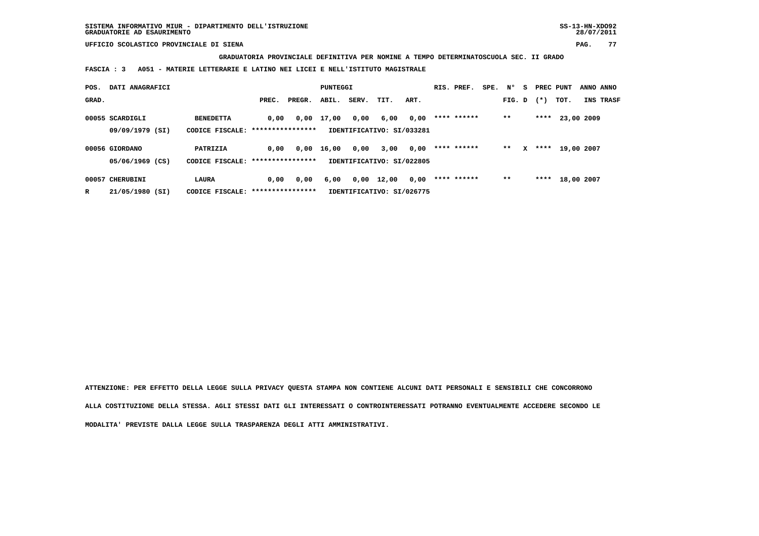SISTEMA INFORMATIVO MIUR - DIPARTIMENTO DELL'ISTRUZIONE
GRADUATORIE AD ESAURIMENTO

UFFICIO SCOLASTICO PROVINCIALE DI SIENA

**GRADUATORIA PROVINCIALE DEFINITIVA PER NOMINE A TEMPO DETERMINATOSCUOLA SEC. II GRADO**

**FASCIA : 3 A051 - MATERIE LETTERARIE E LATINO NEI LICEI E NELL'ISTITUTO MAGISTRALE**

| POS. GRAD. | DATI ANAGRAFICI | | PREC. | PREGR. | ABIL. | SERV. | TIT. | ART. | RIS. PREF. | SPE. | N° FIG. | S D | PREC (*) | PUNT TOT. | ANNO INS | ANNO TRASF |
|---|---|---|---|---|---|---|---|---|---|---|---|---|---|---|---|---|
| 00055 | SCARDIGLI | BENEDETTA | 0,00 | 0,00 | 17,00 | 0,00 | 6,00 | 0,00 | **** ****** | | ** | | **** | 23,00 | 2009 | |
| | 09/09/1979 (SI) | CODICE FISCALE: **************** | | | IDENTIFICATIVO: SI/033281 | | | | | | | | | | | |
| 00056 | GIORDANO | PATRIZIA | 0,00 | 0,00 | 16,00 | 0,00 | 3,00 | 0,00 | **** ****** | | ** | X | **** | 19,00 | 2007 | |
| | 05/06/1969 (CS) | CODICE FISCALE: **************** | | | IDENTIFICATIVO: SI/022805 | | | | | | | | | | | |
| 00057 | CHERUBINI | LAURA | 0,00 | 0,00 | 6,00 | 0,00 | 12,00 | 0,00 | **** ****** | | ** | | **** | 18,00 | 2007 | |
| R | 21/05/1980 (SI) | CODICE FISCALE: **************** | | | IDENTIFICATIVO: SI/026775 | | | | | | | | | | | |

ATTENZIONE: PER EFFETTO DELLA LEGGE SULLA PRIVACY QUESTA STAMPA NON CONTIENE ALCUNI DATI PERSONALI E SENSIBILI CHE CONCORRONO ALLA COSTITUZIONE DELLA STESSA. AGLI STESSI DATI GLI INTERESSATI O CONTROINTERESSATI POTRANNO EVENTUALMENTE ACCEDERE SECONDO LE MODALITA' PREVISTE DALLA LEGGE SULLA TRASPARENZA DEGLI ATTI AMMINISTRATIVI.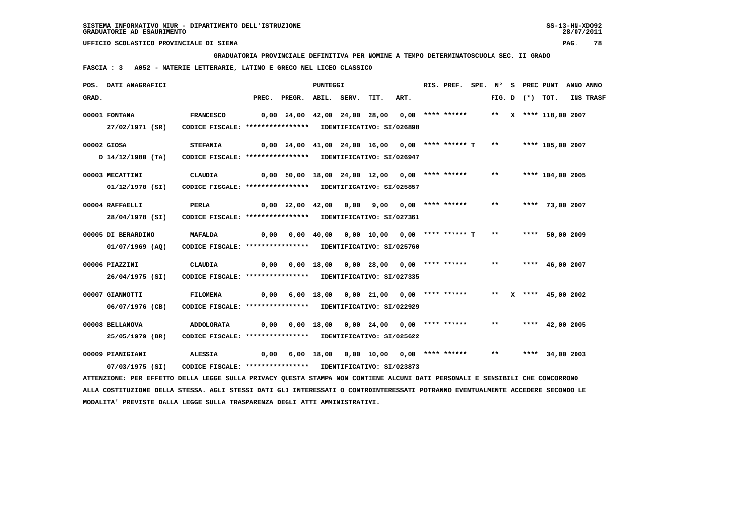SISTEMA INFORMATIVO MIUR - DIPARTIMENTO DELL'ISTRUZIONE
GRADUATORIE AD ESAURIMENTO

UFFICIO SCOLASTICO PROVINCIALE DI SIENA

**GRADUATORIA PROVINCIALE DEFINITIVA PER NOMINE A TEMPO DETERMINATOSCUOLA SEC. II GRADO**

**FASCIA : 3 A052 - MATERIE LETTERARIE, LATINO E GRECO NEL LICEO CLASSICO**

| POS. GRAD. | DATI ANAGRAFICI | | PREC. | PREGR. | ABIL. | SERV. | TIT. | ART. | RIS. PREF. | SPE. | N° FIG. | S D | PREC (*) | PUNT TOT. | ANNO INS | ANNO TRASF |
|---|---|---|---|---|---|---|---|---|---|---|---|---|---|---|---|---|
| 00001 | FONTANA 27/02/1971 (SR) | FRANCESCO CODICE FISCALE: **************** IDENTIFICATIVO: SI/026898 | 0,00 | 24,00 | 42,00 | 24,00 | 28,00 | 0,00 | **** ****** | | ** | X | **** | 118,00 | 2007 | |
| 00002 | GIOSA D 14/12/1980 (TA) | STEFANIA CODICE FISCALE: **************** IDENTIFICATIVO: SI/026947 | 0,00 | 24,00 | 41,00 | 24,00 | 16,00 | 0,00 | **** ****** T | | ** | | **** | 105,00 | 2007 | |
| 00003 | MECATTINI 01/12/1978 (SI) | CLAUDIA CODICE FISCALE: **************** IDENTIFICATIVO: SI/025857 | 0,00 | 50,00 | 18,00 | 24,00 | 12,00 | 0,00 | **** ****** | | ** | | **** | 104,00 | 2005 | |
| 00004 | RAFFAELLI 28/04/1978 (SI) | PERLA CODICE FISCALE: **************** IDENTIFICATIVO: SI/027361 | 0,00 | 22,00 | 42,00 | 0,00 | 9,00 | 0,00 | **** ****** | | ** | | **** | 73,00 | 2007 | |
| 00005 | DI BERARDINO 01/07/1969 (AQ) | MAFALDA CODICE FISCALE: **************** IDENTIFICATIVO: SI/025760 | 0,00 | 0,00 | 40,00 | 0,00 | 10,00 | 0,00 | **** ****** T | | ** | | **** | 50,00 | 2009 | |
| 00006 | PIAZZINI 26/04/1975 (SI) | CLAUDIA CODICE FISCALE: **************** IDENTIFICATIVO: SI/027335 | 0,00 | 0,00 | 18,00 | 0,00 | 28,00 | 0,00 | **** ****** | | ** | | **** | 46,00 | 2007 | |
| 00007 | GIANNOTTI 06/07/1976 (CB) | FILOMENA CODICE FISCALE: **************** IDENTIFICATIVO: SI/022929 | 0,00 | 6,00 | 18,00 | 0,00 | 21,00 | 0,00 | **** ****** | | ** | X | **** | 45,00 | 2002 | |
| 00008 | BELLANOVA 25/05/1979 (BR) | ADDOLORATA CODICE FISCALE: **************** IDENTIFICATIVO: SI/025622 | 0,00 | 0,00 | 18,00 | 0,00 | 24,00 | 0,00 | **** ****** | | ** | | **** | 42,00 | 2005 | |
| 00009 | PIANIGIANI 07/03/1975 (SI) | ALESSIA CODICE FISCALE: **************** IDENTIFICATIVO: SI/023873 | 0,00 | 6,00 | 18,00 | 0,00 | 10,00 | 0,00 | **** ****** | | ** | | **** | 34,00 | 2003 | |

ATTENZIONE: PER EFFETTO DELLA LEGGE SULLA PRIVACY QUESTA STAMPA NON CONTIENE ALCUNI DATI PERSONALI E SENSIBILI CHE CONCORRONO ALLA COSTITUZIONE DELLA STESSA. AGLI STESSI DATI GLI INTERESSATI O CONTROINTERESSATI POTRANNO EVENTUALMENTE ACCEDERE SECONDO LE MODALITA' PREVISTE DALLA LEGGE SULLA TRASPARENZA DEGLI ATTI AMMINISTRATIVI.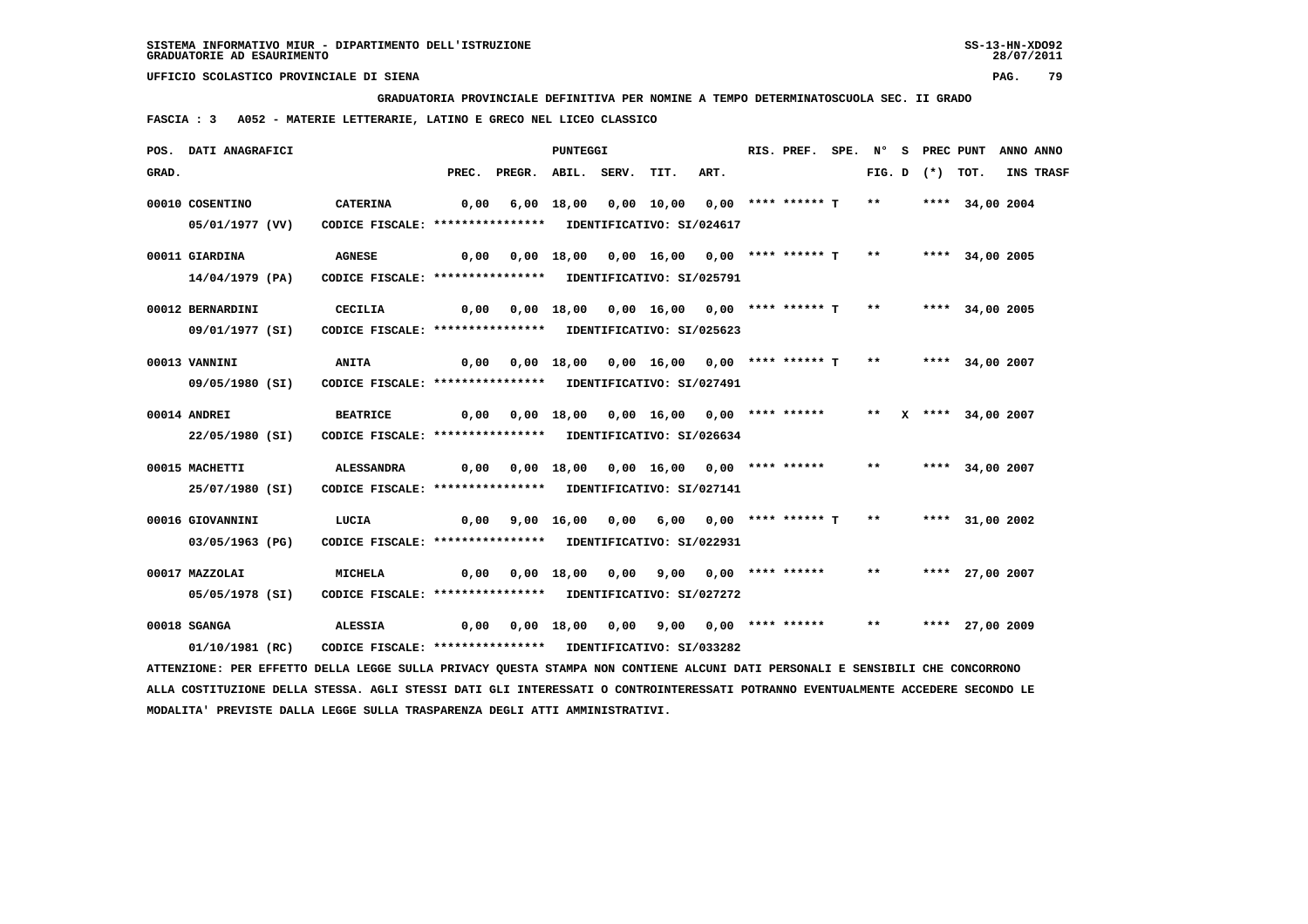SISTEMA INFORMATIVO MIUR - DIPARTIMENTO DELL'ISTRUZIONE
GRADUATORIE AD ESAURIMENTO

UFFICIO SCOLASTICO PROVINCIALE DI SIENA

**GRADUATORIA PROVINCIALE DEFINITIVA PER NOMINE A TEMPO DETERMINATOSCUOLA SEC. II GRADO**

**FASCIA : 3 A052 - MATERIE LETTERARIE, LATINO E GRECO NEL LICEO CLASSICO**

| POS. GRAD. | DATI ANAGRAFICI | | PREC. | PREGR. | ABIL. | SERV. | TIT. | ART. | RIS. | PREF. | SPE. | N° FIG. | S D | PREC (*) | PUNT TOT. | ANNO INS | ANNO TRASF |
|---|---|---|---|---|---|---|---|---|---|---|---|---|---|---|---|---|---|
| 00010 | COSENTINO 05/01/1977 (VV) | CATERINA CODICE FISCALE: **************** IDENTIFICATIVO: SI/024617 | 0,00 | 6,00 | 18,00 | 0,00 | 10,00 | 0,00 | **** | ****** | T | ** | | **** | 34,00 | 2004 | |
| 00011 | GIARDINA 14/04/1979 (PA) | AGNESE CODICE FISCALE: **************** IDENTIFICATIVO: SI/025791 | 0,00 | 0,00 | 18,00 | 0,00 | 16,00 | 0,00 | **** | ****** | T | ** | | **** | 34,00 | 2005 | |
| 00012 | BERNARDINI 09/01/1977 (SI) | CECILIA CODICE FISCALE: **************** IDENTIFICATIVO: SI/025623 | 0,00 | 0,00 | 18,00 | 0,00 | 16,00 | 0,00 | **** | ****** | T | ** | | **** | 34,00 | 2005 | |
| 00013 | VANNINI 09/05/1980 (SI) | ANITA CODICE FISCALE: **************** IDENTIFICATIVO: SI/027491 | 0,00 | 0,00 | 18,00 | 0,00 | 16,00 | 0,00 | **** | ****** | T | ** | | **** | 34,00 | 2007 | |
| 00014 | ANDREI 22/05/1980 (SI) | BEATRICE CODICE FISCALE: **************** IDENTIFICATIVO: SI/026634 | 0,00 | 0,00 | 18,00 | 0,00 | 16,00 | 0,00 | **** | ****** | | ** | X | **** | 34,00 | 2007 | |
| 00015 | MACHETTI 25/07/1980 (SI) | ALESSANDRA CODICE FISCALE: **************** IDENTIFICATIVO: SI/027141 | 0,00 | 0,00 | 18,00 | 0,00 | 16,00 | 0,00 | **** | ****** | | ** | | **** | 34,00 | 2007 | |
| 00016 | GIOVANNINI 03/05/1963 (PG) | LUCIA CODICE FISCALE: **************** IDENTIFICATIVO: SI/022931 | 0,00 | 9,00 | 16,00 | 0,00 | 6,00 | 0,00 | **** | ****** | T | ** | | **** | 31,00 | 2002 | |
| 00017 | MAZZOLAI 05/05/1978 (SI) | MICHELA CODICE FISCALE: **************** IDENTIFICATIVO: SI/027272 | 0,00 | 0,00 | 18,00 | 0,00 | 9,00 | 0,00 | **** | ****** | | ** | | **** | 27,00 | 2007 | |
| 00018 | SGANGA 01/10/1981 (RC) | ALESSIA CODICE FISCALE: **************** IDENTIFICATIVO: SI/033282 | 0,00 | 0,00 | 18,00 | 0,00 | 9,00 | 0,00 | **** | ****** | | ** | | **** | 27,00 | 2009 | |

ATTENZIONE: PER EFFETTO DELLA LEGGE SULLA PRIVACY QUESTA STAMPA NON CONTIENE ALCUNI DATI PERSONALI E SENSIBILI CHE CONCORRONO ALLA COSTITUZIONE DELLA STESSA. AGLI STESSI DATI GLI INTERESSATI O CONTROINTERESSATI POTRANNO EVENTUALMENTE ACCEDERE SECONDO LE MODALITA' PREVISTE DALLA LEGGE SULLA TRASPARENZA DEGLI ATTI AMMINISTRATIVI.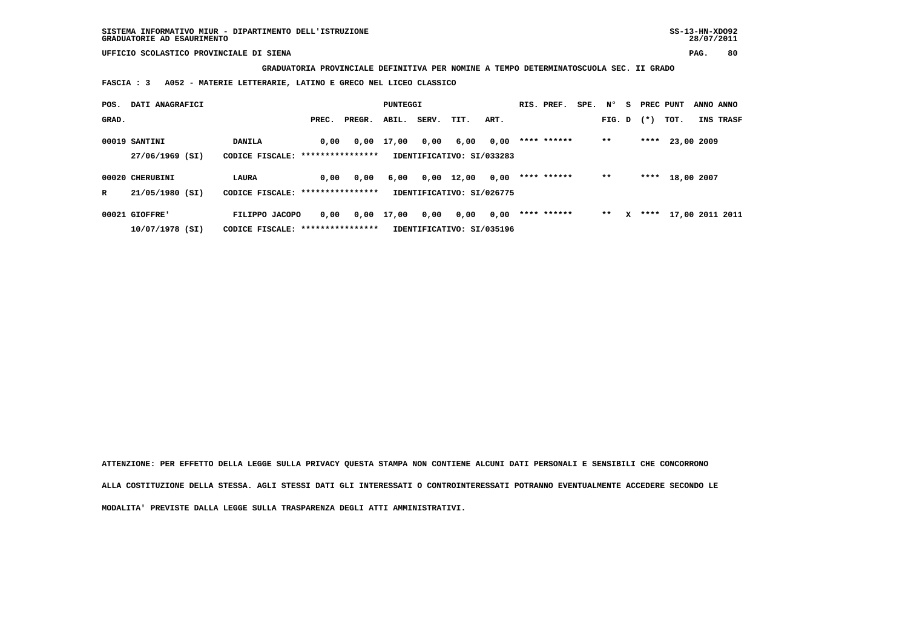SISTEMA INFORMATIVO MIUR - DIPARTIMENTO DELL'ISTRUZIONE
GRADUATORIE AD ESAURIMENTO

UFFICIO SCOLASTICO PROVINCIALE DI SIENA

**GRADUATORIA PROVINCIALE DEFINITIVA PER NOMINE A TEMPO DETERMINATOSCUOLA SEC. II GRADO**

**FASCIA : 3 A052 - MATERIE LETTERARIE, LATINO E GRECO NEL LICEO CLASSICO**

| POS. GRAD. | DATI ANAGRAFICI | | PREC. | PREGR. | ABIL. | SERV. | TIT. | ART. | RIS. PREF. | SPE. | N° FIG. | S D | PREC (*) | PUNT TOT. | ANNO INS | ANNO TRASF |
|---|---|---|---|---|---|---|---|---|---|---|---|---|---|---|---|---|
| 00019 | SANTINI | DANILA | 0,00 | 0,00 | 17,00 | 0,00 | 6,00 | 0,00 | **** ****** | | ** | | **** | 23,00 | 2009 | |
| | 27/06/1969 (SI) | CODICE FISCALE: **************** | IDENTIFICATIVO: SI/033283 | | | | | | | | | | | | | |
| 00020 | CHERUBINI | LAURA | 0,00 | 0,00 | 6,00 | 0,00 | 12,00 | 0,00 | **** ****** | | ** | | **** | 18,00 | 2007 | |
| R | 21/05/1980 (SI) | CODICE FISCALE: **************** | IDENTIFICATIVO: SI/026775 | | | | | | | | | | | | | |
| 00021 | GIOFFRE' | FILIPPO JACOPO | 0,00 | 0,00 | 17,00 | 0,00 | 0,00 | 0,00 | **** ****** | | ** | X | **** | 17,00 | 2011 | 2011 |
| | 10/07/1978 (SI) | CODICE FISCALE: **************** | IDENTIFICATIVO: SI/035196 | | | | | | | | | | | | | |

ATTENZIONE: PER EFFETTO DELLA LEGGE SULLA PRIVACY QUESTA STAMPA NON CONTIENE ALCUNI DATI PERSONALI E SENSIBILI CHE CONCORRONO ALLA COSTITUZIONE DELLA STESSA. AGLI STESSI DATI GLI INTERESSATI O CONTROINTERESSATI POTRANNO EVENTUALMENTE ACCEDERE SECONDO LE MODALITA' PREVISTE DALLA LEGGE SULLA TRASPARENZA DEGLI ATTI AMMINISTRATIVI.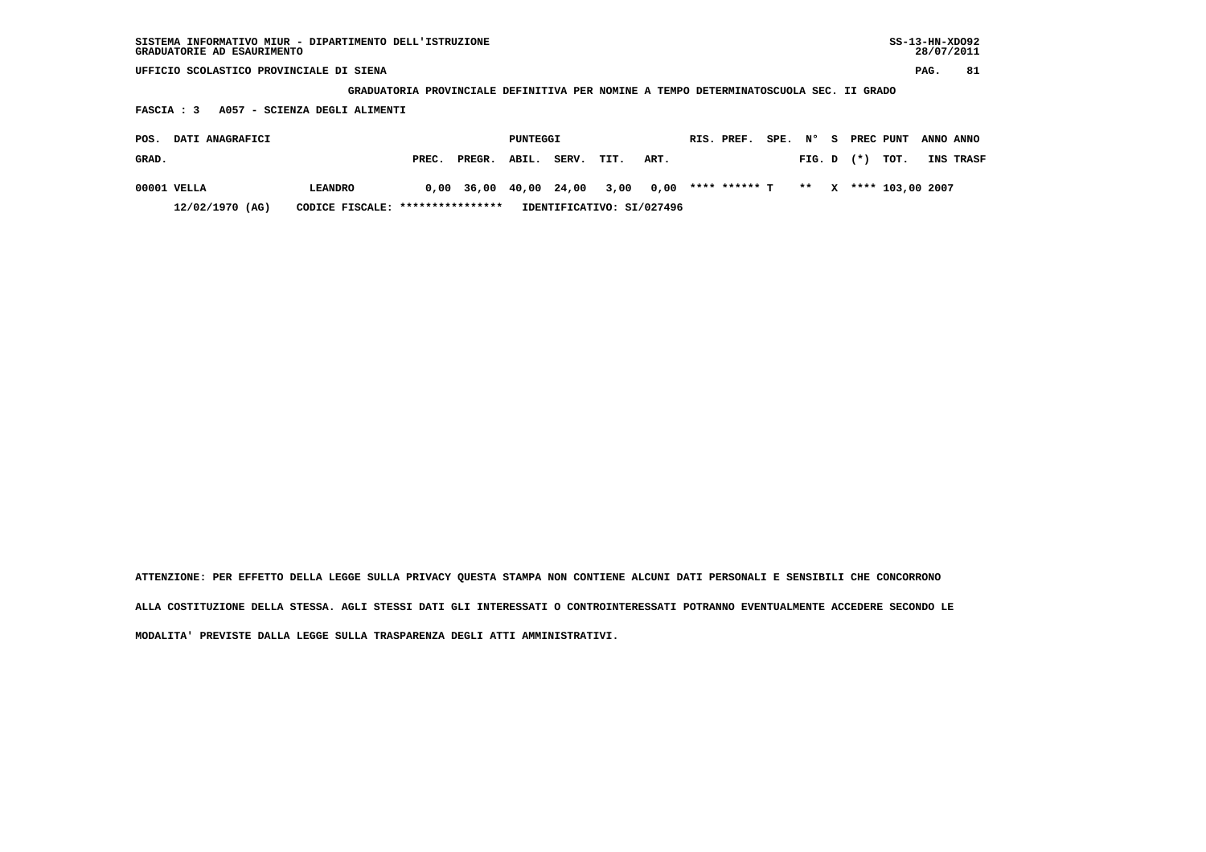SISTEMA INFORMATIVO MIUR - DIPARTIMENTO DELL'ISTRUZIONE
GRADUATORIE AD ESAURIMENTO

UFFICIO SCOLASTICO PROVINCIALE DI SIENA

GRADUATORIA PROVINCIALE DEFINITIVA PER NOMINE A TEMPO DETERMINATOSCUOLA SEC. II GRADO

FASCIA : 3 A057 - SCIENZA DEGLI ALIMENTI

| POS. GRAD. | DATI ANAGRAFICI | | PUNTEGGI PREC. | PREGR. | ABIL. | SERV. | TIT. | ART. | RIS. | PREF. | SPE. | N° FIG. | S D | PREC (*) | PUNT TOT. | ANNO INS | ANNO TRASF |
|---|---|---|---|---|---|---|---|---|---|---|---|---|---|---|---|---|---|
| 00001 | VELLA | LEANDRO | 0,00 | 36,00 | 40,00 | 24,00 | 3,00 | 0,00 | **** | ****** | T | ** | X | **** | 103,00 | 2007 | |
| | 12/02/1970 (AG) | CODICE FISCALE: **************** | IDENTIFICATIVO: SI/027496 | | | | | | | | | | | | | | |

ATTENZIONE: PER EFFETTO DELLA LEGGE SULLA PRIVACY QUESTA STAMPA NON CONTIENE ALCUNI DATI PERSONALI E SENSIBILI CHE CONCORRONO ALLA COSTITUZIONE DELLA STESSA. AGLI STESSI DATI GLI INTERESSATI O CONTROINTERESSATI POTRANNO EVENTUALMENTE ACCEDERE SECONDO LE MODALITA' PREVISTE DALLA LEGGE SULLA TRASPARENZA DEGLI ATTI AMMINISTRATIVI.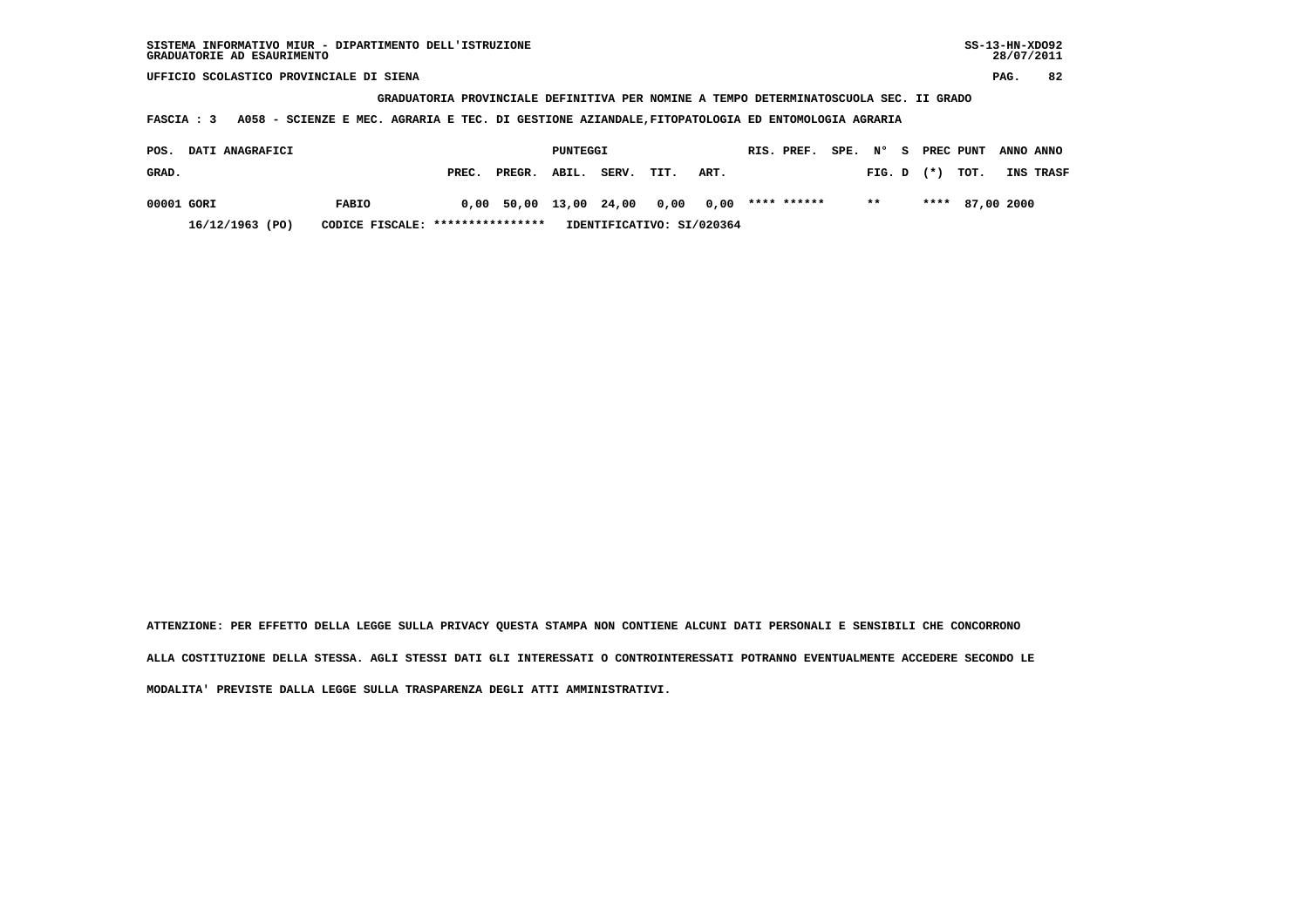SISTEMA INFORMATIVO MIUR - DIPARTIMENTO DELL'ISTRUZIONE
GRADUATORIE AD ESAURIMENTO

UFFICIO SCOLASTICO PROVINCIALE DI SIENA

**GRADUATORIA PROVINCIALE DEFINITIVA PER NOMINE A TEMPO DETERMINATOSCUOLA SEC. II GRADO**

**FASCIA : 3 A058 - SCIENZE E MEC. AGRARIA E TEC. DI GESTIONE AZIANDALE,FITOPATOLOGIA ED ENTOMOLOGIA AGRARIA**

| POS. GRAD. | DATI ANAGRAFICI | | PREC. | PREGR. | ABIL. | SERV. | TIT. | ART. | RIS. | PREF. | SPE. | N° FIG. | S D | PREC (*) | PUNT TOT. | ANNO INS | ANNO TRASF |
|---|---|---|---|---|---|---|---|---|---|---|---|---|---|---|---|---|---|
| 00001 | GORI | FABIO | 0,00 | 50,00 | 13,00 | 24,00 | 0,00 | 0,00 | **** | ****** | | ** | | **** | 87,00 | 2000 | |
| | 16/12/1963 (PO) | CODICE FISCALE: **************** | IDENTIFICATIVO: SI/020364 | | | | | | | | | | | | | | |

ATTENZIONE: PER EFFETTO DELLA LEGGE SULLA PRIVACY QUESTA STAMPA NON CONTIENE ALCUNI DATI PERSONALI E SENSIBILI CHE CONCORRONO ALLA COSTITUZIONE DELLA STESSA. AGLI STESSI DATI GLI INTERESSATI O CONTROINTERESSATI POTRANNO EVENTUALMENTE ACCEDERE SECONDO LE MODALITA' PREVISTE DALLA LEGGE SULLA TRASPARENZA DEGLI ATTI AMMINISTRATIVI.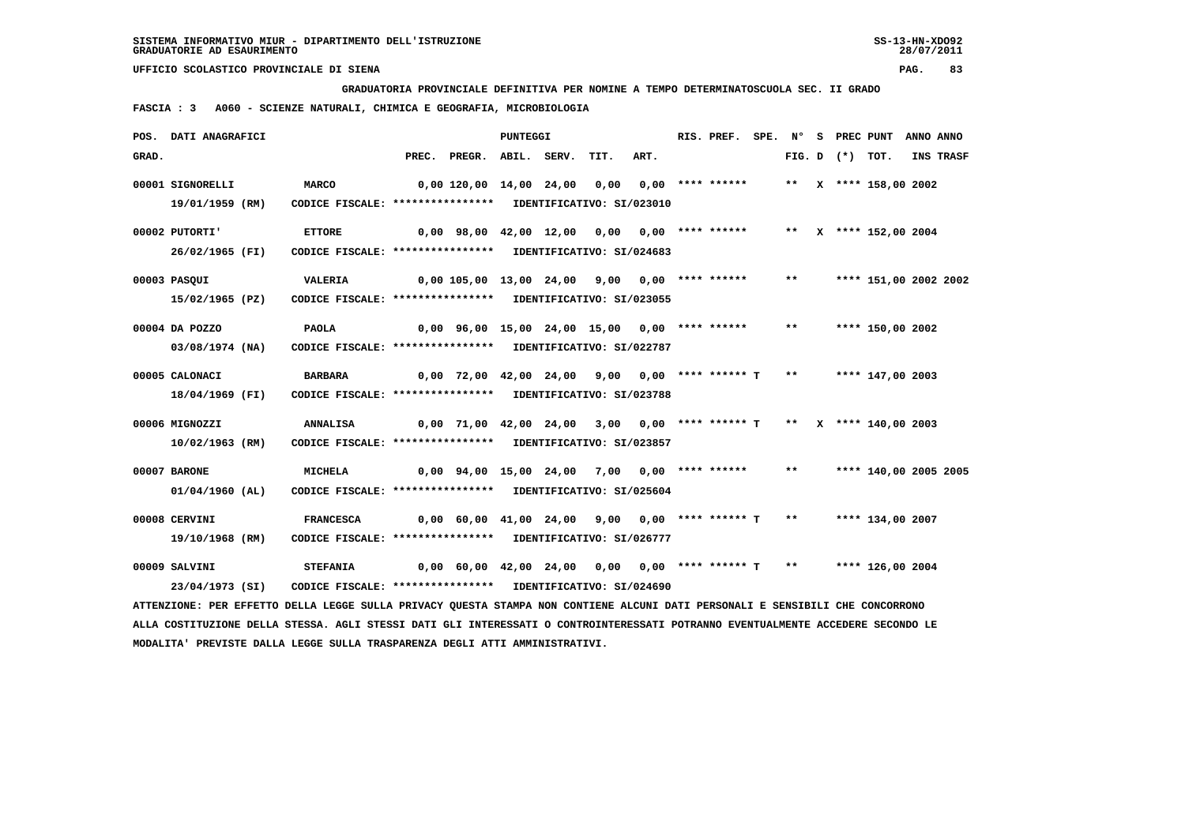SISTEMA INFORMATIVO MIUR - DIPARTIMENTO DELL'ISTRUZIONE
GRADUATORIE AD ESAURIMENTO

UFFICIO SCOLASTICO PROVINCIALE DI SIENA

**GRADUATORIA PROVINCIALE DEFINITIVA PER NOMINE A TEMPO DETERMINATOSCUOLA SEC. II GRADO**

**FASCIA : 3 A060 - SCIENZE NATURALI, CHIMICA E GEOGRAFIA, MICROBIOLOGIA**

| POS. GRAD. | DATI ANAGRAFICI | | PREC. | PREGR. | ABIL. | SERV. | TIT. | ART. | RIS. PREF. | SPE. | N° FIG. | S D | PREC (*) | PUNT TOT. | ANNO INS | ANNO TRASF |
|---|---|---|---|---|---|---|---|---|---|---|---|---|---|---|---|---|
| 00001 | SIGNORELLI 19/01/1959 (RM) | MARCO CODICE FISCALE: **************** IDENTIFICATIVO: SI/023010 | 0,00 | 120,00 | 14,00 | 24,00 | 0,00 | 0,00 | **** ****** | | ** | X | **** | 158,00 | 2002 | |
| 00002 | PUTORTI' 26/02/1965 (FI) | ETTORE CODICE FISCALE: **************** IDENTIFICATIVO: SI/024683 | 0,00 | 98,00 | 42,00 | 12,00 | 0,00 | 0,00 | **** ****** | | ** | X | **** | 152,00 | 2004 | |
| 00003 | PASQUI 15/02/1965 (PZ) | VALERIA CODICE FISCALE: **************** IDENTIFICATIVO: SI/023055 | 0,00 | 105,00 | 13,00 | 24,00 | 9,00 | 0,00 | **** ****** | | ** | | **** | 151,00 | 2002 | 2002 |
| 00004 | DA POZZO 03/08/1974 (NA) | PAOLA CODICE FISCALE: **************** IDENTIFICATIVO: SI/022787 | 0,00 | 96,00 | 15,00 | 24,00 | 15,00 | 0,00 | **** ****** | | ** | | **** | 150,00 | 2002 | |
| 00005 | CALONACI 18/04/1969 (FI) | BARBARA CODICE FISCALE: **************** IDENTIFICATIVO: SI/023788 | 0,00 | 72,00 | 42,00 | 24,00 | 9,00 | 0,00 | **** ****** T | | ** | | **** | 147,00 | 2003 | |
| 00006 | MIGNOZZI 10/02/1963 (RM) | ANNALISA CODICE FISCALE: **************** IDENTIFICATIVO: SI/023857 | 0,00 | 71,00 | 42,00 | 24,00 | 3,00 | 0,00 | **** ****** T | | ** | X | **** | 140,00 | 2003 | |
| 00007 | BARONE 01/04/1960 (AL) | MICHELA CODICE FISCALE: **************** IDENTIFICATIVO: SI/025604 | 0,00 | 94,00 | 15,00 | 24,00 | 7,00 | 0,00 | **** ****** | | ** | | **** | 140,00 | 2005 | 2005 |
| 00008 | CERVINI 19/10/1968 (RM) | FRANCESCA CODICE FISCALE: **************** IDENTIFICATIVO: SI/026777 | 0,00 | 60,00 | 41,00 | 24,00 | 9,00 | 0,00 | **** ****** T | | ** | | **** | 134,00 | 2007 | |
| 00009 | SALVINI 23/04/1973 (SI) | STEFANIA CODICE FISCALE: **************** IDENTIFICATIVO: SI/024690 | 0,00 | 60,00 | 42,00 | 24,00 | 0,00 | 0,00 | **** ****** T | | ** | | **** | 126,00 | 2004 | |

ATTENZIONE: PER EFFETTO DELLA LEGGE SULLA PRIVACY QUESTA STAMPA NON CONTIENE ALCUNI DATI PERSONALI E SENSIBILI CHE CONCORRONO ALLA COSTITUZIONE DELLA STESSA. AGLI STESSI DATI GLI INTERESSATI O CONTROINTERESSATI POTRANNO EVENTUALMENTE ACCEDERE SECONDO LE MODALITA' PREVISTE DALLA LEGGE SULLA TRASPARENZA DEGLI ATTI AMMINISTRATIVI.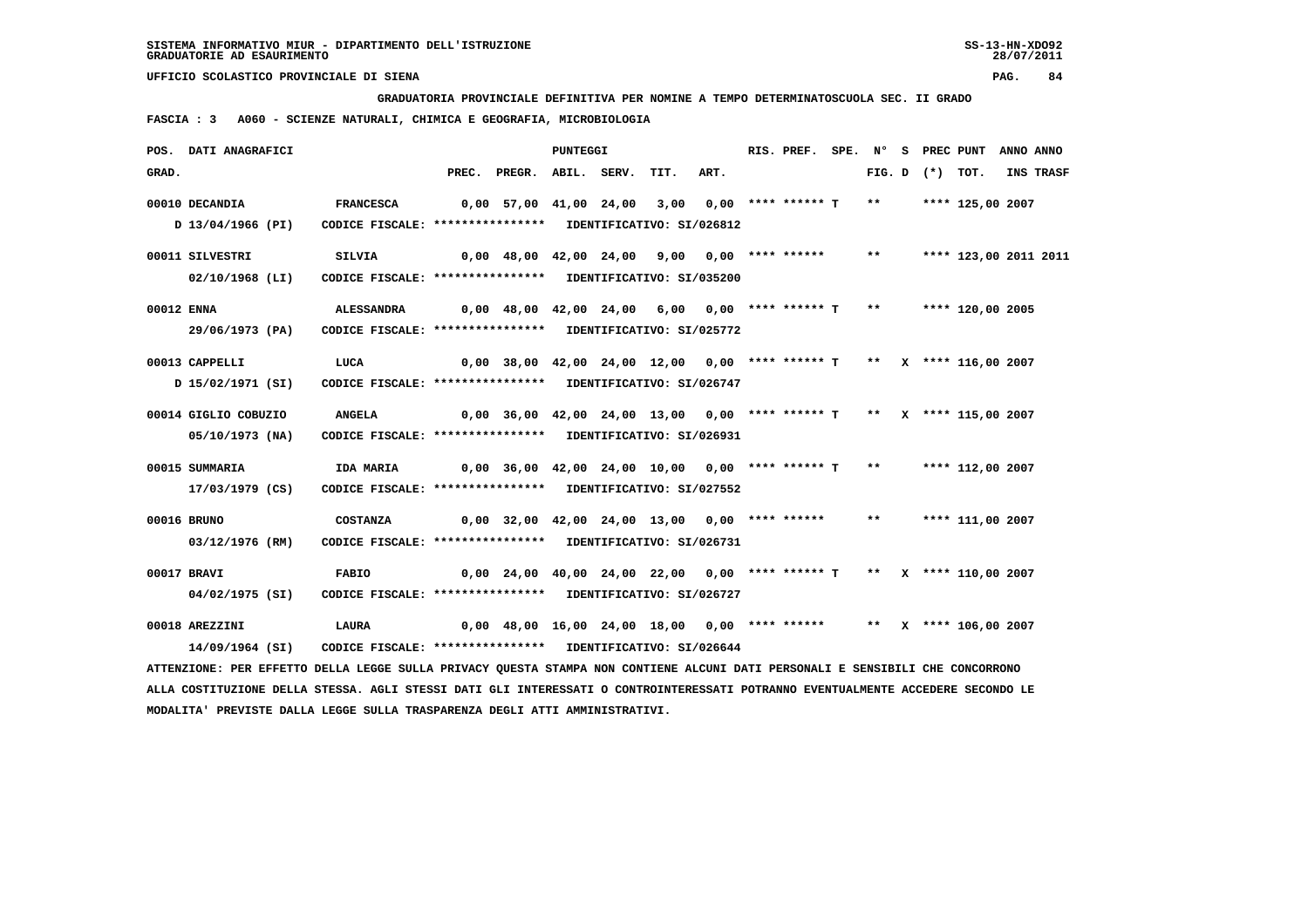SISTEMA INFORMATIVO MIUR - DIPARTIMENTO DELL'ISTRUZIONE
GRADUATORIE AD ESAURIMENTO

UFFICIO SCOLASTICO PROVINCIALE DI SIENA

GRADUATORIA PROVINCIALE DEFINITIVA PER NOMINE A TEMPO DETERMINATOSCUOLA SEC. II GRADO

FASCIA : 3 A060 - SCIENZE NATURALI, CHIMICA E GEOGRAFIA, MICROBIOLOGIA

| POS. GRAD. | DATI ANAGRAFICI | | PREC. | PREGR. | ABIL. | SERV. | TIT. | ART. | RIS. PREF. | SPE. | N° FIG. D | S (*) | PREC PUNT TOT. | ANNO INS | ANNO TRASF |
|---|---|---|---|---|---|---|---|---|---|---|---|---|---|---|---|
| 00010 | DECANDIA | FRANCESCA | 0,00 | 57,00 | 41,00 | 24,00 | 3,00 | 0,00 | **** ****** T | | ** | | **** 125,00 | 2007 | |
| | D 13/04/1966 (PI) | CODICE FISCALE: **************** IDENTIFICATIVO: SI/026812 | | | | | | | | | | | | | |
| 00011 | SILVESTRI | SILVIA | 0,00 | 48,00 | 42,00 | 24,00 | 9,00 | 0,00 | **** ****** | | ** | | **** 123,00 | 2011 | 2011 |
| | 02/10/1968 (LI) | CODICE FISCALE: **************** IDENTIFICATIVO: SI/035200 | | | | | | | | | | | | | |
| 00012 | ENNA | ALESSANDRA | 0,00 | 48,00 | 42,00 | 24,00 | 6,00 | 0,00 | **** ****** T | | ** | | **** 120,00 | 2005 | |
| | 29/06/1973 (PA) | CODICE FISCALE: **************** IDENTIFICATIVO: SI/025772 | | | | | | | | | | | | | |
| 00013 | CAPPELLI | LUCA | 0,00 | 38,00 | 42,00 | 24,00 | 12,00 | 0,00 | **** ****** T | | ** | X | **** 116,00 | 2007 | |
| | D 15/02/1971 (SI) | CODICE FISCALE: **************** IDENTIFICATIVO: SI/026747 | | | | | | | | | | | | | |
| 00014 | GIGLIO COBUZIO | ANGELA | 0,00 | 36,00 | 42,00 | 24,00 | 13,00 | 0,00 | **** ****** T | | ** | X | **** 115,00 | 2007 | |
| | 05/10/1973 (NA) | CODICE FISCALE: **************** IDENTIFICATIVO: SI/026931 | | | | | | | | | | | | | |
| 00015 | SUMMARIA | IDA MARIA | 0,00 | 36,00 | 42,00 | 24,00 | 10,00 | 0,00 | **** ****** T | | ** | | **** 112,00 | 2007 | |
| | 17/03/1979 (CS) | CODICE FISCALE: **************** IDENTIFICATIVO: SI/027552 | | | | | | | | | | | | | |
| 00016 | BRUNO | COSTANZA | 0,00 | 32,00 | 42,00 | 24,00 | 13,00 | 0,00 | **** ****** | | ** | | **** 111,00 | 2007 | |
| | 03/12/1976 (RM) | CODICE FISCALE: **************** IDENTIFICATIVO: SI/026731 | | | | | | | | | | | | | |
| 00017 | BRAVI | FABIO | 0,00 | 24,00 | 40,00 | 24,00 | 22,00 | 0,00 | **** ****** T | | ** | X | **** 110,00 | 2007 | |
| | 04/02/1975 (SI) | CODICE FISCALE: **************** IDENTIFICATIVO: SI/026727 | | | | | | | | | | | | | |
| 00018 | AREZZINI | LAURA | 0,00 | 48,00 | 16,00 | 24,00 | 18,00 | 0,00 | **** ****** | | ** | X | **** 106,00 | 2007 | |
| | 14/09/1964 (SI) | CODICE FISCALE: **************** IDENTIFICATIVO: SI/026644 | | | | | | | | | | | | | |

ATTENZIONE: PER EFFETTO DELLA LEGGE SULLA PRIVACY QUESTA STAMPA NON CONTIENE ALCUNI DATI PERSONALI E SENSIBILI CHE CONCORRONO ALLA COSTITUZIONE DELLA STESSA. AGLI STESSI DATI GLI INTERESSATI O CONTROINTERESSATI POTRANNO EVENTUALMENTE ACCEDERE SECONDO LE MODALITA' PREVISTE DALLA LEGGE SULLA TRASPARENZA DEGLI ATTI AMMINISTRATIVI.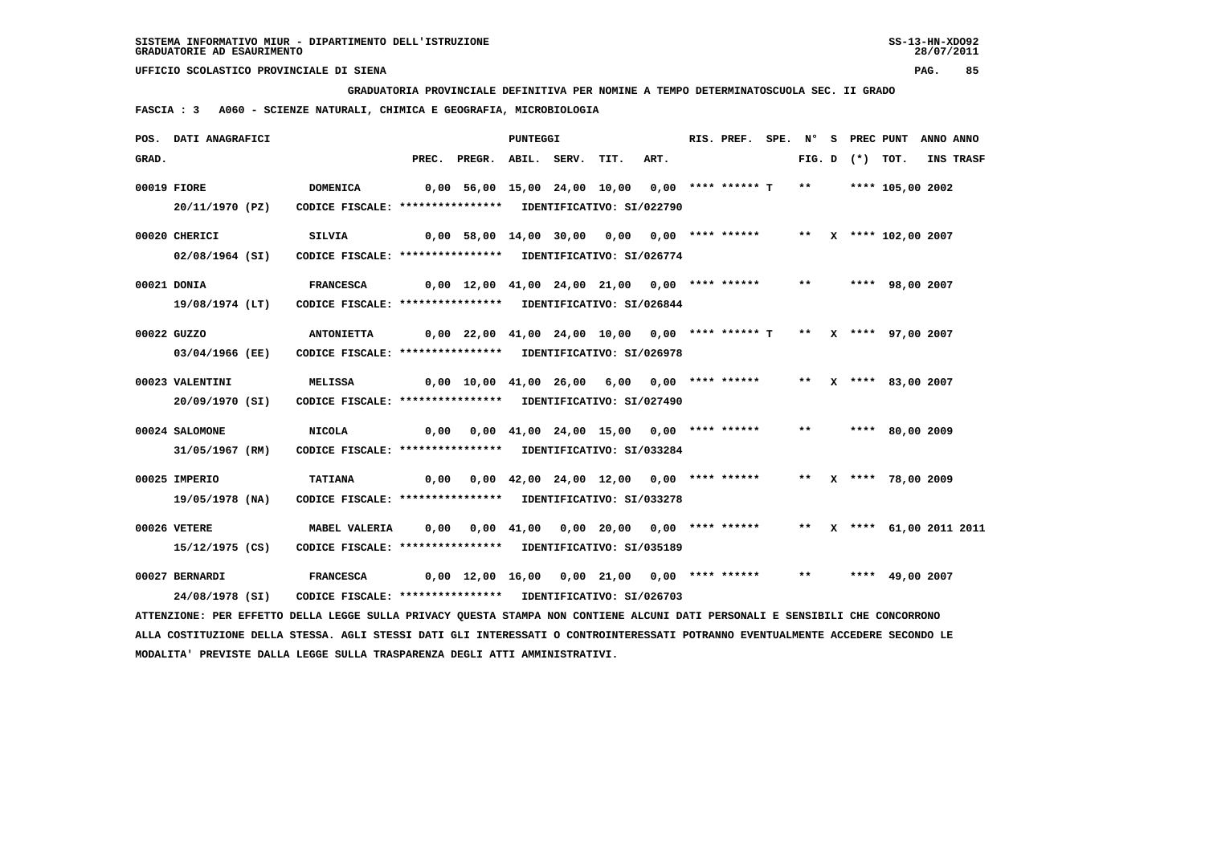SISTEMA INFORMATIVO MIUR - DIPARTIMENTO DELL'ISTRUZIONE
GRADUATORIE AD ESAURIMENTO

UFFICIO SCOLASTICO PROVINCIALE DI SIENA

**GRADUATORIA PROVINCIALE DEFINITIVA PER NOMINE A TEMPO DETERMINATOSCUOLA SEC. II GRADO**

**FASCIA : 3 A060 - SCIENZE NATURALI, CHIMICA E GEOGRAFIA, MICROBIOLOGIA**

| POS. GRAD. | DATI ANAGRAFICI | | PREC. | PREGR. | ABIL. | SERV. | TIT. | ART. | RIS. PREF. | SPE. | N° FIG. | S D | PREC (*) | PUNT TOT. | ANNO INS | ANNO TRASF |
|---|---|---|---|---|---|---|---|---|---|---|---|---|---|---|---|---|
| 00019 | FIORE 20/11/1970 (PZ) | DOMENICA CODICE FISCALE: **************** IDENTIFICATIVO: SI/022790 | 0,00 | 56,00 | 15,00 | 24,00 | 10,00 | 0,00 | **** ****** T | | ** | | **** | 105,00 | 2002 | |
| 00020 | CHERICI 02/08/1964 (SI) | SILVIA CODICE FISCALE: **************** IDENTIFICATIVO: SI/026774 | 0,00 | 58,00 | 14,00 | 30,00 | 0,00 | 0,00 | **** ****** | | ** | X | **** | 102,00 | 2007 | |
| 00021 | DONIA 19/08/1974 (LT) | FRANCESCA CODICE FISCALE: **************** IDENTIFICATIVO: SI/026844 | 0,00 | 12,00 | 41,00 | 24,00 | 21,00 | 0,00 | **** ****** | | ** | | **** | 98,00 | 2007 | |
| 00022 | GUZZO 03/04/1966 (EE) | ANTONIETTA CODICE FISCALE: **************** IDENTIFICATIVO: SI/026978 | 0,00 | 22,00 | 41,00 | 24,00 | 10,00 | 0,00 | **** ****** T | | ** | X | **** | 97,00 | 2007 | |
| 00023 | VALENTINI 20/09/1970 (SI) | MELISSA CODICE FISCALE: **************** IDENTIFICATIVO: SI/027490 | 0,00 | 10,00 | 41,00 | 26,00 | 6,00 | 0,00 | **** ****** | | ** | X | **** | 83,00 | 2007 | |
| 00024 | SALOMONE 31/05/1967 (RM) | NICOLA CODICE FISCALE: **************** IDENTIFICATIVO: SI/033284 | 0,00 | 0,00 | 41,00 | 24,00 | 15,00 | 0,00 | **** ****** | | ** | | **** | 80,00 | 2009 | |
| 00025 | IMPERIO 19/05/1978 (NA) | TATIANA CODICE FISCALE: **************** IDENTIFICATIVO: SI/033278 | 0,00 | 0,00 | 42,00 | 24,00 | 12,00 | 0,00 | **** ****** | | ** | X | **** | 78,00 | 2009 | |
| 00026 | VETERE 15/12/1975 (CS) | MABEL VALERIA CODICE FISCALE: **************** IDENTIFICATIVO: SI/035189 | 0,00 | 0,00 | 41,00 | 0,00 | 20,00 | 0,00 | **** ****** | | ** | X | **** | 61,00 | 2011 | 2011 |
| 00027 | BERNARDI 24/08/1978 (SI) | FRANCESCA CODICE FISCALE: **************** IDENTIFICATIVO: SI/026703 | 0,00 | 12,00 | 16,00 | 0,00 | 21,00 | 0,00 | **** ****** | | ** | | **** | 49,00 | 2007 | |

ATTENZIONE: PER EFFETTO DELLA LEGGE SULLA PRIVACY QUESTA STAMPA NON CONTIENE ALCUNI DATI PERSONALI E SENSIBILI CHE CONCORRONO ALLA COSTITUZIONE DELLA STESSA. AGLI STESSI DATI GLI INTERESSATI O CONTROINTERESSATI POTRANNO EVENTUALMENTE ACCEDERE SECONDO LE MODALITA' PREVISTE DALLA LEGGE SULLA TRASPARENZA DEGLI ATTI AMMINISTRATIVI.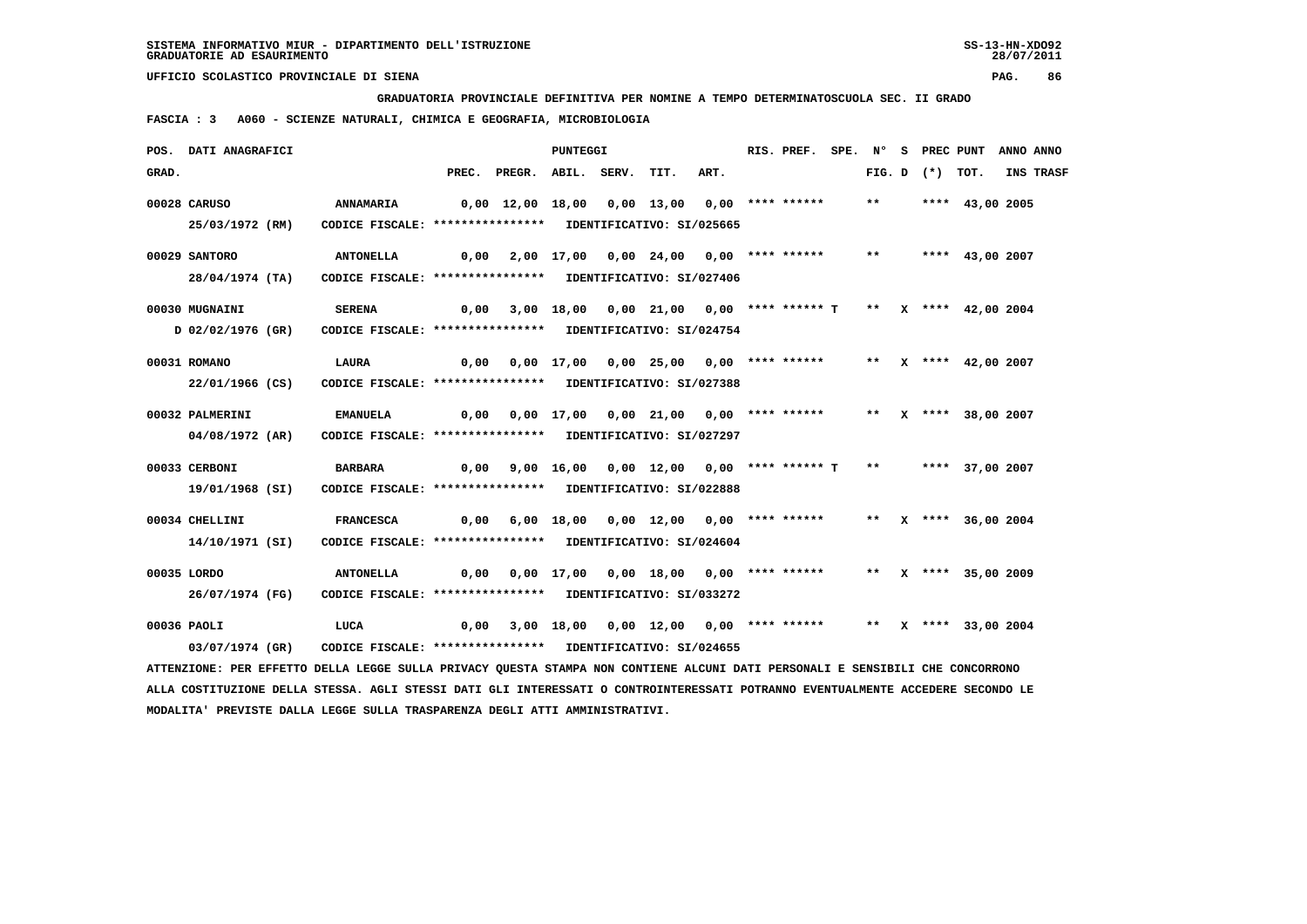**SISTEMA INFORMATIVO MIUR - DIPARTIMENTO DELL'ISTRUZIONE**
**GRADUATORIE AD ESAURIMENTO**

**UFFICIO SCOLASTICO PROVINCIALE DI SIENA**

**GRADUATORIA PROVINCIALE DEFINITIVA PER NOMINE A TEMPO DETERMINATOSCUOLA SEC. II GRADO**

**FASCIA : 3 A060 - SCIENZE NATURALI, CHIMICA E GEOGRAFIA, MICROBIOLOGIA**

| POS. GRAD. | DATI ANAGRAFICI | | PREC. | PREGR. | ABIL. | SERV. | TIT. | ART. | RIS. PREF. | SPE. | N° FIG. | S D | (*) | PREC PUNT TOT. | ANNO INS | ANNO TRASF |
|---|---|---|---|---|---|---|---|---|---|---|---|---|---|---|---|---|
| 00028 | CARUSO 25/03/1972 (RM) | ANNAMARIA CODICE FISCALE: **************** IDENTIFICATIVO: SI/025665 | 0,00 | 12,00 | 18,00 | 0,00 | 13,00 | 0,00 | **** ****** | | ** | | **** | 43,00 | 2005 | |
| 00029 | SANTORO 28/04/1974 (TA) | ANTONELLA CODICE FISCALE: **************** IDENTIFICATIVO: SI/027406 | 0,00 | 2,00 | 17,00 | 0,00 | 24,00 | 0,00 | **** ****** | | ** | | **** | 43,00 | 2007 | |
| 00030 | MUGNAINI D 02/02/1976 (GR) | SERENA CODICE FISCALE: **************** IDENTIFICATIVO: SI/024754 | 0,00 | 3,00 | 18,00 | 0,00 | 21,00 | 0,00 | **** ****** T | | ** | X | **** | 42,00 | 2004 | |
| 00031 | ROMANO 22/01/1966 (CS) | LAURA CODICE FISCALE: **************** IDENTIFICATIVO: SI/027388 | 0,00 | 0,00 | 17,00 | 0,00 | 25,00 | 0,00 | **** ****** | | ** | X | **** | 42,00 | 2007 | |
| 00032 | PALMERINI 04/08/1972 (AR) | EMANUELA CODICE FISCALE: **************** IDENTIFICATIVO: SI/027297 | 0,00 | 0,00 | 17,00 | 0,00 | 21,00 | 0,00 | **** ****** | | ** | X | **** | 38,00 | 2007 | |
| 00033 | CERBONI 19/01/1968 (SI) | BARBARA CODICE FISCALE: **************** IDENTIFICATIVO: SI/022888 | 0,00 | 9,00 | 16,00 | 0,00 | 12,00 | 0,00 | **** ****** T | | ** | | **** | 37,00 | 2007 | |
| 00034 | CHELLINI 14/10/1971 (SI) | FRANCESCA CODICE FISCALE: **************** IDENTIFICATIVO: SI/024604 | 0,00 | 6,00 | 18,00 | 0,00 | 12,00 | 0,00 | **** ****** | | ** | X | **** | 36,00 | 2004 | |
| 00035 | LORDO 26/07/1974 (FG) | ANTONELLA CODICE FISCALE: **************** IDENTIFICATIVO: SI/033272 | 0,00 | 0,00 | 17,00 | 0,00 | 18,00 | 0,00 | **** ****** | | ** | X | **** | 35,00 | 2009 | |
| 00036 | PAOLI 03/07/1974 (GR) | LUCA CODICE FISCALE: **************** IDENTIFICATIVO: SI/024655 | 0,00 | 3,00 | 18,00 | 0,00 | 12,00 | 0,00 | **** ****** | | ** | X | **** | 33,00 | 2004 | |

ATTENZIONE: PER EFFETTO DELLA LEGGE SULLA PRIVACY QUESTA STAMPA NON CONTIENE ALCUNI DATI PERSONALI E SENSIBILI CHE CONCORRONO ALLA COSTITUZIONE DELLA STESSA. AGLI STESSI DATI GLI INTERESSATI O CONTROINTERESSATI POTRANNO EVENTUALMENTE ACCEDERE SECONDO LE MODALITA' PREVISTE DALLA LEGGE SULLA TRASPARENZA DEGLI ATTI AMMINISTRATIVI.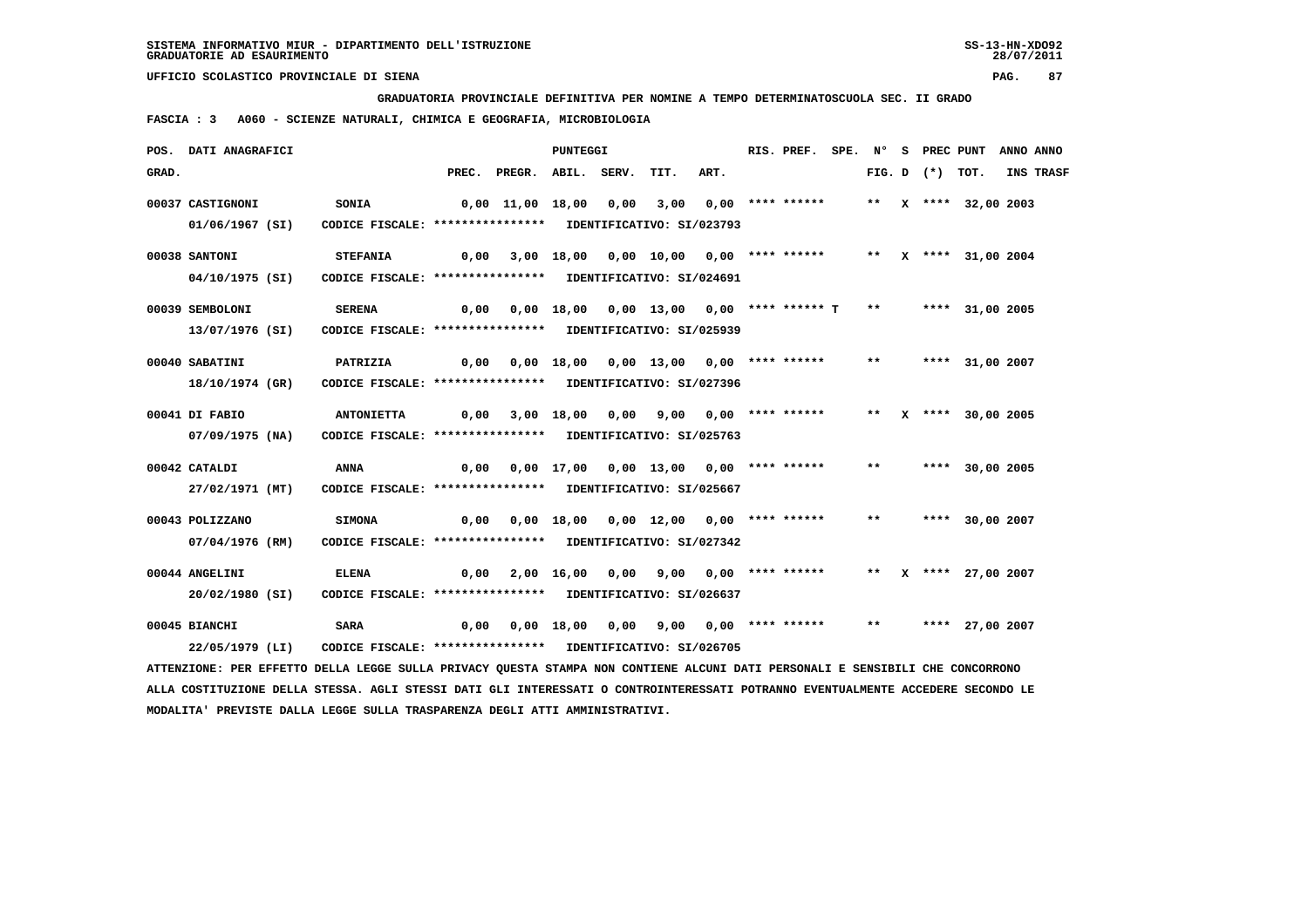SISTEMA INFORMATIVO MIUR - DIPARTIMENTO DELL'ISTRUZIONE
GRADUATORIE AD ESAURIMENTO

UFFICIO SCOLASTICO PROVINCIALE DI SIENA

GRADUATORIA PROVINCIALE DEFINITIVA PER NOMINE A TEMPO DETERMINATOSCUOLA SEC. II GRADO

FASCIA : 3 A060 - SCIENZE NATURALI, CHIMICA E GEOGRAFIA, MICROBIOLOGIA

| POS. GRAD. | DATI ANAGRAFICI | | PREC. | PREGR. | ABIL. | SERV. | TIT. | ART. | RIS. PREF. | SPE. | N° FIG. | S D | PREC (*) | PUNT TOT. | ANNO INS | ANNO TRASF |
|---|---|---|---|---|---|---|---|---|---|---|---|---|---|---|---|---|
| 00037 | CASTIGNONI 01/06/1967 (SI) | SONIA CODICE FISCALE: **************** IDENTIFICATIVO: SI/023793 | 0,00 | 11,00 | 18,00 | 0,00 | 3,00 | 0,00 | **** ****** | | ** | X | **** | 32,00 | 2003 | |
| 00038 | SANTONI 04/10/1975 (SI) | STEFANIA CODICE FISCALE: **************** IDENTIFICATIVO: SI/024691 | 0,00 | 3,00 | 18,00 | 0,00 | 10,00 | 0,00 | **** ****** | | ** | X | **** | 31,00 | 2004 | |
| 00039 | SEMBOLONI 13/07/1976 (SI) | SERENA CODICE FISCALE: **************** IDENTIFICATIVO: SI/025939 | 0,00 | 0,00 | 18,00 | 0,00 | 13,00 | 0,00 | **** ****** T | | ** | | **** | 31,00 | 2005 | |
| 00040 | SABATINI 18/10/1974 (GR) | PATRIZIA CODICE FISCALE: **************** IDENTIFICATIVO: SI/027396 | 0,00 | 0,00 | 18,00 | 0,00 | 13,00 | 0,00 | **** ****** | | ** | | **** | 31,00 | 2007 | |
| 00041 | DI FABIO 07/09/1975 (NA) | ANTONIETTA CODICE FISCALE: **************** IDENTIFICATIVO: SI/025763 | 0,00 | 3,00 | 18,00 | 0,00 | 9,00 | 0,00 | **** ****** | | ** | X | **** | 30,00 | 2005 | |
| 00042 | CATALDI 27/02/1971 (MT) | ANNA CODICE FISCALE: **************** IDENTIFICATIVO: SI/025667 | 0,00 | 0,00 | 17,00 | 0,00 | 13,00 | 0,00 | **** ****** | | ** | | **** | 30,00 | 2005 | |
| 00043 | POLIZZANO 07/04/1976 (RM) | SIMONA CODICE FISCALE: **************** IDENTIFICATIVO: SI/027342 | 0,00 | 0,00 | 18,00 | 0,00 | 12,00 | 0,00 | **** ****** | | ** | | **** | 30,00 | 2007 | |
| 00044 | ANGELINI 20/02/1980 (SI) | ELENA CODICE FISCALE: **************** IDENTIFICATIVO: SI/026637 | 0,00 | 2,00 | 16,00 | 0,00 | 9,00 | 0,00 | **** ****** | | ** | X | **** | 27,00 | 2007 | |
| 00045 | BIANCHI 22/05/1979 (LI) | SARA CODICE FISCALE: **************** IDENTIFICATIVO: SI/026705 | 0,00 | 0,00 | 18,00 | 0,00 | 9,00 | 0,00 | **** ****** | | ** | | **** | 27,00 | 2007 | |

ATTENZIONE: PER EFFETTO DELLA LEGGE SULLA PRIVACY QUESTA STAMPA NON CONTIENE ALCUNI DATI PERSONALI E SENSIBILI CHE CONCORRONO ALLA COSTITUZIONE DELLA STESSA. AGLI STESSI DATI GLI INTERESSATI O CONTROINTERESSATI POTRANNO EVENTUALMENTE ACCEDERE SECONDO LE MODALITA' PREVISTE DALLA LEGGE SULLA TRASPARENZA DEGLI ATTI AMMINISTRATIVI.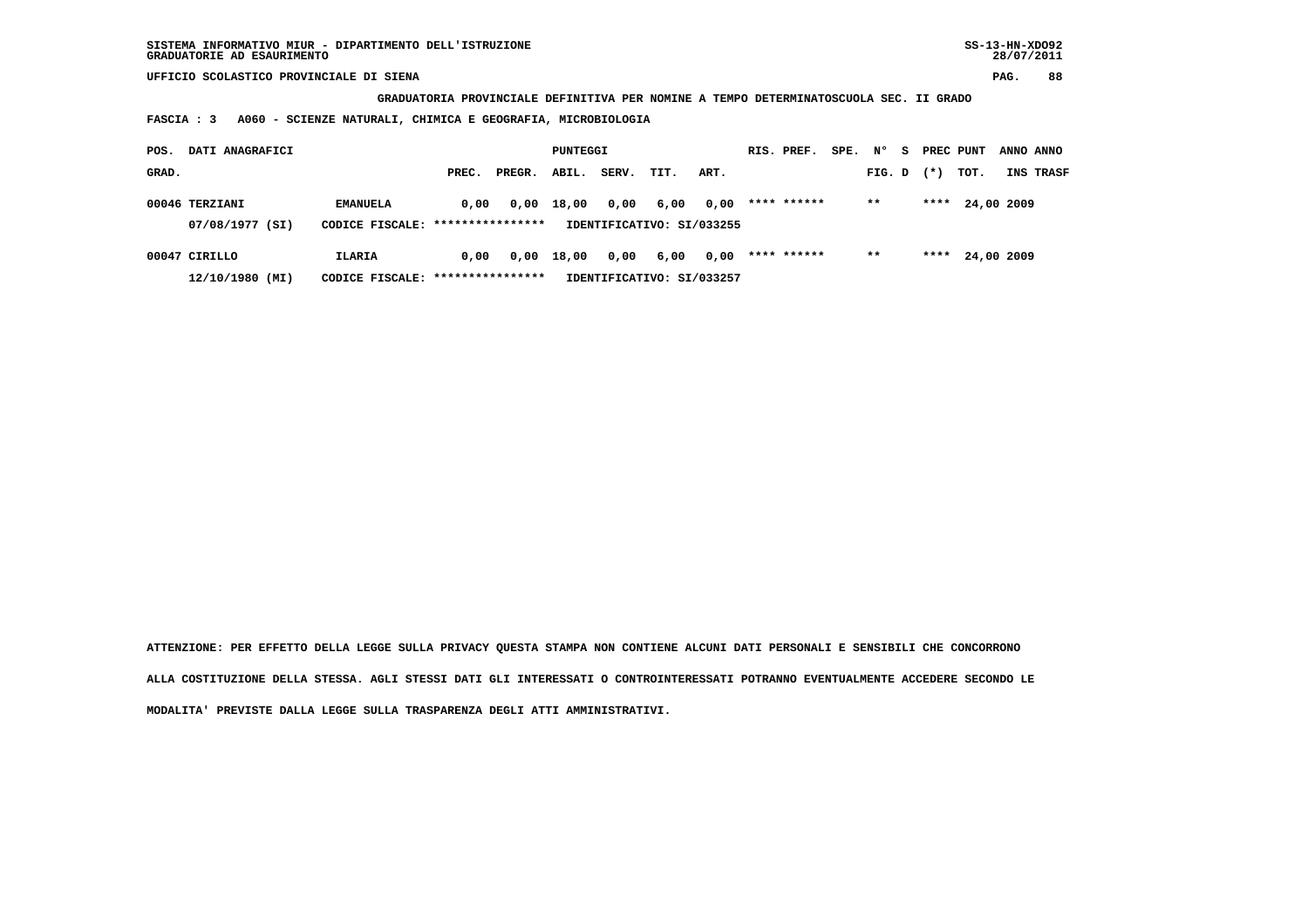SISTEMA INFORMATIVO MIUR - DIPARTIMENTO DELL'ISTRUZIONE
GRADUATORIE AD ESAURIMENTO

UFFICIO SCOLASTICO PROVINCIALE DI SIENA

**GRADUATORIA PROVINCIALE DEFINITIVA PER NOMINE A TEMPO DETERMINATOSCUOLA SEC. II GRADO**

**FASCIA : 3 A060 - SCIENZE NATURALI, CHIMICA E GEOGRAFIA, MICROBIOLOGIA**

| POS. GRAD. | DATI ANAGRAFICI | | PREC. | PREGR. | ABIL. | SERV. | TIT. | ART. | RIS. PREF. | SPE. | N° FIG. | S D | PREC (*) | PUNT TOT. | ANNO INS | ANNO TRASF |
|---|---|---|---|---|---|---|---|---|---|---|---|---|---|---|---|---|
| 00046 | TERZIANI | EMANUELA | 0,00 | 0,00 | 18,00 | 0,00 | 6,00 | 0,00 | **** ****** | | ** | | **** | 24,00 | 2009 | |
| | 07/08/1977 (SI) | CODICE FISCALE: **************** | IDENTIFICATIVO: SI/033255 | | | | | | | | | | | | | |
| 00047 | CIRILLO | ILARIA | 0,00 | 0,00 | 18,00 | 0,00 | 6,00 | 0,00 | **** ****** | | ** | | **** | 24,00 | 2009 | |
| | 12/10/1980 (MI) | CODICE FISCALE: **************** | IDENTIFICATIVO: SI/033257 | | | | | | | | | | | | | |

**ATTENZIONE: PER EFFETTO DELLA LEGGE SULLA PRIVACY QUESTA STAMPA NON CONTIENE ALCUNI DATI PERSONALI E SENSIBILI CHE CONCORRONO ALLA COSTITUZIONE DELLA STESSA. AGLI STESSI DATI GLI INTERESSATI O CONTROINTERESSATI POTRANNO EVENTUALMENTE ACCEDERE SECONDO LE MODALITA' PREVISTE DALLA LEGGE SULLA TRASPARENZA DEGLI ATTI AMMINISTRATIVI.**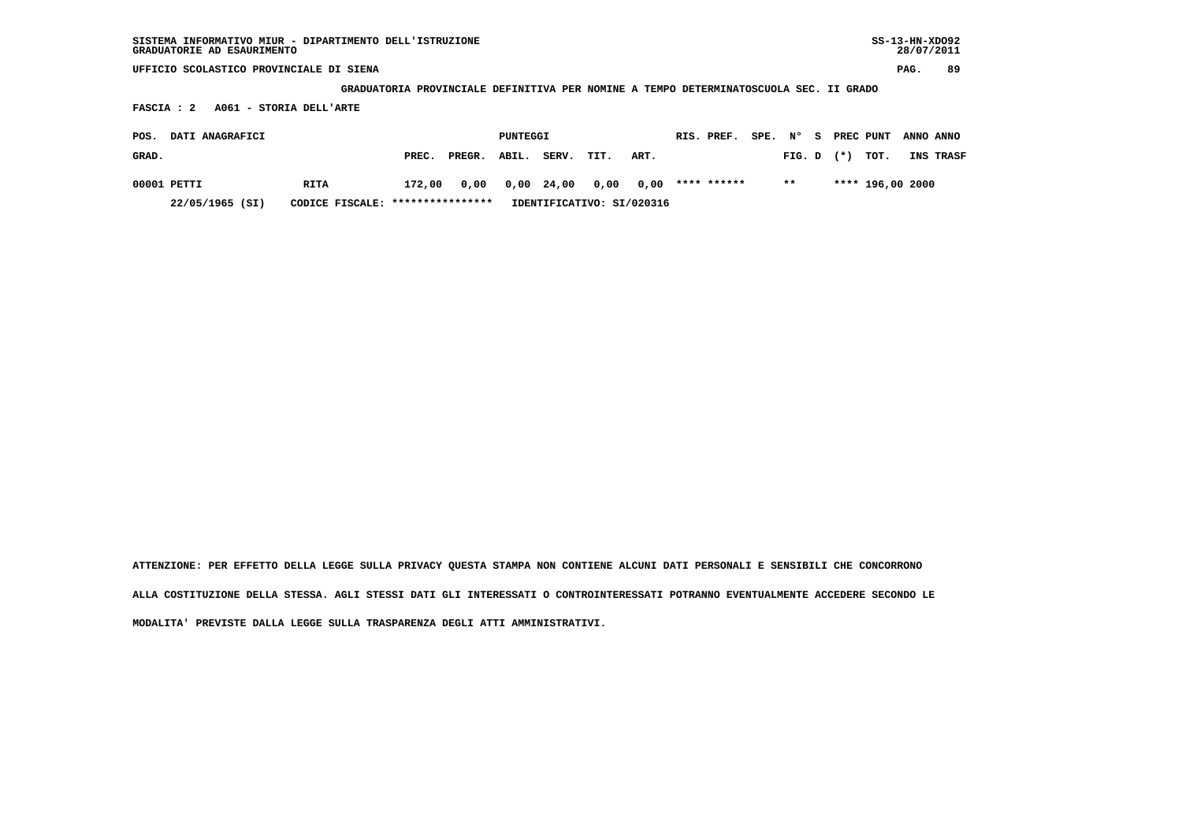SISTEMA INFORMATIVO MIUR - DIPARTIMENTO DELL'ISTRUZIONE
GRADUATORIE AD ESAURIMENTO

UFFICIO SCOLASTICO PROVINCIALE DI SIENA

**GRADUATORIA PROVINCIALE DEFINITIVA PER NOMINE A TEMPO DETERMINATOSCUOLA SEC. II GRADO**

**FASCIA : 2 A061 - STORIA DELL'ARTE**

| POS. GRAD. | DATI ANAGRAFICI | | PUNTEGGI PREC. | PREGR. | ABIL. | SERV. | TIT. | ART. | RIS. | PREF. | SPE. | N° FIG. | S D | PREC (*) | PUNT TOT. | ANNO INS | ANNO TRASF |
|---|---|---|---|---|---|---|---|---|---|---|---|---|---|---|---|---|---|
| 00001 | PETTI | RITA | 172,00 | 0,00 | 0,00 | 24,00 | 0,00 | 0,00 | **** | ****** | | ** | | **** | 196,00 | 2000 | |
| | 22/05/1965 (SI) | CODICE FISCALE: **************** | IDENTIFICATIVO: SI/020316 | | | | | | | | | | | | | | |

ATTENZIONE: PER EFFETTO DELLA LEGGE SULLA PRIVACY QUESTA STAMPA NON CONTIENE ALCUNI DATI PERSONALI E SENSIBILI CHE CONCORRONO ALLA COSTITUZIONE DELLA STESSA. AGLI STESSI DATI GLI INTERESSATI O CONTROINTERESSATI POTRANNO EVENTUALMENTE ACCEDERE SECONDO LE MODALITA' PREVISTE DALLA LEGGE SULLA TRASPARENZA DEGLI ATTI AMMINISTRATIVI.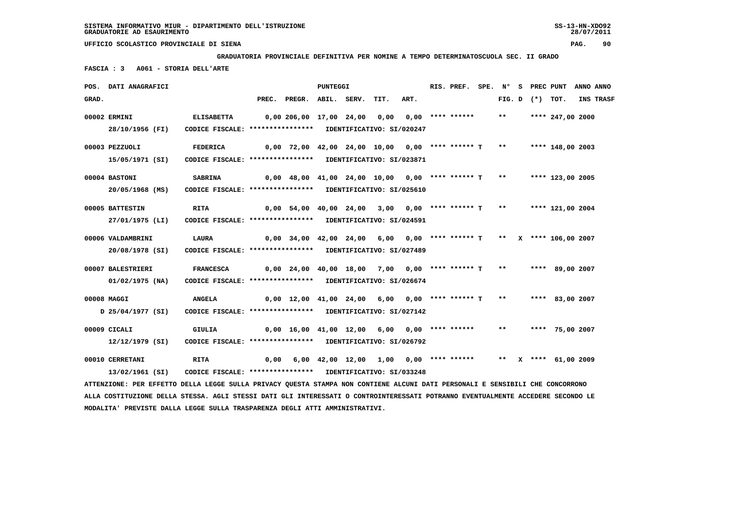SISTEMA INFORMATIVO MIUR - DIPARTIMENTO DELL'ISTRUZIONE
GRADUATORIE AD ESAURIMENTO

UFFICIO SCOLASTICO PROVINCIALE DI SIENA

**GRADUATORIA PROVINCIALE DEFINITIVA PER NOMINE A TEMPO DETERMINATOSCUOLA SEC. II GRADO**

**FASCIA : 3 A061 - STORIA DELL'ARTE**

| POS. GRAD. | DATI ANAGRAFICI | | PREC. | PREGR. | ABIL. | SERV. | TIT. | ART. | RIS. PREF. | SPE. | N° FIG. | S D | PREC (*) | PUNT TOT. | ANNO INS | ANNO TRASF |
|---|---|---|---|---|---|---|---|---|---|---|---|---|---|---|---|---|
| 00002 | ERMINI 28/10/1956 (FI) | ELISABETTA CODICE FISCALE: **************** IDENTIFICATIVO: SI/020247 | 0,00 | 206,00 | 17,00 | 24,00 | 0,00 | 0,00 | **** ****** | | ** | | **** | 247,00 | 2000 | |
| 00003 | PEZZUOLI 15/05/1971 (SI) | FEDERICA CODICE FISCALE: **************** IDENTIFICATIVO: SI/023871 | 0,00 | 72,00 | 42,00 | 24,00 | 10,00 | 0,00 | **** ****** T | | ** | | **** | 148,00 | 2003 | |
| 00004 | BASTONI 20/05/1968 (MS) | SABRINA CODICE FISCALE: **************** IDENTIFICATIVO: SI/025610 | 0,00 | 48,00 | 41,00 | 24,00 | 10,00 | 0,00 | **** ****** T | | ** | | **** | 123,00 | 2005 | |
| 00005 | BATTESTIN 27/01/1975 (LI) | RITA CODICE FISCALE: **************** IDENTIFICATIVO: SI/024591 | 0,00 | 54,00 | 40,00 | 24,00 | 3,00 | 0,00 | **** ****** T | | ** | | **** | 121,00 | 2004 | |
| 00006 | VALDAMBRINI 20/08/1978 (SI) | LAURA CODICE FISCALE: **************** IDENTIFICATIVO: SI/027489 | 0,00 | 34,00 | 42,00 | 24,00 | 6,00 | 0,00 | **** ****** T | | ** | X | **** | 106,00 | 2007 | |
| 00007 | BALESTRIERI 01/02/1975 (NA) | FRANCESCA CODICE FISCALE: **************** IDENTIFICATIVO: SI/026674 | 0,00 | 24,00 | 40,00 | 18,00 | 7,00 | 0,00 | **** ****** T | | ** | | **** | 89,00 | 2007 | |
| 00008 | MAGGI D 25/04/1977 (SI) | ANGELA CODICE FISCALE: **************** IDENTIFICATIVO: SI/027142 | 0,00 | 12,00 | 41,00 | 24,00 | 6,00 | 0,00 | **** ****** T | | ** | | **** | 83,00 | 2007 | |
| 00009 | CICALI 12/12/1979 (SI) | GIULIA CODICE FISCALE: **************** IDENTIFICATIVO: SI/026792 | 0,00 | 16,00 | 41,00 | 12,00 | 6,00 | 0,00 | **** ****** | | ** | | **** | 75,00 | 2007 | |
| 00010 | CERRETANI 13/02/1961 (SI) | RITA CODICE FISCALE: **************** IDENTIFICATIVO: SI/033248 | 0,00 | 6,00 | 42,00 | 12,00 | 1,00 | 0,00 | **** ****** | | ** | X | **** | 61,00 | 2009 | |

ATTENZIONE: PER EFFETTO DELLA LEGGE SULLA PRIVACY QUESTA STAMPA NON CONTIENE ALCUNI DATI PERSONALI E SENSIBILI CHE CONCORRONO ALLA COSTITUZIONE DELLA STESSA. AGLI STESSI DATI GLI INTERESSATI O CONTROINTERESSATI POTRANNO EVENTUALMENTE ACCEDERE SECONDO LE MODALITA' PREVISTE DALLA LEGGE SULLA TRASPARENZA DEGLI ATTI AMMINISTRATIVI.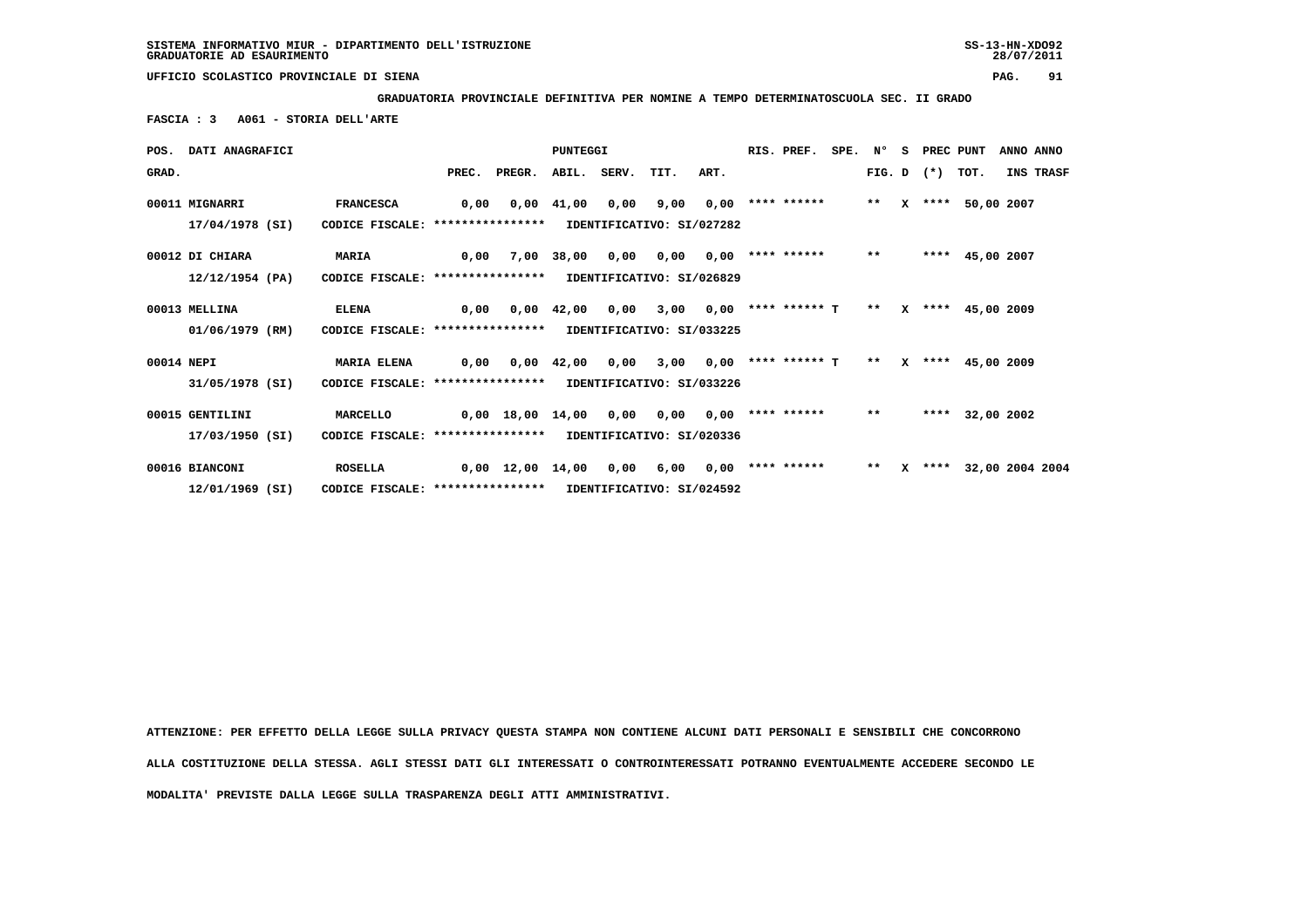SISTEMA INFORMATIVO MIUR - DIPARTIMENTO DELL'ISTRUZIONE
GRADUATORIE AD ESAURIMENTO

UFFICIO SCOLASTICO PROVINCIALE DI SIENA

**GRADUATORIA PROVINCIALE DEFINITIVA PER NOMINE A TEMPO DETERMINATOSCUOLA SEC. II GRADO**

**FASCIA : 3 A061 - STORIA DELL'ARTE**

| POS. GRAD. | DATI ANAGRAFICI | | PREC. | PREGR. | ABIL. | SERV. | TIT. | ART. | RIS. PREF. | SPE. | N° FIG. | S D | PREC (*) | PUNT TOT. | ANNO INS | ANNO TRASF |
|---|---|---|---|---|---|---|---|---|---|---|---|---|---|---|---|---|
| 00011 | MIGNARRI 17/04/1978 (SI) | FRANCESCA CODICE FISCALE: **************** IDENTIFICATIVO: SI/027282 | 0,00 | 0,00 | 41,00 | 0,00 | 9,00 | 0,00 | **** ****** | | ** | X | **** | 50,00 | 2007 | |
| 00012 | DI CHIARA 12/12/1954 (PA) | MARIA CODICE FISCALE: **************** IDENTIFICATIVO: SI/026829 | 0,00 | 7,00 | 38,00 | 0,00 | 0,00 | 0,00 | **** ****** | | ** | | **** | 45,00 | 2007 | |
| 00013 | MELLINA 01/06/1979 (RM) | ELENA CODICE FISCALE: **************** IDENTIFICATIVO: SI/033225 | 0,00 | 0,00 | 42,00 | 0,00 | 3,00 | 0,00 | **** ****** T | | ** | X | **** | 45,00 | 2009 | |
| 00014 | NEPI 31/05/1978 (SI) | MARIA ELENA CODICE FISCALE: **************** IDENTIFICATIVO: SI/033226 | 0,00 | 0,00 | 42,00 | 0,00 | 3,00 | 0,00 | **** ****** T | | ** | X | **** | 45,00 | 2009 | |
| 00015 | GENTILINI 17/03/1950 (SI) | MARCELLO CODICE FISCALE: **************** IDENTIFICATIVO: SI/020336 | 0,00 | 18,00 | 14,00 | 0,00 | 0,00 | 0,00 | **** ****** | | ** | | **** | 32,00 | 2002 | |
| 00016 | BIANCONI 12/01/1969 (SI) | ROSELLA CODICE FISCALE: **************** IDENTIFICATIVO: SI/024592 | 0,00 | 12,00 | 14,00 | 0,00 | 6,00 | 0,00 | **** ****** | | ** | X | **** | 32,00 | 2004 | 2004 |

ATTENZIONE: PER EFFETTO DELLA LEGGE SULLA PRIVACY QUESTA STAMPA NON CONTIENE ALCUNI DATI PERSONALI E SENSIBILI CHE CONCORRONO ALLA COSTITUZIONE DELLA STESSA. AGLI STESSI DATI GLI INTERESSATI O CONTROINTERESSATI POTRANNO EVENTUALMENTE ACCEDERE SECONDO LE MODALITA' PREVISTE DALLA LEGGE SULLA TRASPARENZA DEGLI ATTI AMMINISTRATIVI.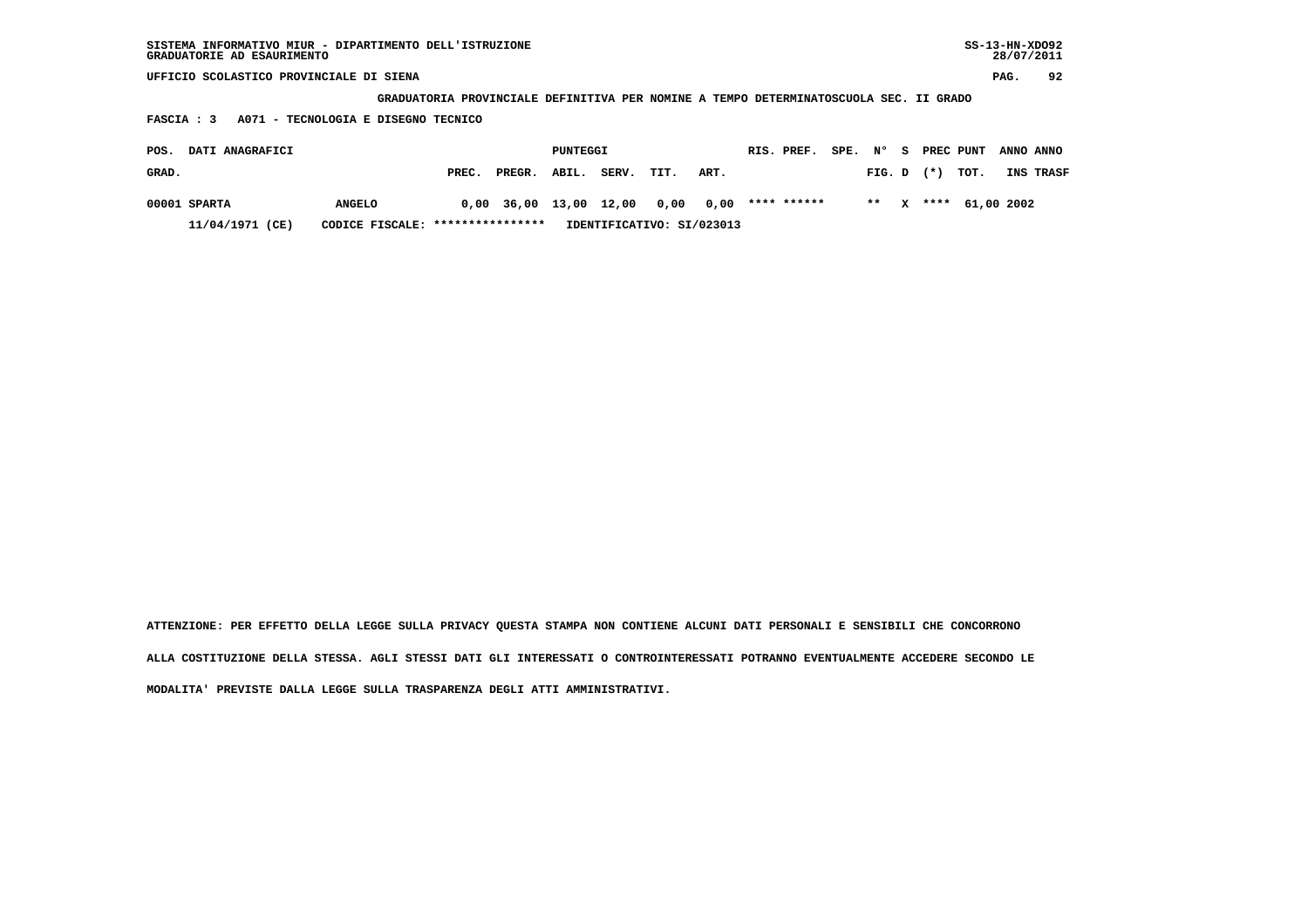SISTEMA INFORMATIVO MIUR - DIPARTIMENTO DELL'ISTRUZIONE
GRADUATORIE AD ESAURIMENTO

UFFICIO SCOLASTICO PROVINCIALE DI SIENA

GRADUATORIA PROVINCIALE DEFINITIVA PER NOMINE A TEMPO DETERMINATOSCUOLA SEC. II GRADO

FASCIA : 3 A071 - TECNOLOGIA E DISEGNO TECNICO

| POS. GRAD. | DATI ANAGRAFICI | | PUNTEGGI PREC. | PREGR. | ABIL. | SERV. | TIT. | ART. | RIS. | PREF. | SPE. | N° FIG. | S D | PREC (*) | PUNT TOT. | ANNO INS | ANNO TRASF |
|---|---|---|---|---|---|---|---|---|---|---|---|---|---|---|---|---|---|
| 00001 | SPARTA | ANGELO | 0,00 | 36,00 | 13,00 | 12,00 | 0,00 | 0,00 | **** | ****** | | ** | X | **** | 61,00 | 2002 | |
| | 11/04/1971 (CE) | CODICE FISCALE: **************** | IDENTIFICATIVO: SI/023013 | | | | | | | | | | | | | | |

ATTENZIONE: PER EFFETTO DELLA LEGGE SULLA PRIVACY QUESTA STAMPA NON CONTIENE ALCUNI DATI PERSONALI E SENSIBILI CHE CONCORRONO ALLA COSTITUZIONE DELLA STESSA. AGLI STESSI DATI GLI INTERESSATI O CONTROINTERESSATI POTRANNO EVENTUALMENTE ACCEDERE SECONDO LE MODALITA' PREVISTE DALLA LEGGE SULLA TRASPARENZA DEGLI ATTI AMMINISTRATIVI.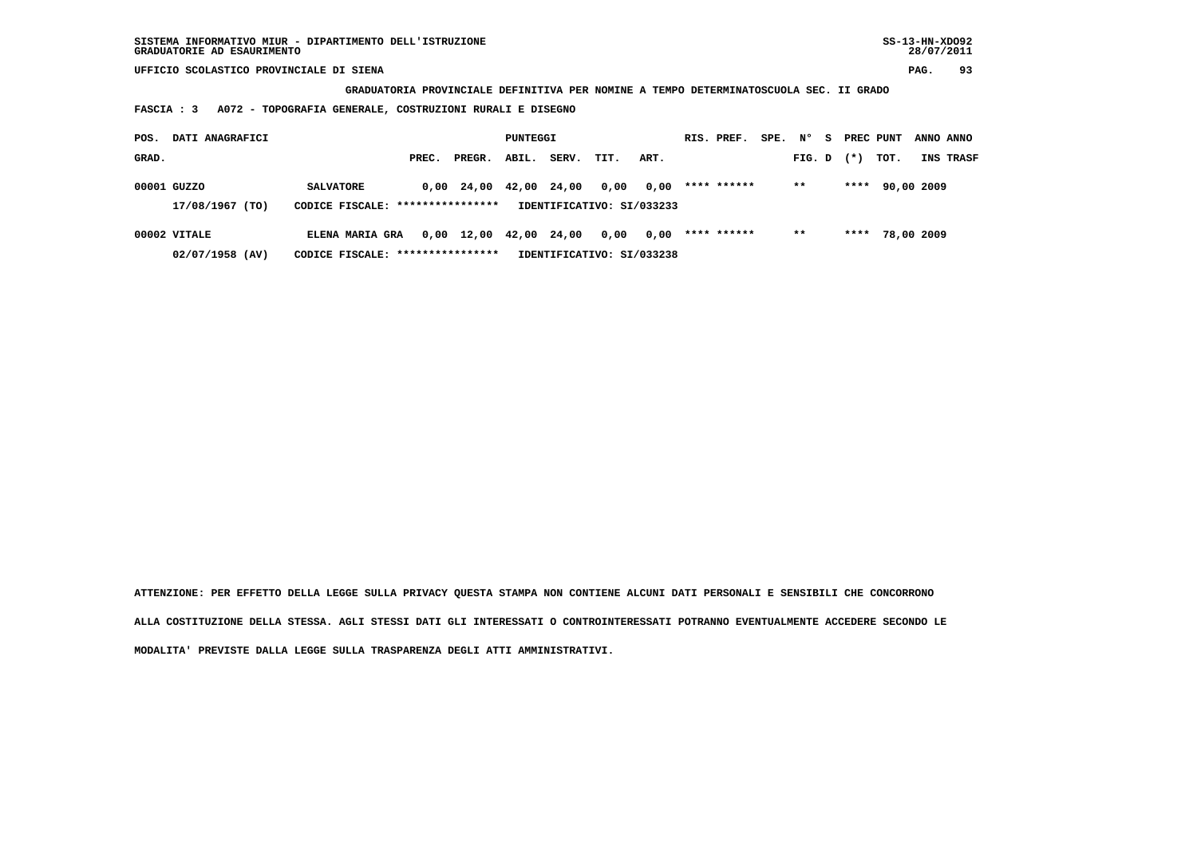SISTEMA INFORMATIVO MIUR - DIPARTIMENTO DELL'ISTRUZIONE
GRADUATORIE AD ESAURIMENTO

UFFICIO SCOLASTICO PROVINCIALE DI SIENA

**GRADUATORIA PROVINCIALE DEFINITIVA PER NOMINE A TEMPO DETERMINATOSCUOLA SEC. II GRADO**

**FASCIA : 3 A072 - TOPOGRAFIA GENERALE, COSTRUZIONI RURALI E DISEGNO**

| POS. GRAD. | DATI ANAGRAFICI | | PREC. | PREGR. | ABIL. | SERV. | TIT. | ART. | RIS. PREF. | SPE. | N° FIG. | S D | PREC (*) | PUNT TOT. | ANNO INS | ANNO TRASF |
|---|---|---|---|---|---|---|---|---|---|---|---|---|---|---|---|---|
| 00001 | GUZZO | SALVATORE | 0,00 | 24,00 | 42,00 | 24,00 | 0,00 | 0,00 | **** ****** | | ** | | **** | 90,00 | 2009 | |
| | 17/08/1967 (TO) | CODICE FISCALE: **************** | IDENTIFICATIVO: SI/033233 | | | | | | | | | | | | | |
| 00002 | VITALE | ELENA MARIA GRA | 0,00 | 12,00 | 42,00 | 24,00 | 0,00 | 0,00 | **** ****** | | ** | | **** | 78,00 | 2009 | |
| | 02/07/1958 (AV) | CODICE FISCALE: **************** | IDENTIFICATIVO: SI/033238 | | | | | | | | | | | | | |

**ATTENZIONE: PER EFFETTO DELLA LEGGE SULLA PRIVACY QUESTA STAMPA NON CONTIENE ALCUNI DATI PERSONALI E SENSIBILI CHE CONCORRONO ALLA COSTITUZIONE DELLA STESSA. AGLI STESSI DATI GLI INTERESSATI O CONTROINTERESSATI POTRANNO EVENTUALMENTE ACCEDERE SECONDO LE MODALITA' PREVISTE DALLA LEGGE SULLA TRASPARENZA DEGLI ATTI AMMINISTRATIVI.**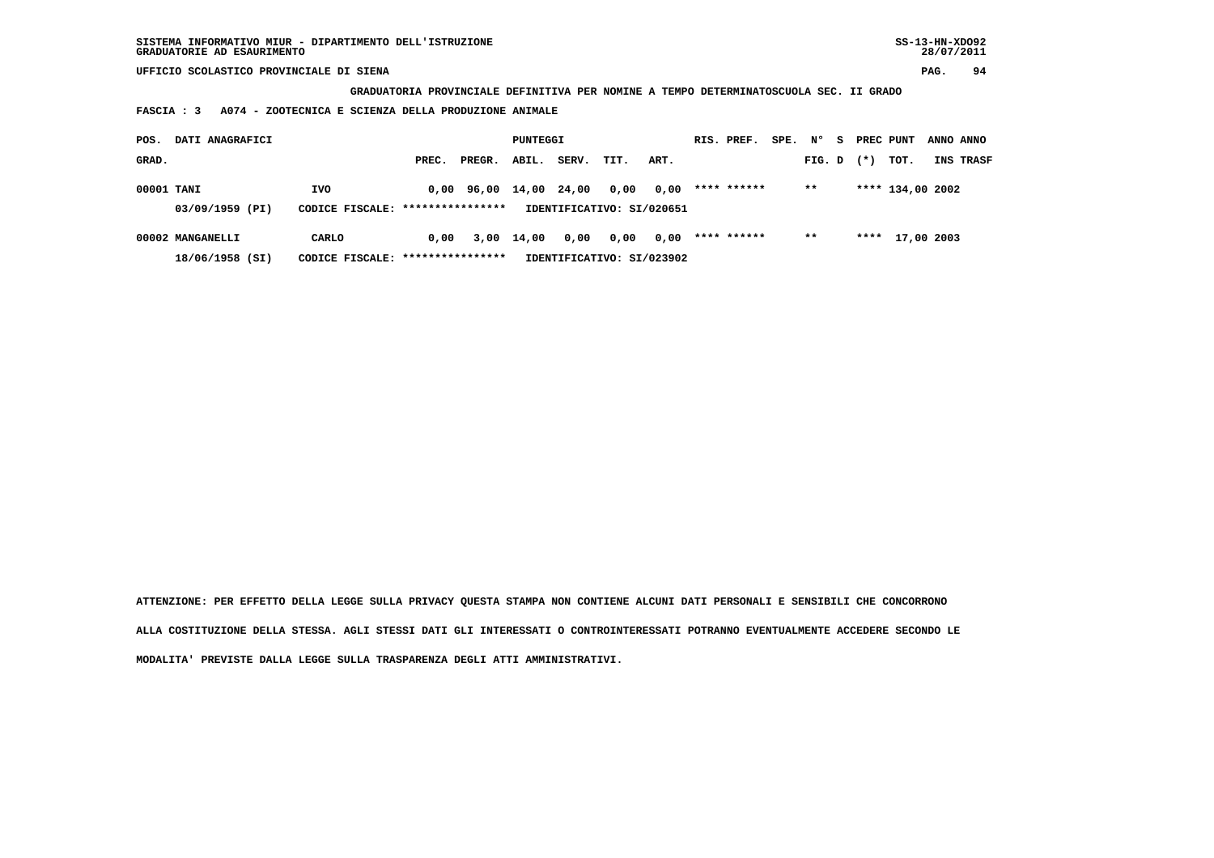SISTEMA INFORMATIVO MIUR - DIPARTIMENTO DELL'ISTRUZIONE
GRADUATORIE AD ESAURIMENTO

UFFICIO SCOLASTICO PROVINCIALE DI SIENA

**GRADUATORIA PROVINCIALE DEFINITIVA PER NOMINE A TEMPO DETERMINATOSCUOLA SEC. II GRADO**

**FASCIA : 3 A074 - ZOOTECNICA E SCIENZA DELLA PRODUZIONE ANIMALE**

| POS. GRAD. | DATI ANAGRAFICI | | PUNTEGGI PREC. | PREGR. | ABIL. | SERV. | TIT. | ART. | RIS. PREF. | SPE. | N° FIG. | S D | PREC (*) | PUNT TOT. | ANNO INS | ANNO TRASF |
|---|---|---|---|---|---|---|---|---|---|---|---|---|---|---|---|---|
| 00001 | TANI | IVO | 0,00 | 96,00 | 14,00 | 24,00 | 0,00 | 0,00 | **** ****** | | ** | | **** | 134,00 | 2002 | |
| | 03/09/1959 (PI) | CODICE FISCALE: **************** | IDENTIFICATIVO: SI/020651 | | | | | | | | | | | | | |
| 00002 | MANGANELLI | CARLO | 0,00 | 3,00 | 14,00 | 0,00 | 0,00 | 0,00 | **** ****** | | ** | | **** | 17,00 | 2003 | |
| | 18/06/1958 (SI) | CODICE FISCALE: **************** | IDENTIFICATIVO: SI/023902 | | | | | | | | | | | | | |

**ATTENZIONE: PER EFFETTO DELLA LEGGE SULLA PRIVACY QUESTA STAMPA NON CONTIENE ALCUNI DATI PERSONALI E SENSIBILI CHE CONCORRONO ALLA COSTITUZIONE DELLA STESSA. AGLI STESSI DATI GLI INTERESSATI O CONTROINTERESSATI POTRANNO EVENTUALMENTE ACCEDERE SECONDO LE MODALITA' PREVISTE DALLA LEGGE SULLA TRASPARENZA DEGLI ATTI AMMINISTRATIVI.**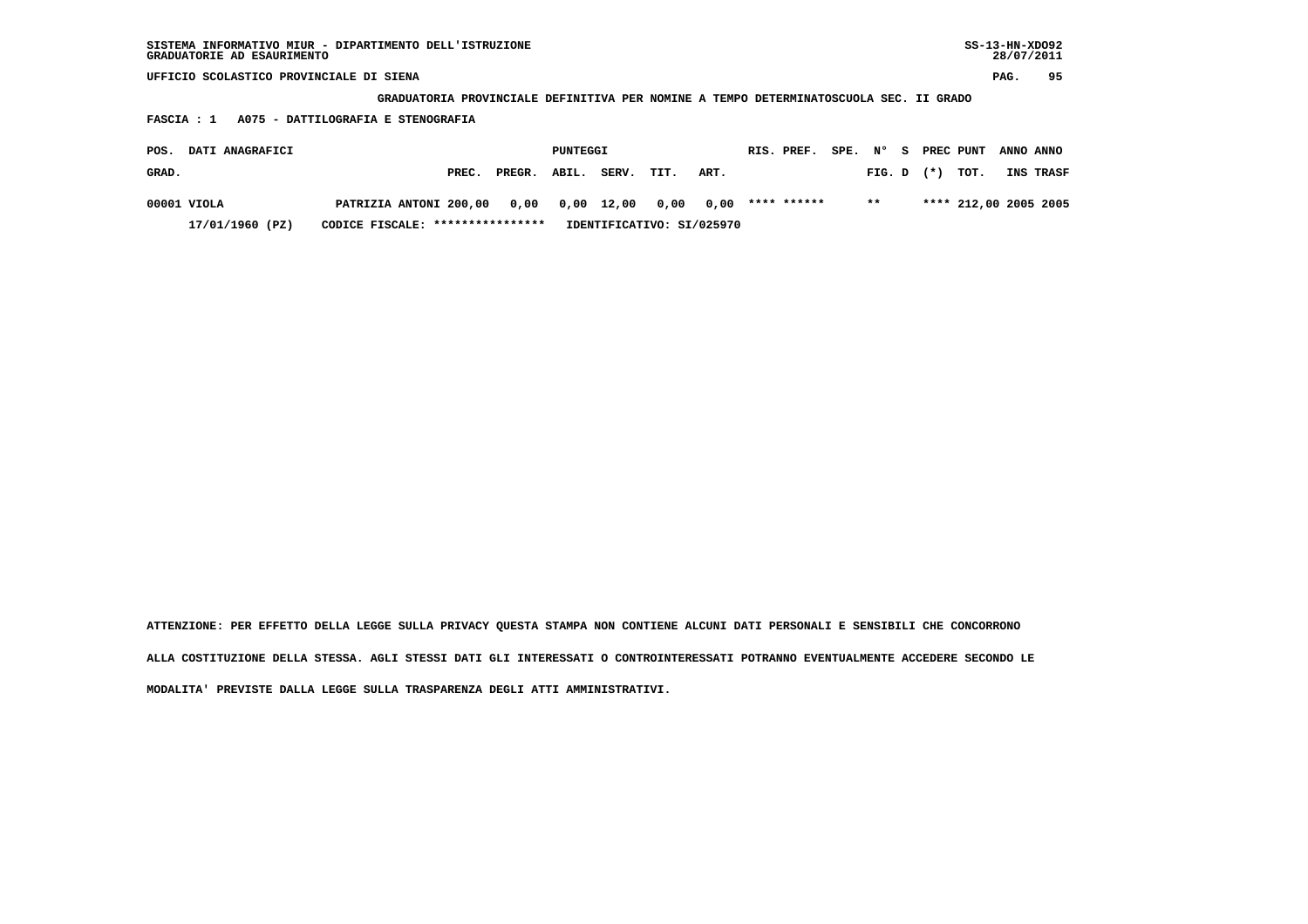SISTEMA INFORMATIVO MIUR - DIPARTIMENTO DELL'ISTRUZIONE
GRADUATORIE AD ESAURIMENTO

SS-13-HN-XDO92
28/07/2011

UFFICIO SCOLASTICO PROVINCIALE DI SIENA

**GRADUATORIA PROVINCIALE DEFINITIVA PER NOMINE A TEMPO DETERMINATOSCUOLA SEC. II GRADO**

**FASCIA : 1 A075 - DATTILOGRAFIA E STENOGRAFIA**

| POS. GRAD. | DATI ANAGRAFICI | PREC. | PREGR. | ABIL. | SERV. | TIT. | ART. | RIS. PREF. | SPE. N° FIG. | S D | PREC (*) | PUNT TOT. | ANNO INS | ANNO TRASF |
|---|---|---|---|---|---|---|---|---|---|---|---|---|---|---|
| 00001 | VIOLA PATRIZIA ANTONI | 200,00 | 0,00 | 0,00 | 12,00 | 0,00 | 0,00 | **** ****** | ** | | **** | 212,00 | 2005 | 2005 |
| | 17/01/1960 (PZ) CODICE FISCALE: **************** IDENTIFICATIVO: SI/025970 | | | | | | | | | | | | | |

ATTENZIONE: PER EFFETTO DELLA LEGGE SULLA PRIVACY QUESTA STAMPA NON CONTIENE ALCUNI DATI PERSONALI E SENSIBILI CHE CONCORRONO ALLA COSTITUZIONE DELLA STESSA. AGLI STESSI DATI GLI INTERESSATI O CONTROINTERESSATI POTRANNO EVENTUALMENTE ACCEDERE SECONDO LE MODALITA' PREVISTE DALLA LEGGE SULLA TRASPARENZA DEGLI ATTI AMMINISTRATIVI.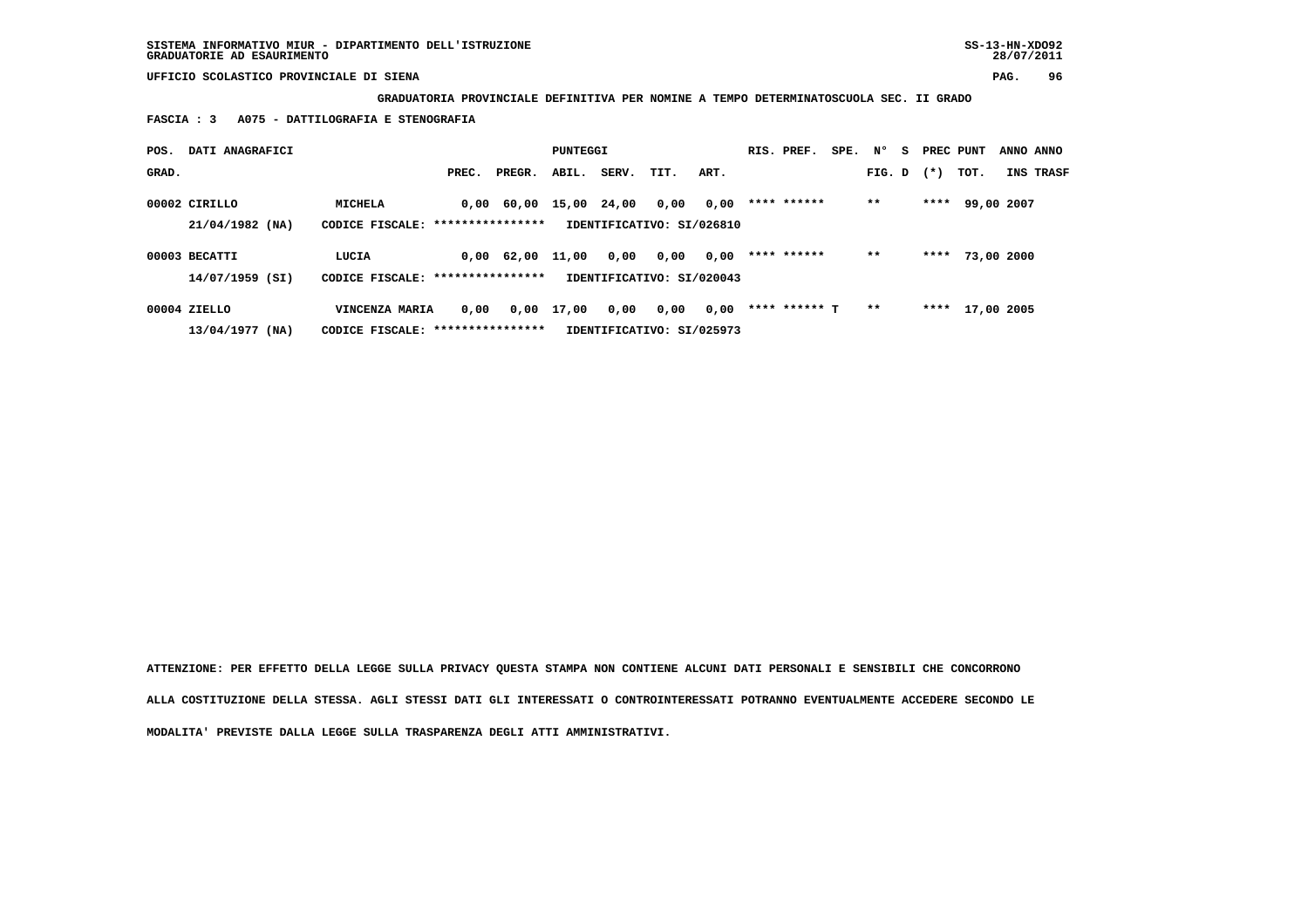SISTEMA INFORMATIVO MIUR - DIPARTIMENTO DELL'ISTRUZIONE
GRADUATORIE AD ESAURIMENTO

UFFICIO SCOLASTICO PROVINCIALE DI SIENA

**GRADUATORIA PROVINCIALE DEFINITIVA PER NOMINE A TEMPO DETERMINATOSCUOLA SEC. II GRADO**

**FASCIA : 3 A075 - DATTILOGRAFIA E STENOGRAFIA**

| POS. GRAD. | DATI ANAGRAFICI | | PREC. | PREGR. | ABIL. | SERV. | TIT. | ART. | RIS. PREF. | SPE. | N° FIG. | S D | PREC (*) | PUNT TOT. | ANNO INS | ANNO TRASF |
|---|---|---|---|---|---|---|---|---|---|---|---|---|---|---|---|---|
| 00002 | CIRILLO | MICHELA | 0,00 | 60,00 | 15,00 | 24,00 | 0,00 | 0,00 | **** ****** | | ** | | **** | 99,00 | 2007 | |
| | 21/04/1982 (NA) | CODICE FISCALE: **************** | IDENTIFICATIVO: SI/026810 | | | | | | | | | | | | | |
| 00003 | BECATTI | LUCIA | 0,00 | 62,00 | 11,00 | 0,00 | 0,00 | 0,00 | **** ****** | | ** | | **** | 73,00 | 2000 | |
| | 14/07/1959 (SI) | CODICE FISCALE: **************** | IDENTIFICATIVO: SI/020043 | | | | | | | | | | | | | |
| 00004 | ZIELLO | VINCENZA MARIA | 0,00 | 0,00 | 17,00 | 0,00 | 0,00 | 0,00 | **** ****** T | | ** | | **** | 17,00 | 2005 | |
| | 13/04/1977 (NA) | CODICE FISCALE: **************** | IDENTIFICATIVO: SI/025973 | | | | | | | | | | | | | |

**ATTENZIONE: PER EFFETTO DELLA LEGGE SULLA PRIVACY QUESTA STAMPA NON CONTIENE ALCUNI DATI PERSONALI E SENSIBILI CHE CONCORRONO ALLA COSTITUZIONE DELLA STESSA. AGLI STESSI DATI GLI INTERESSATI O CONTROINTERESSATI POTRANNO EVENTUALMENTE ACCEDERE SECONDO LE MODALITA' PREVISTE DALLA LEGGE SULLA TRASPARENZA DEGLI ATTI AMMINISTRATIVI.**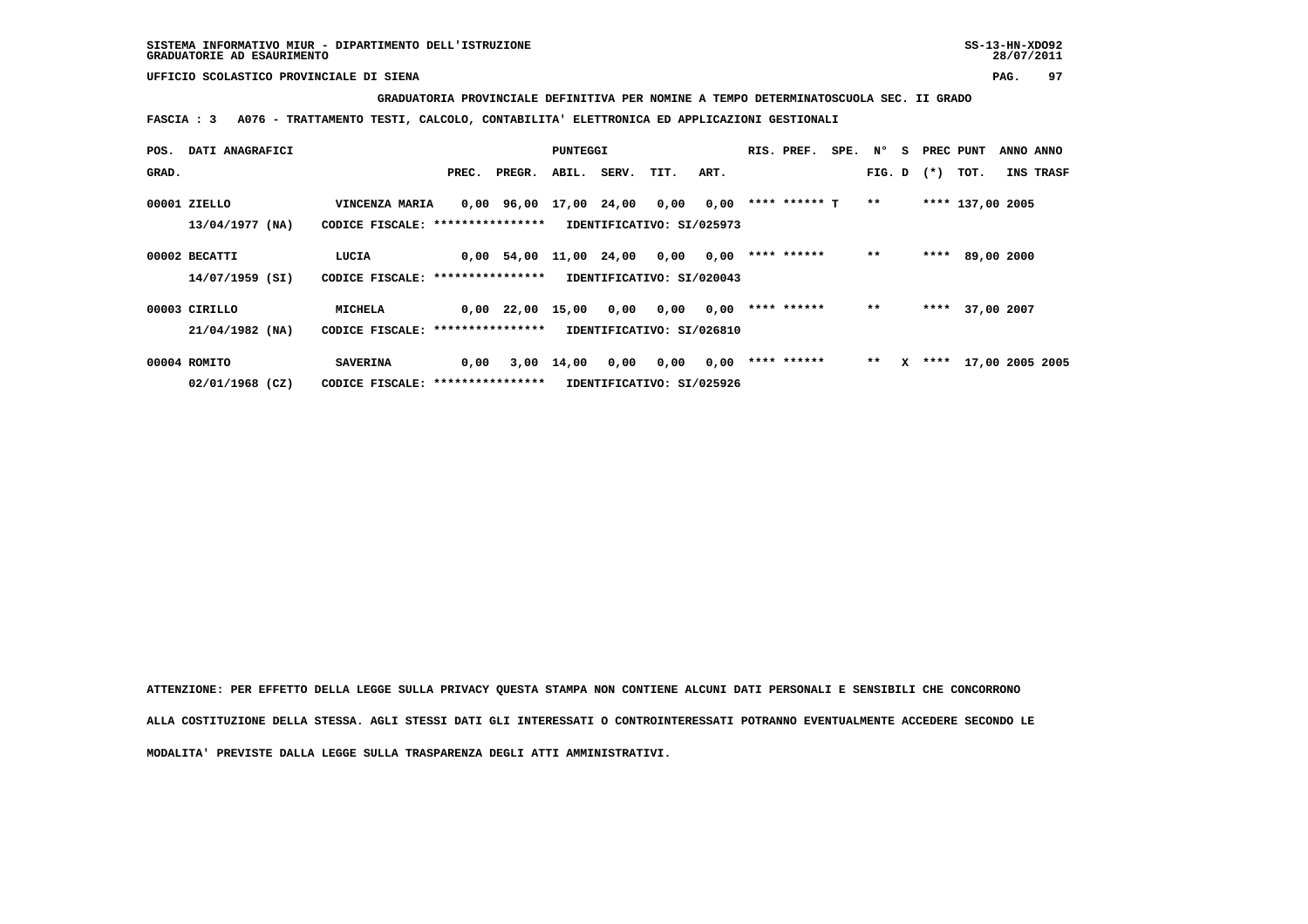UFFICIO SCOLASTICO PROVINCIALE DI SIENA

**GRADUATORIA PROVINCIALE DEFINITIVA PER NOMINE A TEMPO DETERMINATOSCUOLA SEC. II GRADO**

**FASCIA : 3 A076 - TRATTAMENTO TESTI, CALCOLO, CONTABILITA' ELETTRONICA ED APPLICAZIONI GESTIONALI**

| POS. GRAD. | DATI ANAGRAFICI | | PREC. | PREGR. | ABIL. | SERV. | TIT. | ART. | RIS. PREF. | SPE. | N° FIG. | S D | PREC (*) | PUNT TOT. | ANNO INS | ANNO TRASF |
|---|---|---|---|---|---|---|---|---|---|---|---|---|---|---|---|---|
| 00001 | ZIELLO 13/04/1977 (NA) | VINCENZA MARIA CODICE FISCALE: **************** IDENTIFICATIVO: SI/025973 | 0,00 | 96,00 | 17,00 | 24,00 | 0,00 | 0,00 | **** ****** T | | ** | | **** | 137,00 | 2005 | |
| 00002 | BECATTI 14/07/1959 (SI) | LUCIA CODICE FISCALE: **************** IDENTIFICATIVO: SI/020043 | 0,00 | 54,00 | 11,00 | 24,00 | 0,00 | 0,00 | **** ****** | | ** | | **** | 89,00 | 2000 | |
| 00003 | CIRILLO 21/04/1982 (NA) | MICHELA CODICE FISCALE: **************** IDENTIFICATIVO: SI/026810 | 0,00 | 22,00 | 15,00 | 0,00 | 0,00 | 0,00 | **** ****** | | ** | | **** | 37,00 | 2007 | |
| 00004 | ROMITO 02/01/1968 (CZ) | SAVERINA CODICE FISCALE: **************** IDENTIFICATIVO: SI/025926 | 0,00 | 3,00 | 14,00 | 0,00 | 0,00 | 0,00 | **** ****** | | ** | X | **** | 17,00 | 2005 | 2005 |

ATTENZIONE: PER EFFETTO DELLA LEGGE SULLA PRIVACY QUESTA STAMPA NON CONTIENE ALCUNI DATI PERSONALI E SENSIBILI CHE CONCORRONO ALLA COSTITUZIONE DELLA STESSA. AGLI STESSI DATI GLI INTERESSATI O CONTROINTERESSATI POTRANNO EVENTUALMENTE ACCEDERE SECONDO LE MODALITA' PREVISTE DALLA LEGGE SULLA TRASPARENZA DEGLI ATTI AMMINISTRATIVI.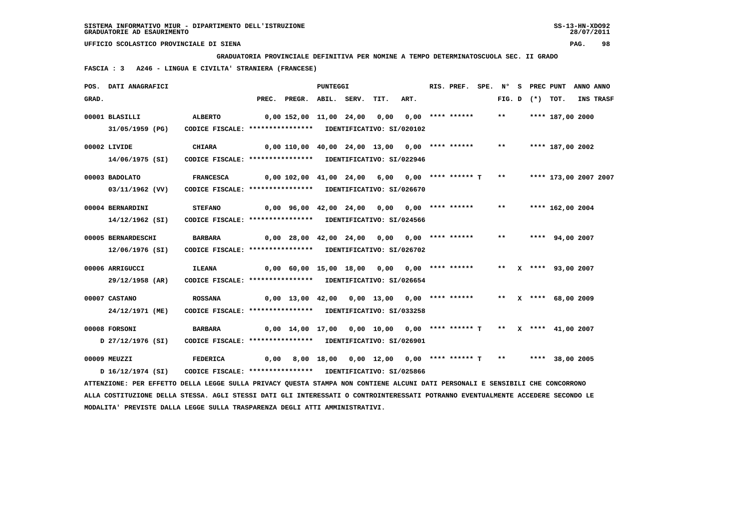SISTEMA INFORMATIVO MIUR - DIPARTIMENTO DELL'ISTRUZIONE
GRADUATORIE AD ESAURIMENTO

UFFICIO SCOLASTICO PROVINCIALE DI SIENA

**GRADUATORIA PROVINCIALE DEFINITIVA PER NOMINE A TEMPO DETERMINATOSCUOLA SEC. II GRADO**

**FASCIA : 3 A246 - LINGUA E CIVILTA' STRANIERA (FRANCESE)**

| POS. GRAD. | DATI ANAGRAFICI | | PREC. | PREGR. | ABIL. | SERV. | TIT. | ART. | RIS. PREF. | SPE. | N° FIG. | S D | (*) | PREC PUNT TOT. | ANNO INS | ANNO TRASF |
|---|---|---|---|---|---|---|---|---|---|---|---|---|---|---|---|---|
| 00001 | BLASILLI | ALBERTO | 0,00 | 152,00 | 11,00 | 24,00 | 0,00 | 0,00 | **** ****** | | ** | | **** | 187,00 | 2000 | |
| | 31/05/1959 (PG) | CODICE FISCALE: **************** IDENTIFICATIVO: SI/020102 | | | | | | | | | | | | | | |
| 00002 | LIVIDE | CHIARA | 0,00 | 110,00 | 40,00 | 24,00 | 13,00 | 0,00 | **** ****** | | ** | | **** | 187,00 | 2002 | |
| | 14/06/1975 (SI) | CODICE FISCALE: **************** IDENTIFICATIVO: SI/022946 | | | | | | | | | | | | | | |
| 00003 | BADOLATO | FRANCESCA | 0,00 | 102,00 | 41,00 | 24,00 | 6,00 | 0,00 | **** ****** T | | ** | | **** | 173,00 | 2007 | 2007 |
| | 03/11/1962 (VV) | CODICE FISCALE: **************** IDENTIFICATIVO: SI/026670 | | | | | | | | | | | | | | |
| 00004 | BERNARDINI | STEFANO | 0,00 | 96,00 | 42,00 | 24,00 | 0,00 | 0,00 | **** ****** | | ** | | **** | 162,00 | 2004 | |
| | 14/12/1962 (SI) | CODICE FISCALE: **************** IDENTIFICATIVO: SI/024566 | | | | | | | | | | | | | | |
| 00005 | BERNARDESCHI | BARBARA | 0,00 | 28,00 | 42,00 | 24,00 | 0,00 | 0,00 | **** ****** | | ** | | **** | 94,00 | 2007 | |
| | 12/06/1976 (SI) | CODICE FISCALE: **************** IDENTIFICATIVO: SI/026702 | | | | | | | | | | | | | | |
| 00006 | ARRIGUCCI | ILEANA | 0,00 | 60,00 | 15,00 | 18,00 | 0,00 | 0,00 | **** ****** | | ** | X | **** | 93,00 | 2007 | |
| | 29/12/1958 (AR) | CODICE FISCALE: **************** IDENTIFICATIVO: SI/026654 | | | | | | | | | | | | | | |
| 00007 | CASTANO | ROSSANA | 0,00 | 13,00 | 42,00 | 0,00 | 13,00 | 0,00 | **** ****** | | ** | X | **** | 68,00 | 2009 | |
| | 24/12/1971 (ME) | CODICE FISCALE: **************** IDENTIFICATIVO: SI/033258 | | | | | | | | | | | | | | |
| 00008 | FORSONI | BARBARA | 0,00 | 14,00 | 17,00 | 0,00 | 10,00 | 0,00 | **** ****** T | | ** | X | **** | 41,00 | 2007 | |
| | D 27/12/1976 (SI) | CODICE FISCALE: **************** IDENTIFICATIVO: SI/026901 | | | | | | | | | | | | | | |
| 00009 | MEUZZI | FEDERICA | 0,00 | 8,00 | 18,00 | 0,00 | 12,00 | 0,00 | **** ****** T | | ** | | **** | 38,00 | 2005 | |
| | D 16/12/1974 (SI) | CODICE FISCALE: **************** IDENTIFICATIVO: SI/025866 | | | | | | | | | | | | | | |

ATTENZIONE: PER EFFETTO DELLA LEGGE SULLA PRIVACY QUESTA STAMPA NON CONTIENE ALCUNI DATI PERSONALI E SENSIBILI CHE CONCORRONO ALLA COSTITUZIONE DELLA STESSA. AGLI STESSI DATI GLI INTERESSATI O CONTROINTERESSATI POTRANNO EVENTUALMENTE ACCEDERE SECONDO LE MODALITA' PREVISTE DALLA LEGGE SULLA TRASPARENZA DEGLI ATTI AMMINISTRATIVI.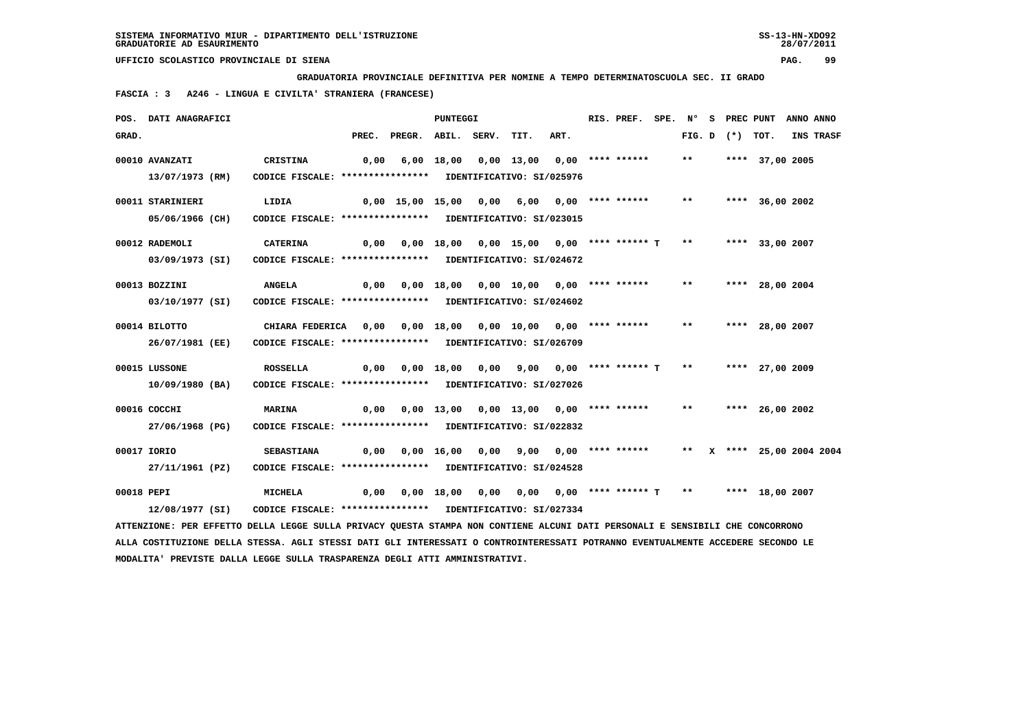SISTEMA INFORMATIVO MIUR - DIPARTIMENTO DELL'ISTRUZIONE
GRADUATORIE AD ESAURIMENTO

UFFICIO SCOLASTICO PROVINCIALE DI SIENA

**GRADUATORIA PROVINCIALE DEFINITIVA PER NOMINE A TEMPO DETERMINATOSCUOLA SEC. II GRADO**

**FASCIA : 3   A246 - LINGUA E CIVILTA' STRANIERA (FRANCESE)**

| POS. GRAD. | DATI ANAGRAFICI | | PREC. | PREGR. | ABIL. | SERV. | TIT. | ART. | RIS. PREF. | SPE. | N° FIG. | S D | PREC (*) | PUNT TOT. | ANNO INS | ANNO TRASF |
|---|---|---|---|---|---|---|---|---|---|---|---|---|---|---|---|---|
| 00010 | AVANZATI 13/07/1973 (RM) | CRISTINA CODICE FISCALE: **************** IDENTIFICATIVO: SI/025976 | 0,00 | 6,00 | 18,00 | 0,00 | 13,00 | 0,00 | **** ****** | | ** | | **** | 37,00 | 2005 | |
| 00011 | STARINIERI 05/06/1966 (CH) | LIDIA CODICE FISCALE: **************** IDENTIFICATIVO: SI/023015 | 0,00 | 15,00 | 15,00 | 0,00 | 6,00 | 0,00 | **** ****** | | ** | | **** | 36,00 | 2002 | |
| 00012 | RADEMOLI 03/09/1973 (SI) | CATERINA CODICE FISCALE: **************** IDENTIFICATIVO: SI/024672 | 0,00 | 0,00 | 18,00 | 0,00 | 15,00 | 0,00 | **** ****** T | | ** | | **** | 33,00 | 2007 | |
| 00013 | BOZZINI 03/10/1977 (SI) | ANGELA CODICE FISCALE: **************** IDENTIFICATIVO: SI/024602 | 0,00 | 0,00 | 18,00 | 0,00 | 10,00 | 0,00 | **** ****** | | ** | | **** | 28,00 | 2004 | |
| 00014 | BILOTTO 26/07/1981 (EE) | CHIARA FEDERICA CODICE FISCALE: **************** IDENTIFICATIVO: SI/026709 | 0,00 | 0,00 | 18,00 | 0,00 | 10,00 | 0,00 | **** ****** | | ** | | **** | 28,00 | 2007 | |
| 00015 | LUSSONE 10/09/1980 (BA) | ROSSELLA CODICE FISCALE: **************** IDENTIFICATIVO: SI/027026 | 0,00 | 0,00 | 18,00 | 0,00 | 9,00 | 0,00 | **** ****** T | | ** | | **** | 27,00 | 2009 | |
| 00016 | COCCHI 27/06/1968 (PG) | MARINA CODICE FISCALE: **************** IDENTIFICATIVO: SI/022832 | 0,00 | 0,00 | 13,00 | 0,00 | 13,00 | 0,00 | **** ****** | | ** | | **** | 26,00 | 2002 | |
| 00017 | IORIO 27/11/1961 (PZ) | SEBASTIANA CODICE FISCALE: **************** IDENTIFICATIVO: SI/024528 | 0,00 | 0,00 | 16,00 | 0,00 | 9,00 | 0,00 | **** ****** | | ** | X | **** | 25,00 | 2004 | 2004 |
| 00018 | PEPI 12/08/1977 (SI) | MICHELA CODICE FISCALE: **************** IDENTIFICATIVO: SI/027334 | 0,00 | 0,00 | 18,00 | 0,00 | 0,00 | 0,00 | **** ****** T | | ** | | **** | 18,00 | 2007 | |

ATTENZIONE: PER EFFETTO DELLA LEGGE SULLA PRIVACY QUESTA STAMPA NON CONTIENE ALCUNI DATI PERSONALI E SENSIBILI CHE CONCORRONO ALLA COSTITUZIONE DELLA STESSA. AGLI STESSI DATI GLI INTERESSATI O CONTROINTERESSATI POTRANNO EVENTUALMENTE ACCEDERE SECONDO LE MODALITA' PREVISTE DALLA LEGGE SULLA TRASPARENZA DEGLI ATTI AMMINISTRATIVI.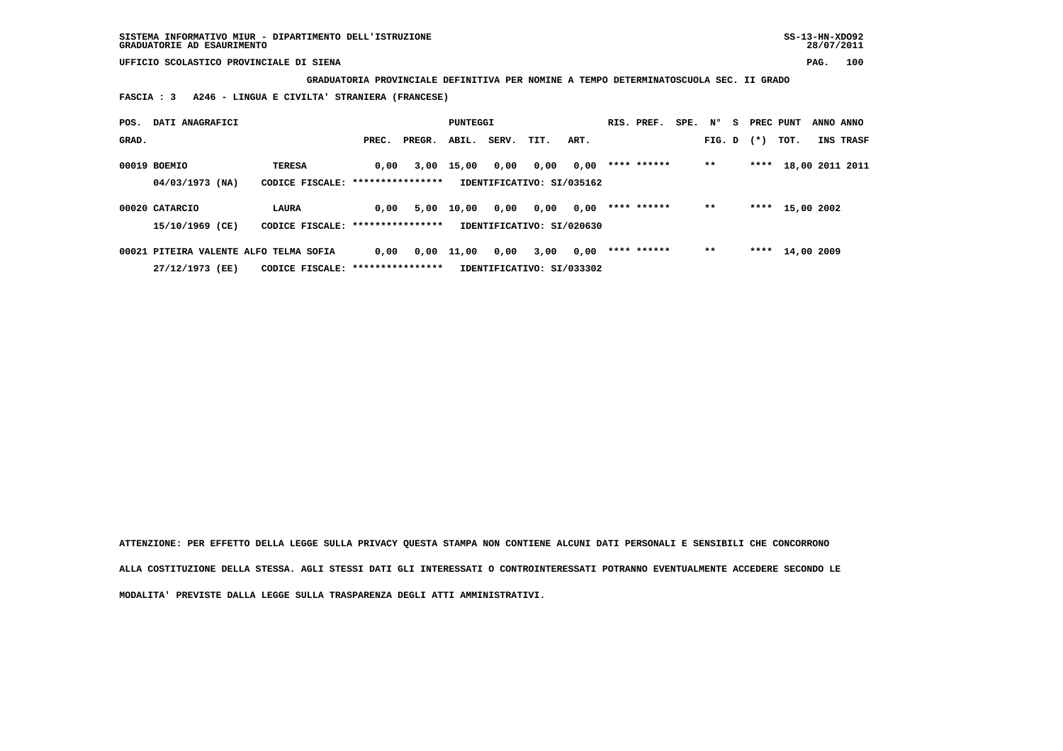SISTEMA INFORMATIVO MIUR - DIPARTIMENTO DELL'ISTRUZIONE
GRADUATORIE AD ESAURIMENTO

UFFICIO SCOLASTICO PROVINCIALE DI SIENA

**GRADUATORIA PROVINCIALE DEFINITIVA PER NOMINE A TEMPO DETERMINATOSCUOLA SEC. II GRADO**

**FASCIA : 3 A246 - LINGUA E CIVILTA' STRANIERA (FRANCESE)**

| POS. GRAD. | DATI ANAGRAFICI | | PREC. | PREGR. | ABIL. | SERV. | TIT. | ART. | RIS. PREF. | SPE. | N° FIG. | S D | PREC (*) | PUNT TOT. | ANNO INS | ANNO TRASF |
|---|---|---|---|---|---|---|---|---|---|---|---|---|---|---|---|---|
| 00019 | BOEMIO | TERESA | 0,00 | 3,00 | 15,00 | 0,00 | 0,00 | 0,00 | **** ****** | | ** | | **** | 18,00 | 2011 | 2011 |
| | 04/03/1973 (NA) | CODICE FISCALE: **************** | IDENTIFICATIVO: SI/035162 | | | | | | | | | | | | | |
| 00020 | CATARCIO | LAURA | 0,00 | 5,00 | 10,00 | 0,00 | 0,00 | 0,00 | **** ****** | | ** | | **** | 15,00 | 2002 | |
| | 15/10/1969 (CE) | CODICE FISCALE: **************** | IDENTIFICATIVO: SI/020630 | | | | | | | | | | | | | |
| 00021 | PITEIRA VALENTE ALFO | TELMA SOFIA | 0,00 | 0,00 | 11,00 | 0,00 | 3,00 | 0,00 | **** ****** | | ** | | **** | 14,00 | 2009 | |
| | 27/12/1973 (EE) | CODICE FISCALE: **************** | IDENTIFICATIVO: SI/033302 | | | | | | | | | | | | | |

ATTENZIONE: PER EFFETTO DELLA LEGGE SULLA PRIVACY QUESTA STAMPA NON CONTIENE ALCUNI DATI PERSONALI E SENSIBILI CHE CONCORRONO ALLA COSTITUZIONE DELLA STESSA. AGLI STESSI DATI GLI INTERESSATI O CONTROINTERESSATI POTRANNO EVENTUALMENTE ACCEDERE SECONDO LE MODALITA' PREVISTE DALLA LEGGE SULLA TRASPARENZA DEGLI ATTI AMMINISTRATIVI.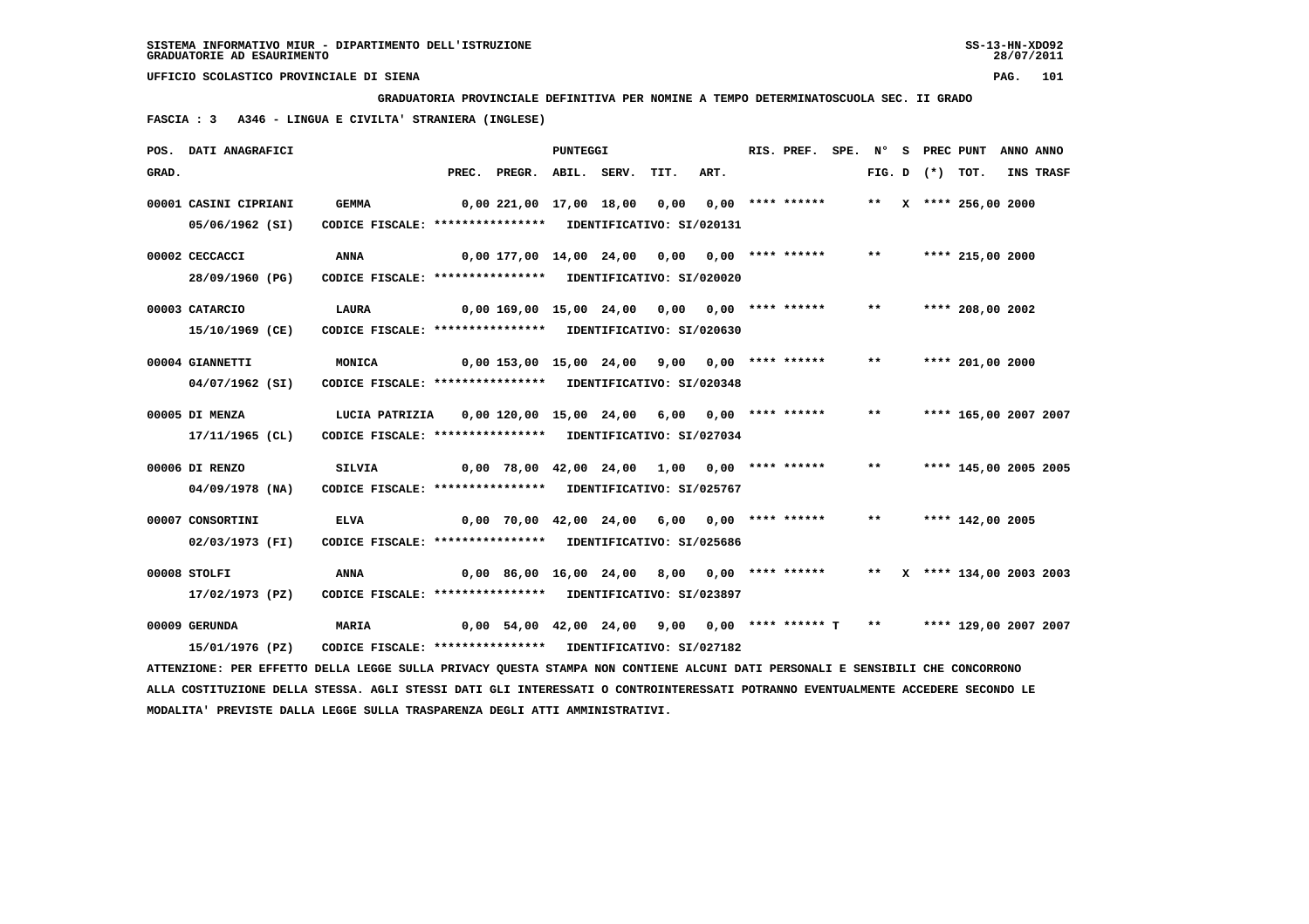SISTEMA INFORMATIVO MIUR - DIPARTIMENTO DELL'ISTRUZIONE
GRADUATORIE AD ESAURIMENTO

UFFICIO SCOLASTICO PROVINCIALE DI SIENA

**GRADUATORIA PROVINCIALE DEFINITIVA PER NOMINE A TEMPO DETERMINATOSCUOLA SEC. II GRADO**

**FASCIA : 3 A346 - LINGUA E CIVILTA' STRANIERA (INGLESE)**

| POS. GRAD. | DATI ANAGRAFICI | | PREC. | PREGR. | ABIL. | SERV. | TIT. | ART. | RIS. PREF. | SPE. | N° FIG. | S D | PREC (*) | PUNT TOT. | ANNO INS | ANNO TRASF |
|---|---|---|---|---|---|---|---|---|---|---|---|---|---|---|---|---|
| 00001 | CASINI CIPRIANI 05/06/1962 (SI) | GEMMA CODICE FISCALE: **************** IDENTIFICATIVO: SI/020131 | 0,00 | 221,00 | 17,00 | 18,00 | 0,00 | 0,00 | **** ****** | | ** | X | **** | 256,00 | 2000 | |
| 00002 | CECCACCI 28/09/1960 (PG) | ANNA CODICE FISCALE: **************** IDENTIFICATIVO: SI/020020 | 0,00 | 177,00 | 14,00 | 24,00 | 0,00 | 0,00 | **** ****** | | ** | | **** | 215,00 | 2000 | |
| 00003 | CATARCIO 15/10/1969 (CE) | LAURA CODICE FISCALE: **************** IDENTIFICATIVO: SI/020630 | 0,00 | 169,00 | 15,00 | 24,00 | 0,00 | 0,00 | **** ****** | | ** | | **** | 208,00 | 2002 | |
| 00004 | GIANNETTI 04/07/1962 (SI) | MONICA CODICE FISCALE: **************** IDENTIFICATIVO: SI/020348 | 0,00 | 153,00 | 15,00 | 24,00 | 9,00 | 0,00 | **** ****** | | ** | | **** | 201,00 | 2000 | |
| 00005 | DI MENZA 17/11/1965 (CL) | LUCIA PATRIZIA CODICE FISCALE: **************** IDENTIFICATIVO: SI/027034 | 0,00 | 120,00 | 15,00 | 24,00 | 6,00 | 0,00 | **** ****** | | ** | | **** | 165,00 | 2007 | 2007 |
| 00006 | DI RENZO 04/09/1978 (NA) | SILVIA CODICE FISCALE: **************** IDENTIFICATIVO: SI/025767 | 0,00 | 78,00 | 42,00 | 24,00 | 1,00 | 0,00 | **** ****** | | ** | | **** | 145,00 | 2005 | 2005 |
| 00007 | CONSORTINI 02/03/1973 (FI) | ELVA CODICE FISCALE: **************** IDENTIFICATIVO: SI/025686 | 0,00 | 70,00 | 42,00 | 24,00 | 6,00 | 0,00 | **** ****** | | ** | | **** | 142,00 | 2005 | |
| 00008 | STOLFI 17/02/1973 (PZ) | ANNA CODICE FISCALE: **************** IDENTIFICATIVO: SI/023897 | 0,00 | 86,00 | 16,00 | 24,00 | 8,00 | 0,00 | **** ****** | | ** | X | **** | 134,00 | 2003 | 2003 |
| 00009 | GERUNDA 15/01/1976 (PZ) | MARIA CODICE FISCALE: **************** IDENTIFICATIVO: SI/027182 | 0,00 | 54,00 | 42,00 | 24,00 | 9,00 | 0,00 | **** ****** T | | ** | | **** | 129,00 | 2007 | 2007 |

ATTENZIONE: PER EFFETTO DELLA LEGGE SULLA PRIVACY QUESTA STAMPA NON CONTIENE ALCUNI DATI PERSONALI E SENSIBILI CHE CONCORRONO ALLA COSTITUZIONE DELLA STESSA. AGLI STESSI DATI GLI INTERESSATI O CONTROINTERESSATI POTRANNO EVENTUALMENTE ACCEDERE SECONDO LE MODALITA' PREVISTE DALLA LEGGE SULLA TRASPARENZA DEGLI ATTI AMMINISTRATIVI.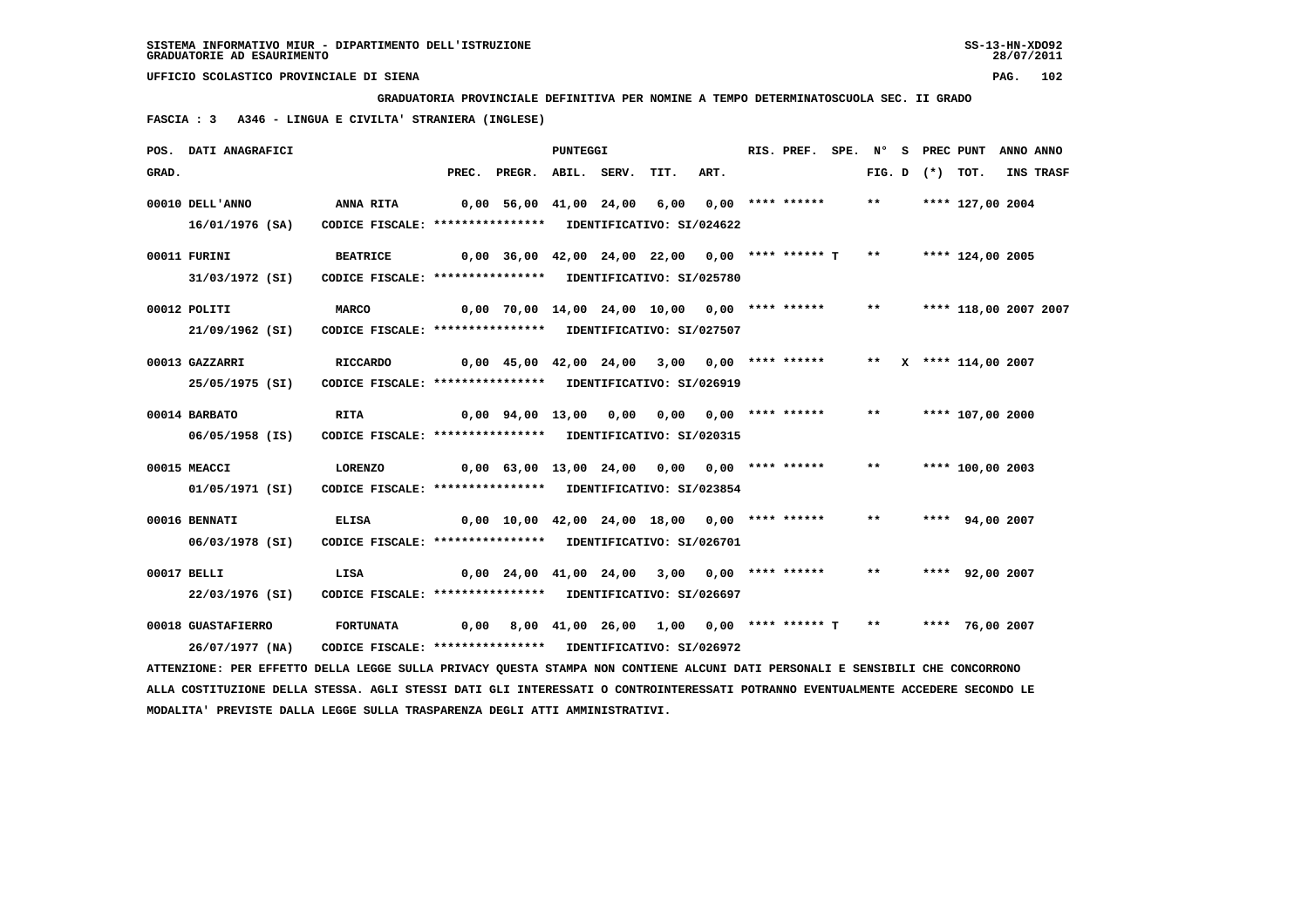SISTEMA INFORMATIVO MIUR - DIPARTIMENTO DELL'ISTRUZIONE
GRADUATORIE AD ESAURIMENTO

UFFICIO SCOLASTICO PROVINCIALE DI SIENA

GRADUATORIA PROVINCIALE DEFINITIVA PER NOMINE A TEMPO DETERMINATOSCUOLA SEC. II GRADO

FASCIA : 3 A346 - LINGUA E CIVILTA' STRANIERA (INGLESE)

| POS. GRAD. | DATI ANAGRAFICI | | PREC. | PREGR. | ABIL. | SERV. | TIT. | ART. | RIS. PREF. | SPE. | N° FIG. | S D | PREC (*) | PUNT TOT. | ANNO INS | ANNO TRASF |
|---|---|---|---|---|---|---|---|---|---|---|---|---|---|---|---|---|
| 00010 | DELL'ANNO | ANNA RITA | 0,00 | 56,00 | 41,00 | 24,00 | 6,00 | 0,00 | **** ****** | | ** | | **** | 127,00 | 2004 | |
| | 16/01/1976 (SA) | CODICE FISCALE: **************** IDENTIFICATIVO: SI/024622 | | | | | | | | | | | | | | |
| 00011 | FURINI | BEATRICE | 0,00 | 36,00 | 42,00 | 24,00 | 22,00 | 0,00 | **** ****** T | | ** | | **** | 124,00 | 2005 | |
| | 31/03/1972 (SI) | CODICE FISCALE: **************** IDENTIFICATIVO: SI/025780 | | | | | | | | | | | | | | |
| 00012 | POLITI | MARCO | 0,00 | 70,00 | 14,00 | 24,00 | 10,00 | 0,00 | **** ****** | | ** | | **** | 118,00 | 2007 | 2007 |
| | 21/09/1962 (SI) | CODICE FISCALE: **************** IDENTIFICATIVO: SI/027507 | | | | | | | | | | | | | | |
| 00013 | GAZZARRI | RICCARDO | 0,00 | 45,00 | 42,00 | 24,00 | 3,00 | 0,00 | **** ****** | | ** | X | **** | 114,00 | 2007 | |
| | 25/05/1975 (SI) | CODICE FISCALE: **************** IDENTIFICATIVO: SI/026919 | | | | | | | | | | | | | | |
| 00014 | BARBATO | RITA | 0,00 | 94,00 | 13,00 | 0,00 | 0,00 | 0,00 | **** ****** | | ** | | **** | 107,00 | 2000 | |
| | 06/05/1958 (IS) | CODICE FISCALE: **************** IDENTIFICATIVO: SI/020315 | | | | | | | | | | | | | | |
| 00015 | MEACCI | LORENZO | 0,00 | 63,00 | 13,00 | 24,00 | 0,00 | 0,00 | **** ****** | | ** | | **** | 100,00 | 2003 | |
| | 01/05/1971 (SI) | CODICE FISCALE: **************** IDENTIFICATIVO: SI/023854 | | | | | | | | | | | | | | |
| 00016 | BENNATI | ELISA | 0,00 | 10,00 | 42,00 | 24,00 | 18,00 | 0,00 | **** ****** | | ** | | **** | 94,00 | 2007 | |
| | 06/03/1978 (SI) | CODICE FISCALE: **************** IDENTIFICATIVO: SI/026701 | | | | | | | | | | | | | | |
| 00017 | BELLI | LISA | 0,00 | 24,00 | 41,00 | 24,00 | 3,00 | 0,00 | **** ****** | | ** | | **** | 92,00 | 2007 | |
| | 22/03/1976 (SI) | CODICE FISCALE: **************** IDENTIFICATIVO: SI/026697 | | | | | | | | | | | | | | |
| 00018 | GUASTAFIERRO | FORTUNATA | 0,00 | 8,00 | 41,00 | 26,00 | 1,00 | 0,00 | **** ****** T | | ** | | **** | 76,00 | 2007 | |
| | 26/07/1977 (NA) | CODICE FISCALE: **************** IDENTIFICATIVO: SI/026972 | | | | | | | | | | | | | | |

ATTENZIONE: PER EFFETTO DELLA LEGGE SULLA PRIVACY QUESTA STAMPA NON CONTIENE ALCUNI DATI PERSONALI E SENSIBILI CHE CONCORRONO ALLA COSTITUZIONE DELLA STESSA. AGLI STESSI DATI GLI INTERESSATI O CONTROINTERESSATI POTRANNO EVENTUALMENTE ACCEDERE SECONDO LE MODALITA' PREVISTE DALLA LEGGE SULLA TRASPARENZA DEGLI ATTI AMMINISTRATIVI.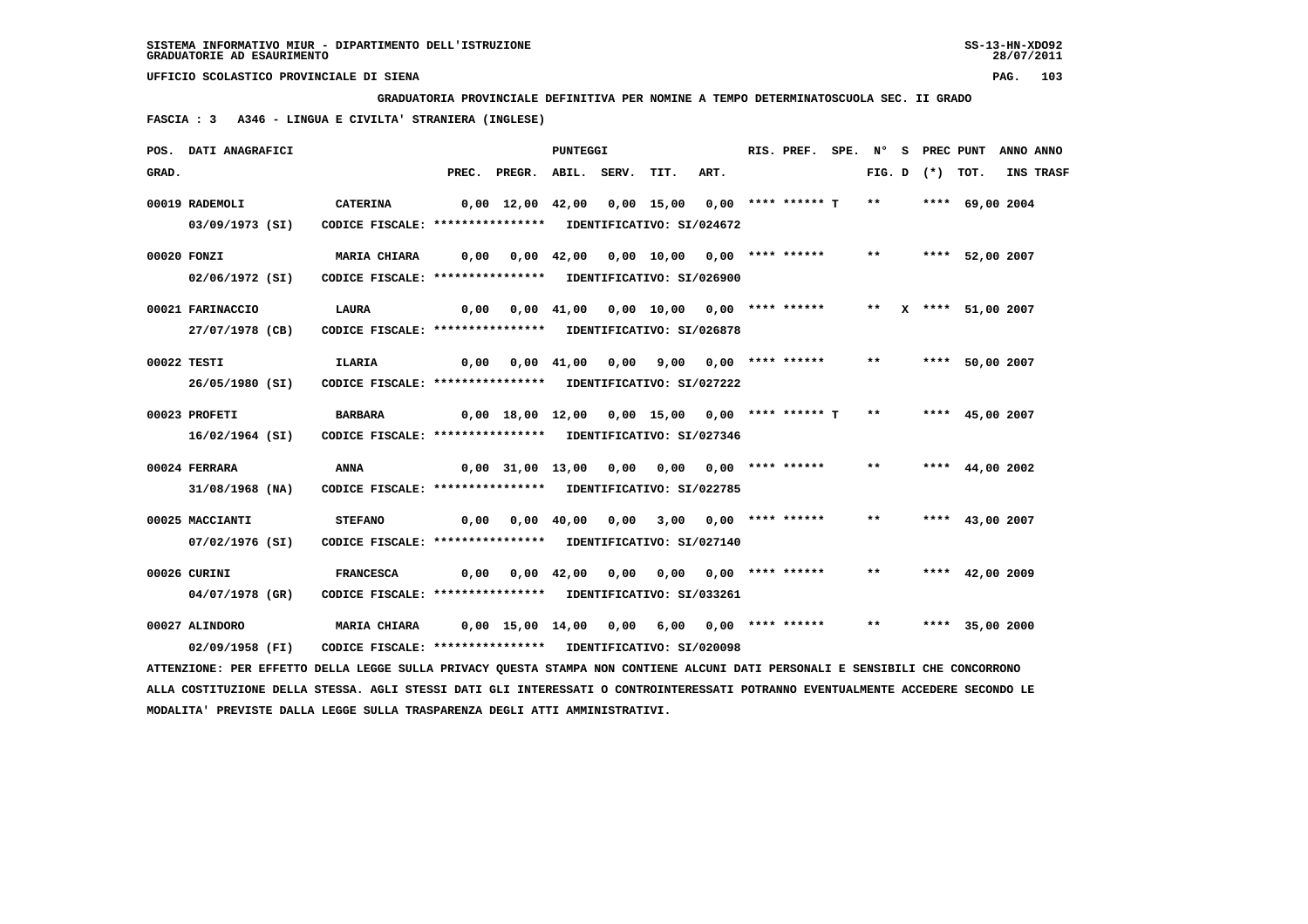SISTEMA INFORMATIVO MIUR - DIPARTIMENTO DELL'ISTRUZIONE
GRADUATORIE AD ESAURIMENTO

UFFICIO SCOLASTICO PROVINCIALE DI SIENA

GRADUATORIA PROVINCIALE DEFINITIVA PER NOMINE A TEMPO DETERMINATOSCUOLA SEC. II GRADO

FASCIA : 3 A346 - LINGUA E CIVILTA' STRANIERA (INGLESE)

| POS. GRAD. | DATI ANAGRAFICI | | PREC. | PREGR. | ABIL. | SERV. | TIT. | ART. | RIS. PREF. | SPE. | N° FIG. | S D | PREC (*) | PUNT TOT. | ANNO INS | ANNO TRASF |
|---|---|---|---|---|---|---|---|---|---|---|---|---|---|---|---|---|
| 00019 | RADEMOLI | CATERINA | 0,00 | 12,00 | 42,00 | 0,00 | 15,00 | 0,00 | **** ****** T | | ** | | **** | 69,00 | 2004 | |
| | 03/09/1973 (SI) | CODICE FISCALE: **************** IDENTIFICATIVO: SI/024672 | | | | | | | | | | | | | | |
| 00020 | FONZI | MARIA CHIARA | 0,00 | 0,00 | 42,00 | 0,00 | 10,00 | 0,00 | **** ****** | | ** | | **** | 52,00 | 2007 | |
| | 02/06/1972 (SI) | CODICE FISCALE: **************** IDENTIFICATIVO: SI/026900 | | | | | | | | | | | | | | |
| 00021 | FARINACCIO | LAURA | 0,00 | 0,00 | 41,00 | 0,00 | 10,00 | 0,00 | **** ****** | | ** | X | **** | 51,00 | 2007 | |
| | 27/07/1978 (CB) | CODICE FISCALE: **************** IDENTIFICATIVO: SI/026878 | | | | | | | | | | | | | | |
| 00022 | TESTI | ILARIA | 0,00 | 0,00 | 41,00 | 0,00 | 9,00 | 0,00 | **** ****** | | ** | | **** | 50,00 | 2007 | |
| | 26/05/1980 (SI) | CODICE FISCALE: **************** IDENTIFICATIVO: SI/027222 | | | | | | | | | | | | | | |
| 00023 | PROFETI | BARBARA | 0,00 | 18,00 | 12,00 | 0,00 | 15,00 | 0,00 | **** ****** T | | ** | | **** | 45,00 | 2007 | |
| | 16/02/1964 (SI) | CODICE FISCALE: **************** IDENTIFICATIVO: SI/027346 | | | | | | | | | | | | | | |
| 00024 | FERRARA | ANNA | 0,00 | 31,00 | 13,00 | 0,00 | 0,00 | 0,00 | **** ****** | | ** | | **** | 44,00 | 2002 | |
| | 31/08/1968 (NA) | CODICE FISCALE: **************** IDENTIFICATIVO: SI/022785 | | | | | | | | | | | | | | |
| 00025 | MACCIANTI | STEFANO | 0,00 | 0,00 | 40,00 | 0,00 | 3,00 | 0,00 | **** ****** | | ** | | **** | 43,00 | 2007 | |
| | 07/02/1976 (SI) | CODICE FISCALE: **************** IDENTIFICATIVO: SI/027140 | | | | | | | | | | | | | | |
| 00026 | CURINI | FRANCESCA | 0,00 | 0,00 | 42,00 | 0,00 | 0,00 | 0,00 | **** ****** | | ** | | **** | 42,00 | 2009 | |
| | 04/07/1978 (GR) | CODICE FISCALE: **************** IDENTIFICATIVO: SI/033261 | | | | | | | | | | | | | | |
| 00027 | ALINDORO | MARIA CHIARA | 0,00 | 15,00 | 14,00 | 0,00 | 6,00 | 0,00 | **** ****** | | ** | | **** | 35,00 | 2000 | |
| | 02/09/1958 (FI) | CODICE FISCALE: **************** IDENTIFICATIVO: SI/020098 | | | | | | | | | | | | | | |

ATTENZIONE: PER EFFETTO DELLA LEGGE SULLA PRIVACY QUESTA STAMPA NON CONTIENE ALCUNI DATI PERSONALI E SENSIBILI CHE CONCORRONO ALLA COSTITUZIONE DELLA STESSA. AGLI STESSI DATI GLI INTERESSATI O CONTROINTERESSATI POTRANNO EVENTUALMENTE ACCEDERE SECONDO LE MODALITA' PREVISTE DALLA LEGGE SULLA TRASPARENZA DEGLI ATTI AMMINISTRATIVI.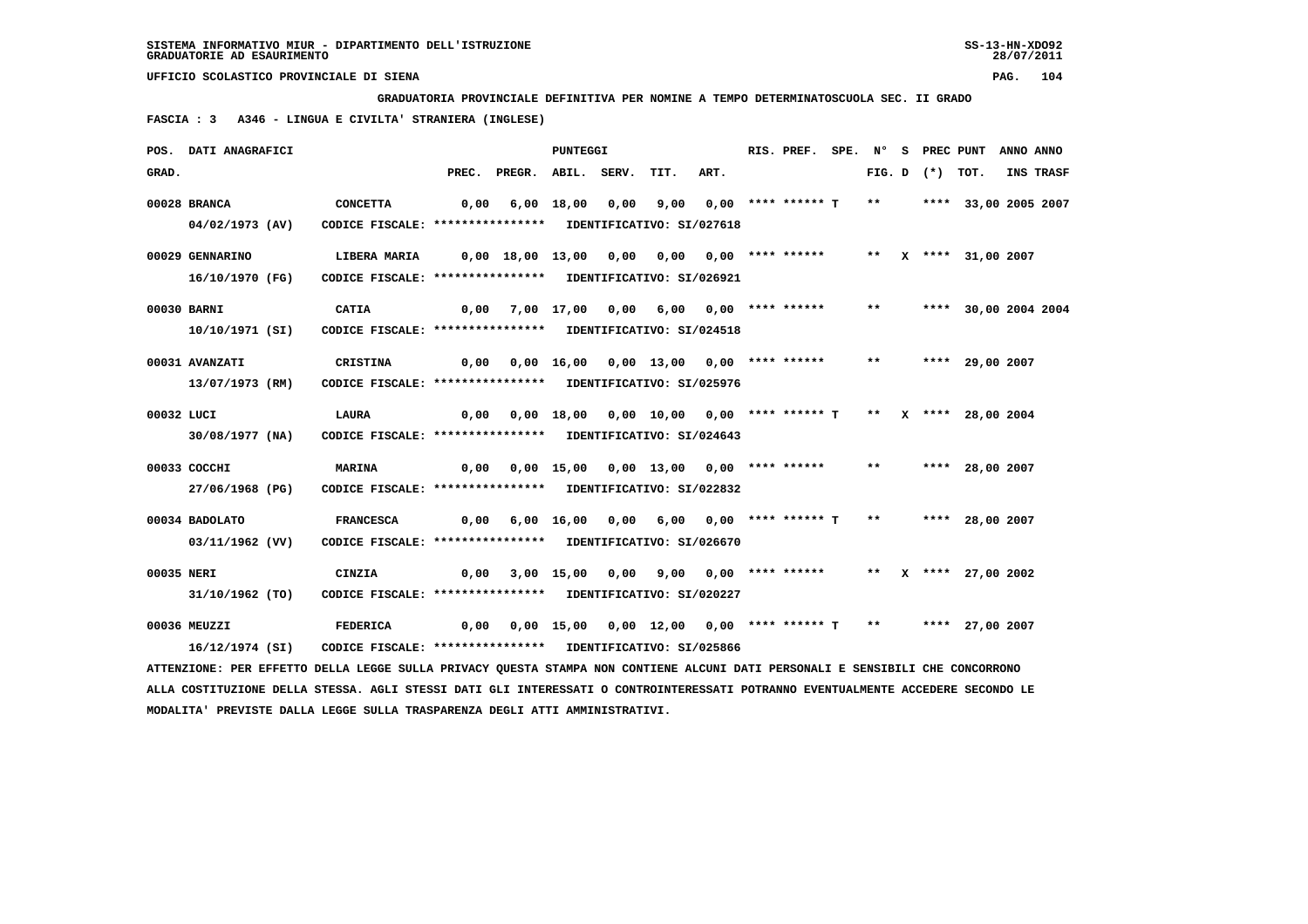SISTEMA INFORMATIVO MIUR - DIPARTIMENTO DELL'ISTRUZIONE
GRADUATORIE AD ESAURIMENTO

UFFICIO SCOLASTICO PROVINCIALE DI SIENA

**GRADUATORIA PROVINCIALE DEFINITIVA PER NOMINE A TEMPO DETERMINATOSCUOLA SEC. II GRADO**

**FASCIA : 3 A346 - LINGUA E CIVILTA' STRANIERA (INGLESE)**

| POS. GRAD. | DATI ANAGRAFICI | | PREC. | PREGR. | ABIL. | SERV. | TIT. | ART. | RIS. PREF. | SPE. | N° FIG. | S D | PREC (*) | PUNT TOT. | ANNO INS | ANNO TRASF |
|---|---|---|---|---|---|---|---|---|---|---|---|---|---|---|---|---|
| 00028 | BRANCA 04/02/1973 (AV) | CONCETTA CODICE FISCALE: **************** IDENTIFICATIVO: SI/027618 | 0,00 | 6,00 | 18,00 | 0,00 | 9,00 | 0,00 | **** ****** T | | ** | | **** | 33,00 | 2005 | 2007 |
| 00029 | GENNARINO 16/10/1970 (FG) | LIBERA MARIA CODICE FISCALE: **************** IDENTIFICATIVO: SI/026921 | 0,00 | 18,00 | 13,00 | 0,00 | 0,00 | 0,00 | **** ****** | | ** | X | **** | 31,00 | 2007 | |
| 00030 | BARNI 10/10/1971 (SI) | CATIA CODICE FISCALE: **************** IDENTIFICATIVO: SI/024518 | 0,00 | 7,00 | 17,00 | 0,00 | 6,00 | 0,00 | **** ****** | | ** | | **** | 30,00 | 2004 | 2004 |
| 00031 | AVANZATI 13/07/1973 (RM) | CRISTINA CODICE FISCALE: **************** IDENTIFICATIVO: SI/025976 | 0,00 | 0,00 | 16,00 | 0,00 | 13,00 | 0,00 | **** ****** | | ** | | **** | 29,00 | 2007 | |
| 00032 | LUCI 30/08/1977 (NA) | LAURA CODICE FISCALE: **************** IDENTIFICATIVO: SI/024643 | 0,00 | 0,00 | 18,00 | 0,00 | 10,00 | 0,00 | **** ****** T | | ** | X | **** | 28,00 | 2004 | |
| 00033 | COCCHI 27/06/1968 (PG) | MARINA CODICE FISCALE: **************** IDENTIFICATIVO: SI/022832 | 0,00 | 0,00 | 15,00 | 0,00 | 13,00 | 0,00 | **** ****** | | ** | | **** | 28,00 | 2007 | |
| 00034 | BADOLATO 03/11/1962 (VV) | FRANCESCA CODICE FISCALE: **************** IDENTIFICATIVO: SI/026670 | 0,00 | 6,00 | 16,00 | 0,00 | 6,00 | 0,00 | **** ****** T | | ** | | **** | 28,00 | 2007 | |
| 00035 | NERI 31/10/1962 (TO) | CINZIA CODICE FISCALE: **************** IDENTIFICATIVO: SI/020227 | 0,00 | 3,00 | 15,00 | 0,00 | 9,00 | 0,00 | **** ****** | | ** | X | **** | 27,00 | 2002 | |
| 00036 | MEUZZI 16/12/1974 (SI) | FEDERICA CODICE FISCALE: **************** IDENTIFICATIVO: SI/025866 | 0,00 | 0,00 | 15,00 | 0,00 | 12,00 | 0,00 | **** ****** T | | ** | | **** | 27,00 | 2007 | |

ATTENZIONE: PER EFFETTO DELLA LEGGE SULLA PRIVACY QUESTA STAMPA NON CONTIENE ALCUNI DATI PERSONALI E SENSIBILI CHE CONCORRONO ALLA COSTITUZIONE DELLA STESSA. AGLI STESSI DATI GLI INTERESSATI O CONTROINTERESSATI POTRANNO EVENTUALMENTE ACCEDERE SECONDO LE MODALITA' PREVISTE DALLA LEGGE SULLA TRASPARENZA DEGLI ATTI AMMINISTRATIVI.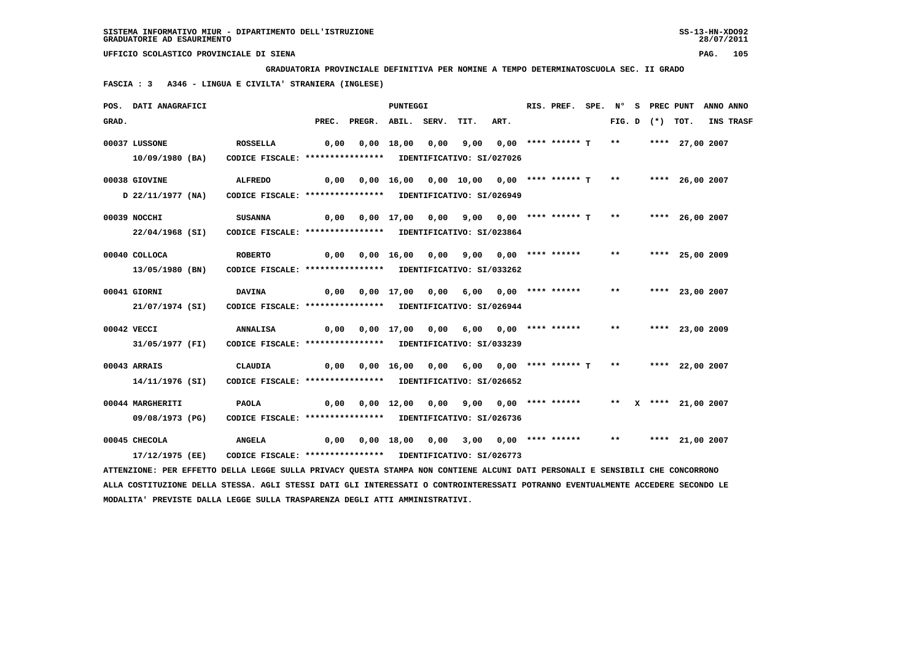SISTEMA INFORMATIVO MIUR - DIPARTIMENTO DELL'ISTRUZIONE
GRADUATORIE AD ESAURIMENTO

UFFICIO SCOLASTICO PROVINCIALE DI SIENA

**GRADUATORIA PROVINCIALE DEFINITIVA PER NOMINE A TEMPO DETERMINATOSCUOLA SEC. II GRADO**

**FASCIA : 3   A346 - LINGUA E CIVILTA' STRANIERA (INGLESE)**

| POS. GRAD. | DATI ANAGRAFICI | | PREC. | PREGR. | ABIL. | SERV. | TIT. | ART. | RIS. PREF. | SPE. | N° FIG. | S D | PREC (*) | PUNT TOT. | ANNO INS | ANNO TRASF |
|---|---|---|---|---|---|---|---|---|---|---|---|---|---|---|---|---|
| 00037 | LUSSONE | ROSSELLA | 0,00 | 0,00 | 18,00 | 0,00 | 9,00 | 0,00 | **** ****** T | | ** | | **** | 27,00 | 2007 | |
| | 10/09/1980 (BA) | CODICE FISCALE: **************** IDENTIFICATIVO: SI/027026 | | | | | | | | | | | | | | |
| 00038 | GIOVINE | ALFREDO | 0,00 | 0,00 | 16,00 | 0,00 | 10,00 | 0,00 | **** ****** T | | ** | | **** | 26,00 | 2007 | |
| | D 22/11/1977 (NA) | CODICE FISCALE: **************** IDENTIFICATIVO: SI/026949 | | | | | | | | | | | | | | |
| 00039 | NOCCHI | SUSANNA | 0,00 | 0,00 | 17,00 | 0,00 | 9,00 | 0,00 | **** ****** T | | ** | | **** | 26,00 | 2007 | |
| | 22/04/1968 (SI) | CODICE FISCALE: **************** IDENTIFICATIVO: SI/023864 | | | | | | | | | | | | | | |
| 00040 | COLLOCA | ROBERTO | 0,00 | 0,00 | 16,00 | 0,00 | 9,00 | 0,00 | **** ****** | | ** | | **** | 25,00 | 2009 | |
| | 13/05/1980 (BN) | CODICE FISCALE: **************** IDENTIFICATIVO: SI/033262 | | | | | | | | | | | | | | |
| 00041 | GIORNI | DAVINA | 0,00 | 0,00 | 17,00 | 0,00 | 6,00 | 0,00 | **** ****** | | ** | | **** | 23,00 | 2007 | |
| | 21/07/1974 (SI) | CODICE FISCALE: **************** IDENTIFICATIVO: SI/026944 | | | | | | | | | | | | | | |
| 00042 | VECCI | ANNALISA | 0,00 | 0,00 | 17,00 | 0,00 | 6,00 | 0,00 | **** ****** | | ** | | **** | 23,00 | 2009 | |
| | 31/05/1977 (FI) | CODICE FISCALE: **************** IDENTIFICATIVO: SI/033239 | | | | | | | | | | | | | | |
| 00043 | ARRAIS | CLAUDIA | 0,00 | 0,00 | 16,00 | 0,00 | 6,00 | 0,00 | **** ****** T | | ** | | **** | 22,00 | 2007 | |
| | 14/11/1976 (SI) | CODICE FISCALE: **************** IDENTIFICATIVO: SI/026652 | | | | | | | | | | | | | | |
| 00044 | MARGHERITI | PAOLA | 0,00 | 0,00 | 12,00 | 0,00 | 9,00 | 0,00 | **** ****** | | ** | X | **** | 21,00 | 2007 | |
| | 09/08/1973 (PG) | CODICE FISCALE: **************** IDENTIFICATIVO: SI/026736 | | | | | | | | | | | | | | |
| 00045 | CHECOLA | ANGELA | 0,00 | 0,00 | 18,00 | 0,00 | 3,00 | 0,00 | **** ****** | | ** | | **** | 21,00 | 2007 | |
| | 17/12/1975 (EE) | CODICE FISCALE: **************** IDENTIFICATIVO: SI/026773 | | | | | | | | | | | | | | |

ATTENZIONE: PER EFFETTO DELLA LEGGE SULLA PRIVACY QUESTA STAMPA NON CONTIENE ALCUNI DATI PERSONALI E SENSIBILI CHE CONCORRONO ALLA COSTITUZIONE DELLA STESSA. AGLI STESSI DATI GLI INTERESSATI O CONTROINTERESSATI POTRANNO EVENTUALMENTE ACCEDERE SECONDO LE MODALITA' PREVISTE DALLA LEGGE SULLA TRASPARENZA DEGLI ATTI AMMINISTRATIVI.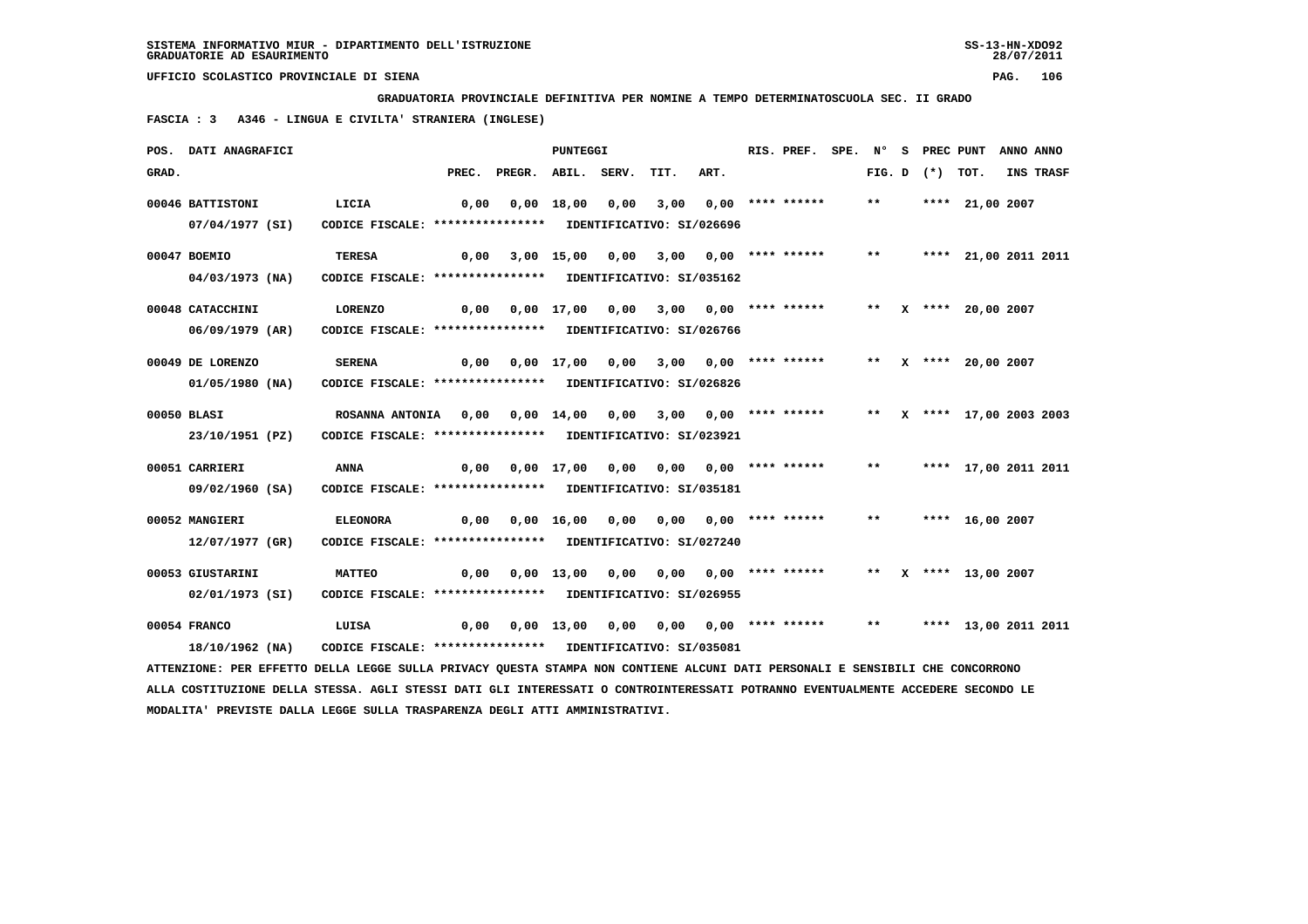SISTEMA INFORMATIVO MIUR - DIPARTIMENTO DELL'ISTRUZIONE
GRADUATORIE AD ESAURIMENTO

UFFICIO SCOLASTICO PROVINCIALE DI SIENA

**GRADUATORIA PROVINCIALE DEFINITIVA PER NOMINE A TEMPO DETERMINATOSCUOLA SEC. II GRADO**

**FASCIA : 3 A346 - LINGUA E CIVILTA' STRANIERA (INGLESE)**

| POS. GRAD. | DATI ANAGRAFICI | | PREC. | PREGR. | ABIL. | SERV. | TIT. | ART. | RIS. PREF. | SPE. | N° FIG. | S D | PREC (*) | PUNT TOT. | ANNO INS | ANNO TRASF |
|---|---|---|---|---|---|---|---|---|---|---|---|---|---|---|---|---|
| 00046 | BATTISTONI 07/04/1977 (SI) | LICIA CODICE FISCALE: **************** IDENTIFICATIVO: SI/026696 | 0,00 | 0,00 | 18,00 | 0,00 | 3,00 | 0,00 | **** ****** | | ** | | **** | 21,00 | 2007 | |
| 00047 | BOEMIO 04/03/1973 (NA) | TERESA CODICE FISCALE: **************** IDENTIFICATIVO: SI/035162 | 0,00 | 3,00 | 15,00 | 0,00 | 3,00 | 0,00 | **** ****** | | ** | | **** | 21,00 | 2011 | 2011 |
| 00048 | CATACCHINI 06/09/1979 (AR) | LORENZO CODICE FISCALE: **************** IDENTIFICATIVO: SI/026766 | 0,00 | 0,00 | 17,00 | 0,00 | 3,00 | 0,00 | **** ****** | | ** | X | **** | 20,00 | 2007 | |
| 00049 | DE LORENZO 01/05/1980 (NA) | SERENA CODICE FISCALE: **************** IDENTIFICATIVO: SI/026826 | 0,00 | 0,00 | 17,00 | 0,00 | 3,00 | 0,00 | **** ****** | | ** | X | **** | 20,00 | 2007 | |
| 00050 | BLASI 23/10/1951 (PZ) | ROSANNA ANTONIA CODICE FISCALE: **************** IDENTIFICATIVO: SI/023921 | 0,00 | 0,00 | 14,00 | 0,00 | 3,00 | 0,00 | **** ****** | | ** | X | **** | 17,00 | 2003 | 2003 |
| 00051 | CARRIERI 09/02/1960 (SA) | ANNA CODICE FISCALE: **************** IDENTIFICATIVO: SI/035181 | 0,00 | 0,00 | 17,00 | 0,00 | 0,00 | 0,00 | **** ****** | | ** | | **** | 17,00 | 2011 | 2011 |
| 00052 | MANGIERI 12/07/1977 (GR) | ELEONORA CODICE FISCALE: **************** IDENTIFICATIVO: SI/027240 | 0,00 | 0,00 | 16,00 | 0,00 | 0,00 | 0,00 | **** ****** | | ** | | **** | 16,00 | 2007 | |
| 00053 | GIUSTARINI 02/01/1973 (SI) | MATTEO CODICE FISCALE: **************** IDENTIFICATIVO: SI/026955 | 0,00 | 0,00 | 13,00 | 0,00 | 0,00 | 0,00 | **** ****** | | ** | X | **** | 13,00 | 2007 | |
| 00054 | FRANCO 18/10/1962 (NA) | LUISA CODICE FISCALE: **************** IDENTIFICATIVO: SI/035081 | 0,00 | 0,00 | 13,00 | 0,00 | 0,00 | 0,00 | **** ****** | | ** | | **** | 13,00 | 2011 | 2011 |

ATTENZIONE: PER EFFETTO DELLA LEGGE SULLA PRIVACY QUESTA STAMPA NON CONTIENE ALCUNI DATI PERSONALI E SENSIBILI CHE CONCORRONO ALLA COSTITUZIONE DELLA STESSA. AGLI STESSI DATI GLI INTERESSATI O CONTROINTERESSATI POTRANNO EVENTUALMENTE ACCEDERE SECONDO LE MODALITA' PREVISTE DALLA LEGGE SULLA TRASPARENZA DEGLI ATTI AMMINISTRATIVI.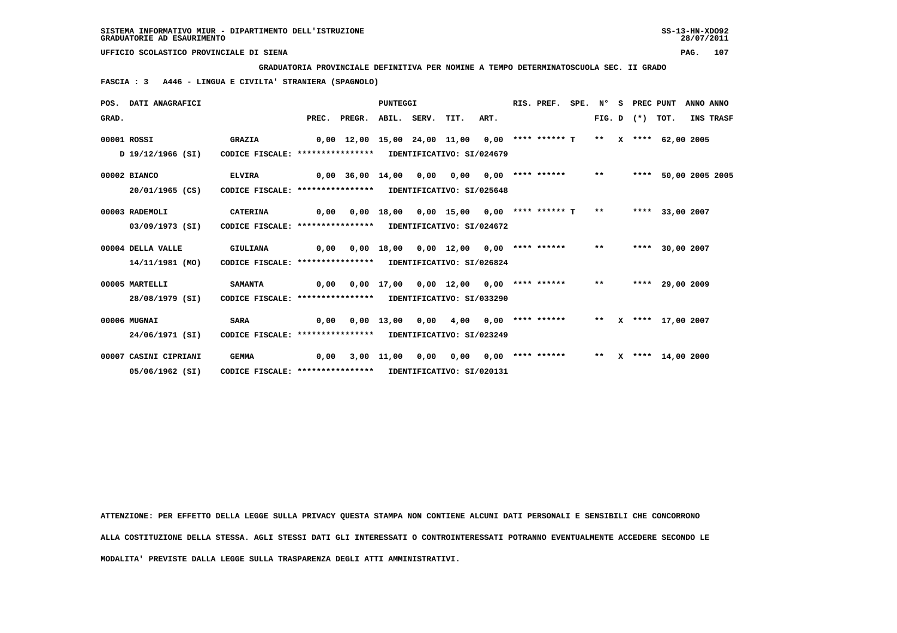SISTEMA INFORMATIVO MIUR - DIPARTIMENTO DELL'ISTRUZIONE
GRADUATORIE AD ESAURIMENTO

UFFICIO SCOLASTICO PROVINCIALE DI SIENA

**GRADUATORIA PROVINCIALE DEFINITIVA PER NOMINE A TEMPO DETERMINATOSCUOLA SEC. II GRADO**

**FASCIA : 3 A446 - LINGUA E CIVILTA' STRANIERA (SPAGNOLO)**

| POS. GRAD. | DATI ANAGRAFICI | | PREC. | PREGR. | ABIL. | SERV. | TIT. | ART. | RIS. PREF. | SPE. | N° FIG. | S D | PREC (*) | PUNT TOT. | ANNO INS | ANNO TRASF |
|---|---|---|---|---|---|---|---|---|---|---|---|---|---|---|---|---|
| 00001 | ROSSI | GRAZIA | 0,00 | 12,00 | 15,00 | 24,00 | 11,00 | 0,00 | **** ****** T | | ** | X | **** | 62,00 | 2005 | |
| | D 19/12/1966 (SI) | CODICE FISCALE: **************** IDENTIFICATIVO: SI/024679 | | | | | | | | | | | | | | |
| 00002 | BIANCO | ELVIRA | 0,00 | 36,00 | 14,00 | 0,00 | 0,00 | 0,00 | **** ****** | | ** | | **** | 50,00 | 2005 | 2005 |
| | 20/01/1965 (CS) | CODICE FISCALE: **************** IDENTIFICATIVO: SI/025648 | | | | | | | | | | | | | | |
| 00003 | RADEMOLI | CATERINA | 0,00 | 0,00 | 18,00 | 0,00 | 15,00 | 0,00 | **** ****** T | | ** | | **** | 33,00 | 2007 | |
| | 03/09/1973 (SI) | CODICE FISCALE: **************** IDENTIFICATIVO: SI/024672 | | | | | | | | | | | | | | |
| 00004 | DELLA VALLE | GIULIANA | 0,00 | 0,00 | 18,00 | 0,00 | 12,00 | 0,00 | **** ****** | | ** | | **** | 30,00 | 2007 | |
| | 14/11/1981 (MO) | CODICE FISCALE: **************** IDENTIFICATIVO: SI/026824 | | | | | | | | | | | | | | |
| 00005 | MARTELLI | SAMANTA | 0,00 | 0,00 | 17,00 | 0,00 | 12,00 | 0,00 | **** ****** | | ** | | **** | 29,00 | 2009 | |
| | 28/08/1979 (SI) | CODICE FISCALE: **************** IDENTIFICATIVO: SI/033290 | | | | | | | | | | | | | | |
| 00006 | MUGNAI | SARA | 0,00 | 0,00 | 13,00 | 0,00 | 4,00 | 0,00 | **** ****** | | ** | X | **** | 17,00 | 2007 | |
| | 24/06/1971 (SI) | CODICE FISCALE: **************** IDENTIFICATIVO: SI/023249 | | | | | | | | | | | | | | |
| 00007 | CASINI CIPRIANI | GEMMA | 0,00 | 3,00 | 11,00 | 0,00 | 0,00 | 0,00 | **** ****** | | ** | X | **** | 14,00 | 2000 | |
| | 05/06/1962 (SI) | CODICE FISCALE: **************** IDENTIFICATIVO: SI/020131 | | | | | | | | | | | | | | |

ATTENZIONE: PER EFFETTO DELLA LEGGE SULLA PRIVACY QUESTA STAMPA NON CONTIENE ALCUNI DATI PERSONALI E SENSIBILI CHE CONCORRONO ALLA COSTITUZIONE DELLA STESSA. AGLI STESSI DATI GLI INTERESSATI O CONTROINTERESSATI POTRANNO EVENTUALMENTE ACCEDERE SECONDO LE MODALITA' PREVISTE DALLA LEGGE SULLA TRASPARENZA DEGLI ATTI AMMINISTRATIVI.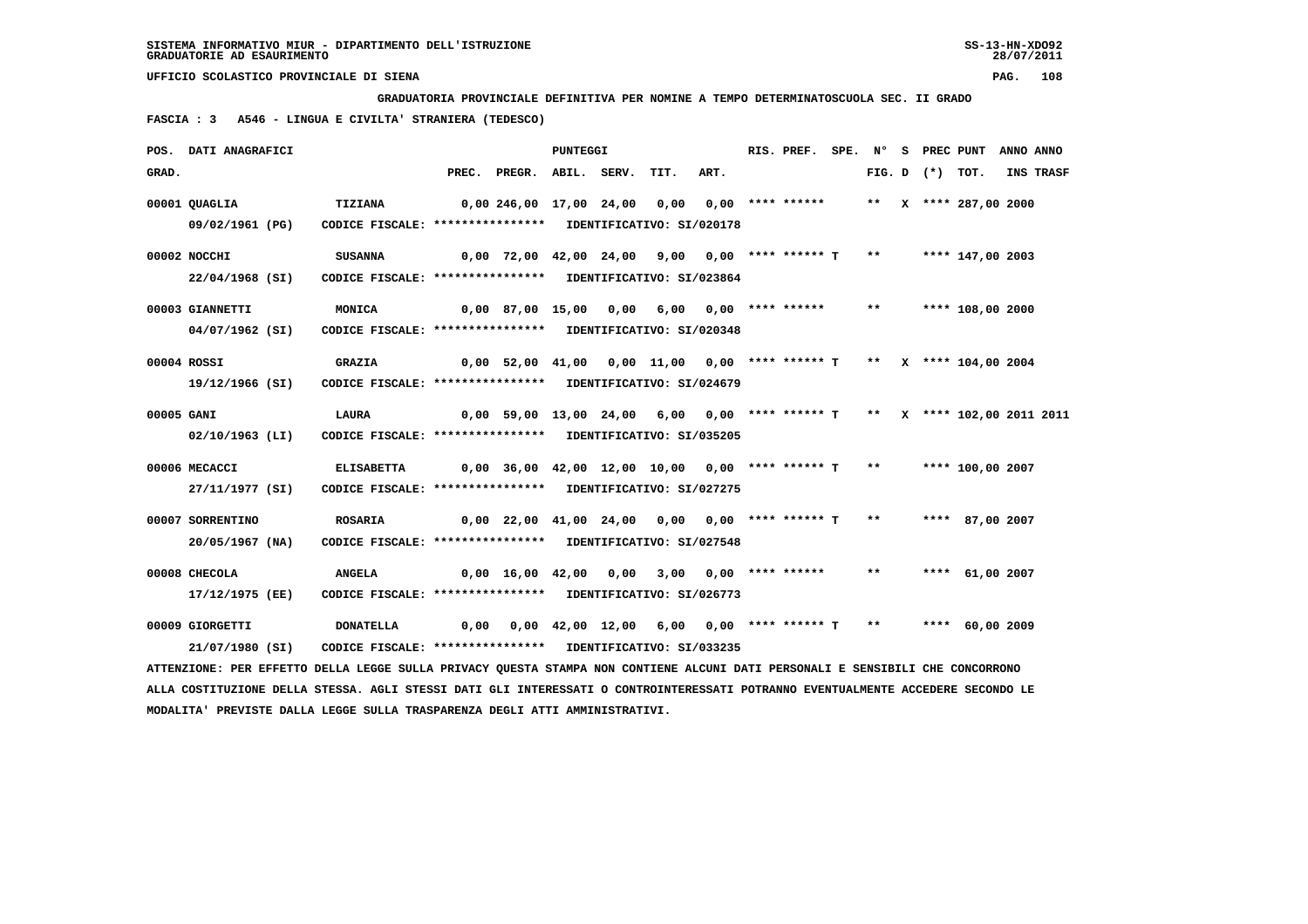SISTEMA INFORMATIVO MIUR - DIPARTIMENTO DELL'ISTRUZIONE
GRADUATORIE AD ESAURIMENTO

UFFICIO SCOLASTICO PROVINCIALE DI SIENA

**GRADUATORIA PROVINCIALE DEFINITIVA PER NOMINE A TEMPO DETERMINATOSCUOLA SEC. II GRADO**

**FASCIA : 3   A546 - LINGUA E CIVILTA' STRANIERA (TEDESCO)**

| POS. GRAD. | DATI ANAGRAFICI | | PREC. | PREGR. | ABIL. | SERV. | TIT. | ART. | RIS. PREF. | SPE. | N° FIG. | S D | PREC (*) | PUNT TOT. | ANNO INS | ANNO TRASF |
|---|---|---|---|---|---|---|---|---|---|---|---|---|---|---|---|---|
| 00001 | QUAGLIA | TIZIANA | 0,00 | 246,00 | 17,00 | 24,00 | 0,00 | 0,00 | **** ****** | | ** | X | **** | 287,00 | 2000 | |
| | 09/02/1961 (PG) | CODICE FISCALE: **************** IDENTIFICATIVO: SI/020178 | | | | | | | | | | | | | | |
| 00002 | NOCCHI | SUSANNA | 0,00 | 72,00 | 42,00 | 24,00 | 9,00 | 0,00 | **** ****** T | | ** | | **** | 147,00 | 2003 | |
| | 22/04/1968 (SI) | CODICE FISCALE: **************** IDENTIFICATIVO: SI/023864 | | | | | | | | | | | | | | |
| 00003 | GIANNETTI | MONICA | 0,00 | 87,00 | 15,00 | 0,00 | 6,00 | 0,00 | **** ****** | | ** | | **** | 108,00 | 2000 | |
| | 04/07/1962 (SI) | CODICE FISCALE: **************** IDENTIFICATIVO: SI/020348 | | | | | | | | | | | | | | |
| 00004 | ROSSI | GRAZIA | 0,00 | 52,00 | 41,00 | 0,00 | 11,00 | 0,00 | **** ****** T | | ** | X | **** | 104,00 | 2004 | |
| | 19/12/1966 (SI) | CODICE FISCALE: **************** IDENTIFICATIVO: SI/024679 | | | | | | | | | | | | | | |
| 00005 | GANI | LAURA | 0,00 | 59,00 | 13,00 | 24,00 | 6,00 | 0,00 | **** ****** T | | ** | X | **** | 102,00 | 2011 | 2011 |
| | 02/10/1963 (LI) | CODICE FISCALE: **************** IDENTIFICATIVO: SI/035205 | | | | | | | | | | | | | | |
| 00006 | MECACCI | ELISABETTA | 0,00 | 36,00 | 42,00 | 12,00 | 10,00 | 0,00 | **** ****** T | | ** | | **** | 100,00 | 2007 | |
| | 27/11/1977 (SI) | CODICE FISCALE: **************** IDENTIFICATIVO: SI/027275 | | | | | | | | | | | | | | |
| 00007 | SORRENTINO | ROSARIA | 0,00 | 22,00 | 41,00 | 24,00 | 0,00 | 0,00 | **** ****** T | | ** | | **** | 87,00 | 2007 | |
| | 20/05/1967 (NA) | CODICE FISCALE: **************** IDENTIFICATIVO: SI/027548 | | | | | | | | | | | | | | |
| 00008 | CHECOLA | ANGELA | 0,00 | 16,00 | 42,00 | 0,00 | 3,00 | 0,00 | **** ****** | | ** | | **** | 61,00 | 2007 | |
| | 17/12/1975 (EE) | CODICE FISCALE: **************** IDENTIFICATIVO: SI/026773 | | | | | | | | | | | | | | |
| 00009 | GIORGETTI | DONATELLA | 0,00 | 0,00 | 42,00 | 12,00 | 6,00 | 0,00 | **** ****** T | | ** | | **** | 60,00 | 2009 | |
| | 21/07/1980 (SI) | CODICE FISCALE: **************** IDENTIFICATIVO: SI/033235 | | | | | | | | | | | | | | |

ATTENZIONE: PER EFFETTO DELLA LEGGE SULLA PRIVACY QUESTA STAMPA NON CONTIENE ALCUNI DATI PERSONALI E SENSIBILI CHE CONCORRONO ALLA COSTITUZIONE DELLA STESSA. AGLI STESSI DATI GLI INTERESSATI O CONTROINTERESSATI POTRANNO EVENTUALMENTE ACCEDERE SECONDO LE MODALITA' PREVISTE DALLA LEGGE SULLA TRASPARENZA DEGLI ATTI AMMINISTRATIVI.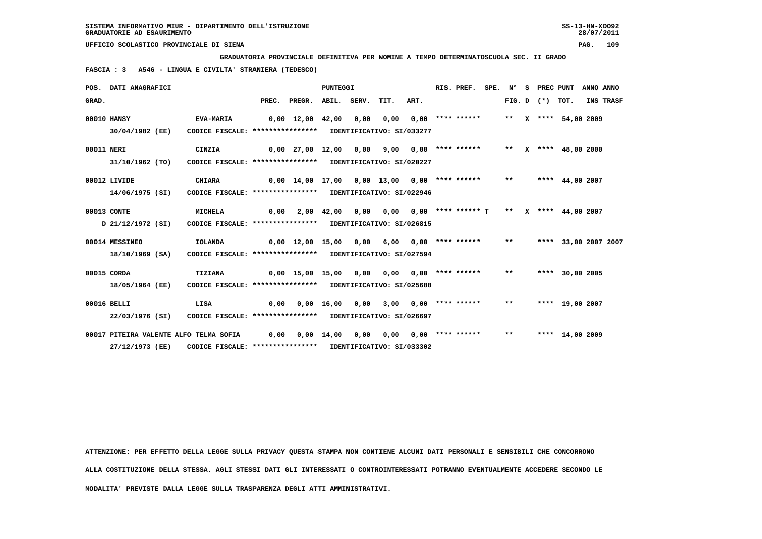SISTEMA INFORMATIVO MIUR - DIPARTIMENTO DELL'ISTRUZIONE
GRADUATORIE AD ESAURIMENTO

UFFICIO SCOLASTICO PROVINCIALE DI SIENA

**GRADUATORIA PROVINCIALE DEFINITIVA PER NOMINE A TEMPO DETERMINATOSCUOLA SEC. II GRADO**

**FASCIA : 3 A546 - LINGUA E CIVILTA' STRANIERA (TEDESCO)**

| POS. GRAD. | DATI ANAGRAFICI | | PREC. | PREGR. | ABIL. | SERV. | TIT. | ART. | RIS. PREF. | SPE. | N° FIG. | S D | PREC (*) | PUNT TOT. | ANNO INS | ANNO TRASF |
|---|---|---|---|---|---|---|---|---|---|---|---|---|---|---|---|---|
| 00010 | HANSY 30/04/1982 (EE) | EVA-MARIA CODICE FISCALE: **************** IDENTIFICATIVO: SI/033277 | 0,00 | 12,00 | 42,00 | 0,00 | 0,00 | 0,00 | **** ****** | | ** | X | **** | 54,00 | 2009 | |
| 00011 | NERI 31/10/1962 (TO) | CINZIA CODICE FISCALE: **************** IDENTIFICATIVO: SI/020227 | 0,00 | 27,00 | 12,00 | 0,00 | 9,00 | 0,00 | **** ****** | | ** | X | **** | 48,00 | 2000 | |
| 00012 | LIVIDE 14/06/1975 (SI) | CHIARA CODICE FISCALE: **************** IDENTIFICATIVO: SI/022946 | 0,00 | 14,00 | 17,00 | 0,00 | 13,00 | 0,00 | **** ****** | | ** | | **** | 44,00 | 2007 | |
| 00013 | CONTE D 21/12/1972 (SI) | MICHELA CODICE FISCALE: **************** IDENTIFICATIVO: SI/026815 | 0,00 | 2,00 | 42,00 | 0,00 | 0,00 | 0,00 | **** ****** | T | ** | X | **** | 44,00 | 2007 | |
| 00014 | MESSINEO 18/10/1969 (SA) | IOLANDA CODICE FISCALE: **************** IDENTIFICATIVO: SI/027594 | 0,00 | 12,00 | 15,00 | 0,00 | 6,00 | 0,00 | **** ****** | | ** | | **** | 33,00 | 2007 | 2007 |
| 00015 | CORDA 18/05/1964 (EE) | TIZIANA CODICE FISCALE: **************** IDENTIFICATIVO: SI/025688 | 0,00 | 15,00 | 15,00 | 0,00 | 0,00 | 0,00 | **** ****** | | ** | | **** | 30,00 | 2005 | |
| 00016 | BELLI 22/03/1976 (SI) | LISA CODICE FISCALE: **************** IDENTIFICATIVO: SI/026697 | 0,00 | 0,00 | 16,00 | 0,00 | 3,00 | 0,00 | **** ****** | | ** | | **** | 19,00 | 2007 | |
| 00017 | PITEIRA VALENTE ALFO 27/12/1973 (EE) | TELMA SOFIA CODICE FISCALE: **************** IDENTIFICATIVO: SI/033302 | 0,00 | 0,00 | 14,00 | 0,00 | 0,00 | 0,00 | **** ****** | | ** | | **** | 14,00 | 2009 | |

ATTENZIONE: PER EFFETTO DELLA LEGGE SULLA PRIVACY QUESTA STAMPA NON CONTIENE ALCUNI DATI PERSONALI E SENSIBILI CHE CONCORRONO ALLA COSTITUZIONE DELLA STESSA. AGLI STESSI DATI GLI INTERESSATI O CONTROINTERESSATI POTRANNO EVENTUALMENTE ACCEDERE SECONDO LE MODALITA' PREVISTE DALLA LEGGE SULLA TRASPARENZA DEGLI ATTI AMMINISTRATIVI.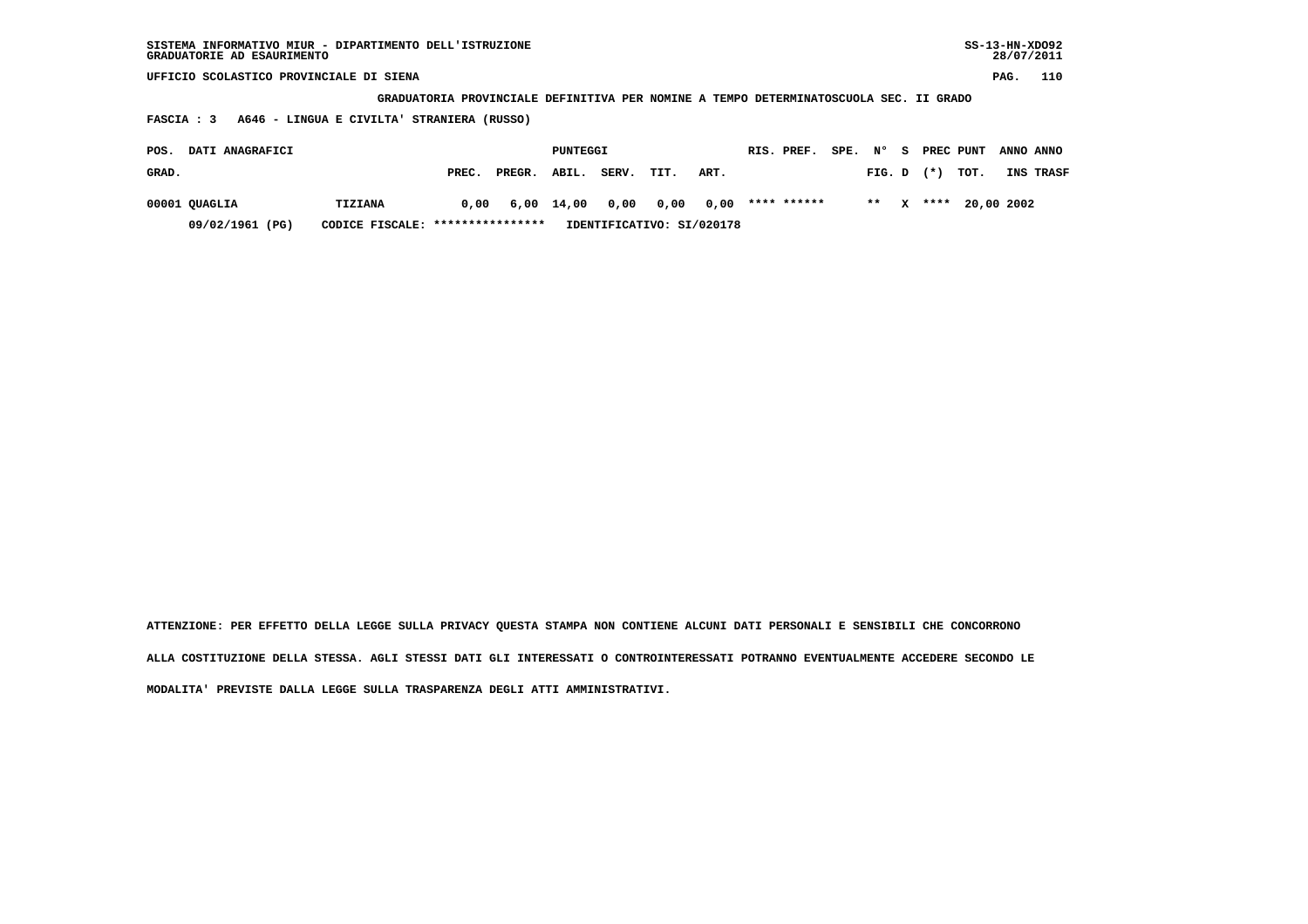SISTEMA INFORMATIVO MIUR - DIPARTIMENTO DELL'ISTRUZIONE
GRADUATORIE AD ESAURIMENTO

UFFICIO SCOLASTICO PROVINCIALE DI SIENA

**GRADUATORIA PROVINCIALE DEFINITIVA PER NOMINE A TEMPO DETERMINATOSCUOLA SEC. II GRADO**

**FASCIA : 3 A646 - LINGUA E CIVILTA' STRANIERA (RUSSO)**

| POS. GRAD. | DATI ANAGRAFICI | | PREC. | PREGR. | ABIL. | SERV. | TIT. | ART. | RIS. PREF. | SPE. | N° FIG. | S D | PREC (*) | PUNT TOT. | ANNO INS | ANNO TRASF |
|---|---|---|---|---|---|---|---|---|---|---|---|---|---|---|---|---|
| 00001 | QUAGLIA | TIZIANA | 0,00 | 6,00 | 14,00 | 0,00 | 0,00 | 0,00 | **** ****** | | ** | X | **** | 20,00 | 2002 | |
| | 09/02/1961 (PG) | CODICE FISCALE: **************** | IDENTIFICATIVO: SI/020178 | | | | | | | | | | | | | |

ATTENZIONE: PER EFFETTO DELLA LEGGE SULLA PRIVACY QUESTA STAMPA NON CONTIENE ALCUNI DATI PERSONALI E SENSIBILI CHE CONCORRONO ALLA COSTITUZIONE DELLA STESSA. AGLI STESSI DATI GLI INTERESSATI O CONTROINTERESSATI POTRANNO EVENTUALMENTE ACCEDERE SECONDO LE MODALITA' PREVISTE DALLA LEGGE SULLA TRASPARENZA DEGLI ATTI AMMINISTRATIVI.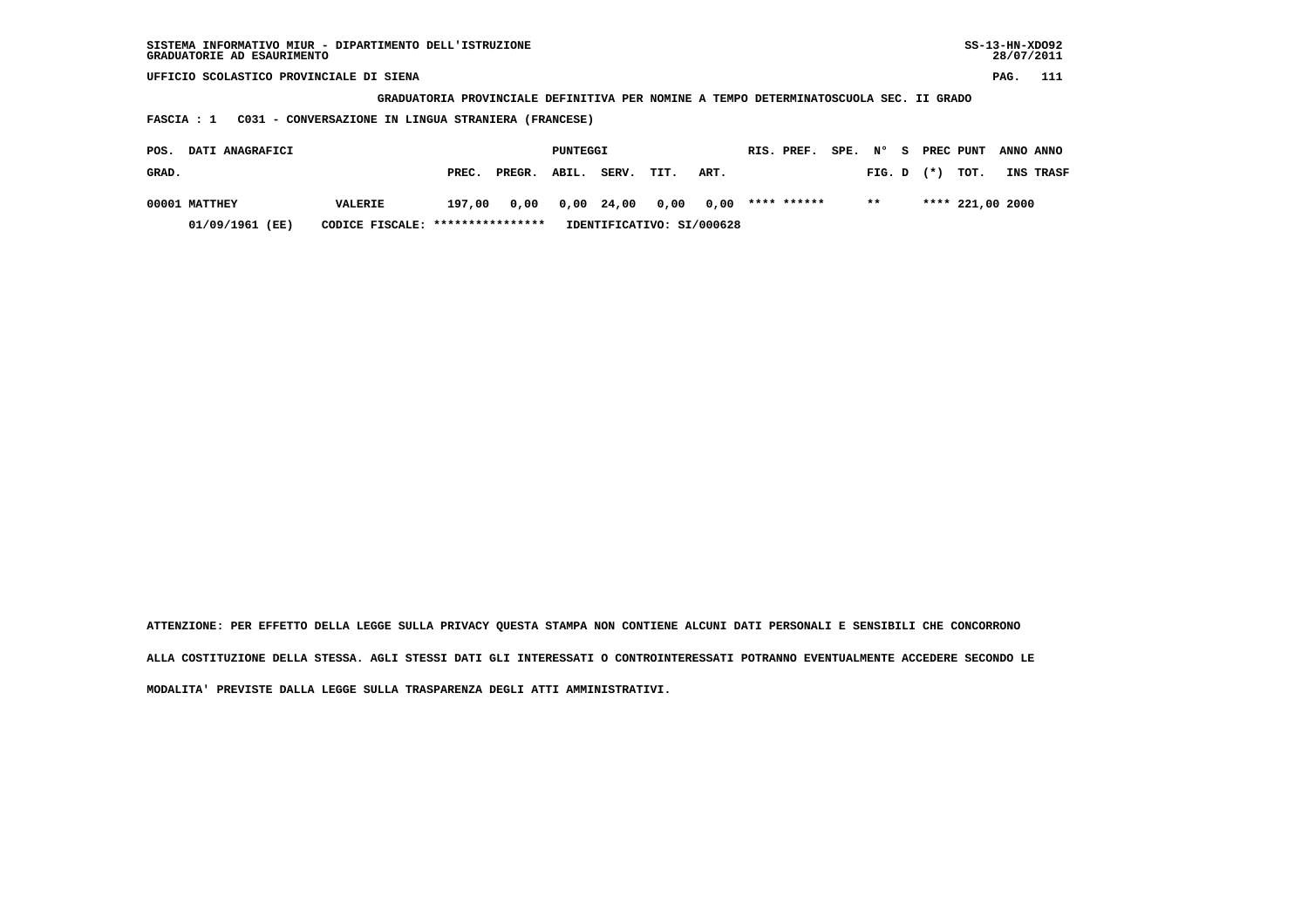SISTEMA INFORMATIVO MIUR - DIPARTIMENTO DELL'ISTRUZIONE
GRADUATORIE AD ESAURIMENTO

SS-13-HN-XDO92
28/07/2011

UFFICIO SCOLASTICO PROVINCIALE DI SIENA

**GRADUATORIA PROVINCIALE DEFINITIVA PER NOMINE A TEMPO DETERMINATOSCUOLA SEC. II GRADO**

**FASCIA : 1   C031 - CONVERSAZIONE IN LINGUA STRANIERA (FRANCESE)**

| POS. GRAD. | DATI ANAGRAFICI | | PUNTEGGI PREC. | PREGR. | ABIL. | SERV. | TIT. | ART. | RIS. | PREF. | SPE. | N° FIG. | S D | PREC (*) | PUNT TOT. | ANNO INS | ANNO TRASF |
|---|---|---|---|---|---|---|---|---|---|---|---|---|---|---|---|---|---|
| 00001 | MATTHEY | VALERIE | 197,00 | 0,00 | 0,00 | 24,00 | 0,00 | 0,00 | **** | ****** | | ** | | **** | 221,00 | 2000 | |
| | 01/09/1961 (EE) | CODICE FISCALE: **************** | IDENTIFICATIVO: SI/000628 | | | | | | | | | | | | | | |

ATTENZIONE: PER EFFETTO DELLA LEGGE SULLA PRIVACY QUESTA STAMPA NON CONTIENE ALCUNI DATI PERSONALI E SENSIBILI CHE CONCORRONO ALLA COSTITUZIONE DELLA STESSA. AGLI STESSI DATI GLI INTERESSATI O CONTROINTERESSATI POTRANNO EVENTUALMENTE ACCEDERE SECONDO LE MODALITA' PREVISTE DALLA LEGGE SULLA TRASPARENZA DEGLI ATTI AMMINISTRATIVI.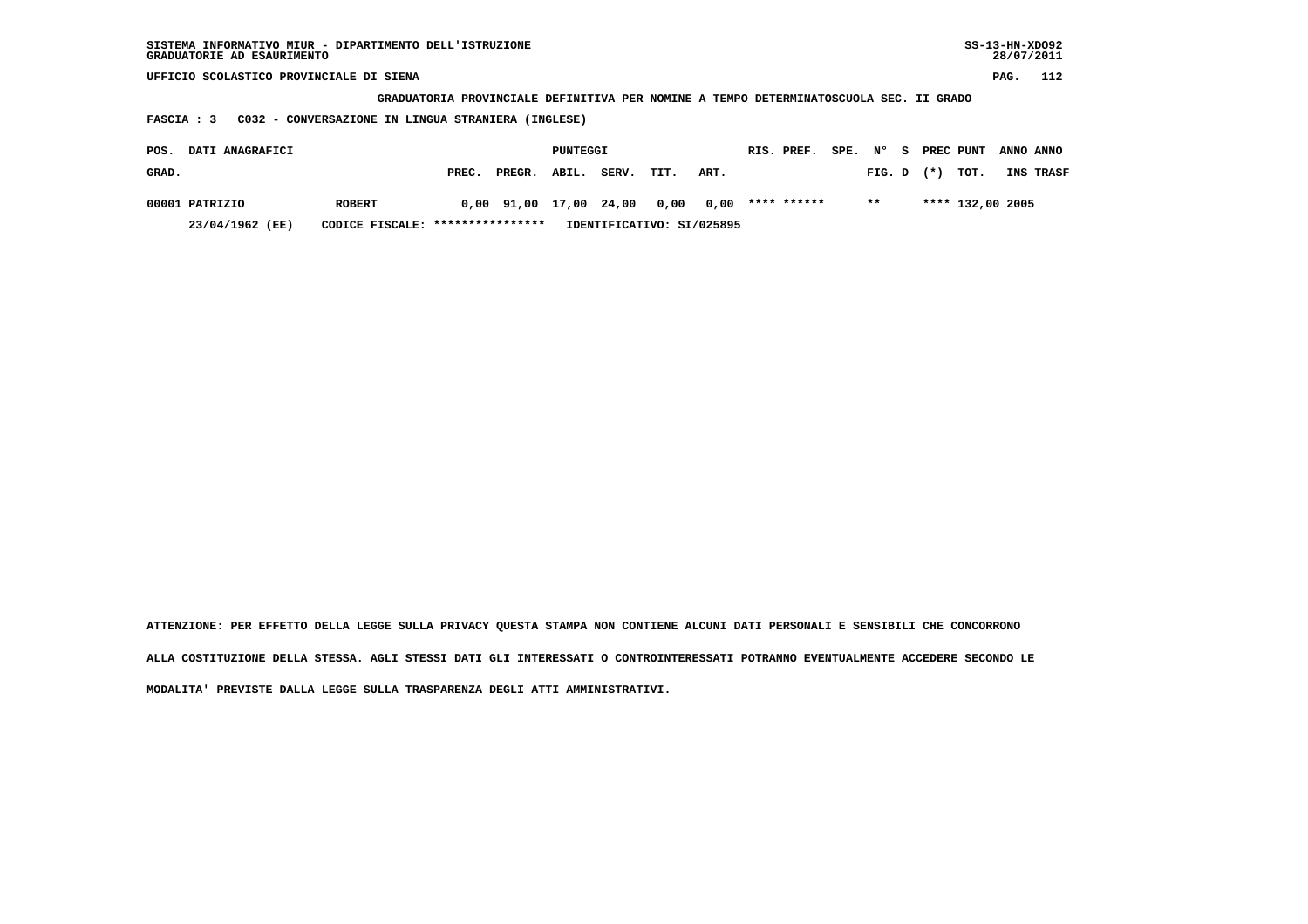SISTEMA INFORMATIVO MIUR - DIPARTIMENTO DELL'ISTRUZIONE
GRADUATORIE AD ESAURIMENTO

UFFICIO SCOLASTICO PROVINCIALE DI SIENA

**GRADUATORIA PROVINCIALE DEFINITIVA PER NOMINE A TEMPO DETERMINATOSCUOLA SEC. II GRADO**

**FASCIA : 3   C032 - CONVERSAZIONE IN LINGUA STRANIERA (INGLESE)**

| POS. GRAD. | DATI ANAGRAFICI | | PUNTEGGI PREC. | PREGR. | ABIL. | SERV. | TIT. | ART. | RIS. | PREF. | SPE. | N° FIG. | S D | PREC (*) | PUNT TOT. | ANNO INS | ANNO TRASF |
|---|---|---|---|---|---|---|---|---|---|---|---|---|---|---|---|---|---|
| 00001 | PATRIZIO | ROBERT | 0,00 | 91,00 | 17,00 | 24,00 | 0,00 | 0,00 | **** | ****** | | ** | | **** | 132,00 | 2005 | |
| | 23/04/1962 (EE) | CODICE FISCALE: **************** | IDENTIFICATIVO: SI/025895 | | | | | | | | | | | | | | |

ATTENZIONE: PER EFFETTO DELLA LEGGE SULLA PRIVACY QUESTA STAMPA NON CONTIENE ALCUNI DATI PERSONALI E SENSIBILI CHE CONCORRONO ALLA COSTITUZIONE DELLA STESSA. AGLI STESSI DATI GLI INTERESSATI O CONTROINTERESSATI POTRANNO EVENTUALMENTE ACCEDERE SECONDO LE MODALITA' PREVISTE DALLA LEGGE SULLA TRASPARENZA DEGLI ATTI AMMINISTRATIVI.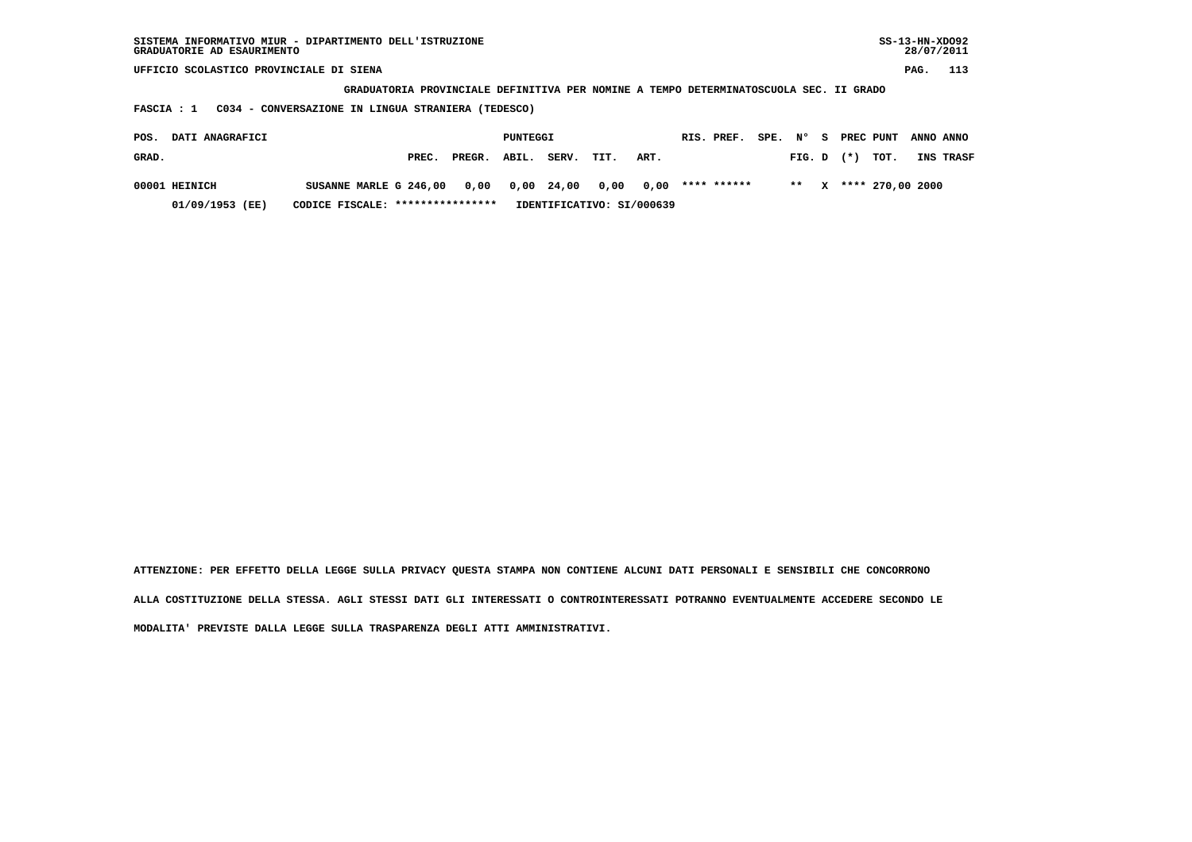GRADUATORIA PROVINCIALE DEFINITIVA PER NOMINE A TEMPO DETERMINATOSCUOLA SEC. II GRADO

FASCIA : 1   C034 - CONVERSAZIONE IN LINGUA STRANIERA (TEDESCO)

| POS. GRAD. | DATI ANAGRAFICI | | PUNTEGGI PREC. | PREGR. | ABIL. | SERV. | TIT. | ART. | RIS. PREF. | SPE. | N° FIG. | S D | PREC (*) | PUNT TOT. | ANNO INS | ANNO TRASF |
|---|---|---|---|---|---|---|---|---|---|---|---|---|---|---|---|---|
| 00001 | HEINICH | SUSANNE MARLE G | 246,00 | 0,00 | 0,00 | 24,00 | 0,00 | 0,00 | **** ****** | | ** | X | **** | 270,00 | 2000 | |
| | 01/09/1953 (EE) | CODICE FISCALE: **************** | IDENTIFICATIVO: SI/000639 | | | | | | | | | | | | | |

ATTENZIONE: PER EFFETTO DELLA LEGGE SULLA PRIVACY QUESTA STAMPA NON CONTIENE ALCUNI DATI PERSONALI E SENSIBILI CHE CONCORRONO ALLA COSTITUZIONE DELLA STESSA. AGLI STESSI DATI GLI INTERESSATI O CONTROINTERESSATI POTRANNO EVENTUALMENTE ACCEDERE SECONDO LE MODALITA' PREVISTE DALLA LEGGE SULLA TRASPARENZA DEGLI ATTI AMMINISTRATIVI.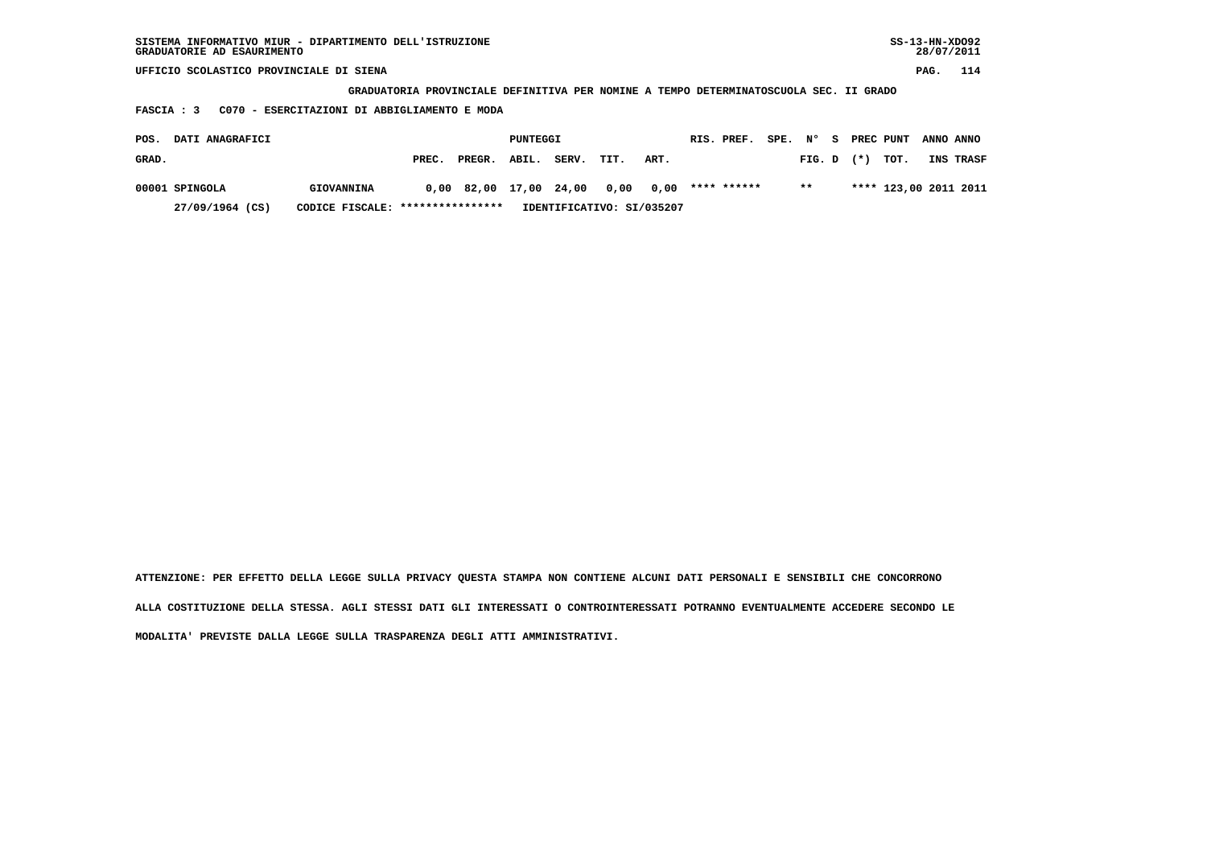SISTEMA INFORMATIVO MIUR - DIPARTIMENTO DELL'ISTRUZIONE
GRADUATORIE AD ESAURIMENTO

SS-13-HN-XDO92
28/07/2011

UFFICIO SCOLASTICO PROVINCIALE DI SIENA

**GRADUATORIA PROVINCIALE DEFINITIVA PER NOMINE A TEMPO DETERMINATOSCUOLA SEC. II GRADO**

**FASCIA : 3 C070 - ESERCITAZIONI DI ABBIGLIAMENTO E MODA**

| POS. GRAD. | DATI ANAGRAFICI | | PUNTEGGI PREC. | PREGR. | ABIL. | SERV. | TIT. | ART. | RIS. PREF. | SPE. N° FIG. | S D | PREC (*) | PUNT TOT. | ANNO INS | ANNO TRASF |
|---|---|---|---|---|---|---|---|---|---|---|---|---|---|---|---|
| 00001 | SPINGOLA | GIOVANNINA | 0,00 | 82,00 | 17,00 | 24,00 | 0,00 | 0,00 | **** ****** | ** | | **** | 123,00 | 2011 | 2011 |
| | 27/09/1964 (CS) | CODICE FISCALE: **************** | IDENTIFICATIVO: SI/035207 | | | | | | | | | | | | |

ATTENZIONE: PER EFFETTO DELLA LEGGE SULLA PRIVACY QUESTA STAMPA NON CONTIENE ALCUNI DATI PERSONALI E SENSIBILI CHE CONCORRONO ALLA COSTITUZIONE DELLA STESSA. AGLI STESSI DATI GLI INTERESSATI O CONTROINTERESSATI POTRANNO EVENTUALMENTE ACCEDERE SECONDO LE MODALITA' PREVISTE DALLA LEGGE SULLA TRASPARENZA DEGLI ATTI AMMINISTRATIVI.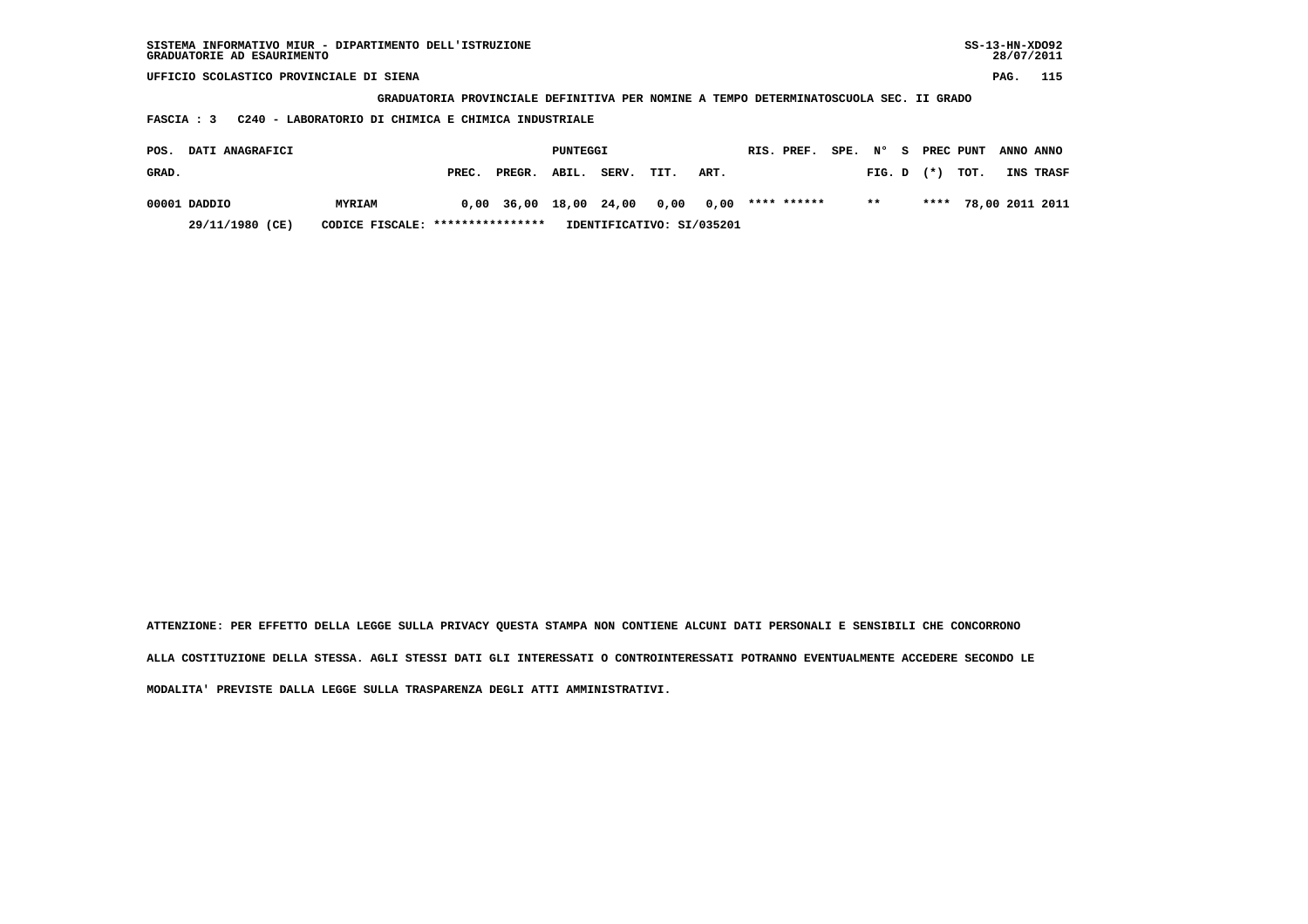SISTEMA INFORMATIVO MIUR - DIPARTIMENTO DELL'ISTRUZIONE
GRADUATORIE AD ESAURIMENTO

UFFICIO SCOLASTICO PROVINCIALE DI SIENA

**GRADUATORIA PROVINCIALE DEFINITIVA PER NOMINE A TEMPO DETERMINATOSCUOLA SEC. II GRADO**

**FASCIA : 3 C240 - LABORATORIO DI CHIMICA E CHIMICA INDUSTRIALE**

| POS. GRAD. | DATI ANAGRAFICI | | PUNTEGGI PREC. | PREGR. | ABIL. | SERV. | TIT. | ART. | RIS. PREF. | SPE. N° FIG. | S D | PREC (*) | PUNT TOT. | ANNO INS | ANNO TRASF |
|---|---|---|---|---|---|---|---|---|---|---|---|---|---|---|---|
| 00001 | DADDIO | MYRIAM | 0,00 | 36,00 | 18,00 | 24,00 | 0,00 | 0,00 | **** ****** | ** | | **** | 78,00 | 2011 | 2011 |
| | 29/11/1980 (CE) | CODICE FISCALE: **************** | IDENTIFICATIVO: SI/035201 | | | | | | | | | | | | |

ATTENZIONE: PER EFFETTO DELLA LEGGE SULLA PRIVACY QUESTA STAMPA NON CONTIENE ALCUNI DATI PERSONALI E SENSIBILI CHE CONCORRONO ALLA COSTITUZIONE DELLA STESSA. AGLI STESSI DATI GLI INTERESSATI O CONTROINTERESSATI POTRANNO EVENTUALMENTE ACCEDERE SECONDO LE MODALITA' PREVISTE DALLA LEGGE SULLA TRASPARENZA DEGLI ATTI AMMINISTRATIVI.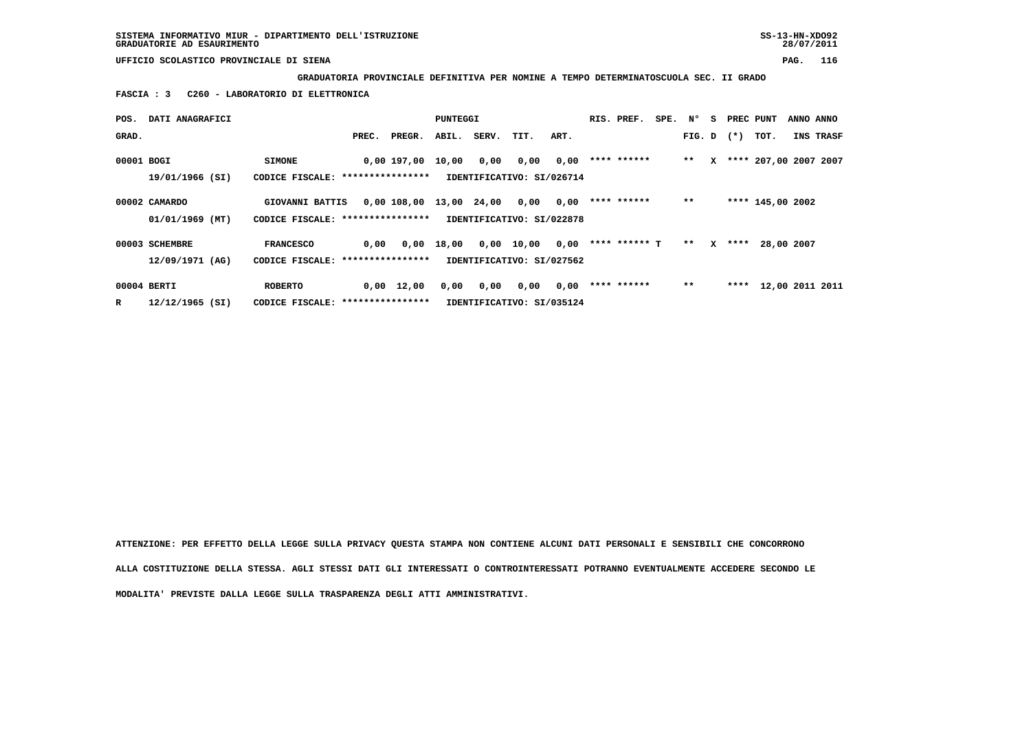SISTEMA INFORMATIVO MIUR - DIPARTIMENTO DELL'ISTRUZIONE
GRADUATORIE AD ESAURIMENTO

UFFICIO SCOLASTICO PROVINCIALE DI SIENA

**GRADUATORIA PROVINCIALE DEFINITIVA PER NOMINE A TEMPO DETERMINATOSCUOLA SEC. II GRADO**

**FASCIA : 3 C260 - LABORATORIO DI ELETTRONICA**

| POS. GRAD. | DATI ANAGRAFICI | | PREC. | PREGR. | ABIL. | SERV. | TIT. | ART. | RIS. PREF. | SPE. | N° FIG. | S D | PREC (*) | PUNT TOT. | ANNO INS | ANNO TRASF |
|---|---|---|---|---|---|---|---|---|---|---|---|---|---|---|---|---|
| 00001 | BOGI 19/01/1966 (SI) | SIMONE CODICE FISCALE: **************** IDENTIFICATIVO: SI/026714 | 0,00 | 197,00 | 10,00 | 0,00 | 0,00 | 0,00 | **** ****** | | ** | X | **** | 207,00 | 2007 | 2007 |
| 00002 | CAMARDO 01/01/1969 (MT) | GIOVANNI BATTIS CODICE FISCALE: **************** IDENTIFICATIVO: SI/022878 | 0,00 | 108,00 | 13,00 | 24,00 | 0,00 | 0,00 | **** ****** | | ** | | **** | 145,00 | 2002 | |
| 00003 | SCHEMBRE 12/09/1971 (AG) | FRANCESCO CODICE FISCALE: **************** IDENTIFICATIVO: SI/027562 | 0,00 | 0,00 | 18,00 | 0,00 | 10,00 | 0,00 | **** ****** T | | ** | X | **** | 28,00 | 2007 | |
| 00004 R | BERTI 12/12/1965 (SI) | ROBERTO CODICE FISCALE: **************** IDENTIFICATIVO: SI/035124 | 0,00 | 12,00 | 0,00 | 0,00 | 0,00 | 0,00 | **** ****** | | ** | | **** | 12,00 | 2011 | 2011 |

ATTENZIONE: PER EFFETTO DELLA LEGGE SULLA PRIVACY QUESTA STAMPA NON CONTIENE ALCUNI DATI PERSONALI E SENSIBILI CHE CONCORRONO ALLA COSTITUZIONE DELLA STESSA. AGLI STESSI DATI GLI INTERESSATI O CONTROINTERESSATI POTRANNO EVENTUALMENTE ACCEDERE SECONDO LE MODALITA' PREVISTE DALLA LEGGE SULLA TRASPARENZA DEGLI ATTI AMMINISTRATIVI.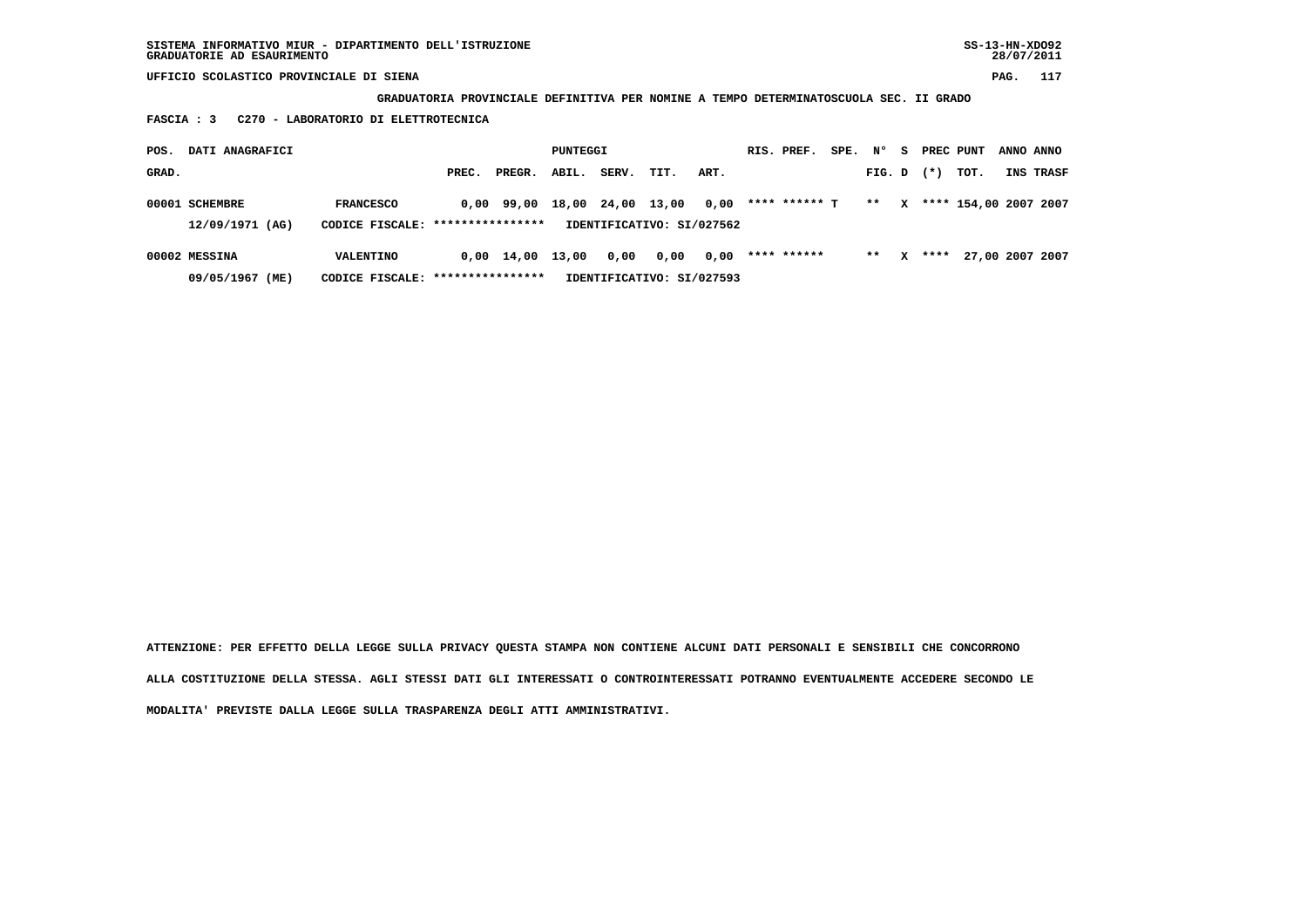SISTEMA INFORMATIVO MIUR - DIPARTIMENTO DELL'ISTRUZIONE
GRADUATORIE AD ESAURIMENTO

SS-13-HN-XDO92
28/07/2011

UFFICIO SCOLASTICO PROVINCIALE DI SIENA

**GRADUATORIA PROVINCIALE DEFINITIVA PER NOMINE A TEMPO DETERMINATOSCUOLA SEC. II GRADO**

**FASCIA : 3 C270 - LABORATORIO DI ELETTROTECNICA**

| POS. GRAD. | DATI ANAGRAFICI | | PREC. | PREGR. | ABIL. | SERV. | TIT. | ART. | RIS. PREF. | SPE. | N° FIG. | S D | PREC (*) | PUNT TOT. | ANNO INS | ANNO TRASF |
|---|---|---|---|---|---|---|---|---|---|---|---|---|---|---|---|---|
| 00001 | SCHEMBRE | FRANCESCO | 0,00 | 99,00 | 18,00 | 24,00 | 13,00 | 0,00 | **** ****** T | | ** | X | **** | 154,00 | 2007 | 2007 |
| | 12/09/1971 (AG) | CODICE FISCALE: **************** | IDENTIFICATIVO: SI/027562 | | | | | | | | | | | | | |
| 00002 | MESSINA | VALENTINO | 0,00 | 14,00 | 13,00 | 0,00 | 0,00 | 0,00 | **** ****** | | ** | X | **** | 27,00 | 2007 | 2007 |
| | 09/05/1967 (ME) | CODICE FISCALE: **************** | IDENTIFICATIVO: SI/027593 | | | | | | | | | | | | | |

**ATTENZIONE: PER EFFETTO DELLA LEGGE SULLA PRIVACY QUESTA STAMPA NON CONTIENE ALCUNI DATI PERSONALI E SENSIBILI CHE CONCORRONO ALLA COSTITUZIONE DELLA STESSA. AGLI STESSI DATI GLI INTERESSATI O CONTROINTERESSATI POTRANNO EVENTUALMENTE ACCEDERE SECONDO LE MODALITA' PREVISTE DALLA LEGGE SULLA TRASPARENZA DEGLI ATTI AMMINISTRATIVI.**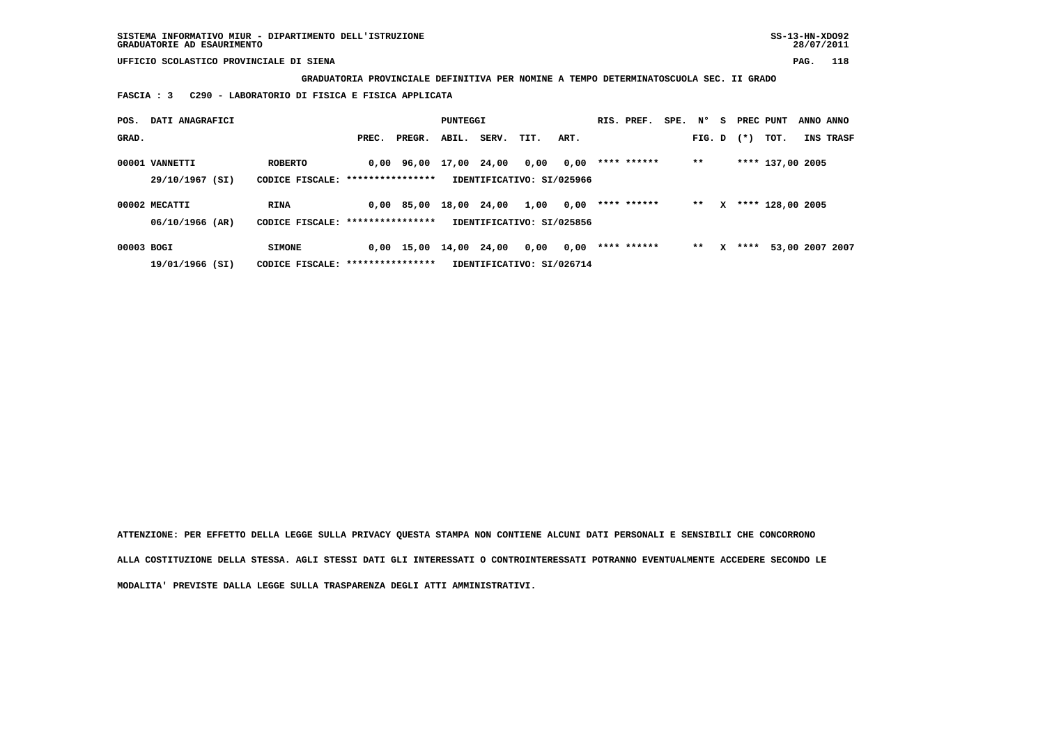**SISTEMA INFORMATIVO MIUR - DIPARTIMENTO DELL'ISTRUZIONE**
**GRADUATORIE AD ESAURIMENTO**

**UFFICIO SCOLASTICO PROVINCIALE DI SIENA**

**GRADUATORIA PROVINCIALE DEFINITIVA PER NOMINE A TEMPO DETERMINATOSCUOLA SEC. II GRADO**

**FASCIA : 3 C290 - LABORATORIO DI FISICA E FISICA APPLICATA**

| POS. GRAD. | DATI ANAGRAFICI | | PREC. | PREGR. | ABIL. | SERV. | TIT. | ART. | RIS. PREF. | SPE. | N° FIG. | S D | PREC (*) | PUNT TOT. | ANNO INS | ANNO TRASF |
|---|---|---|---|---|---|---|---|---|---|---|---|---|---|---|---|---|
| 00001 | VANNETTI | ROBERTO | 0,00 | 96,00 | 17,00 | 24,00 | 0,00 | 0,00 | **** ****** | | ** | | **** | 137,00 | 2005 | |
| | 29/10/1967 (SI) | CODICE FISCALE: **************** | IDENTIFICATIVO: SI/025966 | | | | | | | | | | | | | |
| 00002 | MECATTI | RINA | 0,00 | 85,00 | 18,00 | 24,00 | 1,00 | 0,00 | **** ****** | | ** | X | **** | 128,00 | 2005 | |
| | 06/10/1966 (AR) | CODICE FISCALE: **************** | IDENTIFICATIVO: SI/025856 | | | | | | | | | | | | | |
| 00003 | BOGI | SIMONE | 0,00 | 15,00 | 14,00 | 24,00 | 0,00 | 0,00 | **** ****** | | ** | X | **** | 53,00 | 2007 | 2007 |
| | 19/01/1966 (SI) | CODICE FISCALE: **************** | IDENTIFICATIVO: SI/026714 | | | | | | | | | | | | | |

**ATTENZIONE: PER EFFETTO DELLA LEGGE SULLA PRIVACY QUESTA STAMPA NON CONTIENE ALCUNI DATI PERSONALI E SENSIBILI CHE CONCORRONO ALLA COSTITUZIONE DELLA STESSA. AGLI STESSI DATI GLI INTERESSATI O CONTROINTERESSATI POTRANNO EVENTUALMENTE ACCEDERE SECONDO LE MODALITA' PREVISTE DALLA LEGGE SULLA TRASPARENZA DEGLI ATTI AMMINISTRATIVI.**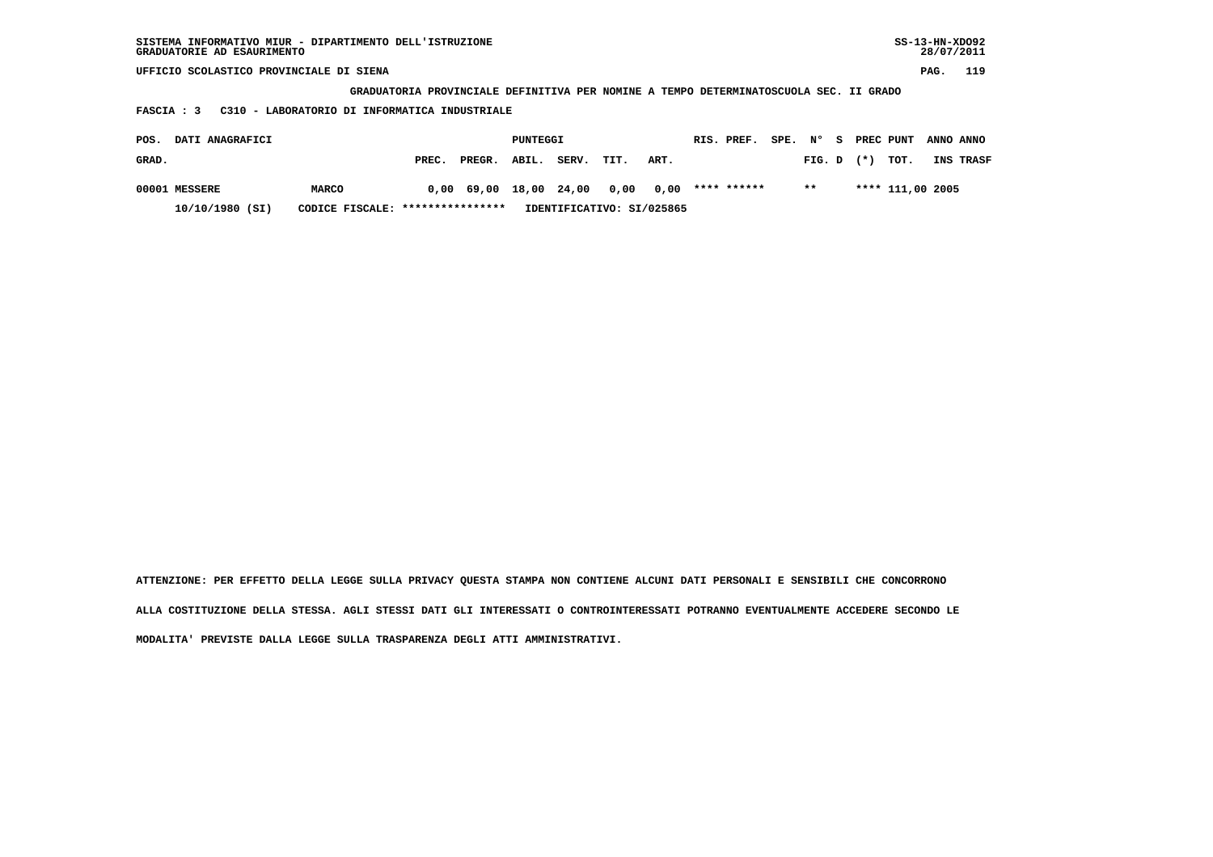GRADUATORIA PROVINCIALE DEFINITIVA PER NOMINE A TEMPO DETERMINATOSCUOLA SEC. II GRADO

FASCIA : 3 C310 - LABORATORIO DI INFORMATICA INDUSTRIALE

| POS. GRAD. | DATI ANAGRAFICI | | PREC. | PREGR. | ABIL. | SERV. | TIT. | ART. | RIS. | PREF. | SPE. | N° FIG. | S D | PREC (*) | PUNT TOT. | ANNO INS | ANNO TRASF |
|---|---|---|---|---|---|---|---|---|---|---|---|---|---|---|---|---|---|
| 00001 | MESSERE | MARCO | 0,00 | 69,00 | 18,00 | 24,00 | 0,00 | 0,00 | **** | ****** | | ** | | **** | 111,00 | 2005 | |
| | 10/10/1980 (SI) | CODICE FISCALE: **************** | | IDENTIFICATIVO: SI/025865 | | | | | | | | | | | | | |

ATTENZIONE: PER EFFETTO DELLA LEGGE SULLA PRIVACY QUESTA STAMPA NON CONTIENE ALCUNI DATI PERSONALI E SENSIBILI CHE CONCORRONO ALLA COSTITUZIONE DELLA STESSA. AGLI STESSI DATI GLI INTERESSATI O CONTROINTERESSATI POTRANNO EVENTUALMENTE ACCEDERE SECONDO LE MODALITA' PREVISTE DALLA LEGGE SULLA TRASPARENZA DEGLI ATTI AMMINISTRATIVI.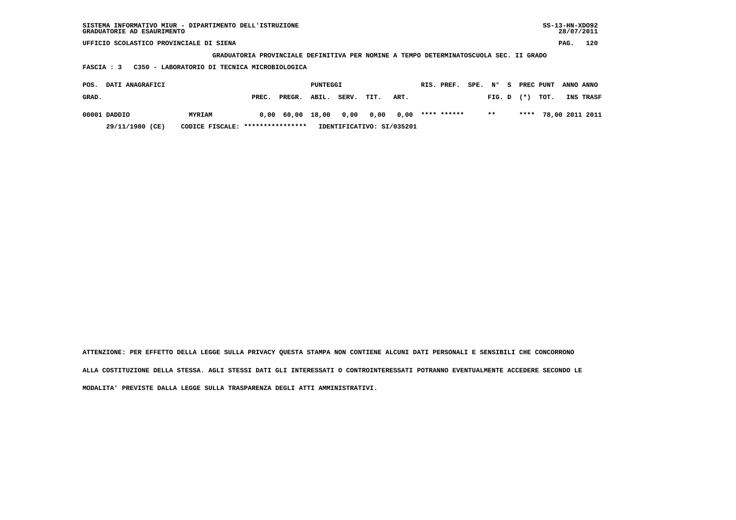SISTEMA INFORMATIVO MIUR - DIPARTIMENTO DELL'ISTRUZIONE
GRADUATORIE AD ESAURIMENTO

UFFICIO SCOLASTICO PROVINCIALE DI SIENA

**GRADUATORIA PROVINCIALE DEFINITIVA PER NOMINE A TEMPO DETERMINATOSCUOLA SEC. II GRADO**

**FASCIA : 3 C350 - LABORATORIO DI TECNICA MICROBIOLOGICA**

| POS. GRAD. | DATI ANAGRAFICI | | PREC. | PREGR. | ABIL. | SERV. | TIT. | ART. | RIS. PREF. | SPE. | N° FIG. | S D | PREC (*) | PUNT TOT. | ANNO INS | ANNO TRASF |
|---|---|---|---|---|---|---|---|---|---|---|---|---|---|---|---|---|
| 00001 | DADDIO | MYRIAM | 0,00 | 60,00 | 18,00 | 0,00 | 0,00 | 0,00 | **** ****** | | ** | | **** | 78,00 | 2011 | 2011 |
| | 29/11/1980 (CE) | CODICE FISCALE: **************** | IDENTIFICATIVO: SI/035201 | | | | | | | | | | | | | |

ATTENZIONE: PER EFFETTO DELLA LEGGE SULLA PRIVACY QUESTA STAMPA NON CONTIENE ALCUNI DATI PERSONALI E SENSIBILI CHE CONCORRONO ALLA COSTITUZIONE DELLA STESSA. AGLI STESSI DATI GLI INTERESSATI O CONTROINTERESSATI POTRANNO EVENTUALMENTE ACCEDERE SECONDO LE MODALITA' PREVISTE DALLA LEGGE SULLA TRASPARENZA DEGLI ATTI AMMINISTRATIVI.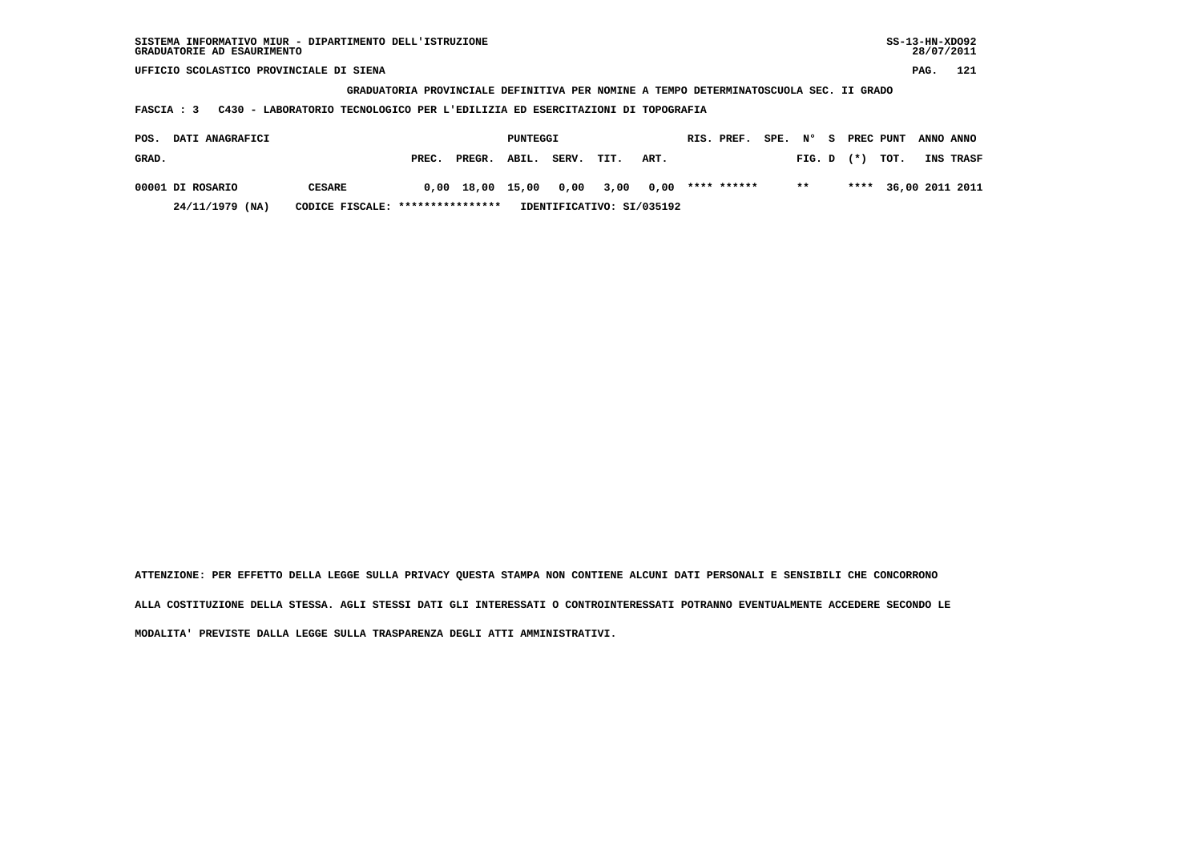SISTEMA INFORMATIVO MIUR - DIPARTIMENTO DELL'ISTRUZIONE
GRADUATORIE AD ESAURIMENTO

UFFICIO SCOLASTICO PROVINCIALE DI SIENA

**GRADUATORIA PROVINCIALE DEFINITIVA PER NOMINE A TEMPO DETERMINATOSCUOLA SEC. II GRADO**

**FASCIA : 3 C430 - LABORATORIO TECNOLOGICO PER L'EDILIZIA ED ESERCITAZIONI DI TOPOGRAFIA**

| POS. GRAD. | DATI ANAGRAFICI | | PREC. | PREGR. | ABIL. | SERV. | TIT. | ART. | RIS. | PREF. | SPE. | N° FIG. | S D | PREC (*) | PUNT TOT. | ANNO INS | ANNO TRASF |
|---|---|---|---|---|---|---|---|---|---|---|---|---|---|---|---|---|---|
| 00001 | DI ROSARIO | CESARE | 0,00 | 18,00 | 15,00 | 0,00 | 3,00 | 0,00 | **** | ****** | | ** | | **** | 36,00 | 2011 | 2011 |
| | 24/11/1979 (NA) | CODICE FISCALE: **************** | IDENTIFICATIVO: SI/035192 | | | | | | | | | | | | | | |

ATTENZIONE: PER EFFETTO DELLA LEGGE SULLA PRIVACY QUESTA STAMPA NON CONTIENE ALCUNI DATI PERSONALI E SENSIBILI CHE CONCORRONO ALLA COSTITUZIONE DELLA STESSA. AGLI STESSI DATI GLI INTERESSATI O CONTROINTERESSATI POTRANNO EVENTUALMENTE ACCEDERE SECONDO LE MODALITA' PREVISTE DALLA LEGGE SULLA TRASPARENZA DEGLI ATTI AMMINISTRATIVI.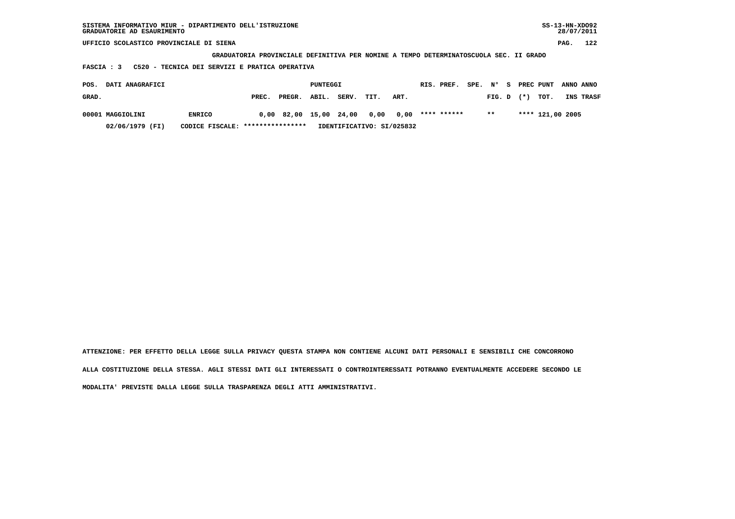SISTEMA INFORMATIVO MIUR - DIPARTIMENTO DELL'ISTRUZIONE
GRADUATORIE AD ESAURIMENTO

UFFICIO SCOLASTICO PROVINCIALE DI SIENA

GRADUATORIA PROVINCIALE DEFINITIVA PER NOMINE A TEMPO DETERMINATOSCUOLA SEC. II GRADO

FASCIA : 3 C520 - TECNICA DEI SERVIZI E PRATICA OPERATIVA

| POS. GRAD. | DATI ANAGRAFICI | | PUNTEGGI PREC. | PREGR. | ABIL. | SERV. | TIT. | ART. | RIS. PREF. | SPE. | N° FIG. | S D | PREC (*) | PUNT TOT. | ANNO INS | ANNO TRASF |
|---|---|---|---|---|---|---|---|---|---|---|---|---|---|---|---|---|
| 00001 | MAGGIOLINI | ENRICO | 0,00 | 82,00 | 15,00 | 24,00 | 0,00 | 0,00 | **** ****** | | ** | | **** | 121,00 | 2005 | |
| | 02/06/1979 (FI) | CODICE FISCALE: **************** | IDENTIFICATIVO: SI/025832 | | | | | | | | | | | | | |

ATTENZIONE: PER EFFETTO DELLA LEGGE SULLA PRIVACY QUESTA STAMPA NON CONTIENE ALCUNI DATI PERSONALI E SENSIBILI CHE CONCORRONO ALLA COSTITUZIONE DELLA STESSA. AGLI STESSI DATI GLI INTERESSATI O CONTROINTERESSATI POTRANNO EVENTUALMENTE ACCEDERE SECONDO LE MODALITA' PREVISTE DALLA LEGGE SULLA TRASPARENZA DEGLI ATTI AMMINISTRATIVI.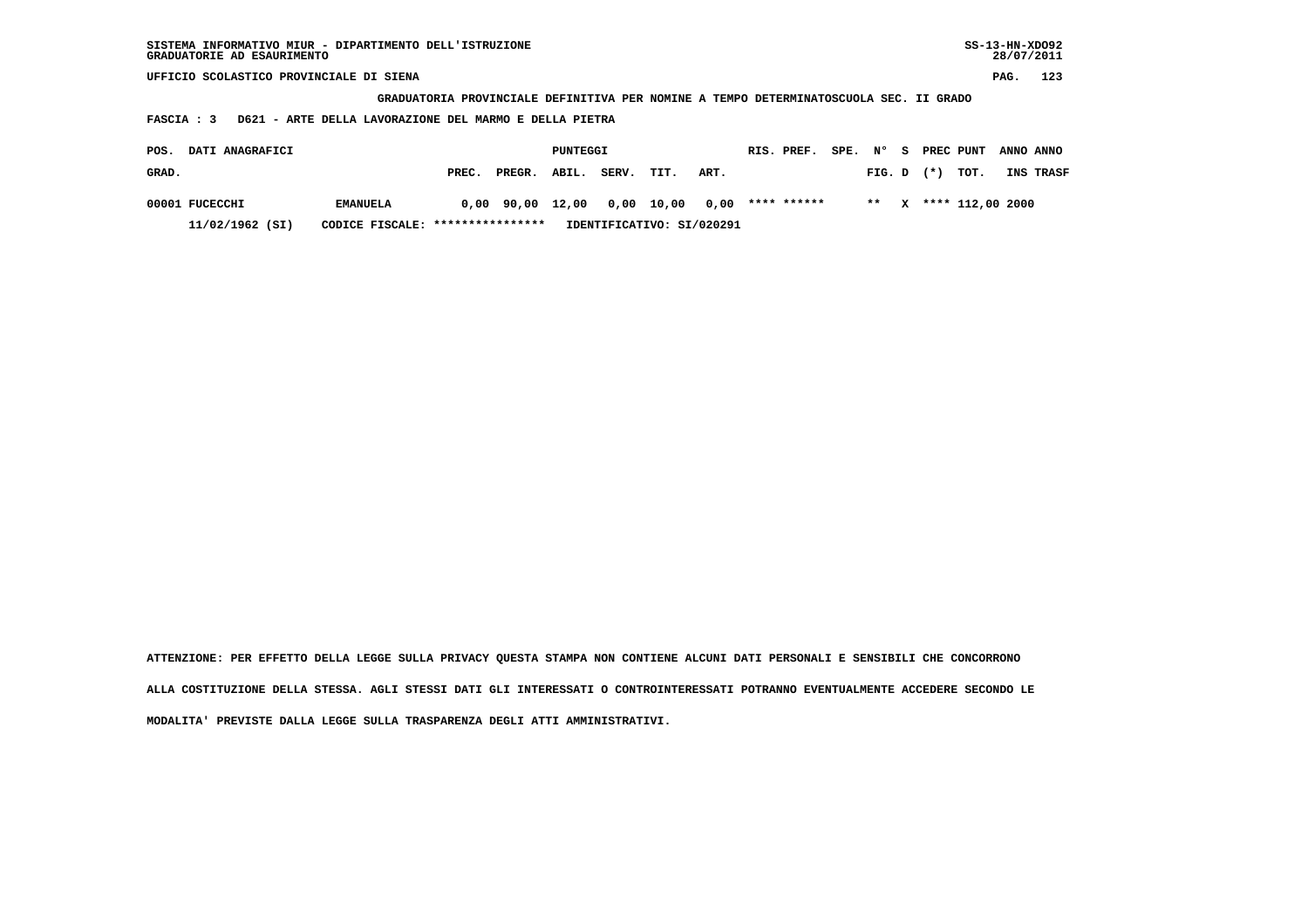SISTEMA INFORMATIVO MIUR - DIPARTIMENTO DELL'ISTRUZIONE
GRADUATORIE AD ESAURIMENTO

SS-13-HN-XDO92
28/07/2011

UFFICIO SCOLASTICO PROVINCIALE DI SIENA

GRADUATORIA PROVINCIALE DEFINITIVA PER NOMINE A TEMPO DETERMINATOSCUOLA SEC. II GRADO

FASCIA : 3 D621 - ARTE DELLA LAVORAZIONE DEL MARMO E DELLA PIETRA

| POS. GRAD. | DATI ANAGRAFICI | | PUNTEGGI PREC. | PREGR. | ABIL. | SERV. | TIT. | ART. | RIS. PREF. | SPE. | N° FIG. | S D | PREC (*) | PUNT TOT. | ANNO INS | ANNO TRASF |
|---|---|---|---|---|---|---|---|---|---|---|---|---|---|---|---|---|
| 00001 | FUCECCHI | EMANUELA | 0,00 | 90,00 | 12,00 | 0,00 | 10,00 | 0,00 | **** ****** | | ** | X | **** | 112,00 | 2000 | |
| | 11/02/1962 (SI) | CODICE FISCALE: **************** | IDENTIFICATIVO: SI/020291 | | | | | | | | | | | | | |

ATTENZIONE: PER EFFETTO DELLA LEGGE SULLA PRIVACY QUESTA STAMPA NON CONTIENE ALCUNI DATI PERSONALI E SENSIBILI CHE CONCORRONO ALLA COSTITUZIONE DELLA STESSA. AGLI STESSI DATI GLI INTERESSATI O CONTROINTERESSATI POTRANNO EVENTUALMENTE ACCEDERE SECONDO LE MODALITA' PREVISTE DALLA LEGGE SULLA TRASPARENZA DEGLI ATTI AMMINISTRATIVI.